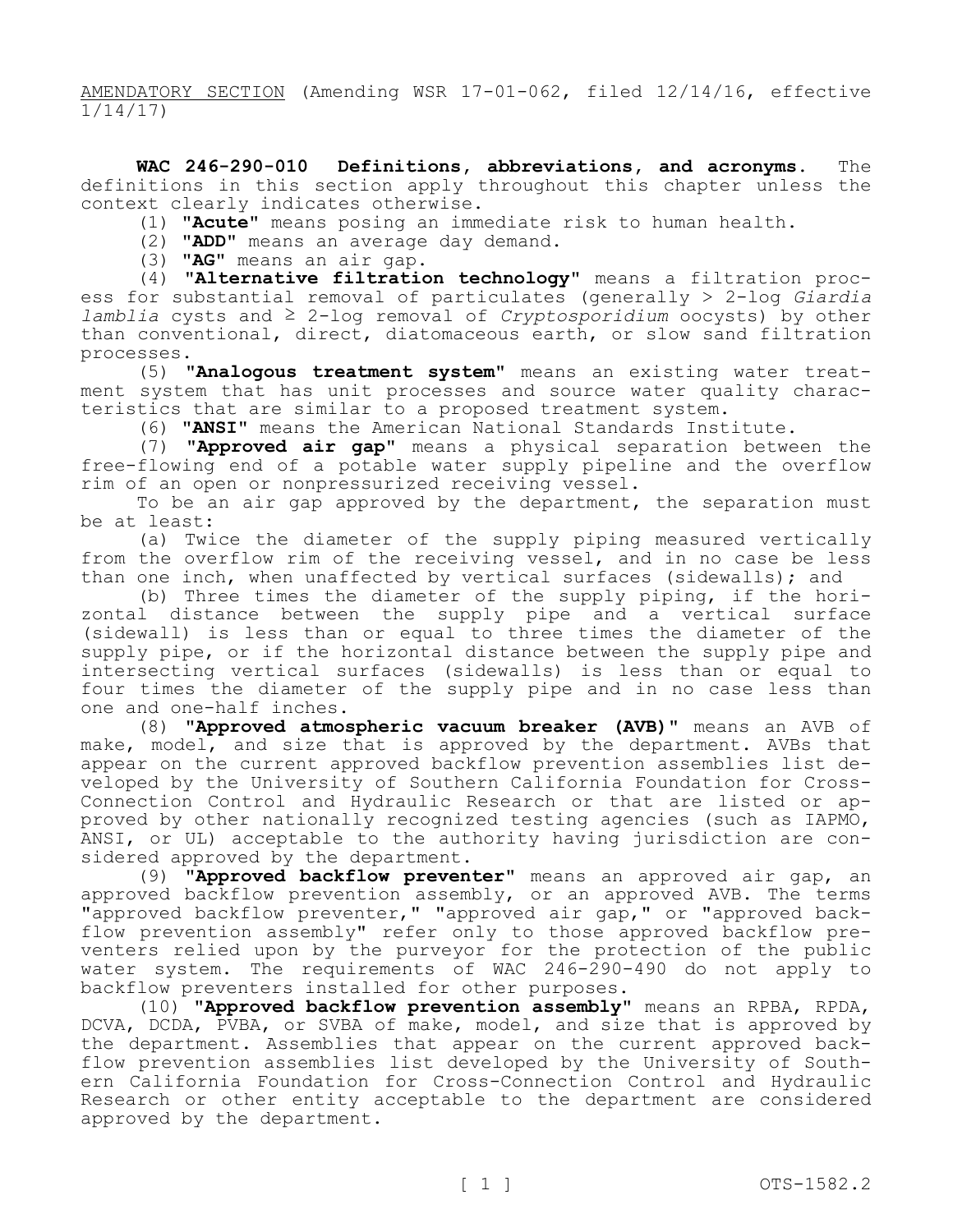<u>AMENDATORY SECTION</u> (Amending WSR 17-01-062, filed 12/14/16, effective 1/14/17)

**WAC 246-290-010 Definitions, abbreviations, and acronyms.** The definitions in this section apply throughout this chapter unless the context clearly indicates otherwise.

(1) **"Acute"** means posing an immediate risk to human health.

(2) **"ADD"** means an average day demand.

(3) **"AG"** means an air gap.

(4) **"Alternative filtration technology"** means a filtration process for substantial removal of particulates (generally > 2-log *Giardia lamblia* cysts and ≥ 2-log removal of *Cryptosporidium* oocysts) by other than conventional, direct, diatomaceous earth, or slow sand filtration processes.

(5) **"Analogous treatment system"** means an existing water treatment system that has unit processes and source water quality characteristics that are similar to a proposed treatment system.

(6) **"ANSI"** means the American National Standards Institute.

(7) **"Approved air gap"** means a physical separation between the free-flowing end of a potable water supply pipeline and the overflow rim of an open or nonpressurized receiving vessel.

To be an air gap approved by the department, the separation must be at least:

(a) Twice the diameter of the supply piping measured vertically from the overflow rim of the receiving vessel, and in no case be less than one inch, when unaffected by vertical surfaces (sidewalls); and

(b) Three times the diameter of the supply piping, if the horizontal distance between the supply pipe and a vertical surface (sidewall) is less than or equal to three times the diameter of the supply pipe, or if the horizontal distance between the supply pipe and intersecting vertical surfaces (sidewalls) is less than or equal to four times the diameter of the supply pipe and in no case less than one and one-half inches.

(8) **"Approved atmospheric vacuum breaker (AVB)"** means an AVB of make, model, and size that is approved by the department. AVBs that appear on the current approved backflow prevention assemblies list developed by the University of Southern California Foundation for Cross-Connection Control and Hydraulic Research or that are listed or approved by other nationally recognized testing agencies (such as IAPMO, ANSI, or UL) acceptable to the authority having jurisdiction are considered approved by the department.

(9) **"Approved backflow preventer"** means an approved air gap, an approved backflow prevention assembly, or an approved AVB. The terms "approved backflow preventer," "approved air gap," or "approved backflow prevention assembly" refer only to those approved backflow preventers relied upon by the purveyor for the protection of the public water system. The requirements of WAC 246-290-490 do not apply to backflow preventers installed for other purposes.

(10) **"Approved backflow prevention assembly"** means an RPBA, RPDA, DCVA, DCDA, PVBA, or SVBA of make, model, and size that is approved by the department. Assemblies that appear on the current approved backflow prevention assemblies list developed by the University of Southern California Foundation for Cross-Connection Control and Hydraulic Research or other entity acceptable to the department are considered approved by the department.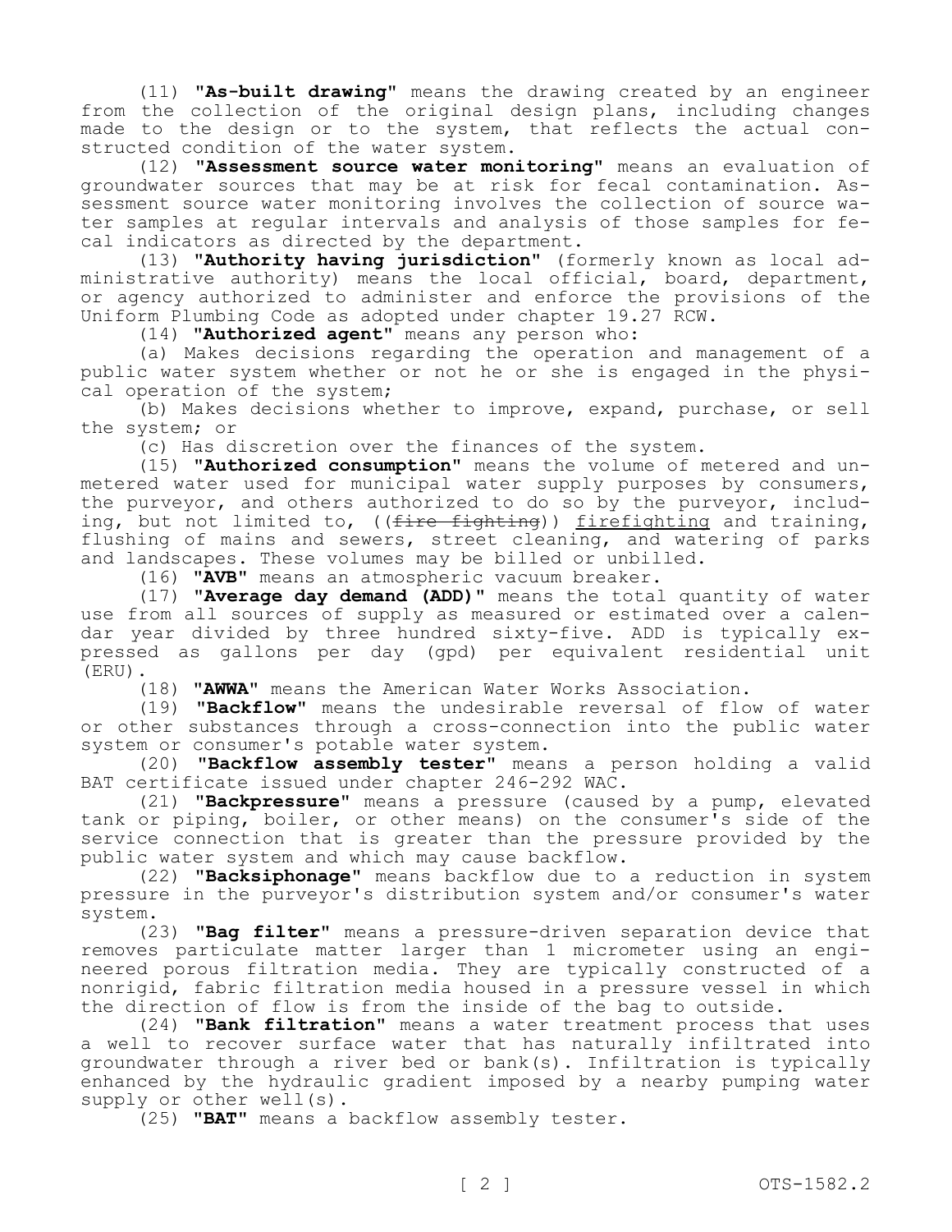(11) **"As-built drawing"** means the drawing created by an engineer from the collection of the original design plans, including changes made to the design or to the system, that reflects the actual constructed condition of the water system.

(12) **"Assessment source water monitoring"** means an evaluation of groundwater sources that may be at risk for fecal contamination. Assessment source water monitoring involves the collection of source water samples at regular intervals and analysis of those samples for fecal indicators as directed by the department.

(13) **"Authority having jurisdiction"** (formerly known as local administrative authority) means the local official, board, department, or agency authorized to administer and enforce the provisions of the Uniform Plumbing Code as adopted under chapter 19.27 RCW.

(14) **"Authorized agent"** means any person who:

(a) Makes decisions regarding the operation and management of a public water system whether or not he or she is engaged in the physical operation of the system;

(b) Makes decisions whether to improve, expand, purchase, or sell the system; or

(c) Has discretion over the finances of the system.

(15) **"Authorized consumption"** means the volume of metered and unmetered water used for municipal water supply purposes by consumers, the purveyor, and others authorized to do so by the purveyor, including, but not limited to, ((~~fire fighting~~)) <u>firefighting</u> and training, flushing of mains and sewers, street cleaning, and watering of parks and landscapes. These volumes may be billed or unbilled.

(16) **"AVB"** means an atmospheric vacuum breaker.

(17) **"Average day demand (ADD)"** means the total quantity of water use from all sources of supply as measured or estimated over a calendar year divided by three hundred sixty-five. ADD is typically expressed as gallons per day (gpd) per equivalent residential unit (ERU).

(18) **"AWWA"** means the American Water Works Association.

(19) **"Backflow"** means the undesirable reversal of flow of water or other substances through a cross-connection into the public water system or consumer's potable water system.

(20) **"Backflow assembly tester"** means a person holding a valid BAT certificate issued under chapter 246-292 WAC.

(21) **"Backpressure"** means a pressure (caused by a pump, elevated tank or piping, boiler, or other means) on the consumer's side of the service connection that is greater than the pressure provided by the public water system and which may cause backflow.

(22) **"Backsiphonage"** means backflow due to a reduction in system pressure in the purveyor's distribution system and/or consumer's water system.

(23) **"Bag filter"** means a pressure-driven separation device that removes particulate matter larger than 1 micrometer using an engineered porous filtration media. They are typically constructed of a nonrigid, fabric filtration media housed in a pressure vessel in which the direction of flow is from the inside of the bag to outside.

(24) **"Bank filtration"** means a water treatment process that uses a well to recover surface water that has naturally infiltrated into groundwater through a river bed or bank(s). Infiltration is typically enhanced by the hydraulic gradient imposed by a nearby pumping water supply or other well(s).

(25) **"BAT"** means a backflow assembly tester.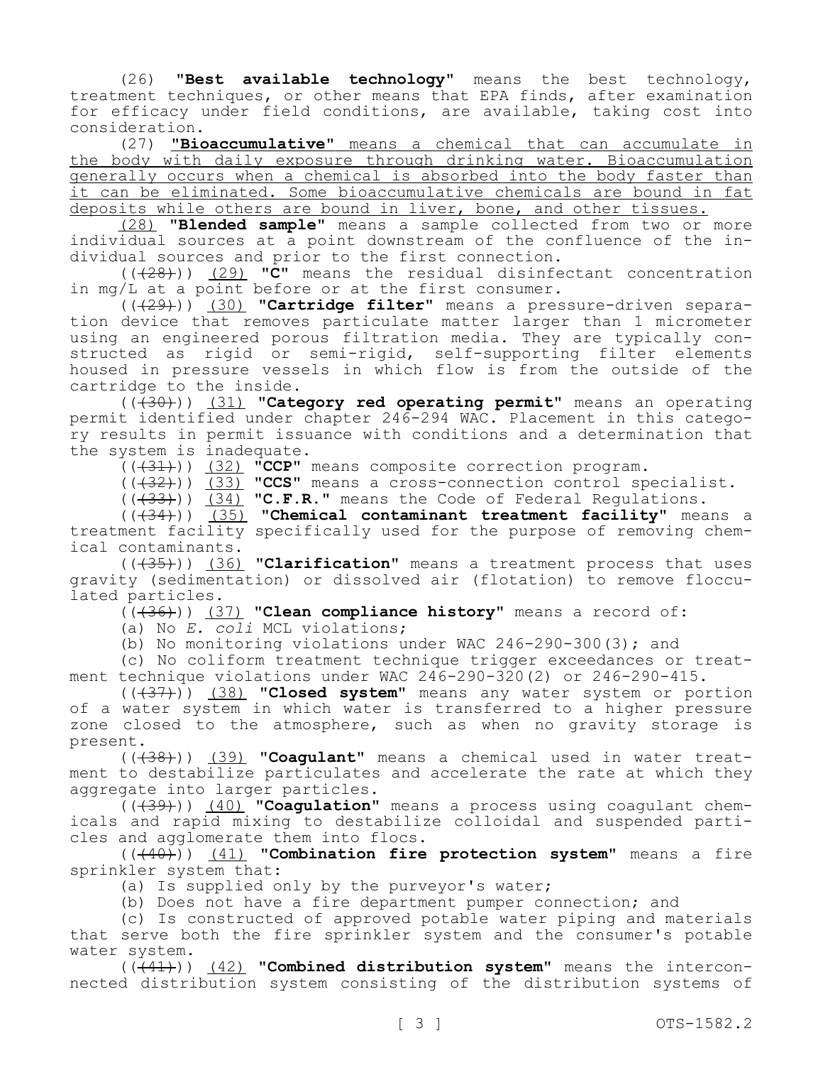(26) **"Best available technology"** means the best technology, treatment techniques, or other means that EPA finds, after examination for efficacy under field conditions, are available, taking cost into consideration.

(27) **"Bioaccumulative"** means a chemical that can accumulate in the body with daily exposure through drinking water. Bioaccumulation generally occurs when a chemical is absorbed into the body faster than it can be eliminated. Some bioaccumulative chemicals are bound in fat deposits while others are bound in liver, bone, and other tissues.

(28) **"Blended sample"** means a sample collected from two or more individual sources at a point downstream of the confluence of the individual sources and prior to the first connection.

(((28))) (29) **"C"** means the residual disinfectant concentration in mg/L at a point before or at the first consumer.

(((29))) (30) **"Cartridge filter"** means a pressure-driven separation device that removes particulate matter larger than 1 micrometer using an engineered porous filtration media. They are typically constructed as rigid or semi-rigid, self-supporting filter elements housed in pressure vessels in which flow is from the outside of the cartridge to the inside.

(((30))) (31) **"Category red operating permit"** means an operating permit identified under chapter 246-294 WAC. Placement in this category results in permit issuance with conditions and a determination that the system is inadequate.

(((31))) (32) **"CCP"** means composite correction program.

(((32))) (33) **"CCS"** means a cross-connection control specialist.

(((33))) (34) **"C.F.R."** means the Code of Federal Regulations.

(((34))) (35) **"Chemical contaminant treatment facility"** means a treatment facility specifically used for the purpose of removing chemical contaminants.

(((35))) (36) **"Clarification"** means a treatment process that uses gravity (sedimentation) or dissolved air (flotation) to remove flocculated particles.

(((36))) (37) **"Clean compliance history"** means a record of:

(a) No *E. coli* MCL violations;

(b) No monitoring violations under WAC 246-290-300(3); and

(c) No coliform treatment technique trigger exceedances or treatment technique violations under WAC 246-290-320(2) or 246-290-415.

(((37))) (38) **"Closed system"** means any water system or portion of a water system in which water is transferred to a higher pressure zone closed to the atmosphere, such as when no gravity storage is present.

(((38))) (39) **"Coagulant"** means a chemical used in water treatment to destabilize particulates and accelerate the rate at which they aggregate into larger particles.

(((39))) (40) **"Coagulation"** means a process using coagulant chemicals and rapid mixing to destabilize colloidal and suspended particles and agglomerate them into flocs.

(((40))) (41) **"Combination fire protection system"** means a fire sprinkler system that:

(a) Is supplied only by the purveyor's water;

(b) Does not have a fire department pumper connection; and

(c) Is constructed of approved potable water piping and materials that serve both the fire sprinkler system and the consumer's potable water system.

(((41))) (42) **"Combined distribution system"** means the interconnected distribution system consisting of the distribution systems of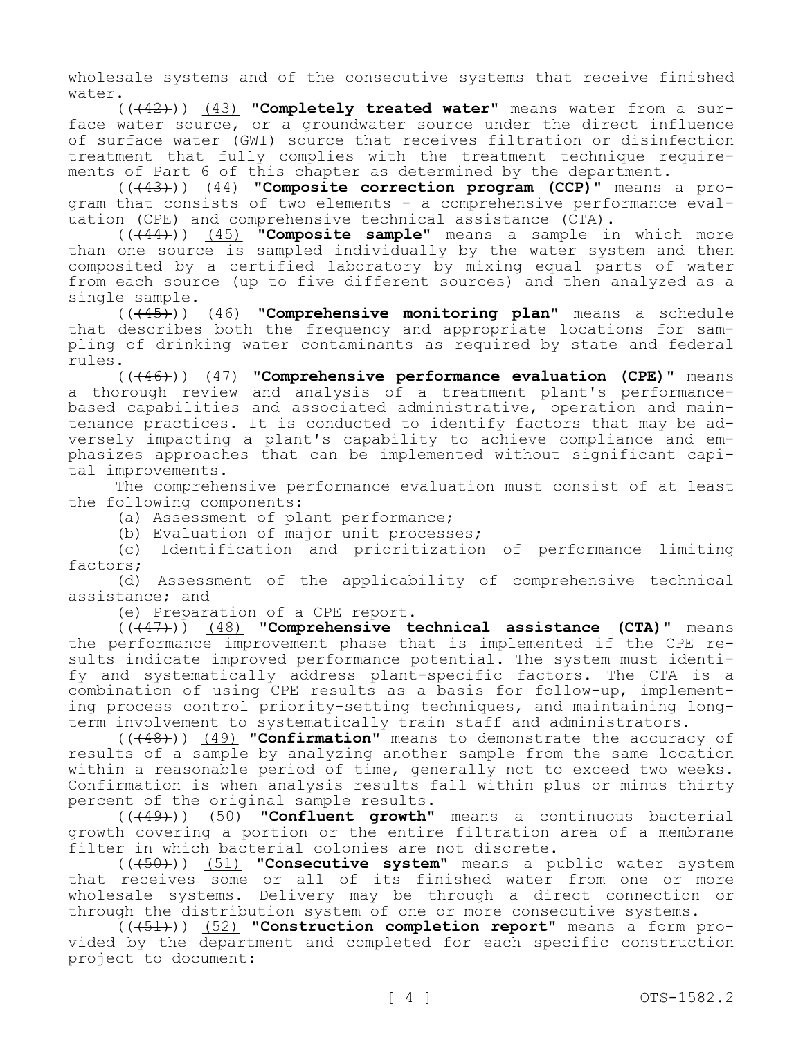wholesale systems and of the consecutive systems that receive finished water.

((~~(42)~~)) (43) **"Completely treated water"** means water from a surface water source, or a groundwater source under the direct influence of surface water (GWI) source that receives filtration or disinfection treatment that fully complies with the treatment technique requirements of Part 6 of this chapter as determined by the department.

((~~(43)~~)) (44) **"Composite correction program (CCP)"** means a program that consists of two elements - a comprehensive performance evaluation (CPE) and comprehensive technical assistance (CTA).

((~~(44)~~)) (45) **"Composite sample"** means a sample in which more than one source is sampled individually by the water system and then composited by a certified laboratory by mixing equal parts of water from each source (up to five different sources) and then analyzed as a single sample.

((~~(45)~~)) (46) **"Comprehensive monitoring plan"** means a schedule that describes both the frequency and appropriate locations for sampling of drinking water contaminants as required by state and federal rules.

((~~(46)~~)) (47) **"Comprehensive performance evaluation (CPE)"** means a thorough review and analysis of a treatment plant's performance-based capabilities and associated administrative, operation and maintenance practices. It is conducted to identify factors that may be adversely impacting a plant's capability to achieve compliance and emphasizes approaches that can be implemented without significant capital improvements.

The comprehensive performance evaluation must consist of at least the following components:

(a) Assessment of plant performance;

(b) Evaluation of major unit processes;

(c) Identification and prioritization of performance limiting factors;

(d) Assessment of the applicability of comprehensive technical assistance; and

(e) Preparation of a CPE report.

((~~(47)~~)) (48) **"Comprehensive technical assistance (CTA)"** means the performance improvement phase that is implemented if the CPE results indicate improved performance potential. The system must identify and systematically address plant-specific factors. The CTA is a combination of using CPE results as a basis for follow-up, implementing process control priority-setting techniques, and maintaining long-term involvement to systematically train staff and administrators.

((~~(48)~~)) (49) **"Confirmation"** means to demonstrate the accuracy of results of a sample by analyzing another sample from the same location within a reasonable period of time, generally not to exceed two weeks. Confirmation is when analysis results fall within plus or minus thirty percent of the original sample results.

((~~(49)~~)) (50) **"Confluent growth"** means a continuous bacterial growth covering a portion or the entire filtration area of a membrane filter in which bacterial colonies are not discrete.

((~~(50)~~)) (51) **"Consecutive system"** means a public water system that receives some or all of its finished water from one or more wholesale systems. Delivery may be through a direct connection or through the distribution system of one or more consecutive systems.

((~~(51)~~)) (52) **"Construction completion report"** means a form provided by the department and completed for each specific construction project to document: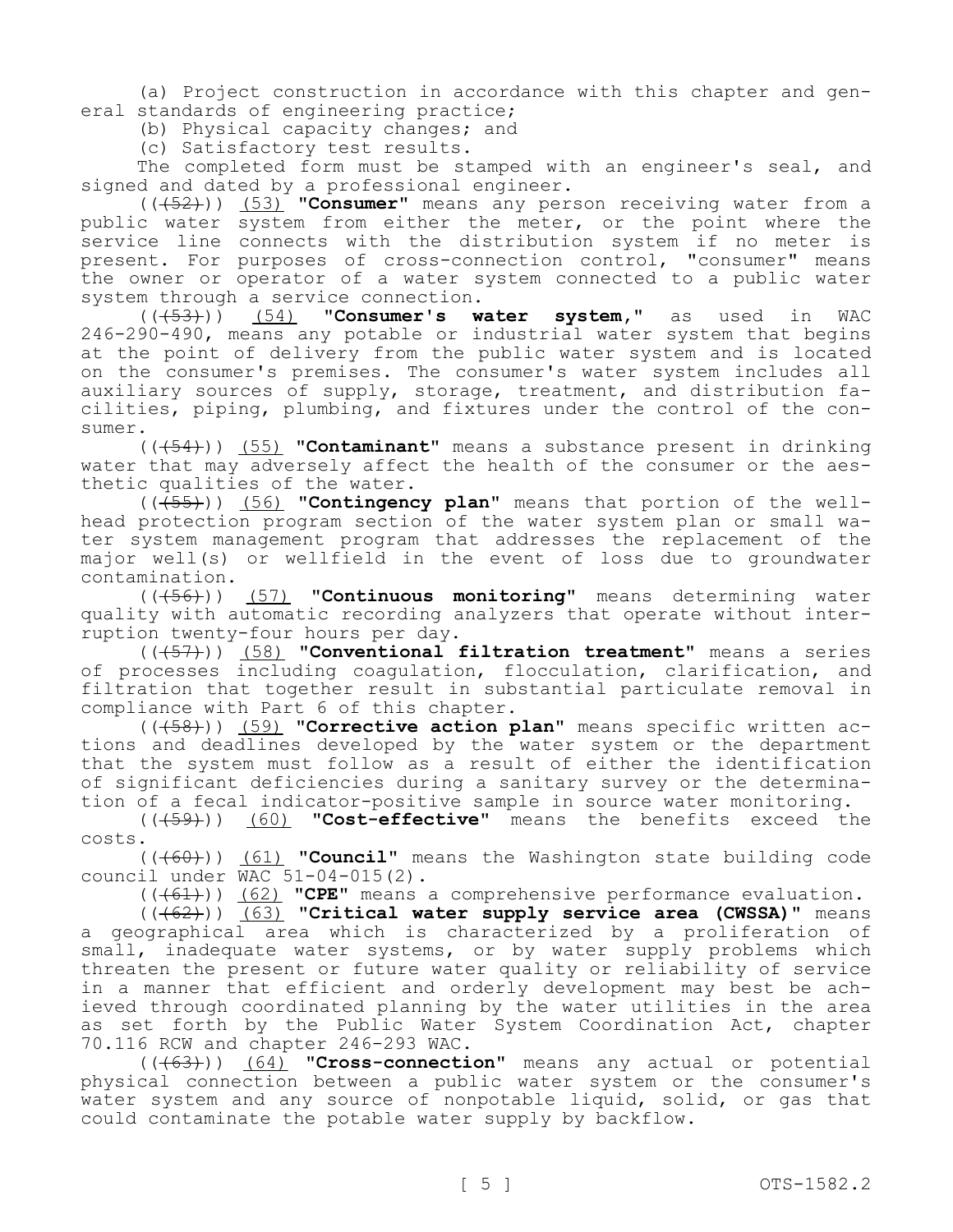(a) Project construction in accordance with this chapter and general standards of engineering practice;

(b) Physical capacity changes; and

(c) Satisfactory test results.

The completed form must be stamped with an engineer's seal, and signed and dated by a professional engineer.

(((52))) (53) **"Consumer"** means any person receiving water from a public water system from either the meter, or the point where the service line connects with the distribution system if no meter is present. For purposes of cross-connection control, "consumer" means the owner or operator of a water system connected to a public water system through a service connection.

(((53))) (54) **"Consumer's water system,"** as used in WAC 246-290-490, means any potable or industrial water system that begins at the point of delivery from the public water system and is located on the consumer's premises. The consumer's water system includes all auxiliary sources of supply, storage, treatment, and distribution facilities, piping, plumbing, and fixtures under the control of the consumer.

(((54))) (55) **"Contaminant"** means a substance present in drinking water that may adversely affect the health of the consumer or the aesthetic qualities of the water.

(((55))) (56) **"Contingency plan"** means that portion of the wellhead protection program section of the water system plan or small water system management program that addresses the replacement of the major well(s) or wellfield in the event of loss due to groundwater contamination.

(((56))) (57) **"Continuous monitoring"** means determining water quality with automatic recording analyzers that operate without interruption twenty-four hours per day.

(((57))) (58) **"Conventional filtration treatment"** means a series of processes including coagulation, flocculation, clarification, and filtration that together result in substantial particulate removal in compliance with Part 6 of this chapter.

(((58))) (59) **"Corrective action plan"** means specific written actions and deadlines developed by the water system or the department that the system must follow as a result of either the identification of significant deficiencies during a sanitary survey or the determination of a fecal indicator-positive sample in source water monitoring.

(((59))) (60) **"Cost-effective"** means the benefits exceed the costs.

(((60))) (61) **"Council"** means the Washington state building code council under WAC 51-04-015(2).

(((61))) (62) **"CPE"** means a comprehensive performance evaluation.

(((62))) (63) **"Critical water supply service area (CWSSA)"** means a geographical area which is characterized by a proliferation of small, inadequate water systems, or by water supply problems which threaten the present or future water quality or reliability of service in a manner that efficient and orderly development may best be achieved through coordinated planning by the water utilities in the area as set forth by the Public Water System Coordination Act, chapter 70.116 RCW and chapter 246-293 WAC.

(((63))) (64) **"Cross-connection"** means any actual or potential physical connection between a public water system or the consumer's water system and any source of nonpotable liquid, solid, or gas that could contaminate the potable water supply by backflow.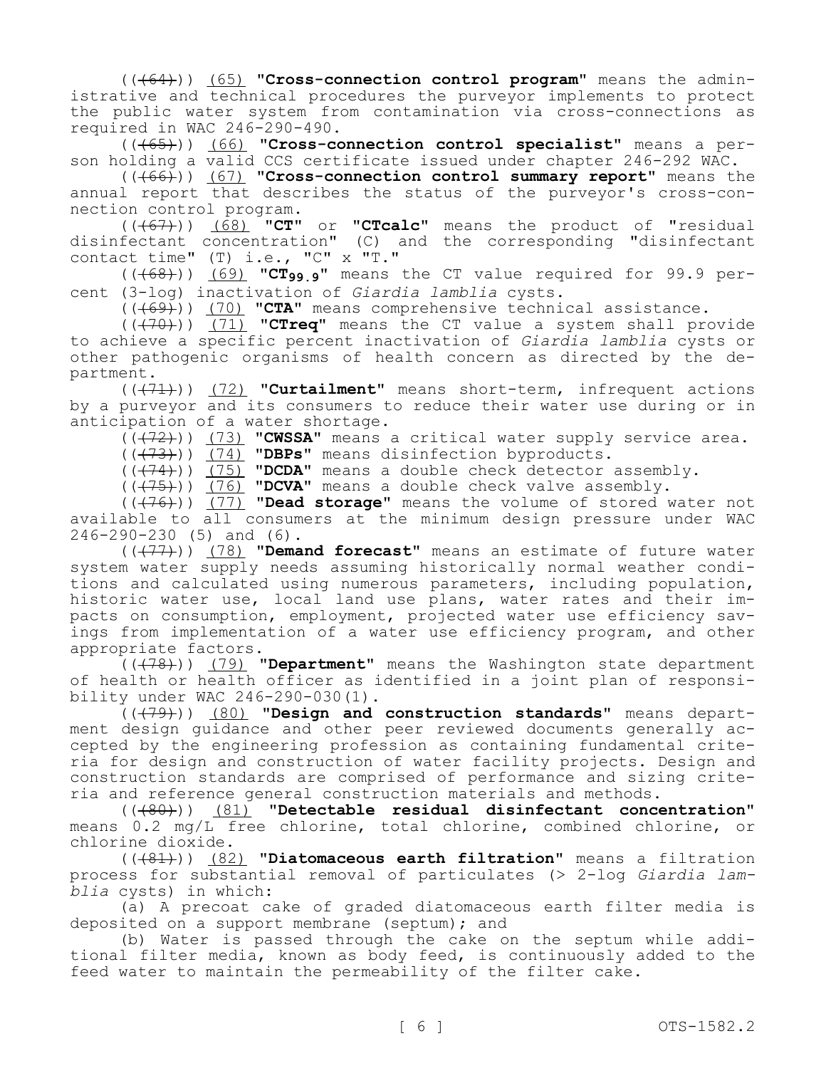((~~(64)~~)) <u>(65)</u> **"Cross-connection control program"** means the administrative and technical procedures the purveyor implements to protect the public water system from contamination via cross-connections as required in WAC 246-290-490.

((~~(65)~~)) <u>(66)</u> **"Cross-connection control specialist"** means a person holding a valid CCS certificate issued under chapter 246-292 WAC.

((~~(66)~~)) <u>(67)</u> **"Cross-connection control summary report"** means the annual report that describes the status of the purveyor's cross-connection control program.

((~~(67)~~)) <u>(68)</u> **"CT"** or **"CTcalc"** means the product of "residual disinfectant concentration" (C) and the corresponding "disinfectant contact time" (T) i.e., "C" x "T."

((~~(68)~~)) <u>(69)</u> **"$CT_{99.9}$"** means the CT value required for 99.9 percent (3-log) inactivation of *Giardia lamblia* cysts.

((~~(69)~~)) <u>(70)</u> **"CTA"** means comprehensive technical assistance.

((~~(70)~~)) <u>(71)</u> **"CTreq"** means the CT value a system shall provide to achieve a specific percent inactivation of *Giardia lamblia* cysts or other pathogenic organisms of health concern as directed by the department.

((~~(71)~~)) <u>(72)</u> **"Curtailment"** means short-term, infrequent actions by a purveyor and its consumers to reduce their water use during or in anticipation of a water shortage.

((~~(72)~~)) <u>(73)</u> **"CWSSA"** means a critical water supply service area.

((~~(73)~~)) <u>(74)</u> **"DBPs"** means disinfection byproducts.

((~~(74)~~)) <u>(75)</u> **"DCDA"** means a double check detector assembly.

((~~(75)~~)) <u>(76)</u> **"DCVA"** means a double check valve assembly.

((~~(76)~~)) <u>(77)</u> **"Dead storage"** means the volume of stored water not available to all consumers at the minimum design pressure under WAC 246-290-230 (5) and (6).

((~~(77)~~)) <u>(78)</u> **"Demand forecast"** means an estimate of future water system water supply needs assuming historically normal weather conditions and calculated using numerous parameters, including population, historic water use, local land use plans, water rates and their impacts on consumption, employment, projected water use efficiency savings from implementation of a water use efficiency program, and other appropriate factors.

((~~(78)~~)) <u>(79)</u> **"Department"** means the Washington state department of health or health officer as identified in a joint plan of responsibility under WAC 246-290-030(1).

((~~(79)~~)) <u>(80)</u> **"Design and construction standards"** means department design guidance and other peer reviewed documents generally accepted by the engineering profession as containing fundamental criteria for design and construction of water facility projects. Design and construction standards are comprised of performance and sizing criteria and reference general construction materials and methods.

((~~(80)~~)) <u>(81)</u> **"Detectable residual disinfectant concentration"** means 0.2 mg/L free chlorine, total chlorine, combined chlorine, or chlorine dioxide.

((~~(81)~~)) <u>(82)</u> **"Diatomaceous earth filtration"** means a filtration process for substantial removal of particulates (> 2-log *Giardia lamblia* cysts) in which:

(a) A precoat cake of graded diatomaceous earth filter media is deposited on a support membrane (septum); and

(b) Water is passed through the cake on the septum while additional filter media, known as body feed, is continuously added to the feed water to maintain the permeability of the filter cake.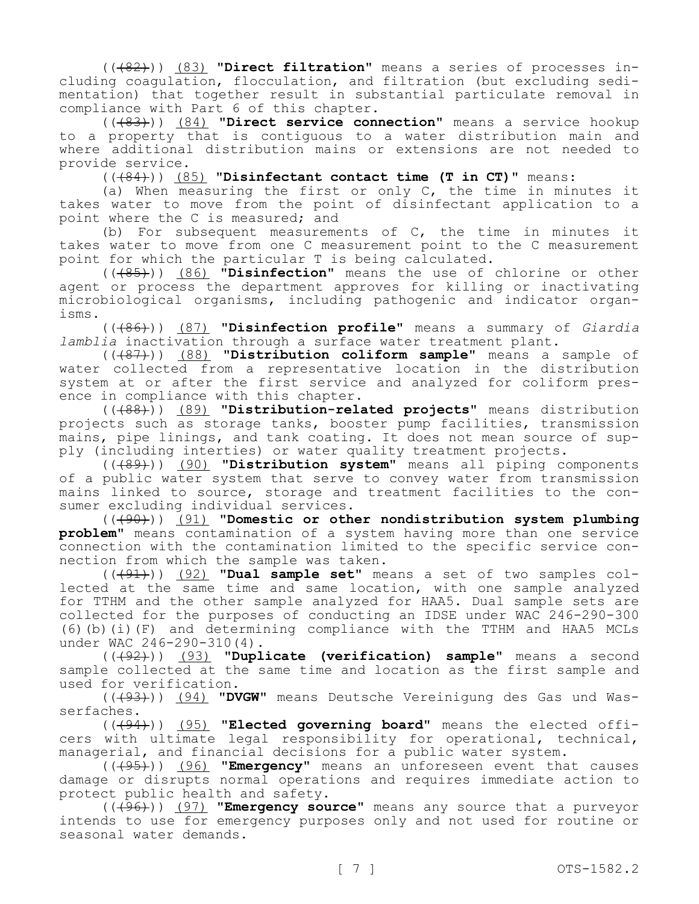((~~(82)~~)) <u>(83)</u> **"Direct filtration"** means a series of processes including coagulation, flocculation, and filtration (but excluding sedimentation) that together result in substantial particulate removal in compliance with Part 6 of this chapter.

((~~(83)~~)) <u>(84)</u> **"Direct service connection"** means a service hookup to a property that is contiguous to a water distribution main and where additional distribution mains or extensions are not needed to provide service.

((~~(84)~~)) <u>(85)</u> **"Disinfectant contact time (T in CT)"** means:

(a) When measuring the first or only C, the time in minutes it takes water to move from the point of disinfectant application to a point where the C is measured; and

(b) For subsequent measurements of C, the time in minutes it takes water to move from one C measurement point to the C measurement point for which the particular T is being calculated.

((~~(85)~~)) <u>(86)</u> **"Disinfection"** means the use of chlorine or other agent or process the department approves for killing or inactivating microbiological organisms, including pathogenic and indicator organisms.

((~~(86)~~)) <u>(87)</u> **"Disinfection profile"** means a summary of *Giardia lamblia* inactivation through a surface water treatment plant.

((~~(87)~~)) <u>(88)</u> **"Distribution coliform sample"** means a sample of water collected from a representative location in the distribution system at or after the first service and analyzed for coliform presence in compliance with this chapter.

((~~(88)~~)) <u>(89)</u> **"Distribution-related projects"** means distribution projects such as storage tanks, booster pump facilities, transmission mains, pipe linings, and tank coating. It does not mean source of supply (including interties) or water quality treatment projects.

((~~(89)~~)) <u>(90)</u> **"Distribution system"** means all piping components of a public water system that serve to convey water from transmission mains linked to source, storage and treatment facilities to the consumer excluding individual services.

((~~(90)~~)) <u>(91)</u> **"Domestic or other nondistribution system plumbing problem"** means contamination of a system having more than one service connection with the contamination limited to the specific service connection from which the sample was taken.

((~~(91)~~)) <u>(92)</u> **"Dual sample set"** means a set of two samples collected at the same time and same location, with one sample analyzed for TTHM and the other sample analyzed for HAA5. Dual sample sets are collected for the purposes of conducting an IDSE under WAC 246-290-300 (6)(b)(i)(F) and determining compliance with the TTHM and HAA5 MCLs under WAC 246-290-310(4).

((~~(92)~~)) <u>(93)</u> **"Duplicate (verification) sample"** means a second sample collected at the same time and location as the first sample and used for verification.

((~~(93)~~)) <u>(94)</u> **"DVGW"** means Deutsche Vereinigung des Gas und Wasserfaches.

((~~(94)~~)) <u>(95)</u> **"Elected governing board"** means the elected officers with ultimate legal responsibility for operational, technical, managerial, and financial decisions for a public water system.

((~~(95)~~)) <u>(96)</u> **"Emergency"** means an unforeseen event that causes damage or disrupts normal operations and requires immediate action to protect public health and safety.

((~~(96)~~)) <u>(97)</u> **"Emergency source"** means any source that a purveyor intends to use for emergency purposes only and not used for routine or seasonal water demands.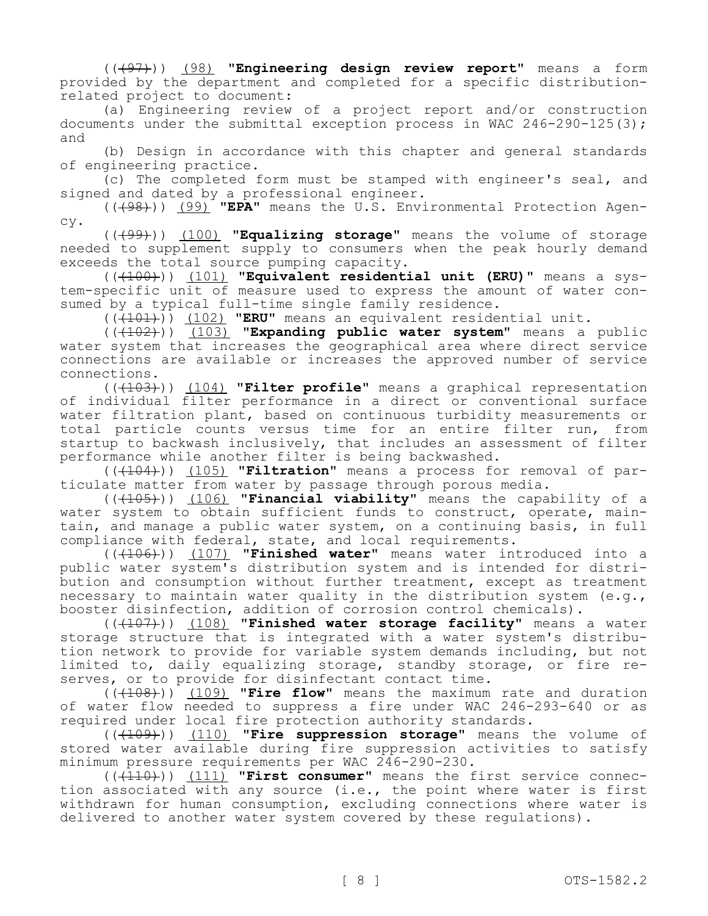((~~(97)~~)) <u>(98)</u> **"Engineering design review report"** means a form provided by the department and completed for a specific distribution-related project to document:

(a) Engineering review of a project report and/or construction documents under the submittal exception process in WAC 246-290-125(3); and

(b) Design in accordance with this chapter and general standards of engineering practice.

(c) The completed form must be stamped with engineer's seal, and signed and dated by a professional engineer.

((~~(98)~~)) <u>(99)</u> **"EPA"** means the U.S. Environmental Protection Agency.

((~~(99)~~)) <u>(100)</u> **"Equalizing storage"** means the volume of storage needed to supplement supply to consumers when the peak hourly demand exceeds the total source pumping capacity.

((~~(100)~~)) <u>(101)</u> **"Equivalent residential unit (ERU)"** means a system-specific unit of measure used to express the amount of water consumed by a typical full-time single family residence.

((~~(101)~~)) <u>(102)</u> **"ERU"** means an equivalent residential unit.

((~~(102)~~)) <u>(103)</u> **"Expanding public water system"** means a public water system that increases the geographical area where direct service connections are available or increases the approved number of service connections.

((~~(103)~~)) <u>(104)</u> **"Filter profile"** means a graphical representation of individual filter performance in a direct or conventional surface water filtration plant, based on continuous turbidity measurements or total particle counts versus time for an entire filter run, from startup to backwash inclusively, that includes an assessment of filter performance while another filter is being backwashed.

((~~(104)~~)) <u>(105)</u> **"Filtration"** means a process for removal of particulate matter from water by passage through porous media.

((~~(105)~~)) <u>(106)</u> **"Financial viability"** means the capability of a water system to obtain sufficient funds to construct, operate, maintain, and manage a public water system, on a continuing basis, in full compliance with federal, state, and local requirements.

((~~(106)~~)) <u>(107)</u> **"Finished water"** means water introduced into a public water system's distribution system and is intended for distribution and consumption without further treatment, except as treatment necessary to maintain water quality in the distribution system (e.g., booster disinfection, addition of corrosion control chemicals).

((~~(107)~~)) <u>(108)</u> **"Finished water storage facility"** means a water storage structure that is integrated with a water system's distribution network to provide for variable system demands including, but not limited to, daily equalizing storage, standby storage, or fire reserves, or to provide for disinfectant contact time.

((~~(108)~~)) <u>(109)</u> **"Fire flow"** means the maximum rate and duration of water flow needed to suppress a fire under WAC 246-293-640 or as required under local fire protection authority standards.

((~~(109)~~)) <u>(110)</u> **"Fire suppression storage"** means the volume of stored water available during fire suppression activities to satisfy minimum pressure requirements per WAC 246-290-230.

((~~(110)~~)) <u>(111)</u> **"First consumer"** means the first service connection associated with any source (i.e., the point where water is first withdrawn for human consumption, excluding connections where water is delivered to another water system covered by these regulations).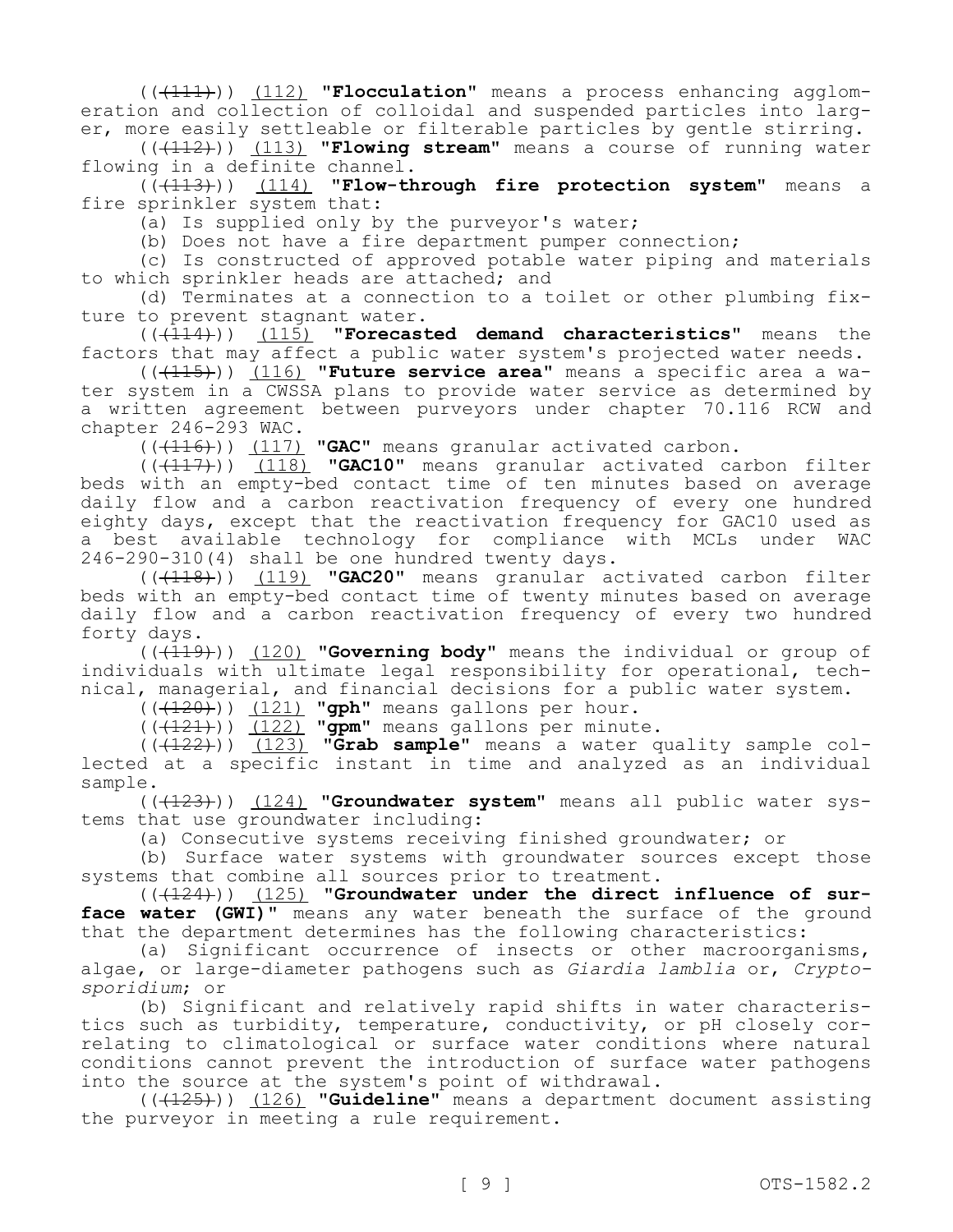((~~(111)~~)) <u>(112)</u> **"Flocculation"** means a process enhancing agglomeration and collection of colloidal and suspended particles into larger, more easily settleable or filterable particles by gentle stirring.

((~~(112)~~)) <u>(113)</u> **"Flowing stream"** means a course of running water flowing in a definite channel.

((~~(113)~~)) <u>(114)</u> **"Flow-through fire protection system"** means a fire sprinkler system that:

(a) Is supplied only by the purveyor's water;

(b) Does not have a fire department pumper connection;

(c) Is constructed of approved potable water piping and materials to which sprinkler heads are attached; and

(d) Terminates at a connection to a toilet or other plumbing fixture to prevent stagnant water.

((~~(114)~~)) <u>(115)</u> **"Forecasted demand characteristics"** means the factors that may affect a public water system's projected water needs.

((~~(115)~~)) <u>(116)</u> **"Future service area"** means a specific area a water system in a CWSSA plans to provide water service as determined by a written agreement between purveyors under chapter 70.116 RCW and chapter 246-293 WAC.

((~~(116)~~)) <u>(117)</u> **"GAC"** means granular activated carbon.

((~~(117)~~)) <u>(118)</u> **"GAC10"** means granular activated carbon filter beds with an empty-bed contact time of ten minutes based on average daily flow and a carbon reactivation frequency of every one hundred eighty days, except that the reactivation frequency for GAC10 used as a best available technology for compliance with MCLs under WAC 246-290-310(4) shall be one hundred twenty days.

((~~(118)~~)) <u>(119)</u> **"GAC20"** means granular activated carbon filter beds with an empty-bed contact time of twenty minutes based on average daily flow and a carbon reactivation frequency of every two hundred forty days.

((~~(119)~~)) <u>(120)</u> **"Governing body"** means the individual or group of individuals with ultimate legal responsibility for operational, technical, managerial, and financial decisions for a public water system.

((~~(120)~~)) <u>(121)</u> **"gph"** means gallons per hour.

((~~(121)~~)) <u>(122)</u> **"gpm"** means gallons per minute.

((~~(122)~~)) <u>(123)</u> **"Grab sample"** means a water quality sample collected at a specific instant in time and analyzed as an individual sample.

((~~(123)~~)) <u>(124)</u> **"Groundwater system"** means all public water systems that use groundwater including:

(a) Consecutive systems receiving finished groundwater; or

(b) Surface water systems with groundwater sources except those systems that combine all sources prior to treatment.

((~~(124)~~)) <u>(125)</u> **"Groundwater under the direct influence of surface water (GWI)"** means any water beneath the surface of the ground that the department determines has the following characteristics:

(a) Significant occurrence of insects or other macroorganisms, algae, or large-diameter pathogens such as *Giardia lamblia* or, *Cryptosporidium*; or

(b) Significant and relatively rapid shifts in water characteristics such as turbidity, temperature, conductivity, or pH closely correlating to climatological or surface water conditions where natural conditions cannot prevent the introduction of surface water pathogens into the source at the system's point of withdrawal.

((~~(125)~~)) <u>(126)</u> **"Guideline"** means a department document assisting the purveyor in meeting a rule requirement.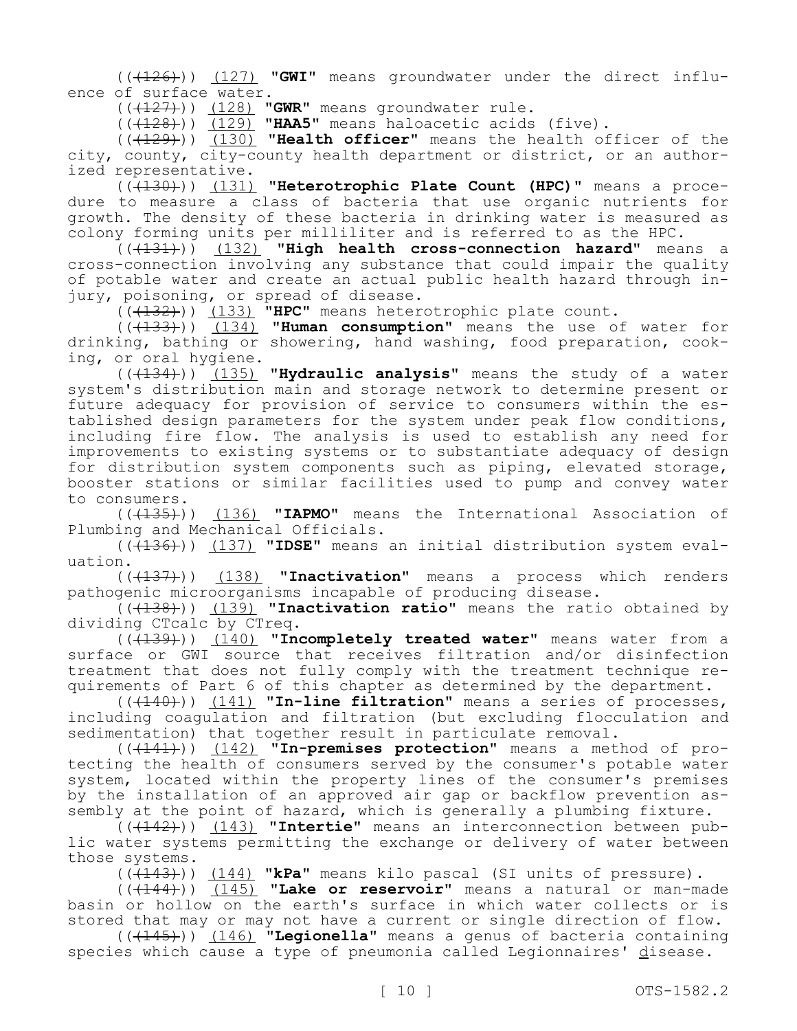(((126))) (127) **"GWI"** means groundwater under the direct influence of surface water.

(((127))) (128) **"GWR"** means groundwater rule.

(((128))) (129) **"HAA5"** means haloacetic acids (five).

(((129))) (130) **"Health officer"** means the health officer of the city, county, city-county health department or district, or an authorized representative.

(((130))) (131) **"Heterotrophic Plate Count (HPC)"** means a procedure to measure a class of bacteria that use organic nutrients for growth. The density of these bacteria in drinking water is measured as colony forming units per milliliter and is referred to as the HPC.

(((131))) (132) **"High health cross-connection hazard"** means a cross-connection involving any substance that could impair the quality of potable water and create an actual public health hazard through injury, poisoning, or spread of disease.

(((132))) (133) **"HPC"** means heterotrophic plate count.

(((133))) (134) **"Human consumption"** means the use of water for drinking, bathing or showering, hand washing, food preparation, cooking, or oral hygiene.

(((134))) (135) **"Hydraulic analysis"** means the study of a water system's distribution main and storage network to determine present or future adequacy for provision of service to consumers within the established design parameters for the system under peak flow conditions, including fire flow. The analysis is used to establish any need for improvements to existing systems or to substantiate adequacy of design for distribution system components such as piping, elevated storage, booster stations or similar facilities used to pump and convey water to consumers.

(((135))) (136) **"IAPMO"** means the International Association of Plumbing and Mechanical Officials.

(((136))) (137) **"IDSE"** means an initial distribution system evaluation.

(((137))) (138) **"Inactivation"** means a process which renders pathogenic microorganisms incapable of producing disease.

(((138))) (139) **"Inactivation ratio"** means the ratio obtained by dividing CTcalc by CTreq.

(((139))) (140) **"Incompletely treated water"** means water from a surface or GWI source that receives filtration and/or disinfection treatment that does not fully comply with the treatment technique requirements of Part 6 of this chapter as determined by the department.

(((140))) (141) **"In-line filtration"** means a series of processes, including coagulation and filtration (but excluding flocculation and sedimentation) that together result in particulate removal.

(((141))) (142) **"In-premises protection"** means a method of protecting the health of consumers served by the consumer's potable water system, located within the property lines of the consumer's premises by the installation of an approved air gap or backflow prevention assembly at the point of hazard, which is generally a plumbing fixture.

(((142))) (143) **"Intertie"** means an interconnection between public water systems permitting the exchange or delivery of water between those systems.

(((143))) (144) **"kPa"** means kilo pascal (SI units of pressure).

(((144))) (145) **"Lake or reservoir"** means a natural or man-made basin or hollow on the earth's surface in which water collects or is stored that may or may not have a current or single direction of flow.

(((145))) (146) **"Legionella"** means a genus of bacteria containing species which cause a type of pneumonia called Legionnaires' disease.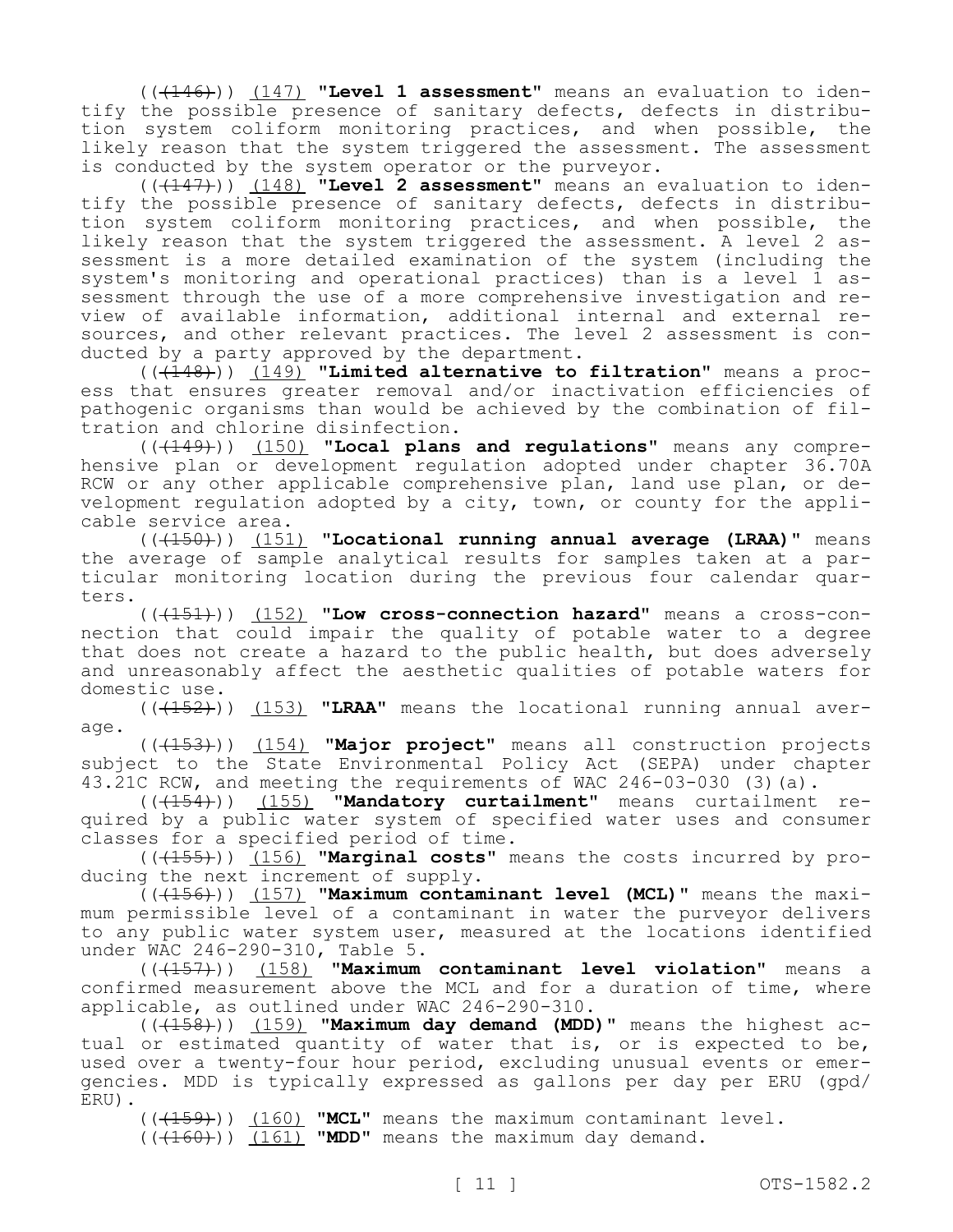(((146))) (147) **"Level 1 assessment"** means an evaluation to identify the possible presence of sanitary defects, defects in distribution system coliform monitoring practices, and when possible, the likely reason that the system triggered the assessment. The assessment is conducted by the system operator or the purveyor.

(((147))) (148) **"Level 2 assessment"** means an evaluation to identify the possible presence of sanitary defects, defects in distribution system coliform monitoring practices, and when possible, the likely reason that the system triggered the assessment. A level 2 assessment is a more detailed examination of the system (including the system's monitoring and operational practices) than is a level 1 assessment through the use of a more comprehensive investigation and review of available information, additional internal and external resources, and other relevant practices. The level 2 assessment is conducted by a party approved by the department.

(((148))) (149) **"Limited alternative to filtration"** means a process that ensures greater removal and/or inactivation efficiencies of pathogenic organisms than would be achieved by the combination of filtration and chlorine disinfection.

(((149))) (150) **"Local plans and regulations"** means any comprehensive plan or development regulation adopted under chapter 36.70A RCW or any other applicable comprehensive plan, land use plan, or development regulation adopted by a city, town, or county for the applicable service area.

(((150))) (151) **"Locational running annual average (LRAA)"** means the average of sample analytical results for samples taken at a particular monitoring location during the previous four calendar quarters.

(((151))) (152) **"Low cross-connection hazard"** means a cross-connection that could impair the quality of potable water to a degree that does not create a hazard to the public health, but does adversely and unreasonably affect the aesthetic qualities of potable waters for domestic use.

(((152))) (153) **"LRAA"** means the locational running annual average.

(((153))) (154) **"Major project"** means all construction projects subject to the State Environmental Policy Act (SEPA) under chapter 43.21C RCW, and meeting the requirements of WAC 246-03-030 (3)(a).

(((154))) (155) **"Mandatory curtailment"** means curtailment required by a public water system of specified water uses and consumer classes for a specified period of time.

(((155))) (156) **"Marginal costs"** means the costs incurred by producing the next increment of supply.

(((156))) (157) **"Maximum contaminant level (MCL)"** means the maximum permissible level of a contaminant in water the purveyor delivers to any public water system user, measured at the locations identified under WAC 246-290-310, Table 5.

(((157))) (158) **"Maximum contaminant level violation"** means a confirmed measurement above the MCL and for a duration of time, where applicable, as outlined under WAC 246-290-310.

(((158))) (159) **"Maximum day demand (MDD)"** means the highest actual or estimated quantity of water that is, or is expected to be, used over a twenty-four hour period, excluding unusual events or emergencies. MDD is typically expressed as gallons per day per ERU (gpd/ERU).

(((159))) (160) **"MCL"** means the maximum contaminant level.

(((160))) (161) **"MDD"** means the maximum day demand.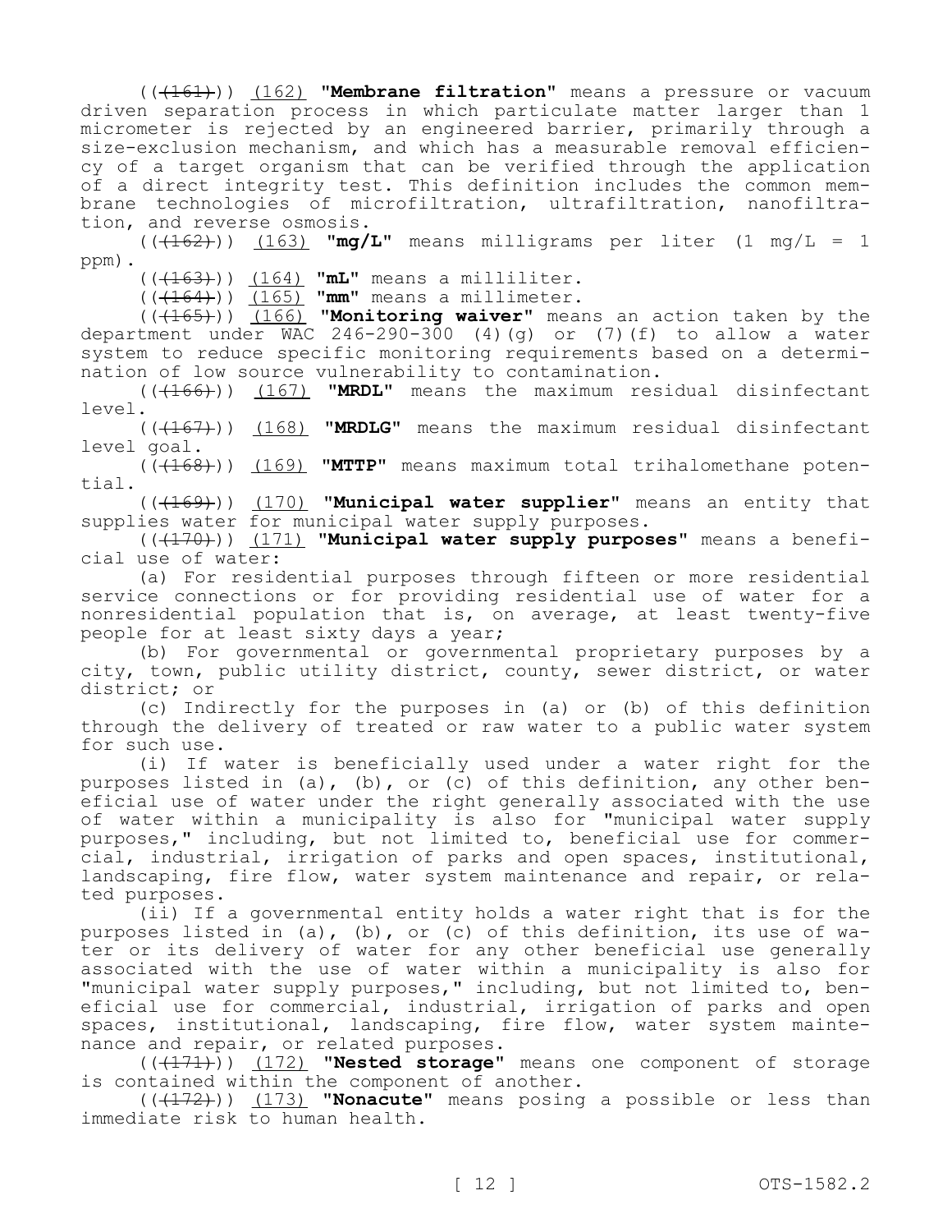((~~(161)~~)) <u>(162)</u> **"Membrane filtration"** means a pressure or vacuum driven separation process in which particulate matter larger than 1 micrometer is rejected by an engineered barrier, primarily through a size-exclusion mechanism, and which has a measurable removal efficiency of a target organism that can be verified through the application of a direct integrity test. This definition includes the common membrane technologies of microfiltration, ultrafiltration, nanofiltration, and reverse osmosis.

((~~(162)~~)) <u>(163)</u> **"mg/L"** means milligrams per liter (1 mg/L = 1 ppm).

((~~(163)~~)) <u>(164)</u> **"mL"** means a milliliter.

((~~(164)~~)) <u>(165)</u> **"mm"** means a millimeter.

((~~(165)~~)) <u>(166)</u> **"Monitoring waiver"** means an action taken by the department under WAC 246-290-300 (4)(g) or (7)(f) to allow a water system to reduce specific monitoring requirements based on a determination of low source vulnerability to contamination.

((~~(166)~~)) <u>(167)</u> **"MRDL"** means the maximum residual disinfectant level.

((~~(167)~~)) <u>(168)</u> **"MRDLG"** means the maximum residual disinfectant level goal.

((~~(168)~~)) <u>(169)</u> **"MTTP"** means maximum total trihalomethane potential.

((~~(169)~~)) <u>(170)</u> **"Municipal water supplier"** means an entity that supplies water for municipal water supply purposes.

((~~(170)~~)) <u>(171)</u> **"Municipal water supply purposes"** means a beneficial use of water:

(a) For residential purposes through fifteen or more residential service connections or for providing residential use of water for a nonresidential population that is, on average, at least twenty-five people for at least sixty days a year;

(b) For governmental or governmental proprietary purposes by a city, town, public utility district, county, sewer district, or water district; or

(c) Indirectly for the purposes in (a) or (b) of this definition through the delivery of treated or raw water to a public water system for such use.

(i) If water is beneficially used under a water right for the purposes listed in (a), (b), or (c) of this definition, any other beneficial use of water under the right generally associated with the use of water within a municipality is also for "municipal water supply purposes," including, but not limited to, beneficial use for commercial, industrial, irrigation of parks and open spaces, institutional, landscaping, fire flow, water system maintenance and repair, or related purposes.

(ii) If a governmental entity holds a water right that is for the purposes listed in (a), (b), or (c) of this definition, its use of water or its delivery of water for any other beneficial use generally associated with the use of water within a municipality is also for "municipal water supply purposes," including, but not limited to, beneficial use for commercial, industrial, irrigation of parks and open spaces, institutional, landscaping, fire flow, water system maintenance and repair, or related purposes.

((~~(171)~~)) <u>(172)</u> **"Nested storage"** means one component of storage is contained within the component of another.

((~~(172)~~)) <u>(173)</u> **"Nonacute"** means posing a possible or less than immediate risk to human health.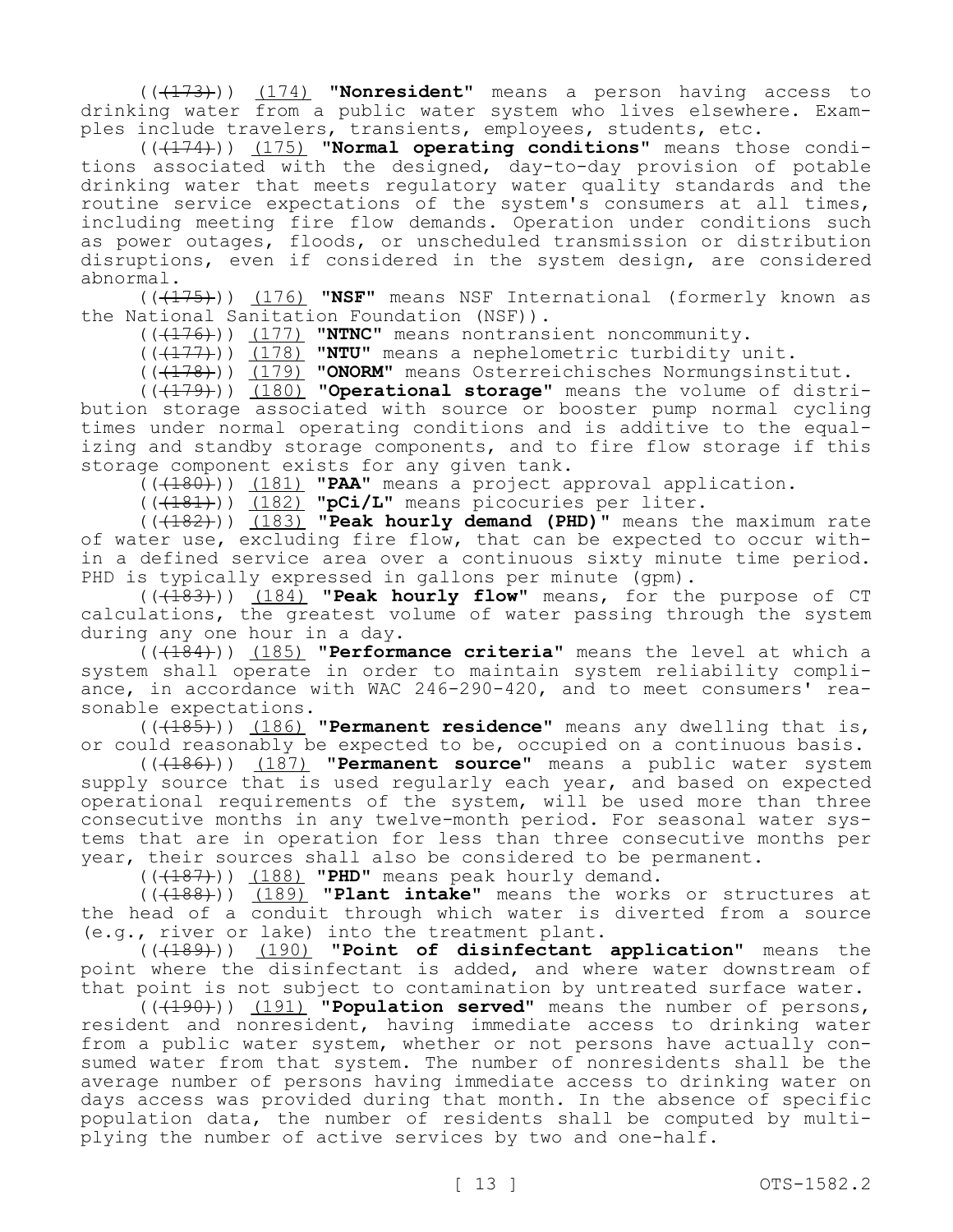((~~(173)~~)) <u>(174)</u> **"Nonresident"** means a person having access to drinking water from a public water system who lives elsewhere. Examples include travelers, transients, employees, students, etc.

((~~(174)~~)) <u>(175)</u> **"Normal operating conditions"** means those conditions associated with the designed, day-to-day provision of potable drinking water that meets regulatory water quality standards and the routine service expectations of the system's consumers at all times, including meeting fire flow demands. Operation under conditions such as power outages, floods, or unscheduled transmission or distribution disruptions, even if considered in the system design, are considered abnormal.

((~~(175)~~)) <u>(176)</u> **"NSF"** means NSF International (formerly known as the National Sanitation Foundation (NSF)).

((~~(176)~~)) <u>(177)</u> **"NTNC"** means nontransient noncommunity.

((~~(177)~~)) <u>(178)</u> **"NTU"** means a nephelometric turbidity unit.

((~~(178)~~)) <u>(179)</u> **"ONORM"** means Osterreichisches Normungsinstitut.

((~~(179)~~)) <u>(180)</u> **"Operational storage"** means the volume of distribution storage associated with source or booster pump normal cycling times under normal operating conditions and is additive to the equalizing and standby storage components, and to fire flow storage if this storage component exists for any given tank.

((~~(180)~~)) <u>(181)</u> **"PAA"** means a project approval application.

((~~(181)~~)) <u>(182)</u> **"pCi/L"** means picocuries per liter.

((~~(182)~~)) <u>(183)</u> **"Peak hourly demand (PHD)"** means the maximum rate of water use, excluding fire flow, that can be expected to occur within a defined service area over a continuous sixty minute time period. PHD is typically expressed in gallons per minute (gpm).

((~~(183)~~)) <u>(184)</u> **"Peak hourly flow"** means, for the purpose of CT calculations, the greatest volume of water passing through the system during any one hour in a day.

((~~(184)~~)) <u>(185)</u> **"Performance criteria"** means the level at which a system shall operate in order to maintain system reliability compliance, in accordance with WAC 246-290-420, and to meet consumers' reasonable expectations.

((~~(185)~~)) <u>(186)</u> **"Permanent residence"** means any dwelling that is, or could reasonably be expected to be, occupied on a continuous basis.

((~~(186)~~)) <u>(187)</u> **"Permanent source"** means a public water system supply source that is used regularly each year, and based on expected operational requirements of the system, will be used more than three consecutive months in any twelve-month period. For seasonal water systems that are in operation for less than three consecutive months per year, their sources shall also be considered to be permanent.

((~~(187)~~)) <u>(188)</u> **"PHD"** means peak hourly demand.

((~~(188)~~)) <u>(189)</u> **"Plant intake"** means the works or structures at the head of a conduit through which water is diverted from a source (e.g., river or lake) into the treatment plant.

((~~(189)~~)) <u>(190)</u> **"Point of disinfectant application"** means the point where the disinfectant is added, and where water downstream of that point is not subject to contamination by untreated surface water.

((~~(190)~~)) <u>(191)</u> **"Population served"** means the number of persons, resident and nonresident, having immediate access to drinking water from a public water system, whether or not persons have actually consumed water from that system. The number of nonresidents shall be the average number of persons having immediate access to drinking water on days access was provided during that month. In the absence of specific population data, the number of residents shall be computed by multiplying the number of active services by two and one-half.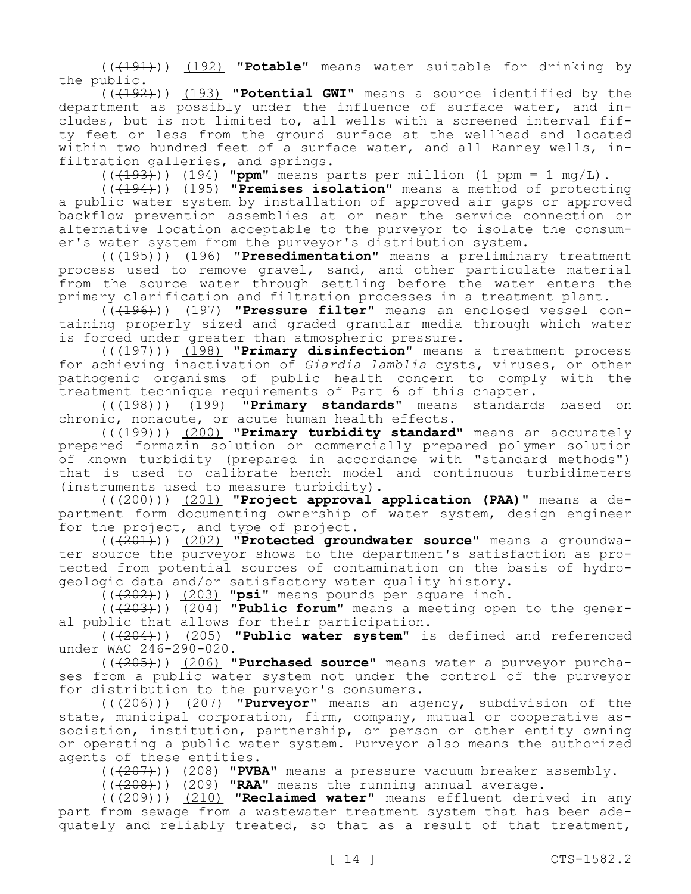(((191))) (192) **"Potable"** means water suitable for drinking by the public.

(((192))) (193) **"Potential GWI"** means a source identified by the department as possibly under the influence of surface water, and includes, but is not limited to, all wells with a screened interval fifty feet or less from the ground surface at the wellhead and located within two hundred feet of a surface water, and all Ranney wells, infiltration galleries, and springs.

(((193))) (194) **"ppm"** means parts per million (1 ppm = 1 mg/L).

(((194))) (195) **"Premises isolation"** means a method of protecting a public water system by installation of approved air gaps or approved backflow prevention assemblies at or near the service connection or alternative location acceptable to the purveyor to isolate the consumer's water system from the purveyor's distribution system.

(((195))) (196) **"Presedimentation"** means a preliminary treatment process used to remove gravel, sand, and other particulate material from the source water through settling before the water enters the primary clarification and filtration processes in a treatment plant.

(((196))) (197) **"Pressure filter"** means an enclosed vessel containing properly sized and graded granular media through which water is forced under greater than atmospheric pressure.

(((197))) (198) **"Primary disinfection"** means a treatment process for achieving inactivation of *Giardia lamblia* cysts, viruses, or other pathogenic organisms of public health concern to comply with the treatment technique requirements of Part 6 of this chapter.

(((198))) (199) **"Primary standards"** means standards based on chronic, nonacute, or acute human health effects.

(((199))) (200) **"Primary turbidity standard"** means an accurately prepared formazin solution or commercially prepared polymer solution of known turbidity (prepared in accordance with "standard methods") that is used to calibrate bench model and continuous turbidimeters (instruments used to measure turbidity).

(((200))) (201) **"Project approval application (PAA)"** means a department form documenting ownership of water system, design engineer for the project, and type of project.

(((201))) (202) **"Protected groundwater source"** means a groundwater source the purveyor shows to the department's satisfaction as protected from potential sources of contamination on the basis of hydrogeologic data and/or satisfactory water quality history.

(((202))) (203) **"psi"** means pounds per square inch.

(((203))) (204) **"Public forum"** means a meeting open to the general public that allows for their participation.

(((204))) (205) **"Public water system"** is defined and referenced under WAC 246-290-020.

(((205))) (206) **"Purchased source"** means water a purveyor purchases from a public water system not under the control of the purveyor for distribution to the purveyor's consumers.

(((206))) (207) **"Purveyor"** means an agency, subdivision of the state, municipal corporation, firm, company, mutual or cooperative association, institution, partnership, or person or other entity owning or operating a public water system. Purveyor also means the authorized agents of these entities.

(((207))) (208) **"PVBA"** means a pressure vacuum breaker assembly.

(((208))) (209) **"RAA"** means the running annual average.

(((209))) (210) **"Reclaimed water"** means effluent derived in any part from sewage from a wastewater treatment system that has been adequately and reliably treated, so that as a result of that treatment,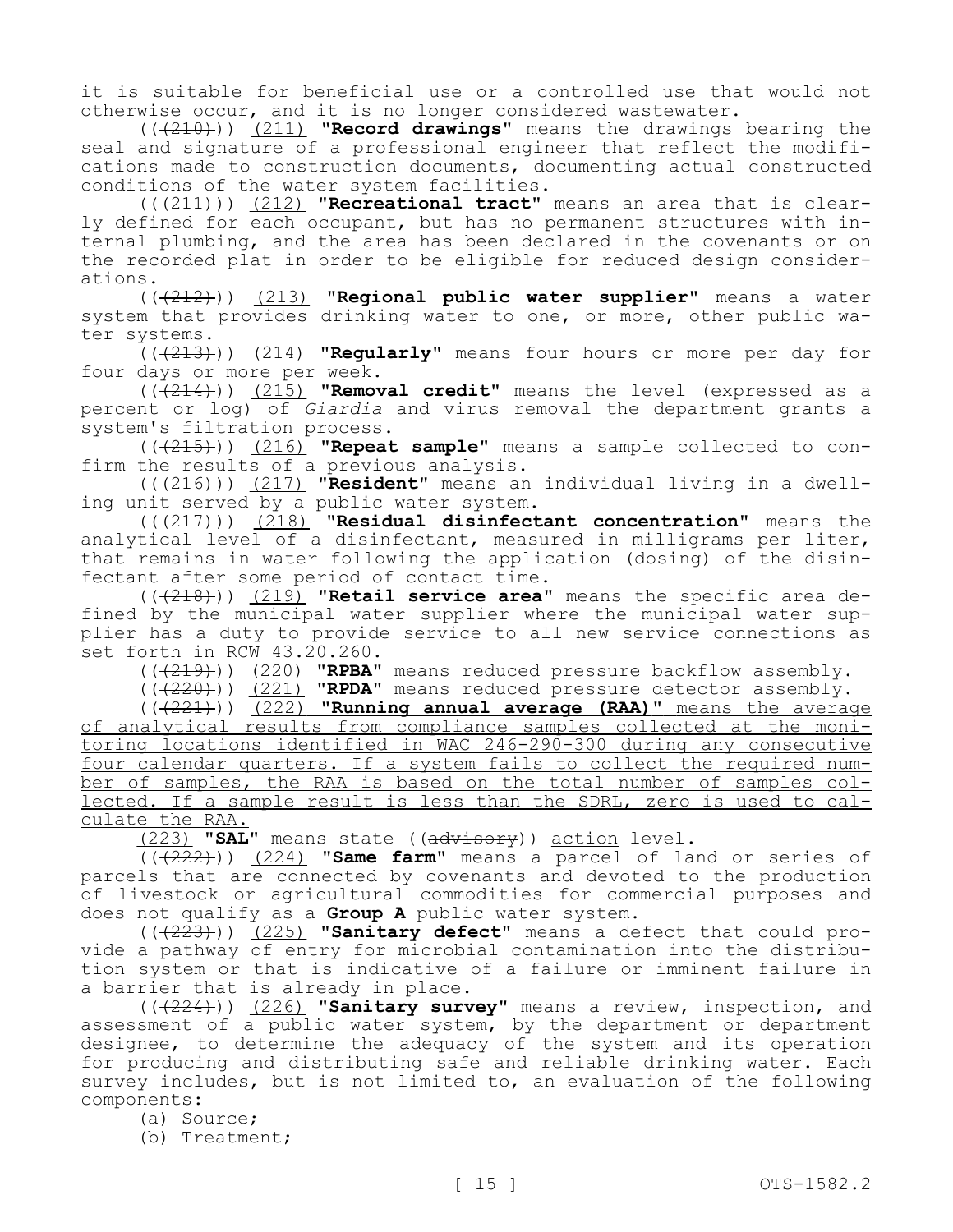it is suitable for beneficial use or a controlled use that would not otherwise occur, and it is no longer considered wastewater.

(((210))) (211) **"Record drawings"** means the drawings bearing the seal and signature of a professional engineer that reflect the modifications made to construction documents, documenting actual constructed conditions of the water system facilities.

(((211))) (212) **"Recreational tract"** means an area that is clearly defined for each occupant, but has no permanent structures with internal plumbing, and the area has been declared in the covenants or on the recorded plat in order to be eligible for reduced design considerations.

(((212))) (213) **"Regional public water supplier"** means a water system that provides drinking water to one, or more, other public water systems.

(((213))) (214) **"Regularly"** means four hours or more per day for four days or more per week.

(((214))) (215) **"Removal credit"** means the level (expressed as a percent or log) of *Giardia* and virus removal the department grants a system's filtration process.

(((215))) (216) **"Repeat sample"** means a sample collected to confirm the results of a previous analysis.

(((216))) (217) **"Resident"** means an individual living in a dwelling unit served by a public water system.

(((217))) (218) **"Residual disinfectant concentration"** means the analytical level of a disinfectant, measured in milligrams per liter, that remains in water following the application (dosing) of the disinfectant after some period of contact time.

(((218))) (219) **"Retail service area"** means the specific area defined by the municipal water supplier where the municipal water supplier has a duty to provide service to all new service connections as set forth in RCW 43.20.260.

(((219))) (220) **"RPBA"** means reduced pressure backflow assembly.

(((220))) (221) **"RPDA"** means reduced pressure detector assembly.

(((221))) (222) **"Running annual average (RAA)"** means the average of analytical results from compliance samples collected at the monitoring locations identified in WAC 246-290-300 during any consecutive four calendar quarters. If a system fails to collect the required number of samples, the RAA is based on the total number of samples collected. If a sample result is less than the SDRL, zero is used to calculate the RAA.

(223) **"SAL"** means state ((advisory)) action level.

(((222))) (224) **"Same farm"** means a parcel of land or series of parcels that are connected by covenants and devoted to the production of livestock or agricultural commodities for commercial purposes and does not qualify as a **Group A** public water system.

(((223))) (225) **"Sanitary defect"** means a defect that could provide a pathway of entry for microbial contamination into the distribution system or that is indicative of a failure or imminent failure in a barrier that is already in place.

(((224))) (226) **"Sanitary survey"** means a review, inspection, and assessment of a public water system, by the department or department designee, to determine the adequacy of the system and its operation for producing and distributing safe and reliable drinking water. Each survey includes, but is not limited to, an evaluation of the following components:

(a) Source;

(b) Treatment;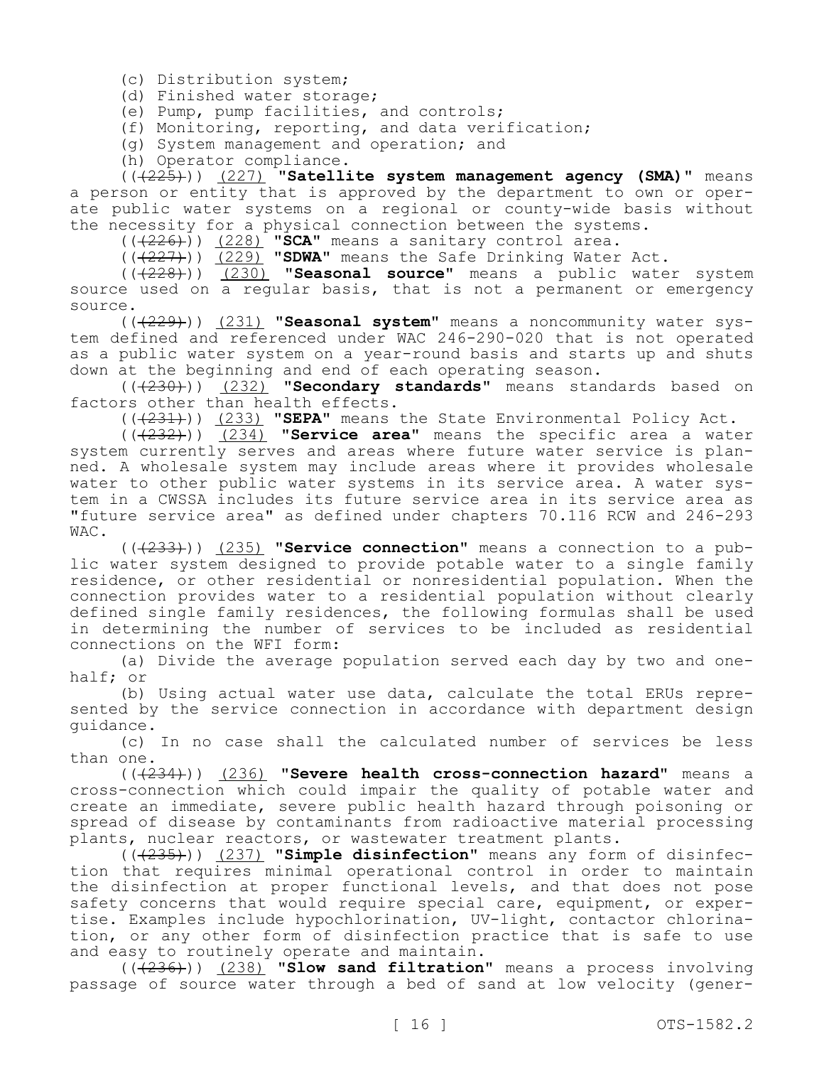(c) Distribution system;

(d) Finished water storage;

(e) Pump, pump facilities, and controls;

(f) Monitoring, reporting, and data verification;

(g) System management and operation; and

(h) Operator compliance.

((~~(225)~~)) (227) **"Satellite system management agency (SMA)"** means a person or entity that is approved by the department to own or operate public water systems on a regional or county-wide basis without the necessity for a physical connection between the systems.

((~~(226)~~)) (228) **"SCA"** means a sanitary control area.

((~~(227)~~)) (229) **"SDWA"** means the Safe Drinking Water Act.

((~~(228)~~)) (230) **"Seasonal source"** means a public water system source used on a regular basis, that is not a permanent or emergency source.

((~~(229)~~)) (231) **"Seasonal system"** means a noncommunity water system defined and referenced under WAC 246-290-020 that is not operated as a public water system on a year-round basis and starts up and shuts down at the beginning and end of each operating season.

((~~(230)~~)) (232) **"Secondary standards"** means standards based on factors other than health effects.

((~~(231)~~)) (233) **"SEPA"** means the State Environmental Policy Act.

((~~(232)~~)) (234) **"Service area"** means the specific area a water system currently serves and areas where future water service is planned. A wholesale system may include areas where it provides wholesale water to other public water systems in its service area. A water system in a CWSSA includes its future service area in its service area as "future service area" as defined under chapters 70.116 RCW and 246-293 WAC.

((~~(233)~~)) (235) **"Service connection"** means a connection to a public water system designed to provide potable water to a single family residence, or other residential or nonresidential population. When the connection provides water to a residential population without clearly defined single family residences, the following formulas shall be used in determining the number of services to be included as residential connections on the WFI form:

(a) Divide the average population served each day by two and one-half; or

(b) Using actual water use data, calculate the total ERUs represented by the service connection in accordance with department design guidance.

(c) In no case shall the calculated number of services be less than one.

((~~(234)~~)) (236) **"Severe health cross-connection hazard"** means a cross-connection which could impair the quality of potable water and create an immediate, severe public health hazard through poisoning or spread of disease by contaminants from radioactive material processing plants, nuclear reactors, or wastewater treatment plants.

((~~(235)~~)) (237) **"Simple disinfection"** means any form of disinfection that requires minimal operational control in order to maintain the disinfection at proper functional levels, and that does not pose safety concerns that would require special care, equipment, or expertise. Examples include hypochlorination, UV-light, contactor chlorination, or any other form of disinfection practice that is safe to use and easy to routinely operate and maintain.

((~~(236)~~)) (238) **"Slow sand filtration"** means a process involving passage of source water through a bed of sand at low velocity (gener-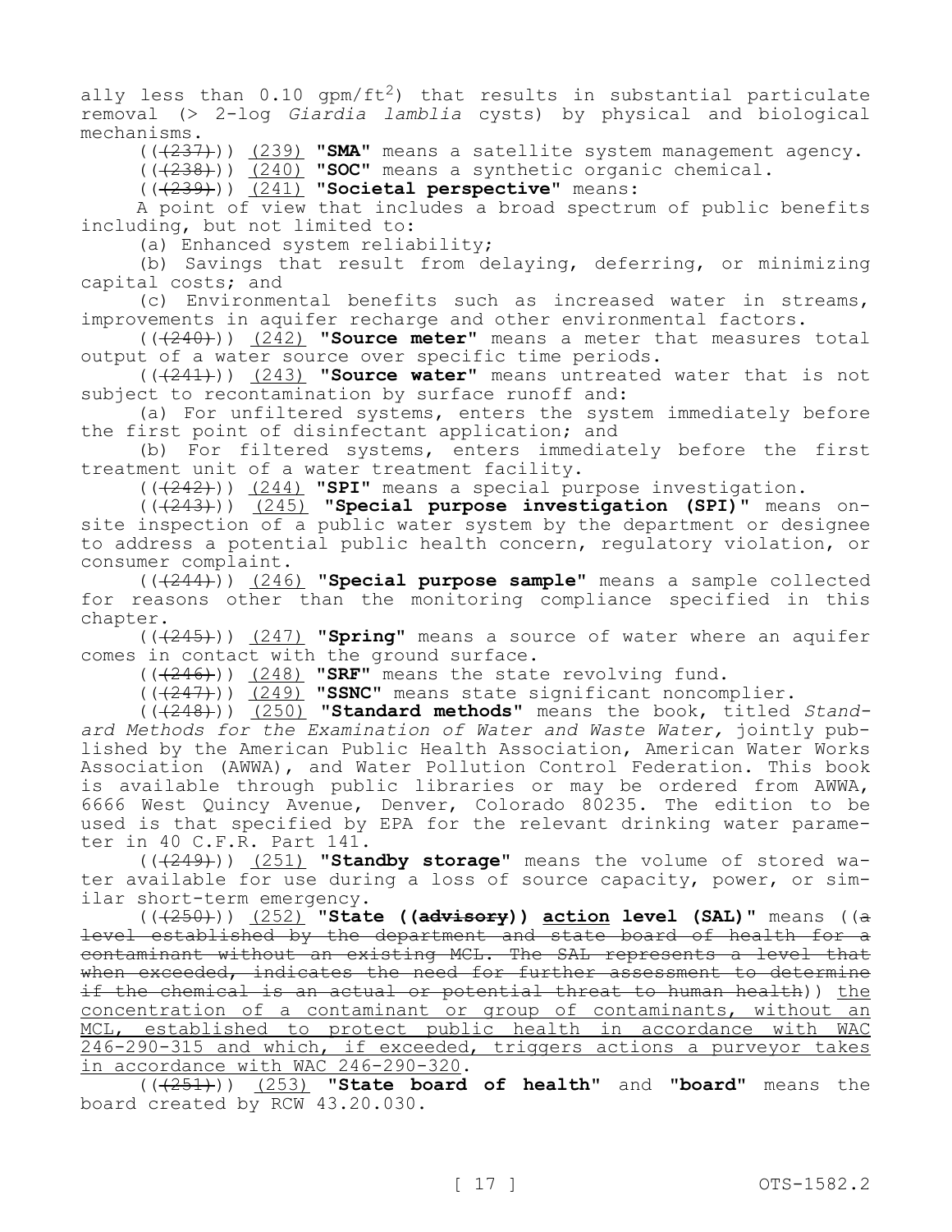ally less than 0.10 $gpm/ft^2$) that results in substantial particulate removal (> 2-log *Giardia lamblia* cysts) by physical and biological mechanisms.

((~~(237)~~)) (239) **"SMA"** means a satellite system management agency.

((~~(238)~~)) (240) **"SOC"** means a synthetic organic chemical.

((~~(239)~~)) (241) **"Societal perspective"** means:

A point of view that includes a broad spectrum of public benefits including, but not limited to:

(a) Enhanced system reliability;

(b) Savings that result from delaying, deferring, or minimizing capital costs; and

(c) Environmental benefits such as increased water in streams, improvements in aquifer recharge and other environmental factors.

((~~(240)~~)) (242) **"Source meter"** means a meter that measures total output of a water source over specific time periods.

((~~(241)~~)) (243) **"Source water"** means untreated water that is not subject to recontamination by surface runoff and:

(a) For unfiltered systems, enters the system immediately before the first point of disinfectant application; and

(b) For filtered systems, enters immediately before the first treatment unit of a water treatment facility.

((~~(242)~~)) (244) **"SPI"** means a special purpose investigation.

((~~(243)~~)) (245) **"Special purpose investigation (SPI)"** means onsite inspection of a public water system by the department or designee to address a potential public health concern, regulatory violation, or consumer complaint.

((~~(244)~~)) (246) **"Special purpose sample"** means a sample collected for reasons other than the monitoring compliance specified in this chapter.

((~~(245)~~)) (247) **"Spring"** means a source of water where an aquifer comes in contact with the ground surface.

((~~(246)~~)) (248) **"SRF"** means the state revolving fund.

((~~(247)~~)) (249) **"SSNC"** means state significant noncomplier.

((~~(248)~~)) (250) **"Standard methods"** means the book, titled *Standard Methods for the Examination of Water and Waste Water,* jointly published by the American Public Health Association, American Water Works Association (AWWA), and Water Pollution Control Federation. This book is available through public libraries or may be ordered from AWWA, 6666 West Quincy Avenue, Denver, Colorado 80235. The edition to be used is that specified by EPA for the relevant drinking water parameter in 40 C.F.R. Part 141.

((~~(249)~~)) (251) **"Standby storage"** means the volume of stored water available for use during a loss of source capacity, power, or similar short-term emergency.

((~~(250)~~)) (252) **"State ((~~advisory~~)) action level (SAL)"** means ((~~a level established by the department and state board of health for a contaminant without an existing MCL. The SAL represents a level that when exceeded, indicates the need for further assessment to determine if the chemical is an actual or potential threat to human health~~)) the concentration of a contaminant or group of contaminants, without an MCL, established to protect public health in accordance with WAC 246-290-315 and which, if exceeded, triggers actions a purveyor takes in accordance with WAC 246-290-320.

((~~(251)~~)) (253) **"State board of health"** and **"board"** means the board created by RCW 43.20.030.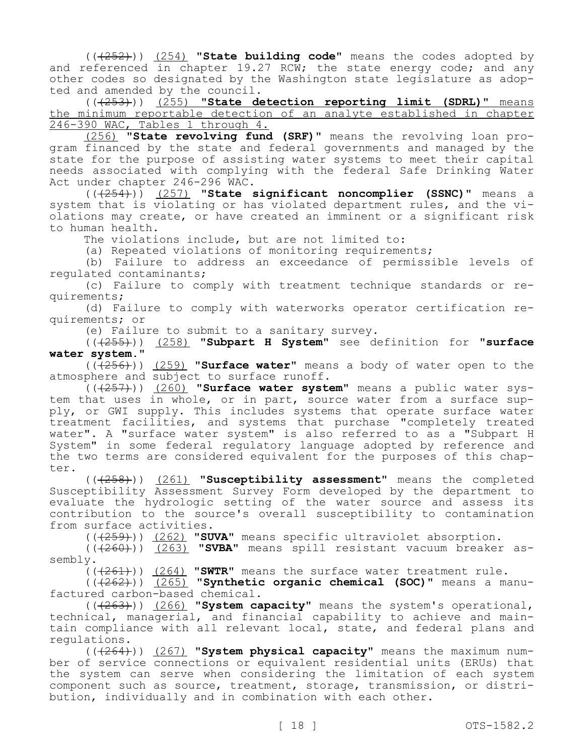((~~(252)~~)) <u>(254)</u> **"State building code"** means the codes adopted by and referenced in chapter 19.27 RCW; the state energy code; and any other codes so designated by the Washington state legislature as adopted and amended by the council.

((~~(253)~~)) <u>(255) **"State detection reporting limit (SDRL)"** means the minimum reportable detection of an analyte established in chapter 246-390 WAC, Tables 1 through 4.</u>

<u>(256)</u> **"State revolving fund (SRF)"** means the revolving loan program financed by the state and federal governments and managed by the state for the purpose of assisting water systems to meet their capital needs associated with complying with the federal Safe Drinking Water Act under chapter 246-296 WAC.

((~~(254)~~)) <u>(257)</u> **"State significant noncomplier (SSNC)"** means a system that is violating or has violated department rules, and the violations may create, or have created an imminent or a significant risk to human health.

The violations include, but are not limited to:

(a) Repeated violations of monitoring requirements;

(b) Failure to address an exceedance of permissible levels of regulated contaminants;

(c) Failure to comply with treatment technique standards or requirements;

(d) Failure to comply with waterworks operator certification requirements; or

(e) Failure to submit to a sanitary survey.

((~~(255)~~)) <u>(258)</u> **"Subpart H System"** see definition for **"surface water system."**

((~~(256)~~)) <u>(259)</u> **"Surface water"** means a body of water open to the atmosphere and subject to surface runoff.

((~~(257)~~)) <u>(260)</u> **"Surface water system"** means a public water system that uses in whole, or in part, source water from a surface supply, or GWI supply. This includes systems that operate surface water treatment facilities, and systems that purchase "completely treated water". A "surface water system" is also referred to as a "Subpart H System" in some federal regulatory language adopted by reference and the two terms are considered equivalent for the purposes of this chapter.

((~~(258)~~)) <u>(261)</u> **"Susceptibility assessment"** means the completed Susceptibility Assessment Survey Form developed by the department to evaluate the hydrologic setting of the water source and assess its contribution to the source's overall susceptibility to contamination from surface activities.

((~~(259)~~)) <u>(262)</u> **"SUVA"** means specific ultraviolet absorption.

((~~(260)~~)) <u>(263)</u> **"SVBA"** means spill resistant vacuum breaker assembly.

((~~(261)~~)) <u>(264)</u> **"SWTR"** means the surface water treatment rule.

((~~(262)~~)) <u>(265)</u> **"Synthetic organic chemical (SOC)"** means a manufactured carbon-based chemical.

((~~(263)~~)) <u>(266)</u> **"System capacity"** means the system's operational, technical, managerial, and financial capability to achieve and maintain compliance with all relevant local, state, and federal plans and regulations.

((~~(264)~~)) <u>(267)</u> **"System physical capacity"** means the maximum number of service connections or equivalent residential units (ERUs) that the system can serve when considering the limitation of each system component such as source, treatment, storage, transmission, or distribution, individually and in combination with each other.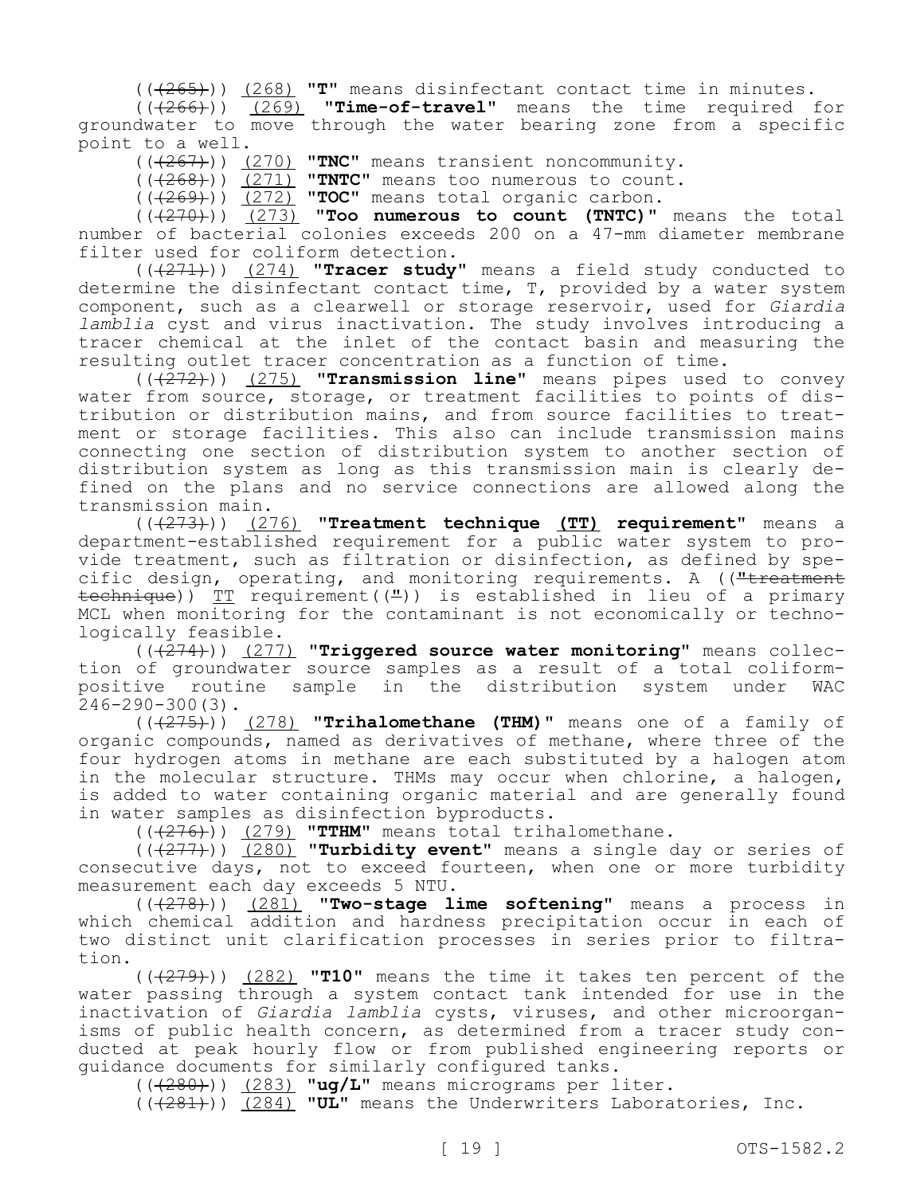((~~(265)~~)) <u>(268)</u> **"T"** means disinfectant contact time in minutes.

((~~(266)~~)) <u>(269)</u> **"Time-of-travel"** means the time required for groundwater to move through the water bearing zone from a specific point to a well.

((~~(267)~~)) <u>(270)</u> **"TNC"** means transient noncommunity.

((~~(268)~~)) <u>(271)</u> **"TNTC"** means too numerous to count.

((~~(269)~~)) <u>(272)</u> **"TOC"** means total organic carbon.

((~~(270)~~)) <u>(273)</u> **"Too numerous to count (TNTC)"** means the total number of bacterial colonies exceeds 200 on a 47-mm diameter membrane filter used for coliform detection.

((~~(271)~~)) <u>(274)</u> **"Tracer study"** means a field study conducted to determine the disinfectant contact time, T, provided by a water system component, such as a clearwell or storage reservoir, used for *Giardia lamblia* cyst and virus inactivation. The study involves introducing a tracer chemical at the inlet of the contact basin and measuring the resulting outlet tracer concentration as a function of time.

((~~(272)~~)) <u>(275)</u> **"Transmission line"** means pipes used to convey water from source, storage, or treatment facilities to points of distribution or distribution mains, and from source facilities to treatment or storage facilities. This also can include transmission mains connecting one section of distribution system to another section of distribution system as long as this transmission main is clearly defined on the plans and no service connections are allowed along the transmission main.

((~~(273)~~)) <u>(276)</u> **"Treatment technique <u>(TT)</u> requirement"** means a department-established requirement for a public water system to provide treatment, such as filtration or disinfection, as defined by specific design, operating, and monitoring requirements. A ((~~"treatment technique~~)) <u>TT</u> requirement((~~"~~)) is established in lieu of a primary MCL when monitoring for the contaminant is not economically or technologically feasible.

((~~(274)~~)) <u>(277)</u> **"Triggered source water monitoring"** means collection of groundwater source samples as a result of a total coliform-positive routine sample in the distribution system under WAC 246-290-300(3).

((~~(275)~~)) <u>(278)</u> **"Trihalomethane (THM)"** means one of a family of organic compounds, named as derivatives of methane, where three of the four hydrogen atoms in methane are each substituted by a halogen atom in the molecular structure. THMs may occur when chlorine, a halogen, is added to water containing organic material and are generally found in water samples as disinfection byproducts.

((~~(276)~~)) <u>(279)</u> **"TTHM"** means total trihalomethane.

((~~(277)~~)) <u>(280)</u> **"Turbidity event"** means a single day or series of consecutive days, not to exceed fourteen, when one or more turbidity measurement each day exceeds 5 NTU.

((~~(278)~~)) <u>(281)</u> **"Two-stage lime softening"** means a process in which chemical addition and hardness precipitation occur in each of two distinct unit clarification processes in series prior to filtration.

((~~(279)~~)) <u>(282)</u> **"T10"** means the time it takes ten percent of the water passing through a system contact tank intended for use in the inactivation of *Giardia lamblia* cysts, viruses, and other microorganisms of public health concern, as determined from a tracer study conducted at peak hourly flow or from published engineering reports or guidance documents for similarly configured tanks.

((~~(280)~~)) <u>(283)</u> **"ug/L"** means micrograms per liter.

((~~(281)~~)) <u>(284)</u> **"UL"** means the Underwriters Laboratories, Inc.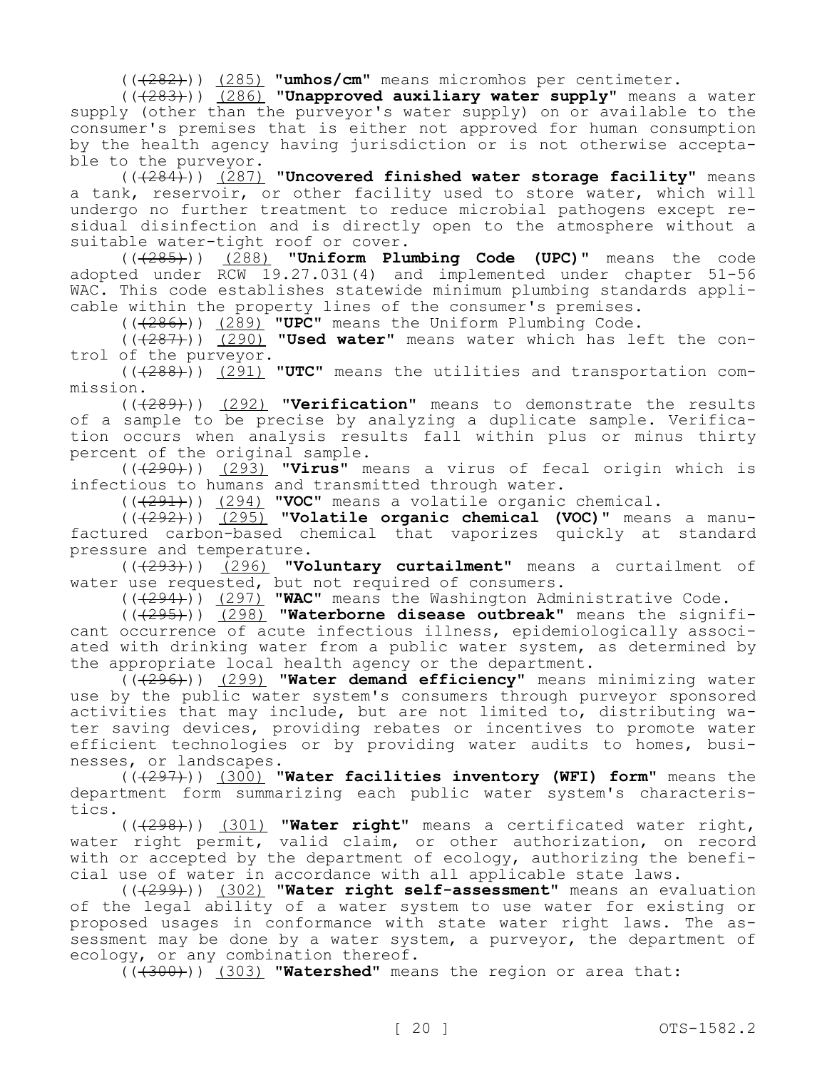((~~(282)~~)) <u>(285)</u> **"umhos/cm"** means micromhos per centimeter.

((~~(283)~~)) <u>(286)</u> **"Unapproved auxiliary water supply"** means a water supply (other than the purveyor's water supply) on or available to the consumer's premises that is either not approved for human consumption by the health agency having jurisdiction or is not otherwise acceptable to the purveyor.

((~~(284)~~)) <u>(287)</u> **"Uncovered finished water storage facility"** means a tank, reservoir, or other facility used to store water, which will undergo no further treatment to reduce microbial pathogens except residual disinfection and is directly open to the atmosphere without a suitable water-tight roof or cover.

((~~(285)~~)) <u>(288)</u> **"Uniform Plumbing Code (UPC)"** means the code adopted under RCW 19.27.031(4) and implemented under chapter 51-56 WAC. This code establishes statewide minimum plumbing standards applicable within the property lines of the consumer's premises.

((~~(286)~~)) <u>(289)</u> **"UPC"** means the Uniform Plumbing Code.

((~~(287)~~)) <u>(290)</u> **"Used water"** means water which has left the control of the purveyor.

((~~(288)~~)) <u>(291)</u> **"UTC"** means the utilities and transportation commission.

((~~(289)~~)) <u>(292)</u> **"Verification"** means to demonstrate the results of a sample to be precise by analyzing a duplicate sample. Verification occurs when analysis results fall within plus or minus thirty percent of the original sample.

((~~(290)~~)) <u>(293)</u> **"Virus"** means a virus of fecal origin which is infectious to humans and transmitted through water.

((~~(291)~~)) <u>(294)</u> **"VOC"** means a volatile organic chemical.

((~~(292)~~)) <u>(295)</u> **"Volatile organic chemical (VOC)"** means a manufactured carbon-based chemical that vaporizes quickly at standard pressure and temperature.

((~~(293)~~)) <u>(296)</u> **"Voluntary curtailment"** means a curtailment of water use requested, but not required of consumers.

((~~(294)~~)) <u>(297)</u> **"WAC"** means the Washington Administrative Code.

((~~(295)~~)) <u>(298)</u> **"Waterborne disease outbreak"** means the significant occurrence of acute infectious illness, epidemiologically associated with drinking water from a public water system, as determined by the appropriate local health agency or the department.

((~~(296)~~)) <u>(299)</u> **"Water demand efficiency"** means minimizing water use by the public water system's consumers through purveyor sponsored activities that may include, but are not limited to, distributing water saving devices, providing rebates or incentives to promote water efficient technologies or by providing water audits to homes, businesses, or landscapes.

((~~(297)~~)) <u>(300)</u> **"Water facilities inventory (WFI) form"** means the department form summarizing each public water system's characteristics.

((~~(298)~~)) <u>(301)</u> **"Water right"** means a certificated water right, water right permit, valid claim, or other authorization, on record with or accepted by the department of ecology, authorizing the beneficial use of water in accordance with all applicable state laws.

((~~(299)~~)) <u>(302)</u> **"Water right self-assessment"** means an evaluation of the legal ability of a water system to use water for existing or proposed usages in conformance with state water right laws. The assessment may be done by a water system, a purveyor, the department of ecology, or any combination thereof.

((~~(300)~~)) <u>(303)</u> **"Watershed"** means the region or area that: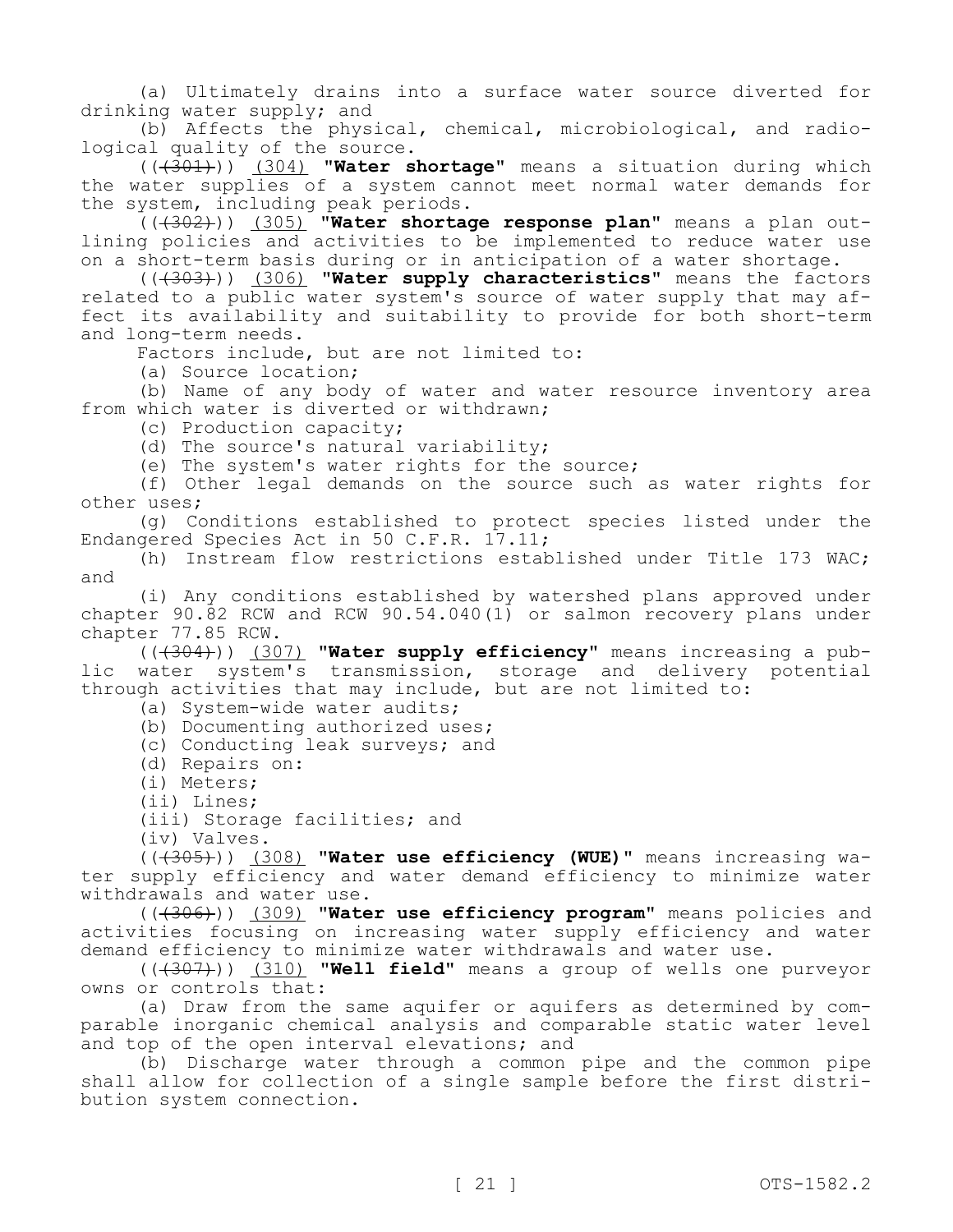(a) Ultimately drains into a surface water source diverted for drinking water supply; and

(b) Affects the physical, chemical, microbiological, and radiological quality of the source.

(( ~~(301)~~ )) (304) **"Water shortage"** means a situation during which the water supplies of a system cannot meet normal water demands for the system, including peak periods.

(( ~~(302)~~ )) (305) **"Water shortage response plan"** means a plan outlining policies and activities to be implemented to reduce water use on a short-term basis during or in anticipation of a water shortage.

(( ~~(303)~~ )) (306) **"Water supply characteristics"** means the factors related to a public water system's source of water supply that may affect its availability and suitability to provide for both short-term and long-term needs.

Factors include, but are not limited to:

(a) Source location;

(b) Name of any body of water and water resource inventory area from which water is diverted or withdrawn;

(c) Production capacity;

(d) The source's natural variability;

(e) The system's water rights for the source;

(f) Other legal demands on the source such as water rights for other uses;

(g) Conditions established to protect species listed under the Endangered Species Act in 50 C.F.R. 17.11;

(h) Instream flow restrictions established under Title 173 WAC; and

(i) Any conditions established by watershed plans approved under chapter 90.82 RCW and RCW 90.54.040(1) or salmon recovery plans under chapter 77.85 RCW.

(( ~~(304)~~ )) (307) **"Water supply efficiency"** means increasing a public water system's transmission, storage and delivery potential through activities that may include, but are not limited to:

(a) System-wide water audits;

(b) Documenting authorized uses;

(c) Conducting leak surveys; and

(d) Repairs on:

(i) Meters;

(ii) Lines;

(iii) Storage facilities; and

(iv) Valves.

(( ~~(305)~~ )) (308) **"Water use efficiency (WUE)"** means increasing water supply efficiency and water demand efficiency to minimize water withdrawals and water use.

(( ~~(306)~~ )) (309) **"Water use efficiency program"** means policies and activities focusing on increasing water supply efficiency and water demand efficiency to minimize water withdrawals and water use.

(( ~~(307)~~ )) (310) **"Well field"** means a group of wells one purveyor owns or controls that:

(a) Draw from the same aquifer or aquifers as determined by comparable inorganic chemical analysis and comparable static water level and top of the open interval elevations; and

(b) Discharge water through a common pipe and the common pipe shall allow for collection of a single sample before the first distribution system connection.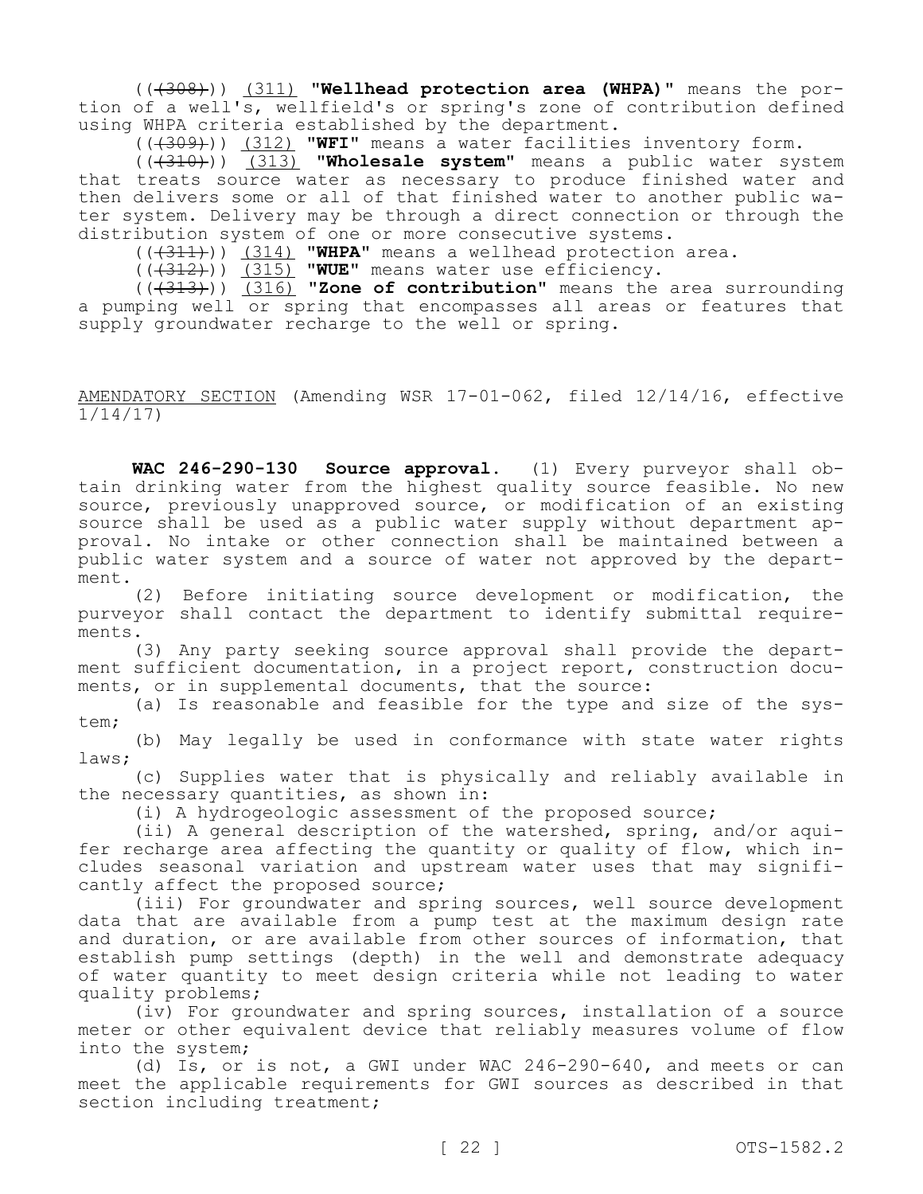((~~(308)~~)) <u>(311)</u> **"Wellhead protection area (WHPA)"** means the portion of a well's, wellfield's or spring's zone of contribution defined using WHPA criteria established by the department.

((~~(309)~~)) <u>(312)</u> **"WFI"** means a water facilities inventory form.

((~~(310)~~)) <u>(313)</u> **"Wholesale system"** means a public water system that treats source water as necessary to produce finished water and then delivers some or all of that finished water to another public water system. Delivery may be through a direct connection or through the distribution system of one or more consecutive systems.

((~~(311)~~)) <u>(314)</u> **"WHPA"** means a wellhead protection area.

((~~(312)~~)) <u>(315)</u> **"WUE"** means water use efficiency.

((~~(313)~~)) <u>(316)</u> **"Zone of contribution"** means the area surrounding a pumping well or spring that encompasses all areas or features that supply groundwater recharge to the well or spring.

<u>AMENDATORY SECTION</u> (Amending WSR 17-01-062, filed 12/14/16, effective 1/14/17)

**WAC 246-290-130 Source approval.** (1) Every purveyor shall obtain drinking water from the highest quality source feasible. No new source, previously unapproved source, or modification of an existing source shall be used as a public water supply without department approval. No intake or other connection shall be maintained between a public water system and a source of water not approved by the department.

(2) Before initiating source development or modification, the purveyor shall contact the department to identify submittal requirements.

(3) Any party seeking source approval shall provide the department sufficient documentation, in a project report, construction documents, or in supplemental documents, that the source:

(a) Is reasonable and feasible for the type and size of the system;

(b) May legally be used in conformance with state water rights laws;

(c) Supplies water that is physically and reliably available in the necessary quantities, as shown in:

(i) A hydrogeologic assessment of the proposed source;

(ii) A general description of the watershed, spring, and/or aquifer recharge area affecting the quantity or quality of flow, which includes seasonal variation and upstream water uses that may significantly affect the proposed source;

(iii) For groundwater and spring sources, well source development data that are available from a pump test at the maximum design rate and duration, or are available from other sources of information, that establish pump settings (depth) in the well and demonstrate adequacy of water quantity to meet design criteria while not leading to water quality problems;

(iv) For groundwater and spring sources, installation of a source meter or other equivalent device that reliably measures volume of flow into the system;

(d) Is, or is not, a GWI under WAC 246-290-640, and meets or can meet the applicable requirements for GWI sources as described in that section including treatment;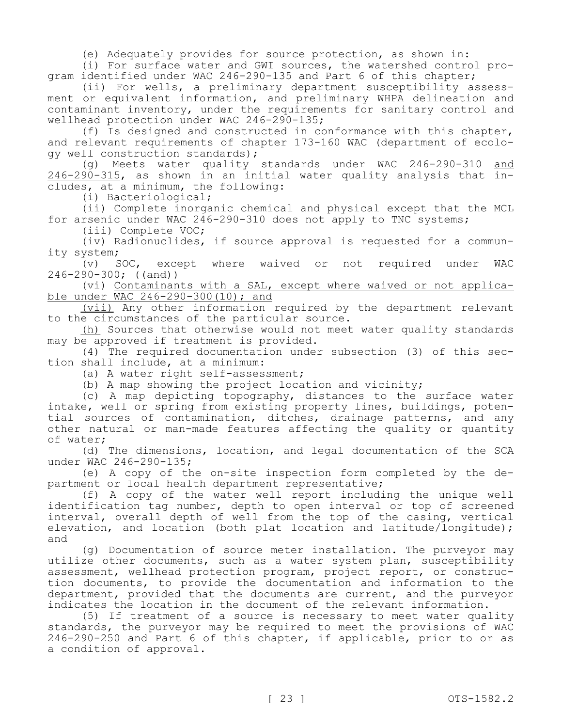(e) Adequately provides for source protection, as shown in:

(i) For surface water and GWI sources, the watershed control program identified under WAC 246-290-135 and Part 6 of this chapter;

(ii) For wells, a preliminary department susceptibility assessment or equivalent information, and preliminary WHPA delineation and contaminant inventory, under the requirements for sanitary control and wellhead protection under WAC 246-290-135;

(f) Is designed and constructed in conformance with this chapter, and relevant requirements of chapter 173-160 WAC (department of ecology well construction standards);

(g) Meets water quality standards under WAC 246-290-310 <u>and 246-290-315</u>, as shown in an initial water quality analysis that includes, at a minimum, the following:

(i) Bacteriological;

(ii) Complete inorganic chemical and physical except that the MCL for arsenic under WAC 246-290-310 does not apply to TNC systems;

(iii) Complete VOC;

(iv) Radionuclides, if source approval is requested for a community system;

(v) SOC, except where waived or not required under WAC 246-290-300; ((~~and~~))

<u>(vi) Contaminants with a SAL, except where waived or not applicable under WAC 246-290-300(10); and</u>

<u>(vii)</u> Any other information required by the department relevant to the circumstances of the particular source.

<u>(h)</u> Sources that otherwise would not meet water quality standards may be approved if treatment is provided.

(4) The required documentation under subsection (3) of this section shall include, at a minimum:

(a) A water right self-assessment;

(b) A map showing the project location and vicinity;

(c) A map depicting topography, distances to the surface water intake, well or spring from existing property lines, buildings, potential sources of contamination, ditches, drainage patterns, and any other natural or man-made features affecting the quality or quantity of water;

(d) The dimensions, location, and legal documentation of the SCA under WAC 246-290-135;

(e) A copy of the on-site inspection form completed by the department or local health department representative;

(f) A copy of the water well report including the unique well identification tag number, depth to open interval or top of screened interval, overall depth of well from the top of the casing, vertical elevation, and location (both plat location and latitude/longitude); and

(g) Documentation of source meter installation. The purveyor may utilize other documents, such as a water system plan, susceptibility assessment, wellhead protection program, project report, or construction documents, to provide the documentation and information to the department, provided that the documents are current, and the purveyor indicates the location in the document of the relevant information.

(5) If treatment of a source is necessary to meet water quality standards, the purveyor may be required to meet the provisions of WAC 246-290-250 and Part 6 of this chapter, if applicable, prior to or as a condition of approval.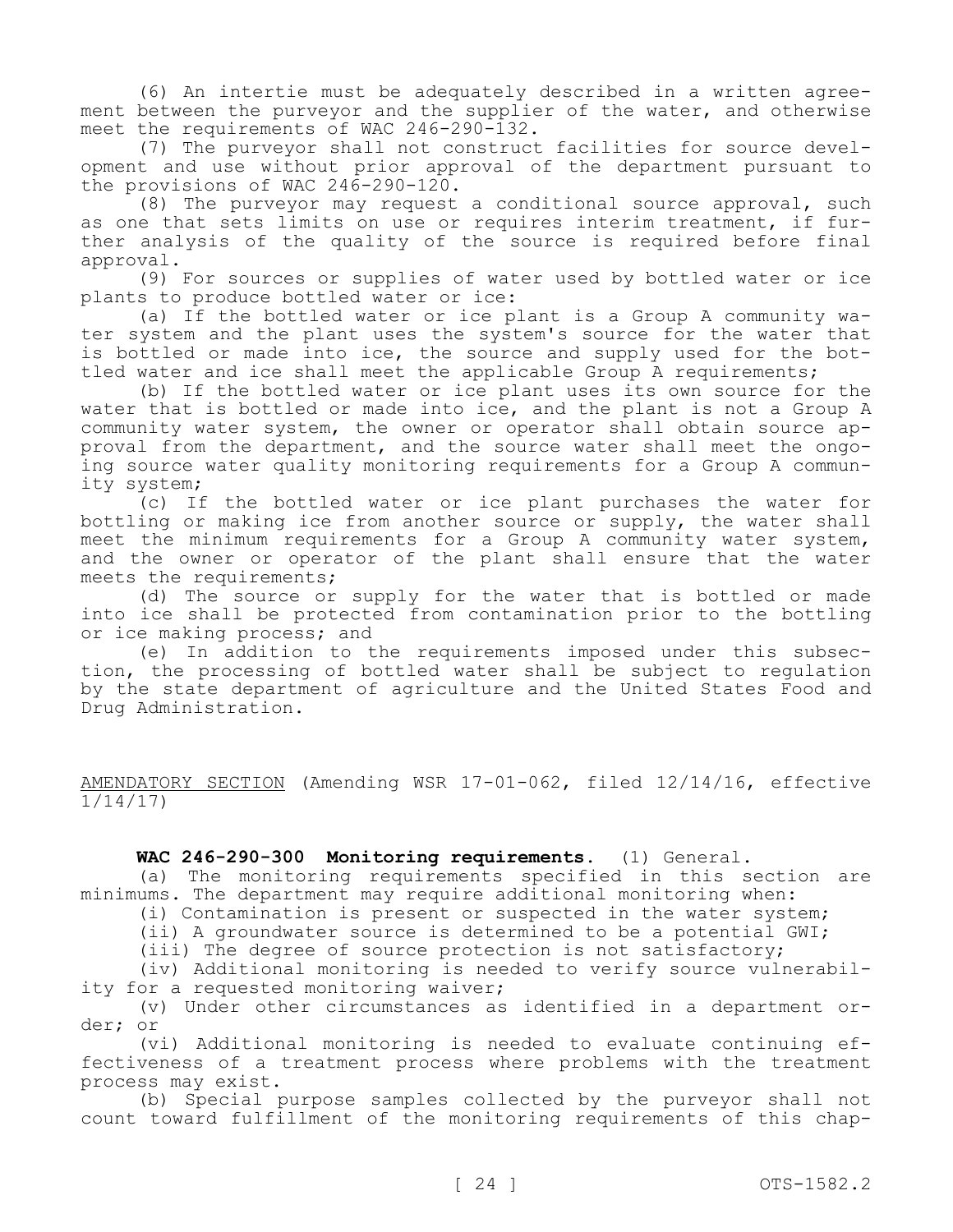(6) An intertie must be adequately described in a written agreement between the purveyor and the supplier of the water, and otherwise meet the requirements of WAC 246-290-132.

(7) The purveyor shall not construct facilities for source development and use without prior approval of the department pursuant to the provisions of WAC 246-290-120.

(8) The purveyor may request a conditional source approval, such as one that sets limits on use or requires interim treatment, if further analysis of the quality of the source is required before final approval.

(9) For sources or supplies of water used by bottled water or ice plants to produce bottled water or ice:

(a) If the bottled water or ice plant is a Group A community water system and the plant uses the system's source for the water that is bottled or made into ice, the source and supply used for the bottled water and ice shall meet the applicable Group A requirements;

(b) If the bottled water or ice plant uses its own source for the water that is bottled or made into ice, and the plant is not a Group A community water system, the owner or operator shall obtain source approval from the department, and the source water shall meet the ongoing source water quality monitoring requirements for a Group A community system;

(c) If the bottled water or ice plant purchases the water for bottling or making ice from another source or supply, the water shall meet the minimum requirements for a Group A community water system, and the owner or operator of the plant shall ensure that the water meets the requirements;

(d) The source or supply for the water that is bottled or made into ice shall be protected from contamination prior to the bottling or ice making process; and

(e) In addition to the requirements imposed under this subsection, the processing of bottled water shall be subject to regulation by the state department of agriculture and the United States Food and Drug Administration.

AMENDATORY SECTION (Amending WSR 17-01-062, filed 12/14/16, effective 1/14/17)

**WAC 246-290-300 Monitoring requirements.** (1) General.

(a) The monitoring requirements specified in this section are minimums. The department may require additional monitoring when:

(i) Contamination is present or suspected in the water system;

(ii) A groundwater source is determined to be a potential GWI;

(iii) The degree of source protection is not satisfactory;

(iv) Additional monitoring is needed to verify source vulnerability for a requested monitoring waiver;

(v) Under other circumstances as identified in a department order; or

(vi) Additional monitoring is needed to evaluate continuing effectiveness of a treatment process where problems with the treatment process may exist.

(b) Special purpose samples collected by the purveyor shall not count toward fulfillment of the monitoring requirements of this chap-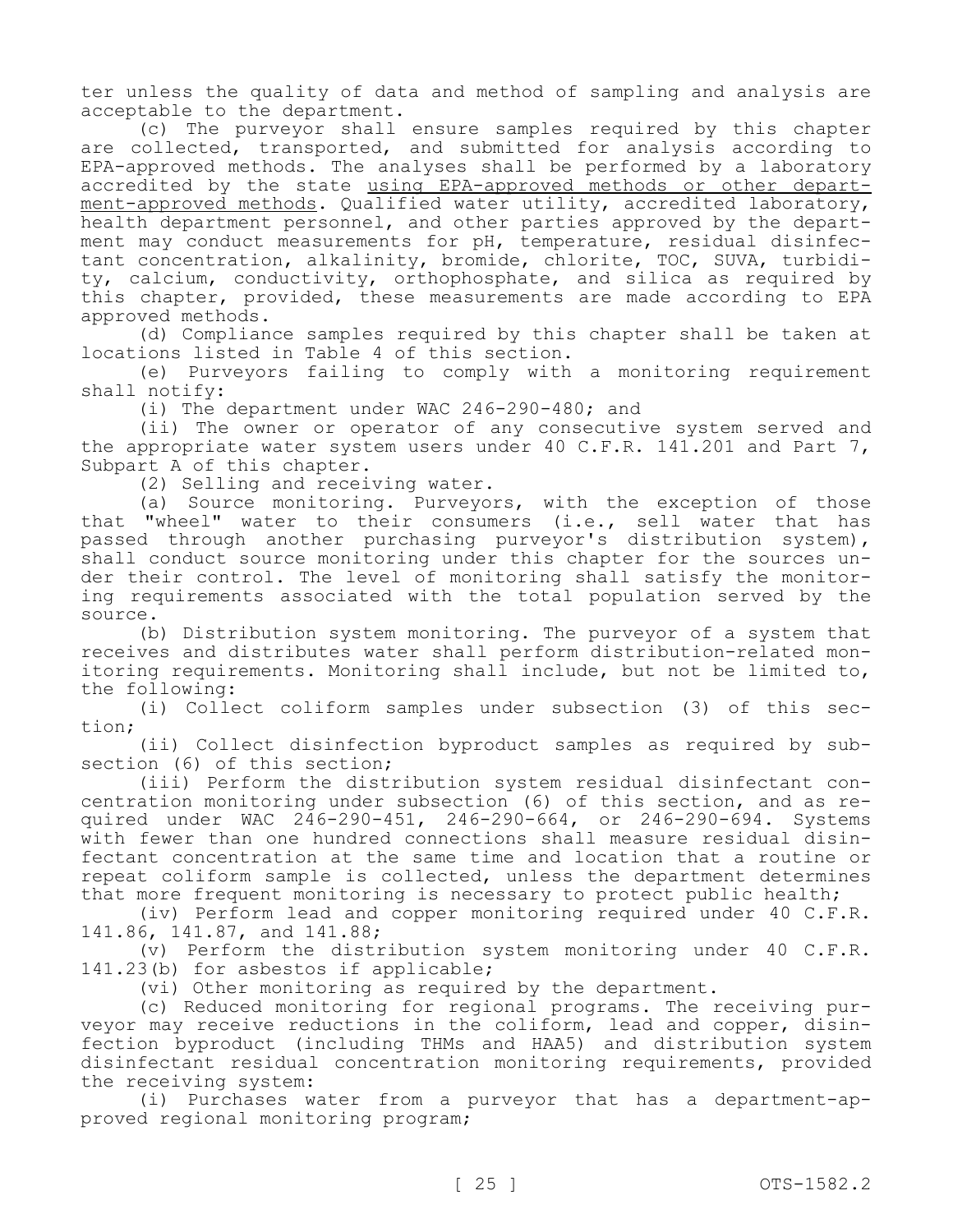ter unless the quality of data and method of sampling and analysis are acceptable to the department.

(c) The purveyor shall ensure samples required by this chapter are collected, transported, and submitted for analysis according to EPA-approved methods. The analyses shall be performed by a laboratory accredited by the state using EPA-approved methods or other department-approved methods. Qualified water utility, accredited laboratory, health department personnel, and other parties approved by the department may conduct measurements for pH, temperature, residual disinfectant concentration, alkalinity, bromide, chlorite, TOC, SUVA, turbidity, calcium, conductivity, orthophosphate, and silica as required by this chapter, provided, these measurements are made according to EPA approved methods.

(d) Compliance samples required by this chapter shall be taken at locations listed in Table 4 of this section.

(e) Purveyors failing to comply with a monitoring requirement shall notify:

(i) The department under WAC 246-290-480; and

(ii) The owner or operator of any consecutive system served and the appropriate water system users under 40 C.F.R. 141.201 and Part 7, Subpart A of this chapter.

(2) Selling and receiving water.

(a) Source monitoring. Purveyors, with the exception of those that "wheel" water to their consumers (i.e., sell water that has passed through another purchasing purveyor's distribution system), shall conduct source monitoring under this chapter for the sources under their control. The level of monitoring shall satisfy the monitoring requirements associated with the total population served by the source.

(b) Distribution system monitoring. The purveyor of a system that receives and distributes water shall perform distribution-related monitoring requirements. Monitoring shall include, but not be limited to, the following:

(i) Collect coliform samples under subsection (3) of this section;

(ii) Collect disinfection byproduct samples as required by subsection (6) of this section;

(iii) Perform the distribution system residual disinfectant concentration monitoring under subsection (6) of this section, and as required under WAC 246-290-451, 246-290-664, or 246-290-694. Systems with fewer than one hundred connections shall measure residual disinfectant concentration at the same time and location that a routine or repeat coliform sample is collected, unless the department determines that more frequent monitoring is necessary to protect public health;

(iv) Perform lead and copper monitoring required under 40 C.F.R. 141.86, 141.87, and 141.88;

(v) Perform the distribution system monitoring under 40 C.F.R. 141.23(b) for asbestos if applicable;

(vi) Other monitoring as required by the department.

(c) Reduced monitoring for regional programs. The receiving purveyor may receive reductions in the coliform, lead and copper, disinfection byproduct (including THMs and HAA5) and distribution system disinfectant residual concentration monitoring requirements, provided the receiving system:

(i) Purchases water from a purveyor that has a department-approved regional monitoring program;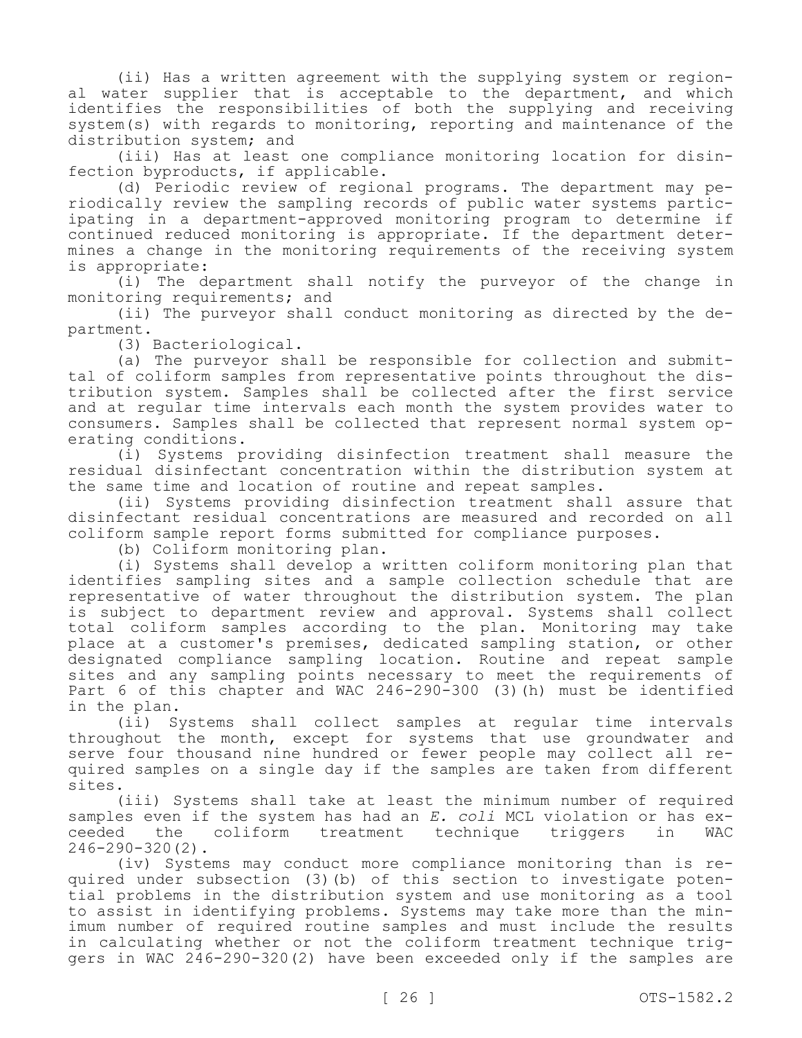(ii) Has a written agreement with the supplying system or regional water supplier that is acceptable to the department, and which identifies the responsibilities of both the supplying and receiving system(s) with regards to monitoring, reporting and maintenance of the distribution system; and

(iii) Has at least one compliance monitoring location for disinfection byproducts, if applicable.

(d) Periodic review of regional programs. The department may periodically review the sampling records of public water systems participating in a department-approved monitoring program to determine if continued reduced monitoring is appropriate. If the department determines a change in the monitoring requirements of the receiving system is appropriate:

(i) The department shall notify the purveyor of the change in monitoring requirements; and

(ii) The purveyor shall conduct monitoring as directed by the department.

(3) Bacteriological.

(a) The purveyor shall be responsible for collection and submittal of coliform samples from representative points throughout the distribution system. Samples shall be collected after the first service and at regular time intervals each month the system provides water to consumers. Samples shall be collected that represent normal system operating conditions.

(i) Systems providing disinfection treatment shall measure the residual disinfectant concentration within the distribution system at the same time and location of routine and repeat samples.

(ii) Systems providing disinfection treatment shall assure that disinfectant residual concentrations are measured and recorded on all coliform sample report forms submitted for compliance purposes.

(b) Coliform monitoring plan.

(i) Systems shall develop a written coliform monitoring plan that identifies sampling sites and a sample collection schedule that are representative of water throughout the distribution system. The plan is subject to department review and approval. Systems shall collect total coliform samples according to the plan. Monitoring may take place at a customer's premises, dedicated sampling station, or other designated compliance sampling location. Routine and repeat sample sites and any sampling points necessary to meet the requirements of Part 6 of this chapter and WAC 246-290-300 (3)(h) must be identified in the plan.

(ii) Systems shall collect samples at regular time intervals throughout the month, except for systems that use groundwater and serve four thousand nine hundred or fewer people may collect all required samples on a single day if the samples are taken from different sites.

(iii) Systems shall take at least the minimum number of required samples even if the system has had an *E. coli* MCL violation or has exceeded the coliform treatment technique triggers in WAC 246-290-320(2).

(iv) Systems may conduct more compliance monitoring than is required under subsection (3)(b) of this section to investigate potential problems in the distribution system and use monitoring as a tool to assist in identifying problems. Systems may take more than the minimum number of required routine samples and must include the results in calculating whether or not the coliform treatment technique triggers in WAC 246-290-320(2) have been exceeded only if the samples are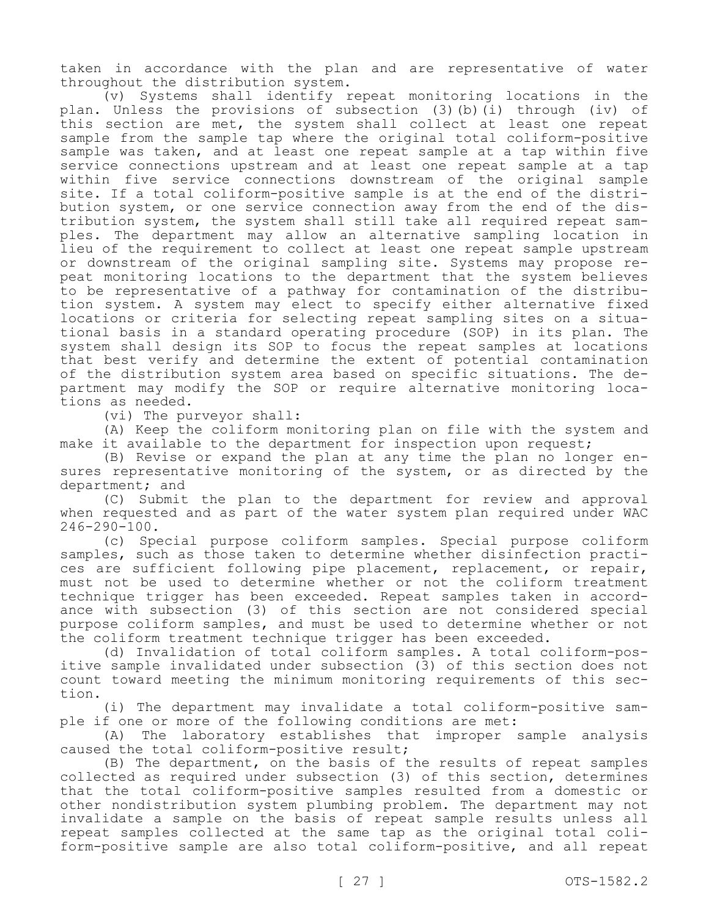taken in accordance with the plan and are representative of water throughout the distribution system.

(v) Systems shall identify repeat monitoring locations in the plan. Unless the provisions of subsection (3)(b)(i) through (iv) of this section are met, the system shall collect at least one repeat sample from the sample tap where the original total coliform-positive sample was taken, and at least one repeat sample at a tap within five service connections upstream and at least one repeat sample at a tap within five service connections downstream of the original sample site. If a total coliform-positive sample is at the end of the distribution system, or one service connection away from the end of the distribution system, the system shall still take all required repeat samples. The department may allow an alternative sampling location in lieu of the requirement to collect at least one repeat sample upstream or downstream of the original sampling site. Systems may propose repeat monitoring locations to the department that the system believes to be representative of a pathway for contamination of the distribution system. A system may elect to specify either alternative fixed locations or criteria for selecting repeat sampling sites on a situational basis in a standard operating procedure (SOP) in its plan. The system shall design its SOP to focus the repeat samples at locations that best verify and determine the extent of potential contamination of the distribution system area based on specific situations. The department may modify the SOP or require alternative monitoring locations as needed.

(vi) The purveyor shall:

(A) Keep the coliform monitoring plan on file with the system and make it available to the department for inspection upon request;

(B) Revise or expand the plan at any time the plan no longer ensures representative monitoring of the system, or as directed by the department; and

(C) Submit the plan to the department for review and approval when requested and as part of the water system plan required under WAC 246-290-100.

(c) Special purpose coliform samples. Special purpose coliform samples, such as those taken to determine whether disinfection practices are sufficient following pipe placement, replacement, or repair, must not be used to determine whether or not the coliform treatment technique trigger has been exceeded. Repeat samples taken in accordance with subsection (3) of this section are not considered special purpose coliform samples, and must be used to determine whether or not the coliform treatment technique trigger has been exceeded.

(d) Invalidation of total coliform samples. A total coliform-positive sample invalidated under subsection (3) of this section does not count toward meeting the minimum monitoring requirements of this section.

(i) The department may invalidate a total coliform-positive sample if one or more of the following conditions are met:

(A) The laboratory establishes that improper sample analysis caused the total coliform-positive result;

(B) The department, on the basis of the results of repeat samples collected as required under subsection (3) of this section, determines that the total coliform-positive samples resulted from a domestic or other nondistribution system plumbing problem. The department may not invalidate a sample on the basis of repeat sample results unless all repeat samples collected at the same tap as the original total coliform-positive sample are also total coliform-positive, and all repeat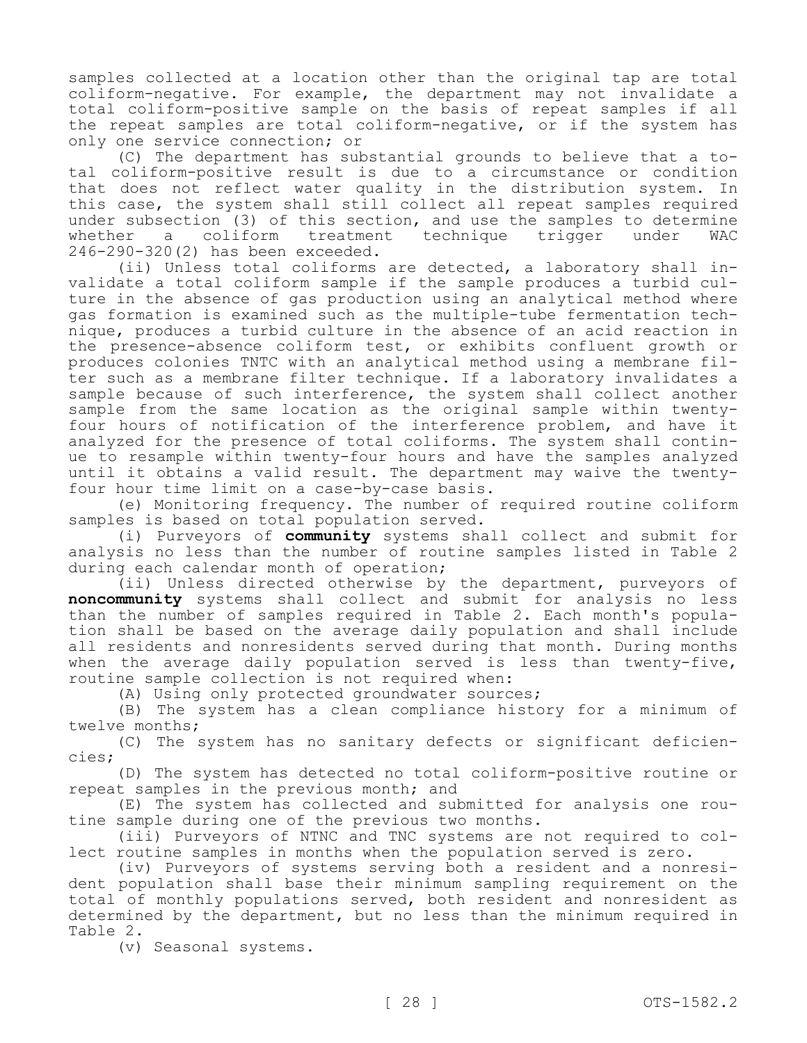samples collected at a location other than the original tap are total coliform-negative. For example, the department may not invalidate a total coliform-positive sample on the basis of repeat samples if all the repeat samples are total coliform-negative, or if the system has only one service connection; or

(C) The department has substantial grounds to believe that a total coliform-positive result is due to a circumstance or condition that does not reflect water quality in the distribution system. In this case, the system shall still collect all repeat samples required under subsection (3) of this section, and use the samples to determine whether a coliform treatment technique trigger under WAC 246-290-320(2) has been exceeded.

(ii) Unless total coliforms are detected, a laboratory shall invalidate a total coliform sample if the sample produces a turbid culture in the absence of gas production using an analytical method where gas formation is examined such as the multiple-tube fermentation technique, produces a turbid culture in the absence of an acid reaction in the presence-absence coliform test, or exhibits confluent growth or produces colonies TNTC with an analytical method using a membrane filter such as a membrane filter technique. If a laboratory invalidates a sample because of such interference, the system shall collect another sample from the same location as the original sample within twenty-four hours of notification of the interference problem, and have it analyzed for the presence of total coliforms. The system shall continue to resample within twenty-four hours and have the samples analyzed until it obtains a valid result. The department may waive the twenty-four hour time limit on a case-by-case basis.

(e) Monitoring frequency. The number of required routine coliform samples is based on total population served.

(i) Purveyors of **community** systems shall collect and submit for analysis no less than the number of routine samples listed in Table 2 during each calendar month of operation;

(ii) Unless directed otherwise by the department, purveyors of **noncommunity** systems shall collect and submit for analysis no less than the number of samples required in Table 2. Each month's population shall be based on the average daily population and shall include all residents and nonresidents served during that month. During months when the average daily population served is less than twenty-five, routine sample collection is not required when:

(A) Using only protected groundwater sources;

(B) The system has a clean compliance history for a minimum of twelve months;

(C) The system has no sanitary defects or significant deficiencies;

(D) The system has detected no total coliform-positive routine or repeat samples in the previous month; and

(E) The system has collected and submitted for analysis one routine sample during one of the previous two months.

(iii) Purveyors of NTNC and TNC systems are not required to collect routine samples in months when the population served is zero.

(iv) Purveyors of systems serving both a resident and a nonresident population shall base their minimum sampling requirement on the total of monthly populations served, both resident and nonresident as determined by the department, but no less than the minimum required in Table 2.

(v) Seasonal systems.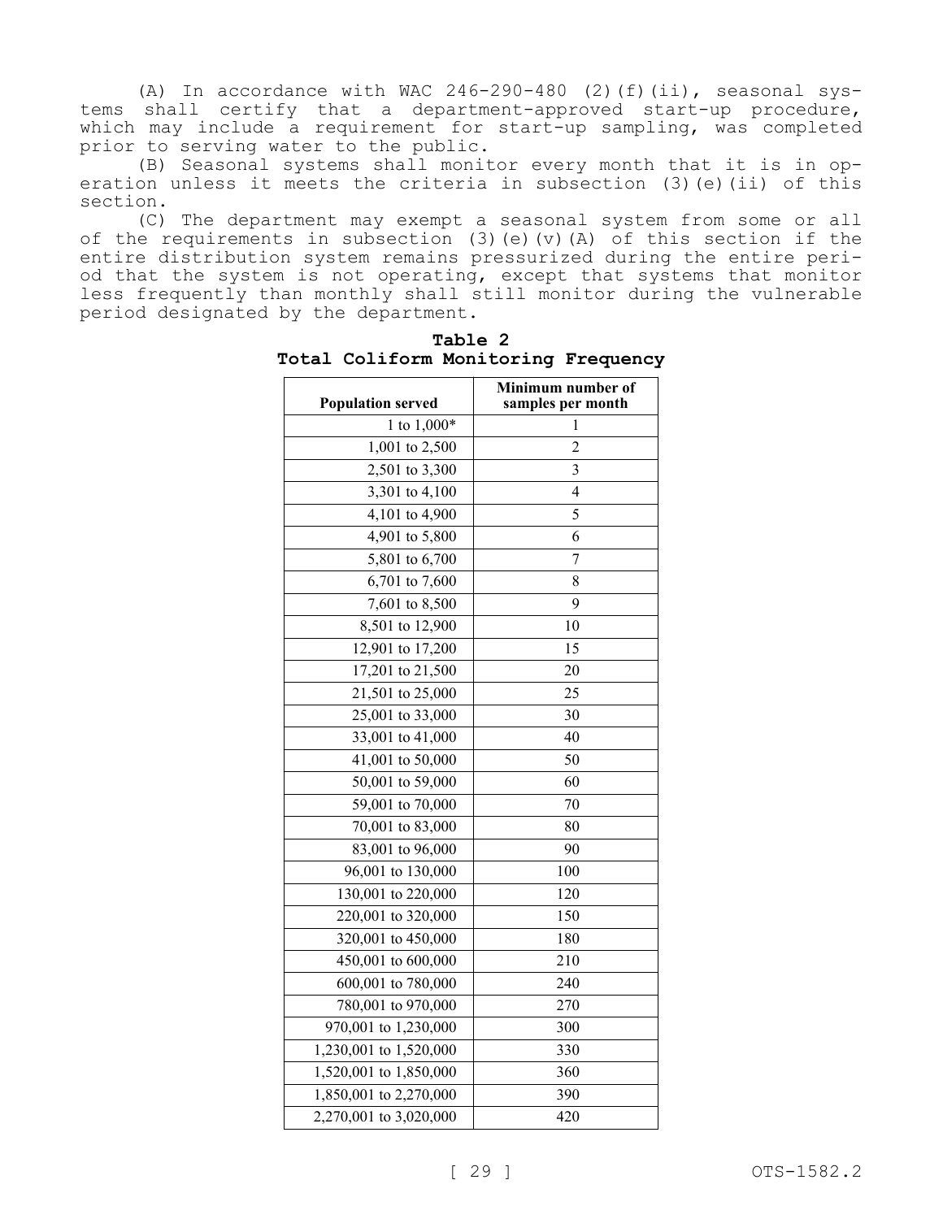(A) In accordance with WAC 246-290-480 (2)(f)(ii), seasonal systems shall certify that a department-approved start-up procedure, which may include a requirement for start-up sampling, was completed prior to serving water to the public.

(B) Seasonal systems shall monitor every month that it is in operation unless it meets the criteria in subsection (3)(e)(ii) of this section.

(C) The department may exempt a seasonal system from some or all of the requirements in subsection (3)(e)(v)(A) of this section if the entire distribution system remains pressurized during the entire period that the system is not operating, except that systems that monitor less frequently than monthly shall still monitor during the vulnerable period designated by the department.

**Table 2**
**Total Coliform Monitoring Frequency**

| Population served | Minimum number of samples per month |
|---|---|
| 1 to 1,000* | 1 |
| 1,001 to 2,500 | 2 |
| 2,501 to 3,300 | 3 |
| 3,301 to 4,100 | 4 |
| 4,101 to 4,900 | 5 |
| 4,901 to 5,800 | 6 |
| 5,801 to 6,700 | 7 |
| 6,701 to 7,600 | 8 |
| 7,601 to 8,500 | 9 |
| 8,501 to 12,900 | 10 |
| 12,901 to 17,200 | 15 |
| 17,201 to 21,500 | 20 |
| 21,501 to 25,000 | 25 |
| 25,001 to 33,000 | 30 |
| 33,001 to 41,000 | 40 |
| 41,001 to 50,000 | 50 |
| 50,001 to 59,000 | 60 |
| 59,001 to 70,000 | 70 |
| 70,001 to 83,000 | 80 |
| 83,001 to 96,000 | 90 |
| 96,001 to 130,000 | 100 |
| 130,001 to 220,000 | 120 |
| 220,001 to 320,000 | 150 |
| 320,001 to 450,000 | 180 |
| 450,001 to 600,000 | 210 |
| 600,001 to 780,000 | 240 |
| 780,001 to 970,000 | 270 |
| 970,001 to 1,230,000 | 300 |
| 1,230,001 to 1,520,000 | 330 |
| 1,520,001 to 1,850,000 | 360 |
| 1,850,001 to 2,270,000 | 390 |
| 2,270,001 to 3,020,000 | 420 |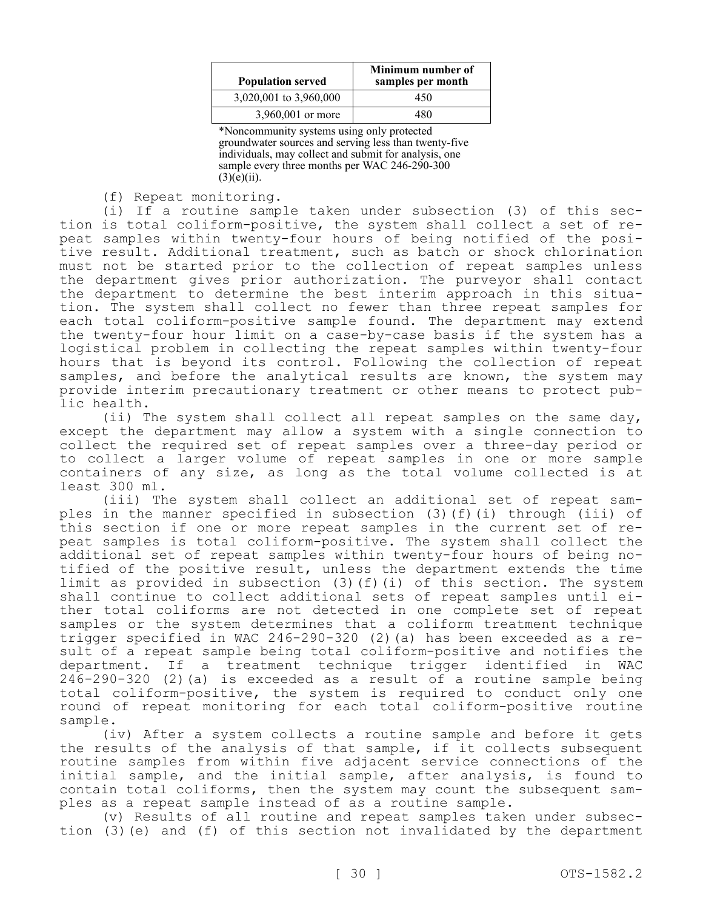| Population served | Minimum number of samples per month |
|---|---|
| 3,020,001 to 3,960,000 | 450 |
| 3,960,001 or more | 480 |

*Noncommunity systems using only protected groundwater sources and serving less than twenty-five individuals, may collect and submit for analysis, one sample every three months per WAC 246-290-300 (3)(e)(ii).

(f) Repeat monitoring.

(i) If a routine sample taken under subsection (3) of this section is total coliform-positive, the system shall collect a set of repeat samples within twenty-four hours of being notified of the positive result. Additional treatment, such as batch or shock chlorination must not be started prior to the collection of repeat samples unless the department gives prior authorization. The purveyor shall contact the department to determine the best interim approach in this situation. The system shall collect no fewer than three repeat samples for each total coliform-positive sample found. The department may extend the twenty-four hour limit on a case-by-case basis if the system has a logistical problem in collecting the repeat samples within twenty-four hours that is beyond its control. Following the collection of repeat samples, and before the analytical results are known, the system may provide interim precautionary treatment or other means to protect public health.

(ii) The system shall collect all repeat samples on the same day, except the department may allow a system with a single connection to collect the required set of repeat samples over a three-day period or to collect a larger volume of repeat samples in one or more sample containers of any size, as long as the total volume collected is at least 300 ml.

(iii) The system shall collect an additional set of repeat samples in the manner specified in subsection (3)(f)(i) through (iii) of this section if one or more repeat samples in the current set of repeat samples is total coliform-positive. The system shall collect the additional set of repeat samples within twenty-four hours of being notified of the positive result, unless the department extends the time limit as provided in subsection (3)(f)(i) of this section. The system shall continue to collect additional sets of repeat samples until either total coliforms are not detected in one complete set of repeat samples or the system determines that a coliform treatment technique trigger specified in WAC 246-290-320 (2)(a) has been exceeded as a result of a repeat sample being total coliform-positive and notifies the department. If a treatment technique trigger identified in WAC 246-290-320 (2)(a) is exceeded as a result of a routine sample being total coliform-positive, the system is required to conduct only one round of repeat monitoring for each total coliform-positive routine sample.

(iv) After a system collects a routine sample and before it gets the results of the analysis of that sample, if it collects subsequent routine samples from within five adjacent service connections of the initial sample, and the initial sample, after analysis, is found to contain total coliforms, then the system may count the subsequent samples as a repeat sample instead of as a routine sample.

(v) Results of all routine and repeat samples taken under subsection (3)(e) and (f) of this section not invalidated by the department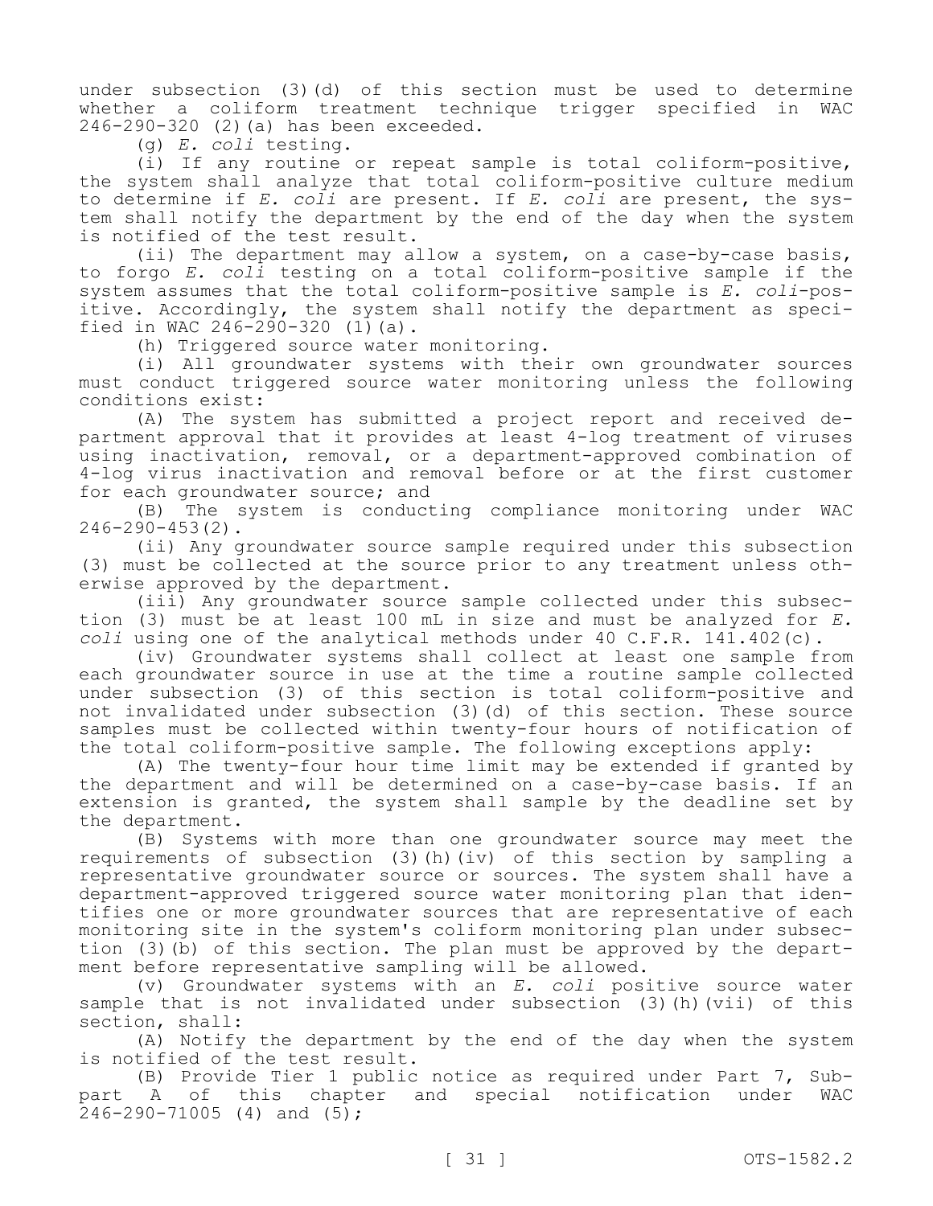under subsection (3)(d) of this section must be used to determine whether a coliform treatment technique trigger specified in WAC 246-290-320 (2)(a) has been exceeded.

(g) *E. coli* testing.

(i) If any routine or repeat sample is total coliform-positive, the system shall analyze that total coliform-positive culture medium to determine if *E. coli* are present. If *E. coli* are present, the system shall notify the department by the end of the day when the system is notified of the test result.

(ii) The department may allow a system, on a case-by-case basis, to forgo *E. coli* testing on a total coliform-positive sample if the system assumes that the total coliform-positive sample is *E. coli*-positive. Accordingly, the system shall notify the department as specified in WAC 246-290-320 (1)(a).

(h) Triggered source water monitoring.

(i) All groundwater systems with their own groundwater sources must conduct triggered source water monitoring unless the following conditions exist:

(A) The system has submitted a project report and received department approval that it provides at least 4-log treatment of viruses using inactivation, removal, or a department-approved combination of 4-log virus inactivation and removal before or at the first customer for each groundwater source; and

(B) The system is conducting compliance monitoring under WAC 246-290-453(2).

(ii) Any groundwater source sample required under this subsection (3) must be collected at the source prior to any treatment unless otherwise approved by the department.

(iii) Any groundwater source sample collected under this subsection (3) must be at least 100 mL in size and must be analyzed for *E. coli* using one of the analytical methods under 40 C.F.R. 141.402(c).

(iv) Groundwater systems shall collect at least one sample from each groundwater source in use at the time a routine sample collected under subsection (3) of this section is total coliform-positive and not invalidated under subsection (3)(d) of this section. These source samples must be collected within twenty-four hours of notification of the total coliform-positive sample. The following exceptions apply:

(A) The twenty-four hour time limit may be extended if granted by the department and will be determined on a case-by-case basis. If an extension is granted, the system shall sample by the deadline set by the department.

(B) Systems with more than one groundwater source may meet the requirements of subsection (3)(h)(iv) of this section by sampling a representative groundwater source or sources. The system shall have a department-approved triggered source water monitoring plan that identifies one or more groundwater sources that are representative of each monitoring site in the system's coliform monitoring plan under subsection (3)(b) of this section. The plan must be approved by the department before representative sampling will be allowed.

(v) Groundwater systems with an *E. coli* positive source water sample that is not invalidated under subsection (3)(h)(vii) of this section, shall:

(A) Notify the department by the end of the day when the system is notified of the test result.

(B) Provide Tier 1 public notice as required under Part 7, Subpart A of this chapter and special notification under WAC 246-290-71005 (4) and (5);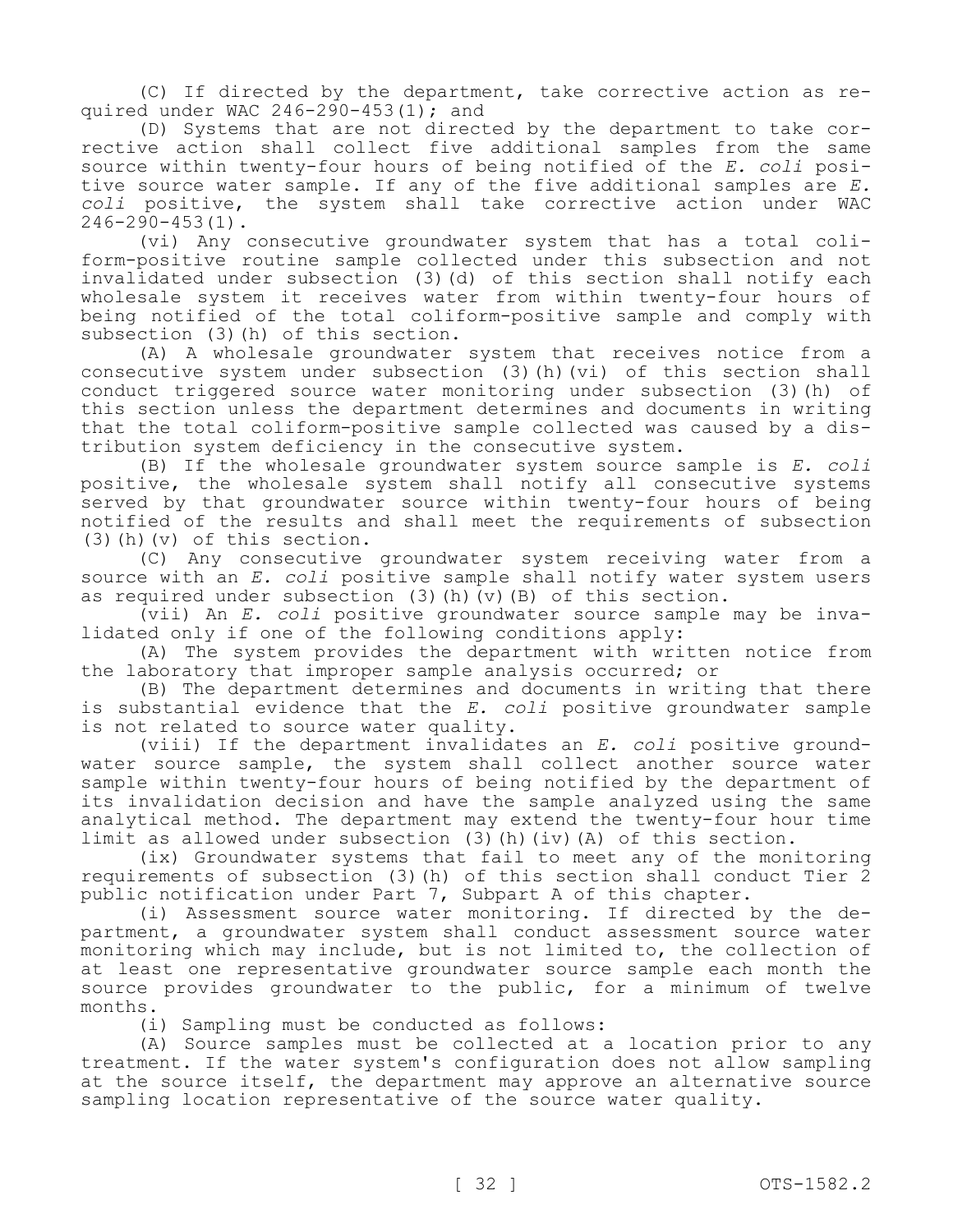(C) If directed by the department, take corrective action as required under WAC 246-290-453(1); and

(D) Systems that are not directed by the department to take corrective action shall collect five additional samples from the same source within twenty-four hours of being notified of the *E. coli* positive source water sample. If any of the five additional samples are *E. coli* positive, the system shall take corrective action under WAC 246-290-453(1).

(vi) Any consecutive groundwater system that has a total coliform-positive routine sample collected under this subsection and not invalidated under subsection (3)(d) of this section shall notify each wholesale system it receives water from within twenty-four hours of being notified of the total coliform-positive sample and comply with subsection (3)(h) of this section.

(A) A wholesale groundwater system that receives notice from a consecutive system under subsection (3)(h)(vi) of this section shall conduct triggered source water monitoring under subsection (3)(h) of this section unless the department determines and documents in writing that the total coliform-positive sample collected was caused by a distribution system deficiency in the consecutive system.

(B) If the wholesale groundwater system source sample is *E. coli* positive, the wholesale system shall notify all consecutive systems served by that groundwater source within twenty-four hours of being notified of the results and shall meet the requirements of subsection (3)(h)(v) of this section.

(C) Any consecutive groundwater system receiving water from a source with an *E. coli* positive sample shall notify water system users as required under subsection (3)(h)(v)(B) of this section.

(vii) An *E. coli* positive groundwater source sample may be invalidated only if one of the following conditions apply:

(A) The system provides the department with written notice from the laboratory that improper sample analysis occurred; or

(B) The department determines and documents in writing that there is substantial evidence that the *E. coli* positive groundwater sample is not related to source water quality.

(viii) If the department invalidates an *E. coli* positive groundwater source sample, the system shall collect another source water sample within twenty-four hours of being notified by the department of its invalidation decision and have the sample analyzed using the same analytical method. The department may extend the twenty-four hour time limit as allowed under subsection (3)(h)(iv)(A) of this section.

(ix) Groundwater systems that fail to meet any of the monitoring requirements of subsection (3)(h) of this section shall conduct Tier 2 public notification under Part 7, Subpart A of this chapter.

(i) Assessment source water monitoring. If directed by the department, a groundwater system shall conduct assessment source water monitoring which may include, but is not limited to, the collection of at least one representative groundwater source sample each month the source provides groundwater to the public, for a minimum of twelve months.

(i) Sampling must be conducted as follows:

(A) Source samples must be collected at a location prior to any treatment. If the water system's configuration does not allow sampling at the source itself, the department may approve an alternative source sampling location representative of the source water quality.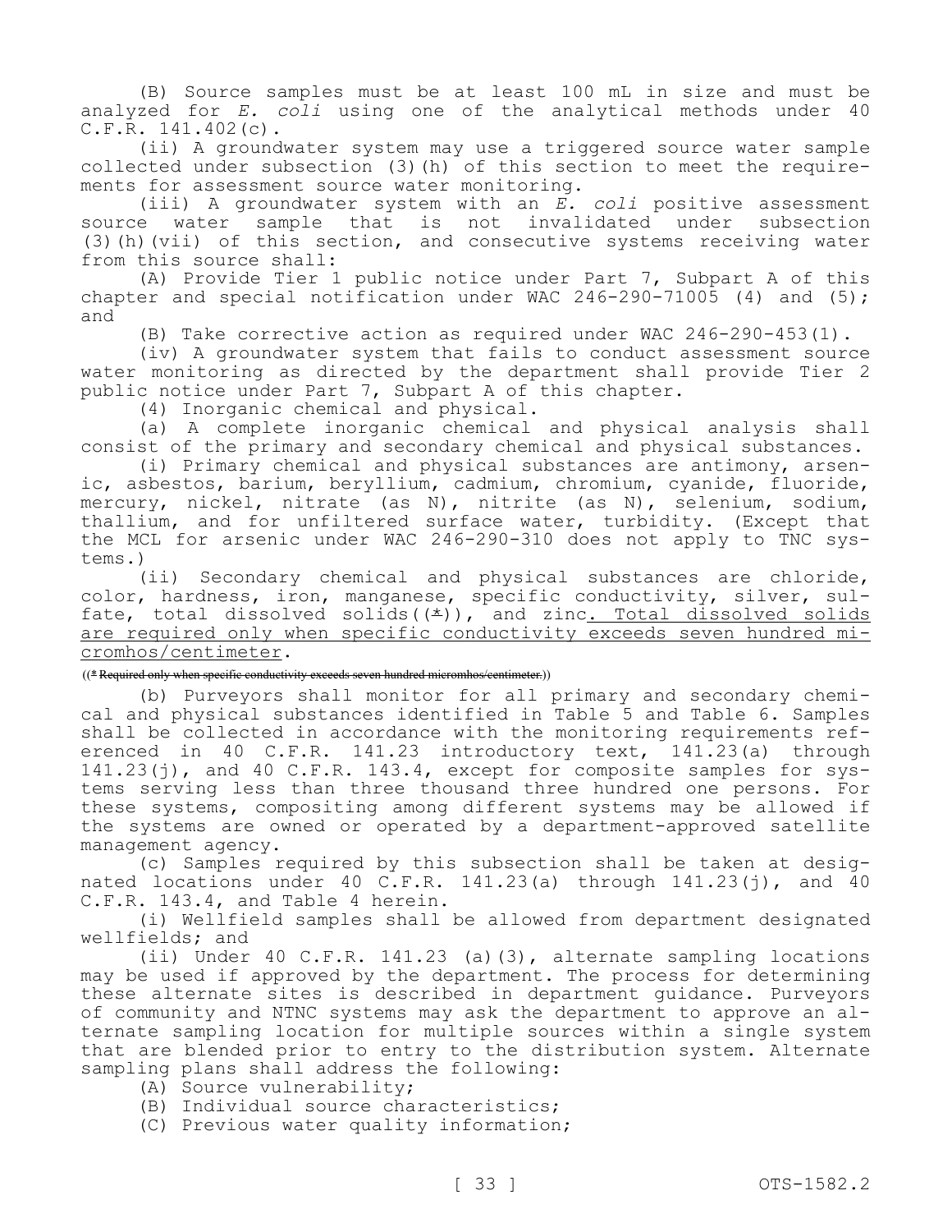(B) Source samples must be at least 100 mL in size and must be analyzed for *E. coli* using one of the analytical methods under 40 C.F.R. 141.402(c).

(ii) A groundwater system may use a triggered source water sample collected under subsection (3)(h) of this section to meet the requirements for assessment source water monitoring.

(iii) A groundwater system with an *E. coli* positive assessment source water sample that is not invalidated under subsection (3)(h)(vii) of this section, and consecutive systems receiving water from this source shall:

(A) Provide Tier 1 public notice under Part 7, Subpart A of this chapter and special notification under WAC 246-290-71005 (4) and (5); and

(B) Take corrective action as required under WAC 246-290-453(1).

(iv) A groundwater system that fails to conduct assessment source water monitoring as directed by the department shall provide Tier 2 public notice under Part 7, Subpart A of this chapter.

(4) Inorganic chemical and physical.

(a) A complete inorganic chemical and physical analysis shall consist of the primary and secondary chemical and physical substances.

(i) Primary chemical and physical substances are antimony, arsenic, asbestos, barium, beryllium, cadmium, chromium, cyanide, fluoride, mercury, nickel, nitrate (as N), nitrite (as N), selenium, sodium, thallium, and for unfiltered surface water, turbidity. (Except that the MCL for arsenic under WAC 246-290-310 does not apply to TNC systems.)

(ii) Secondary chemical and physical substances are chloride, color, hardness, iron, manganese, specific conductivity, silver, sulfate, total dissolved solids((*)), and zinc. Total dissolved solids are required only when specific conductivity exceeds seven hundred micromhos/centimeter.

((~~* Required only when specific conductivity exceeds seven hundred micromhos/centimeter.~~))

(b) Purveyors shall monitor for all primary and secondary chemical and physical substances identified in Table 5 and Table 6. Samples shall be collected in accordance with the monitoring requirements referenced in 40 C.F.R. 141.23 introductory text, 141.23(a) through 141.23(j), and 40 C.F.R. 143.4, except for composite samples for systems serving less than three thousand three hundred one persons. For these systems, compositing among different systems may be allowed if the systems are owned or operated by a department-approved satellite management agency.

(c) Samples required by this subsection shall be taken at designated locations under 40 C.F.R. 141.23(a) through 141.23(j), and 40 C.F.R. 143.4, and Table 4 herein.

(i) Wellfield samples shall be allowed from department designated wellfields; and

(ii) Under 40 C.F.R. 141.23 (a)(3), alternate sampling locations may be used if approved by the department. The process for determining these alternate sites is described in department guidance. Purveyors of community and NTNC systems may ask the department to approve an alternate sampling location for multiple sources within a single system that are blended prior to entry to the distribution system. Alternate sampling plans shall address the following:

(A) Source vulnerability;

(B) Individual source characteristics;

(C) Previous water quality information;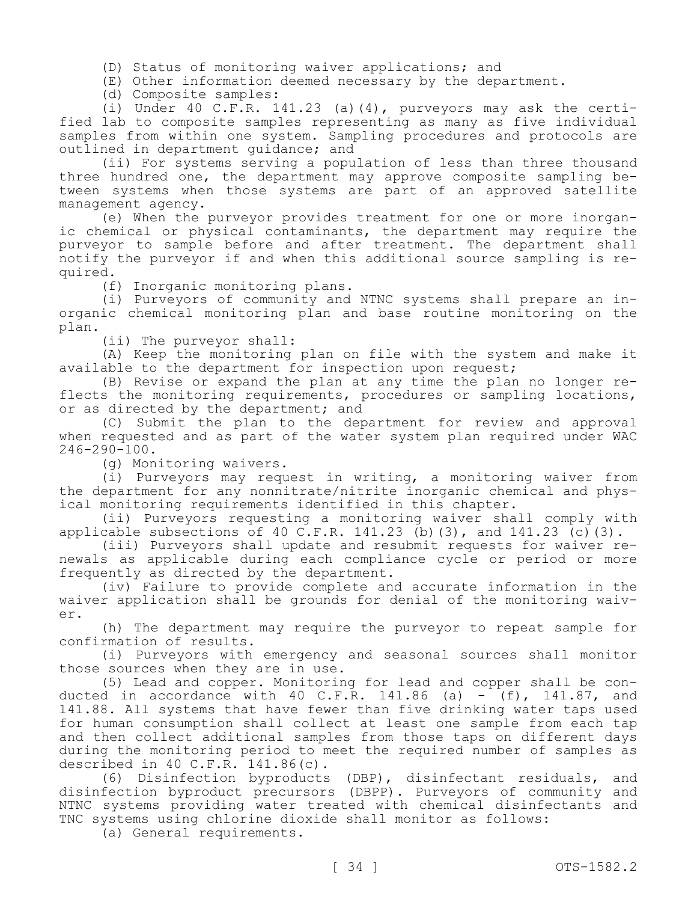(D) Status of monitoring waiver applications; and

(E) Other information deemed necessary by the department.

(d) Composite samples:

(i) Under 40 C.F.R. 141.23 (a)(4), purveyors may ask the certified lab to composite samples representing as many as five individual samples from within one system. Sampling procedures and protocols are outlined in department guidance; and

(ii) For systems serving a population of less than three thousand three hundred one, the department may approve composite sampling between systems when those systems are part of an approved satellite management agency.

(e) When the purveyor provides treatment for one or more inorganic chemical or physical contaminants, the department may require the purveyor to sample before and after treatment. The department shall notify the purveyor if and when this additional source sampling is required.

(f) Inorganic monitoring plans.

(i) Purveyors of community and NTNC systems shall prepare an inorganic chemical monitoring plan and base routine monitoring on the plan.

(ii) The purveyor shall:

(A) Keep the monitoring plan on file with the system and make it available to the department for inspection upon request;

(B) Revise or expand the plan at any time the plan no longer reflects the monitoring requirements, procedures or sampling locations, or as directed by the department; and

(C) Submit the plan to the department for review and approval when requested and as part of the water system plan required under WAC 246-290-100.

(g) Monitoring waivers.

(i) Purveyors may request in writing, a monitoring waiver from the department for any nonnitrate/nitrite inorganic chemical and physical monitoring requirements identified in this chapter.

(ii) Purveyors requesting a monitoring waiver shall comply with applicable subsections of 40 C.F.R. 141.23 (b)(3), and 141.23 (c)(3).

(iii) Purveyors shall update and resubmit requests for waiver renewals as applicable during each compliance cycle or period or more frequently as directed by the department.

(iv) Failure to provide complete and accurate information in the waiver application shall be grounds for denial of the monitoring waiver.

(h) The department may require the purveyor to repeat sample for confirmation of results.

(i) Purveyors with emergency and seasonal sources shall monitor those sources when they are in use.

(5) Lead and copper. Monitoring for lead and copper shall be conducted in accordance with 40 C.F.R. 141.86 (a) - (f), 141.87, and 141.88. All systems that have fewer than five drinking water taps used for human consumption shall collect at least one sample from each tap and then collect additional samples from those taps on different days during the monitoring period to meet the required number of samples as described in 40 C.F.R. 141.86(c).

(6) Disinfection byproducts (DBP), disinfectant residuals, and disinfection byproduct precursors (DBPP). Purveyors of community and NTNC systems providing water treated with chemical disinfectants and TNC systems using chlorine dioxide shall monitor as follows:

(a) General requirements.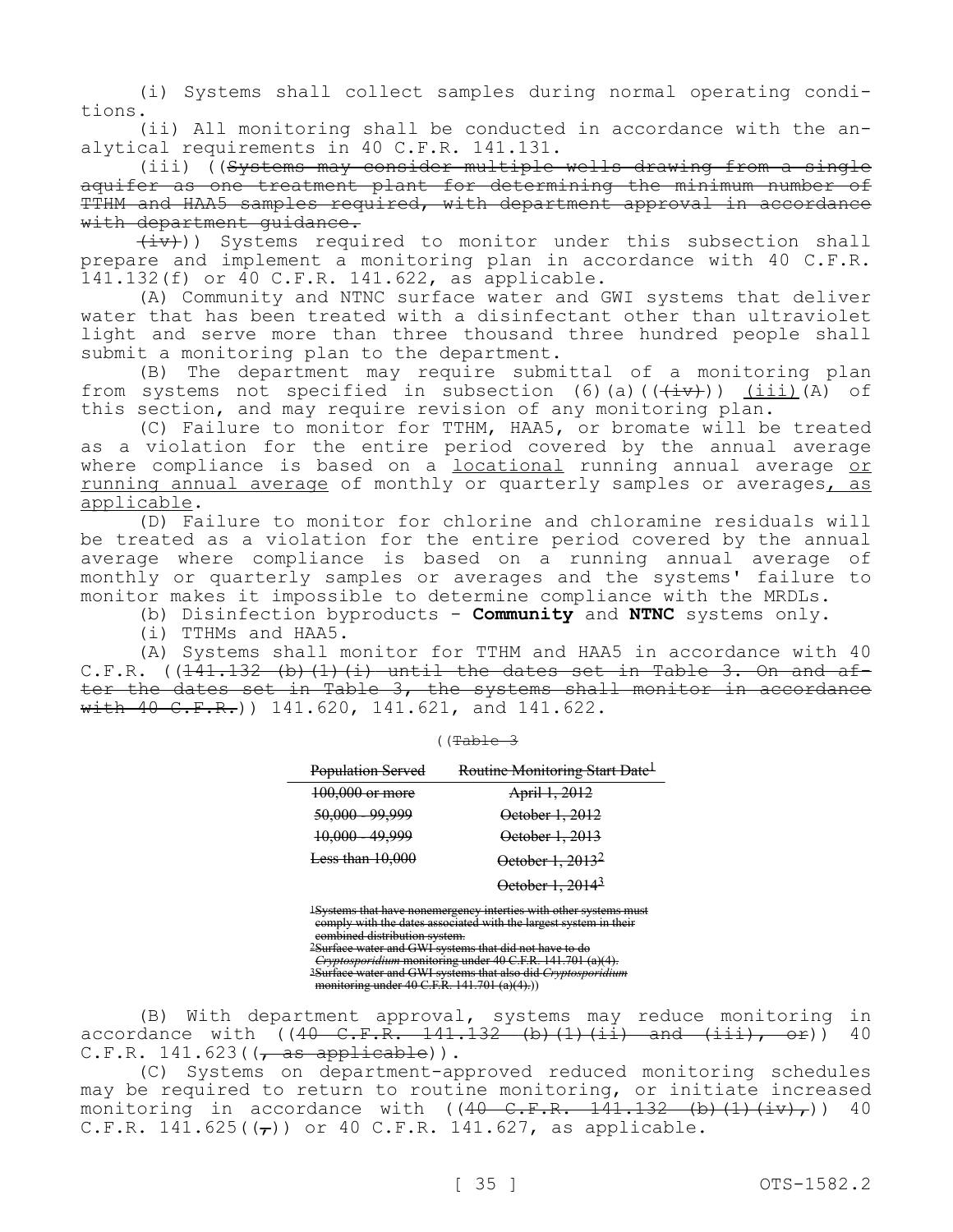(i) Systems shall collect samples during normal operating conditions.

(ii) All monitoring shall be conducted in accordance with the analytical requirements in 40 C.F.R. 141.131.

(iii) ((~~Systems may consider multiple wells drawing from a single aquifer as one treatment plant for determining the minimum number of TTHM and HAA5 samples required, with department approval in accordance with department guidance.~~

~~(iv)~~)) Systems required to monitor under this subsection shall prepare and implement a monitoring plan in accordance with 40 C.F.R. 141.132(f) or 40 C.F.R. 141.622, as applicable.

(A) Community and NTNC surface water and GWI systems that deliver water that has been treated with a disinfectant other than ultraviolet light and serve more than three thousand three hundred people shall submit a monitoring plan to the department.

(B) The department may require submittal of a monitoring plan from systems not specified in subsection (6)(a)((~~(iv)~~)) <u>(iii)</u>(A) of this section, and may require revision of any monitoring plan.

(C) Failure to monitor for TTHM, HAA5, or bromate will be treated as a violation for the entire period covered by the annual average where compliance is based on a <u>locational</u> running annual average <u>or running annual average</u> of monthly or quarterly samples or averages<u>, as applicable</u>.

(D) Failure to monitor for chlorine and chloramine residuals will be treated as a violation for the entire period covered by the annual average where compliance is based on a running annual average of monthly or quarterly samples or averages and the systems' failure to monitor makes it impossible to determine compliance with the MRDLs.

(b) Disinfection byproducts - **Community** and **NTNC** systems only.

(i) TTHMs and HAA5.

(A) Systems shall monitor for TTHM and HAA5 in accordance with 40 C.F.R. ((~~141.132 (b)(1)(i) until the dates set in Table 3. On and after the dates set in Table 3, the systems shall monitor in accordance with 40 C.F.R.~~)) 141.620, 141.621, and 141.622.

((~~Table 3~~

| ~~Population Served~~ | ~~Routine Monitoring Start Date[1]~~ |
|---|---|
| ~~100,000 or more~~ | ~~April 1, 2012~~ |
| ~~50,000 - 99,999~~ | ~~October 1, 2012~~ |
| ~~10,000 - 49,999~~ | ~~October 1, 2013~~ |
| ~~Less than 10,000~~ | ~~October 1, 2013[2]~~ |
| | ~~October 1, 2014[3]~~ |

~~[1]Systems that have nonemergency interties with other systems must comply with the dates associated with the largest system in their combined distribution system.~~
~~[2]Surface water and GWI systems that did not have to do *Cryptosporidium* monitoring under 40 C.F.R. 141.701 (a)(4).~~
~~[3]Surface water and GWI systems that also did *Cryptosporidium* monitoring under 40 C.F.R. 141.701 (a)(4).~~))

(B) With department approval, systems may reduce monitoring in accordance with ((~~40 C.F.R. 141.132 (b)(1)(ii) and (iii), or~~)) 40 C.F.R. 141.623((~~, as applicable~~)).

(C) Systems on department-approved reduced monitoring schedules may be required to return to routine monitoring, or initiate increased monitoring in accordance with ((~~40 C.F.R. 141.132 (b)(1)(iv),~~)) 40 C.F.R. 141.625((~~,~~)) or 40 C.F.R. 141.627, as applicable.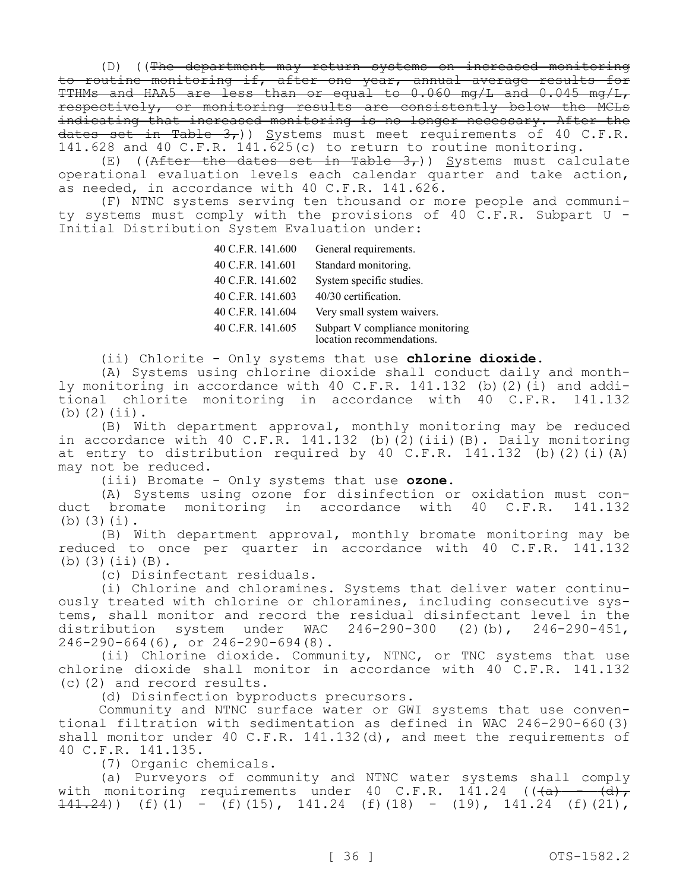(D) ((~~The department may return systems on increased monitoring to routine monitoring if, after one year, annual average results for TTHMs and HAA5 are less than or equal to 0.060 mg/L and 0.045 mg/L, respectively, or monitoring results are consistently below the MCLs indicating that increased monitoring is no longer necessary. After the dates set in Table 3,~~)) Systems must meet requirements of 40 C.F.R. 141.628 and 40 C.F.R. 141.625(c) to return to routine monitoring.

(E) ((~~After the dates set in Table 3,~~)) Systems must calculate operational evaluation levels each calendar quarter and take action, as needed, in accordance with 40 C.F.R. 141.626.

(F) NTNC systems serving ten thousand or more people and community systems must comply with the provisions of 40 C.F.R. Subpart U - Initial Distribution System Evaluation under:

| | |
|---|---|
| 40 C.F.R. 141.600 | General requirements. |
| 40 C.F.R. 141.601 | Standard monitoring. |
| 40 C.F.R. 141.602 | System specific studies. |
| 40 C.F.R. 141.603 | 40/30 certification. |
| 40 C.F.R. 141.604 | Very small system waivers. |
| 40 C.F.R. 141.605 | Subpart V compliance monitoring location recommendations. |

(ii) Chlorite - Only systems that use **chlorine dioxide**.

(A) Systems using chlorine dioxide shall conduct daily and monthly monitoring in accordance with 40 C.F.R. 141.132 (b)(2)(i) and additional chlorite monitoring in accordance with 40 C.F.R. 141.132 (b)(2)(ii).

(B) With department approval, monthly monitoring may be reduced in accordance with 40 C.F.R. 141.132 (b)(2)(iii)(B). Daily monitoring at entry to distribution required by 40 C.F.R. 141.132 (b)(2)(i)(A) may not be reduced.

(iii) Bromate - Only systems that use **ozone**.

(A) Systems using ozone for disinfection or oxidation must conduct bromate monitoring in accordance with 40 C.F.R. 141.132 (b)(3)(i).

(B) With department approval, monthly bromate monitoring may be reduced to once per quarter in accordance with 40 C.F.R. 141.132 (b)(3)(ii)(B).

(c) Disinfectant residuals.

(i) Chlorine and chloramines. Systems that deliver water continuously treated with chlorine or chloramines, including consecutive systems, shall monitor and record the residual disinfectant level in the distribution system under WAC 246-290-300 (2)(b), 246-290-451, 246-290-664(6), or 246-290-694(8).

(ii) Chlorine dioxide. Community, NTNC, or TNC systems that use chlorine dioxide shall monitor in accordance with 40 C.F.R. 141.132 (c)(2) and record results.

(d) Disinfection byproducts precursors.

Community and NTNC surface water or GWI systems that use conventional filtration with sedimentation as defined in WAC 246-290-660(3) shall monitor under 40 C.F.R. 141.132(d), and meet the requirements of 40 C.F.R. 141.135.

(7) Organic chemicals.

(a) Purveyors of community and NTNC water systems shall comply with monitoring requirements under 40 C.F.R. 141.24 ((~~(a) - (d), 141.24~~)) (f)(1) - (f)(15), 141.24 (f)(18) - (19), 141.24 (f)(21),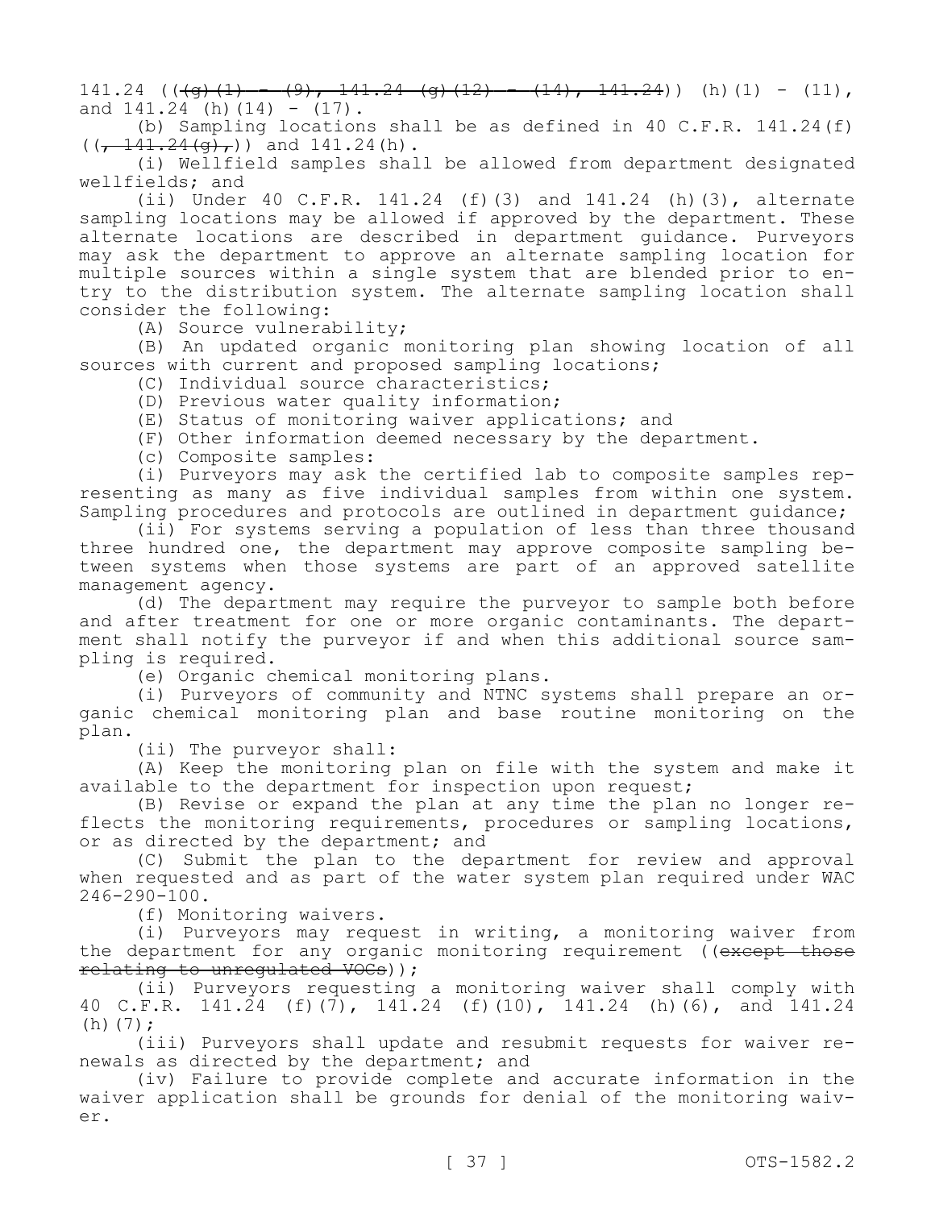141.24 ((~~(g)(1) - (9), 141.24 (g)(12) - (14), 141.24~~)) (h)(1) - (11), and 141.24 (h)(14) - (17).

(b) Sampling locations shall be as defined in 40 C.F.R. 141.24(f) ((~~, 141.24(g),~~)) and 141.24(h).

(i) Wellfield samples shall be allowed from department designated wellfields; and

(ii) Under 40 C.F.R. 141.24 (f)(3) and 141.24 (h)(3), alternate sampling locations may be allowed if approved by the department. These alternate locations are described in department guidance. Purveyors may ask the department to approve an alternate sampling location for multiple sources within a single system that are blended prior to entry to the distribution system. The alternate sampling location shall consider the following:

(A) Source vulnerability;

(B) An updated organic monitoring plan showing location of all sources with current and proposed sampling locations;

(C) Individual source characteristics;

(D) Previous water quality information;

(E) Status of monitoring waiver applications; and

(F) Other information deemed necessary by the department.

(c) Composite samples:

(i) Purveyors may ask the certified lab to composite samples representing as many as five individual samples from within one system. Sampling procedures and protocols are outlined in department guidance;

(ii) For systems serving a population of less than three thousand three hundred one, the department may approve composite sampling between systems when those systems are part of an approved satellite management agency.

(d) The department may require the purveyor to sample both before and after treatment for one or more organic contaminants. The department shall notify the purveyor if and when this additional source sampling is required.

(e) Organic chemical monitoring plans.

(i) Purveyors of community and NTNC systems shall prepare an organic chemical monitoring plan and base routine monitoring on the plan.

(ii) The purveyor shall:

(A) Keep the monitoring plan on file with the system and make it available to the department for inspection upon request;

(B) Revise or expand the plan at any time the plan no longer reflects the monitoring requirements, procedures or sampling locations, or as directed by the department; and

(C) Submit the plan to the department for review and approval when requested and as part of the water system plan required under WAC 246-290-100.

(f) Monitoring waivers.

(i) Purveyors may request in writing, a monitoring waiver from the department for any organic monitoring requirement ((~~except those relating to unregulated VOCs~~));

(ii) Purveyors requesting a monitoring waiver shall comply with 40 C.F.R. 141.24 (f)(7), 141.24 (f)(10), 141.24 (h)(6), and 141.24 (h)(7);

(iii) Purveyors shall update and resubmit requests for waiver renewals as directed by the department; and

(iv) Failure to provide complete and accurate information in the waiver application shall be grounds for denial of the monitoring waiver.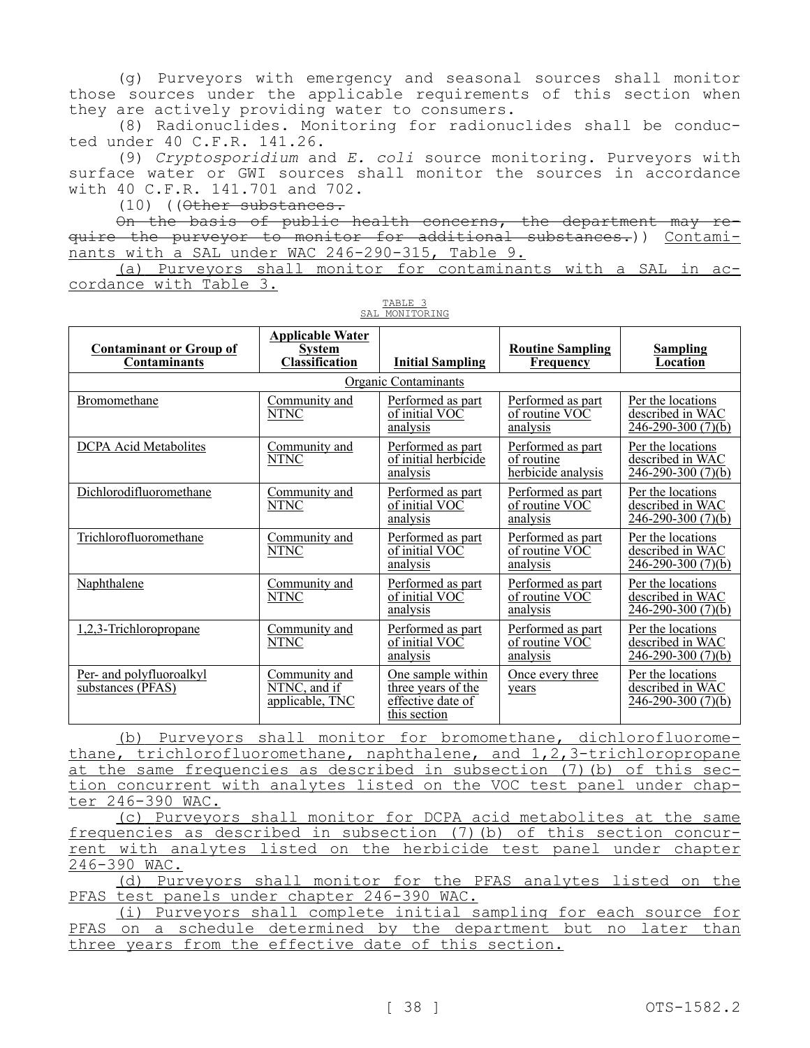(g) Purveyors with emergency and seasonal sources shall monitor those sources under the applicable requirements of this section when they are actively providing water to consumers.

(8) Radionuclides. Monitoring for radionuclides shall be conducted under 40 C.F.R. 141.26.

(9) *Cryptosporidium* and *E. coli* source monitoring. Purveyors with surface water or GWI sources shall monitor the sources in accordance with 40 C.F.R. 141.701 and 702.

(10) ((~~Other substances.~~

~~On the basis of public health concerns, the department may require the purveyor to monitor for additional substances.~~)) Contaminants with a SAL under WAC 246-290-315, Table 9.

(a) Purveyors shall monitor for contaminants with a SAL in accordance with Table 3.

TABLE 3
SAL MONITORING

| Contaminant or Group of Contaminants | Applicable Water System Classification | Initial Sampling | Routine Sampling Frequency | Sampling Location |
|---|---|---|---|---|
| Organic Contaminants | | | | |
| Bromomethane | Community and NTNC | Performed as part of initial VOC analysis | Performed as part of routine VOC analysis | Per the locations described in WAC 246-290-300 (7)(b) |
| DCPA Acid Metabolites | Community and NTNC | Performed as part of initial herbicide analysis | Performed as part of routine herbicide analysis | Per the locations described in WAC 246-290-300 (7)(b) |
| Dichlorodifluoromethane | Community and NTNC | Performed as part of initial VOC analysis | Performed as part of routine VOC analysis | Per the locations described in WAC 246-290-300 (7)(b) |
| Trichlorofluoromethane | Community and NTNC | Performed as part of initial VOC analysis | Performed as part of routine VOC analysis | Per the locations described in WAC 246-290-300 (7)(b) |
| Naphthalene | Community and NTNC | Performed as part of initial VOC analysis | Performed as part of routine VOC analysis | Per the locations described in WAC 246-290-300 (7)(b) |
| 1,2,3-Trichloropropane | Community and NTNC | Performed as part of initial VOC analysis | Performed as part of routine VOC analysis | Per the locations described in WAC 246-290-300 (7)(b) |
| Per- and polyfluoroalkyl substances (PFAS) | Community and NTNC, and if applicable, TNC | One sample within three years of the effective date of this section | Once every three years | Per the locations described in WAC 246-290-300 (7)(b) |

(b) Purveyors shall monitor for bromomethane, dichlorofluoromethane, trichlorofluoromethane, naphthalene, and 1,2,3-trichloropropane at the same frequencies as described in subsection (7)(b) of this section concurrent with analytes listed on the VOC test panel under chapter 246-390 WAC.

(c) Purveyors shall monitor for DCPA acid metabolites at the same frequencies as described in subsection (7)(b) of this section concurrent with analytes listed on the herbicide test panel under chapter 246-390 WAC.

(d) Purveyors shall monitor for the PFAS analytes listed on the PFAS test panels under chapter 246-390 WAC.

(i) Purveyors shall complete initial sampling for each source for PFAS on a schedule determined by the department but no later than three years from the effective date of this section.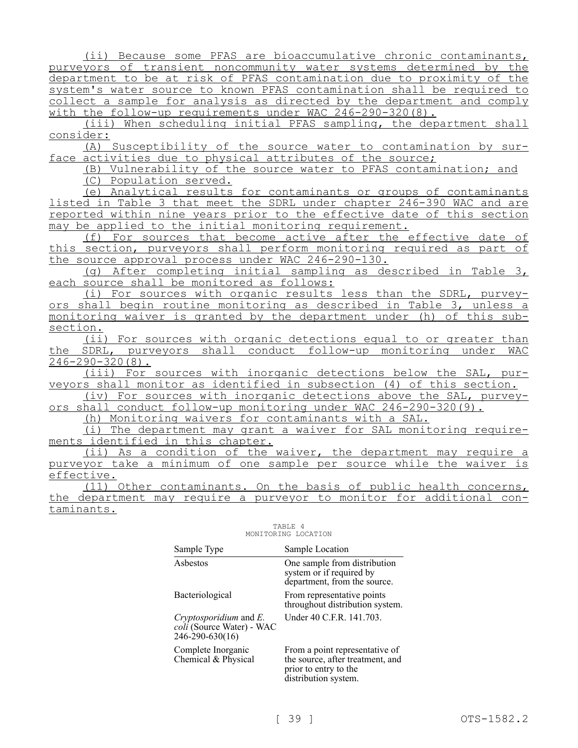(ii) Because some PFAS are bioaccumulative chronic contaminants, purveyors of transient noncommunity water systems determined by the department to be at risk of PFAS contamination due to proximity of the system's water source to known PFAS contamination shall be required to collect a sample for analysis as directed by the department and comply with the follow-up requirements under WAC 246-290-320(8).

(iii) When scheduling initial PFAS sampling, the department shall consider:

(A) Susceptibility of the source water to contamination by surface activities due to physical attributes of the source;

(B) Vulnerability of the source water to PFAS contamination; and

(C) Population served.

(e) Analytical results for contaminants or groups of contaminants listed in Table 3 that meet the SDRL under chapter 246-390 WAC and are reported within nine years prior to the effective date of this section may be applied to the initial monitoring requirement.

(f) For sources that become active after the effective date of this section, purveyors shall perform monitoring required as part of the source approval process under WAC 246-290-130.

(g) After completing initial sampling as described in Table 3, each source shall be monitored as follows:

(i) For sources with organic results less than the SDRL, purveyors shall begin routine monitoring as described in Table 3, unless a monitoring waiver is granted by the department under (h) of this subsection.

(ii) For sources with organic detections equal to or greater than the SDRL, purveyors shall conduct follow-up monitoring under WAC 246-290-320(8).

(iii) For sources with inorganic detections below the SAL, purveyors shall monitor as identified in subsection (4) of this section.

(iv) For sources with inorganic detections above the SAL, purveyors shall conduct follow-up monitoring under WAC 246-290-320(9).

(h) Monitoring waivers for contaminants with a SAL.

(i) The department may grant a waiver for SAL monitoring requirements identified in this chapter.

(ii) As a condition of the waiver, the department may require a purveyor take a minimum of one sample per source while the waiver is effective.

(11) Other contaminants. On the basis of public health concerns, the department may require a purveyor to monitor for additional contaminants.

TABLE 4
MONITORING LOCATION

| Sample Type | Sample Location |
|---|---|
| Asbestos | One sample from distribution system or if required by department, from the source. |
| Bacteriological | From representative points throughout distribution system. |
| *Cryptosporidium* and *E. coli* (Source Water) - WAC 246-290-630(16) | Under 40 C.F.R. 141.703. |
| Complete Inorganic Chemical & Physical | From a point representative of the source, after treatment, and prior to entry to the distribution system. |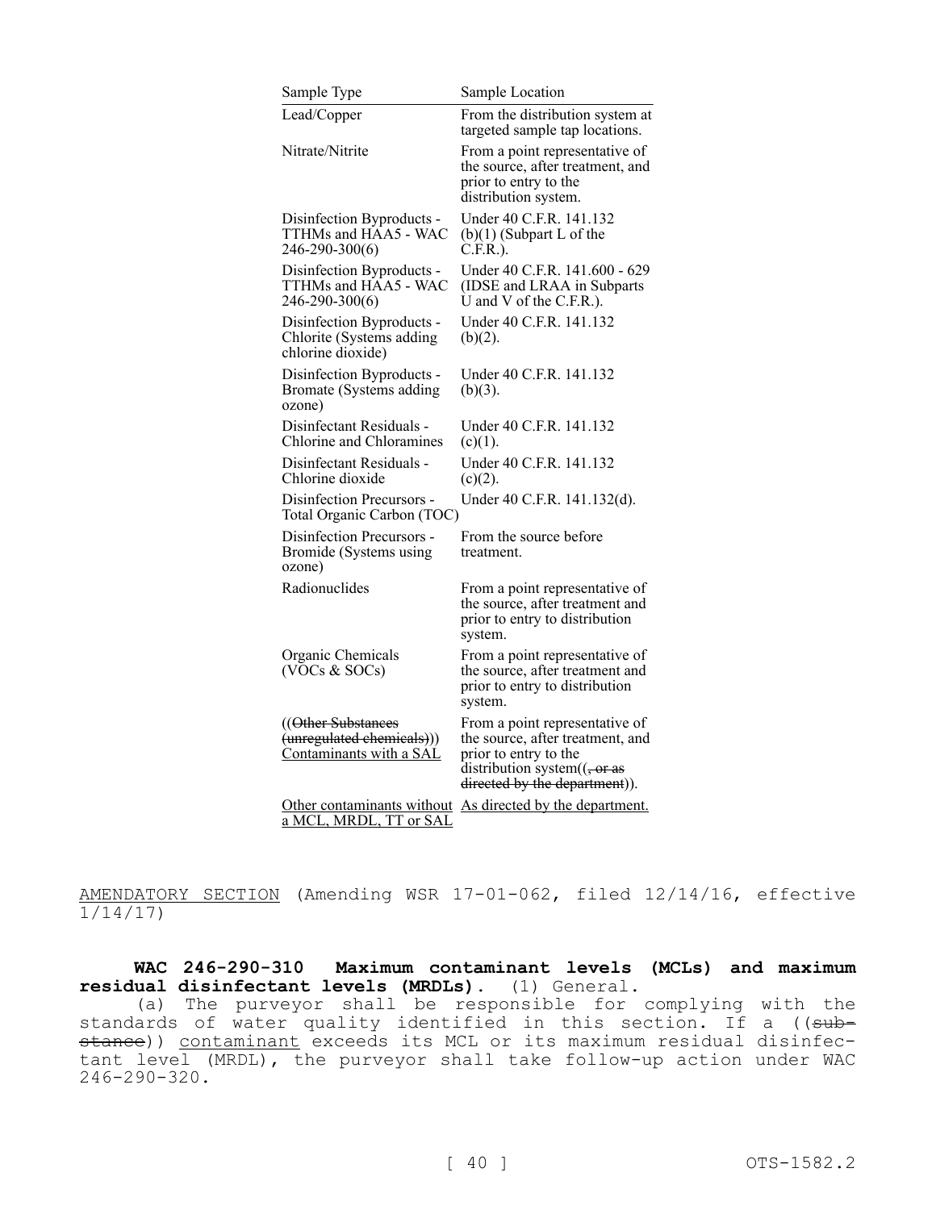| Sample Type | Sample Location |
|---|---|
| Lead/Copper | From the distribution system at targeted sample tap locations. |
| Nitrate/Nitrite | From a point representative of the source, after treatment, and prior to entry to the distribution system. |
| Disinfection Byproducts - TTHMs and HAA5 - WAC 246-290-300(6) | Under 40 C.F.R. 141.132 (b)(1) (Subpart L of the C.F.R.). |
| Disinfection Byproducts - TTHMs and HAA5 - WAC 246-290-300(6) | Under 40 C.F.R. 141.600 - 629 (IDSE and LRAA in Subparts U and V of the C.F.R.). |
| Disinfection Byproducts - Chlorite (Systems adding chlorine dioxide) | Under 40 C.F.R. 141.132 (b)(2). |
| Disinfection Byproducts - Bromate (Systems adding ozone) | Under 40 C.F.R. 141.132 (b)(3). |
| Disinfectant Residuals - Chlorine and Chloramines | Under 40 C.F.R. 141.132 (c)(1). |
| Disinfectant Residuals - Chlorine dioxide | Under 40 C.F.R. 141.132 (c)(2). |
| Disinfection Precursors - Total Organic Carbon (TOC) | Under 40 C.F.R. 141.132(d). |
| Disinfection Precursors - Bromide (Systems using ozone) | From the source before treatment. |
| Radionuclides | From a point representative of the source, after treatment and prior to entry to distribution system. |
| Organic Chemicals (VOCs & SOCs) | From a point representative of the source, after treatment and prior to entry to distribution system. |
| ((~~Other Substances (unregulated chemicals)~~)) Contaminants with a SAL | From a point representative of the source, after treatment, and prior to entry to the distribution system((~~, or as directed by the department~~)). |
| Other contaminants without a MCL, MRDL, TT or SAL | As directed by the department. |

AMENDATORY SECTION (Amending WSR 17-01-062, filed 12/14/16, effective 1/14/17)

**WAC 246-290-310 Maximum contaminant levels (MCLs) and maximum residual disinfectant levels (MRDLs).** (1) General.

(a) The purveyor shall be responsible for complying with the standards of water quality identified in this section. If a ((~~substance~~)) contaminant exceeds its MCL or its maximum residual disinfectant level (MRDL), the purveyor shall take follow-up action under WAC 246-290-320.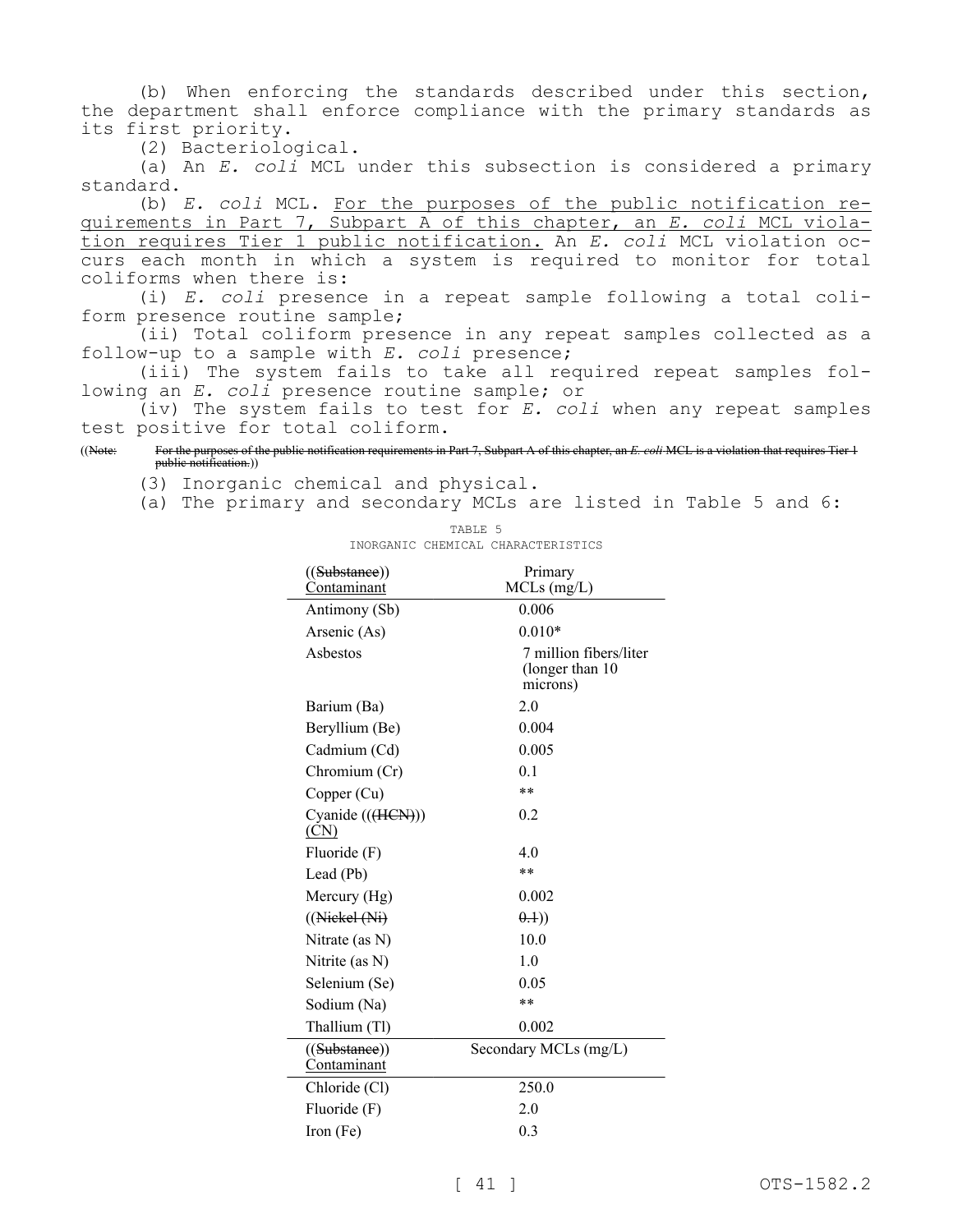(b) When enforcing the standards described under this section, the department shall enforce compliance with the primary standards as its first priority.

(2) Bacteriological.

(a) An *E. coli* MCL under this subsection is considered a primary standard.

(b) *E. coli* MCL. <u>For the purposes of the public notification requirements in Part 7, Subpart A of this chapter, an *E. coli* MCL violation requires Tier 1 public notification.</u> An *E. coli* MCL violation occurs each month in which a system is required to monitor for total coliforms when there is:

(i) *E. coli* presence in a repeat sample following a total coliform presence routine sample;

(ii) Total coliform presence in any repeat samples collected as a follow-up to a sample with *E. coli* presence;

(iii) The system fails to take all required repeat samples following an *E. coli* presence routine sample; or

(iv) The system fails to test for *E. coli* when any repeat samples test positive for total coliform.

((~~Note: For the purposes of the public notification requirements in Part 7, Subpart A of this chapter, an *E. coli* MCL is a violation that requires Tier 1 public notification.~~))

(3) Inorganic chemical and physical.

(a) The primary and secondary MCLs are listed in Table 5 and 6:

TABLE 5
INORGANIC CHEMICAL CHARACTERISTICS

| ((~~Substance~~)) <u>Contaminant</u> | Primary MCLs (mg/L) |
|---|---|
| Antimony (Sb) | 0.006 |
| Arsenic (As) | 0.010* |
| Asbestos | 7 million fibers/liter (longer than 10 microns) |
| Barium (Ba) | 2.0 |
| Beryllium (Be) | 0.004 |
| Cadmium (Cd) | 0.005 |
| Chromium (Cr) | 0.1 |
| Copper (Cu) | ** |
| Cyanide (((~~HCN~~))) <u>(CN)</u> | 0.2 |
| Fluoride (F) | 4.0 |
| Lead (Pb) | ** |
| Mercury (Hg) | 0.002 |
| ((~~Nickel (Ni)~~ | ~~0.1~~)) |
| Nitrate (as N) | 10.0 |
| Nitrite (as N) | 1.0 |
| Selenium (Se) | 0.05 |
| Sodium (Na) | ** |
| Thallium (Tl) | 0.002 |
| **((~~Substance~~)) <u>Contaminant</u>** | **Secondary MCLs (mg/L)** |
| Chloride (Cl) | 250.0 |
| Fluoride (F) | 2.0 |
| Iron (Fe) | 0.3 |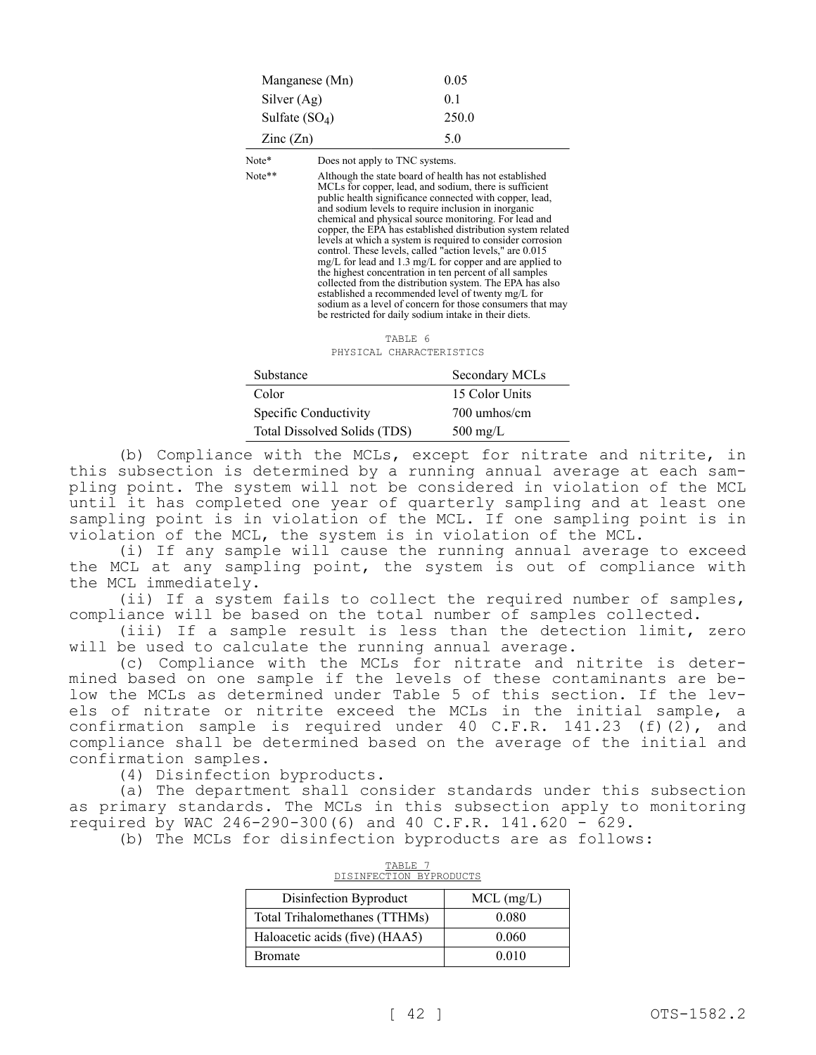| Manganese (Mn) | 0.05 |
|---|---|
| Silver (Ag) | 0.1 |
| Sulfate ($SO_4$) | 250.0 |
| Zinc (Zn) | 5.0 |

Note* Does not apply to TNC systems.

Note** Although the state board of health has not established MCLs for copper, lead, and sodium, there is sufficient public health significance connected with copper, lead, and sodium levels to require inclusion in inorganic chemical and physical source monitoring. For lead and copper, the EPA has established distribution system related levels at which a system is required to consider corrosion control. These levels, called "action levels," are 0.015 mg/L for lead and 1.3 mg/L for copper and are applied to the highest concentration in ten percent of all samples collected from the distribution system. The EPA has also established a recommended level of twenty mg/L for sodium as a level of concern for those consumers that may be restricted for daily sodium intake in their diets.

TABLE 6
PHYSICAL CHARACTERISTICS

| Substance | Secondary MCLs |
|---|---|
| Color | 15 Color Units |
| Specific Conductivity | 700 umhos/cm |
| Total Dissolved Solids (TDS) | 500 mg/L |

(b) Compliance with the MCLs, except for nitrate and nitrite, in this subsection is determined by a running annual average at each sampling point. The system will not be considered in violation of the MCL until it has completed one year of quarterly sampling and at least one sampling point is in violation of the MCL. If one sampling point is in violation of the MCL, the system is in violation of the MCL.

(i) If any sample will cause the running annual average to exceed the MCL at any sampling point, the system is out of compliance with the MCL immediately.

(ii) If a system fails to collect the required number of samples, compliance will be based on the total number of samples collected.

(iii) If a sample result is less than the detection limit, zero will be used to calculate the running annual average.

(c) Compliance with the MCLs for nitrate and nitrite is determined based on one sample if the levels of these contaminants are below the MCLs as determined under Table 5 of this section. If the levels of nitrate or nitrite exceed the MCLs in the initial sample, a confirmation sample is required under 40 C.F.R. 141.23 (f)(2), and compliance shall be determined based on the average of the initial and confirmation samples.

(4) Disinfection byproducts.

(a) The department shall consider standards under this subsection as primary standards. The MCLs in this subsection apply to monitoring required by WAC 246-290-300(6) and 40 C.F.R. 141.620 - 629.

(b) The MCLs for disinfection byproducts are as follows:

TABLE 7
DISINFECTION BYPRODUCTS

| Disinfection Byproduct | MCL (mg/L) |
|---|---|
| Total Trihalomethanes (TTHMs) | 0.080 |
| Haloacetic acids (five) (HAA5) | 0.060 |
| Bromate | 0.010 |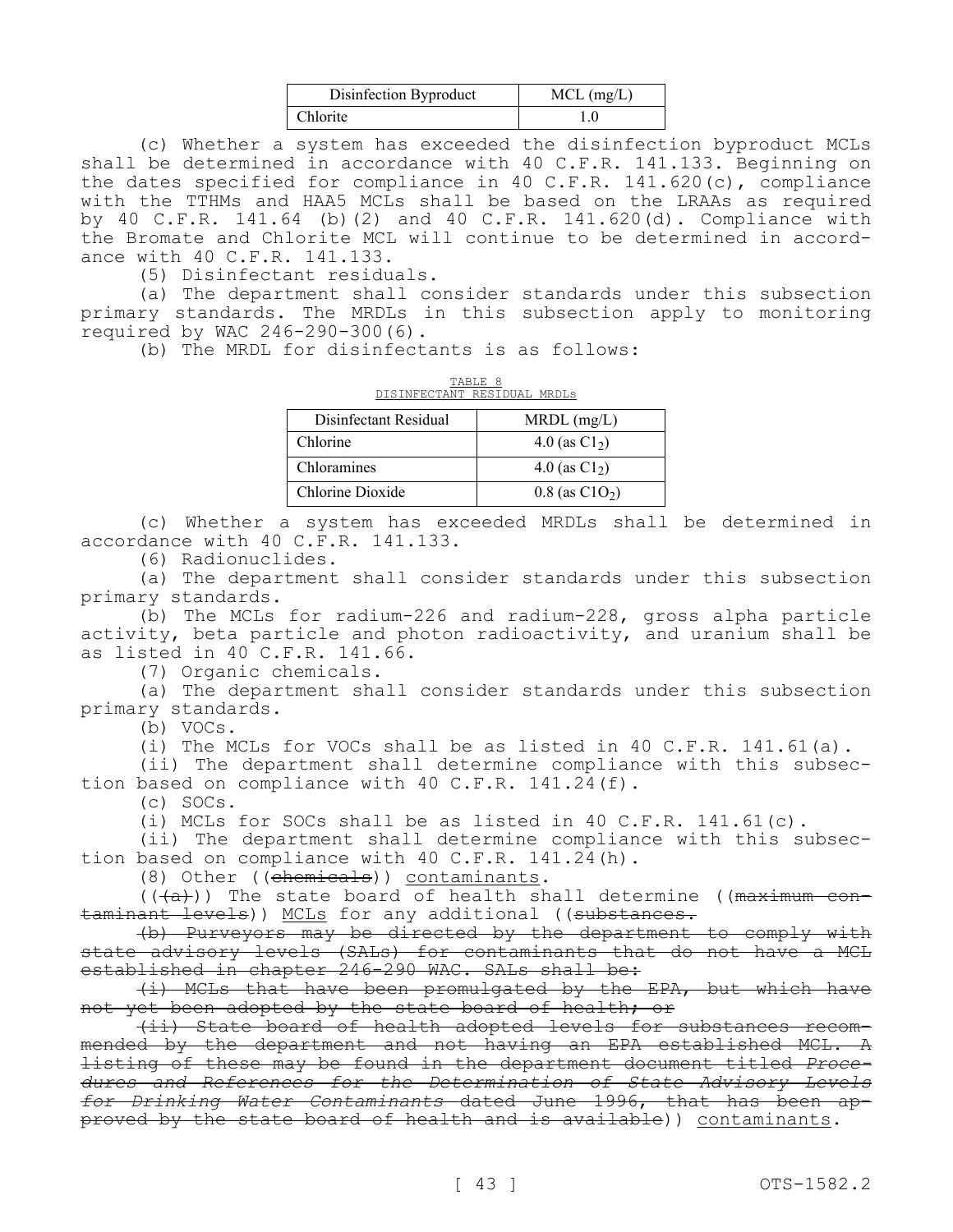| Disinfection Byproduct | MCL (mg/L) |
|---|---|
| Chlorite | 1.0 |

(c) Whether a system has exceeded the disinfection byproduct MCLs shall be determined in accordance with 40 C.F.R. 141.133. Beginning on the dates specified for compliance in 40 C.F.R. 141.620(c), compliance with the TTHMs and HAA5 MCLs shall be based on the LRAAs as required by 40 C.F.R. 141.64 (b)(2) and 40 C.F.R. 141.620(d). Compliance with the Bromate and Chlorite MCL will continue to be determined in accordance with 40 C.F.R. 141.133.

(5) Disinfectant residuals.

(a) The department shall consider standards under this subsection primary standards. The MRDLs in this subsection apply to monitoring required by WAC 246-290-300(6).

(b) The MRDL for disinfectants is as follows:

<u>TABLE 8</u>
<u>DISINFECTANT RESIDUAL MRDLs</u>

| Disinfectant Residual | MRDL (mg/L) |
|---|---|
| Chlorine | 4.0 (as $Cl_2$) |
| Chloramines | 4.0 (as $Cl_2$) |
| Chlorine Dioxide | 0.8 (as $ClO_2$) |

(c) Whether a system has exceeded MRDLs shall be determined in accordance with 40 C.F.R. 141.133.

(6) Radionuclides.

(a) The department shall consider standards under this subsection primary standards.

(b) The MCLs for radium-226 and radium-228, gross alpha particle activity, beta particle and photon radioactivity, and uranium shall be as listed in 40 C.F.R. 141.66.

(7) Organic chemicals.

(a) The department shall consider standards under this subsection primary standards.

(b) VOCs.

(i) The MCLs for VOCs shall be as listed in 40 C.F.R. 141.61(a).

(ii) The department shall determine compliance with this subsection based on compliance with 40 C.F.R. 141.24(f).

(c) SOCs.

(i) MCLs for SOCs shall be as listed in 40 C.F.R. 141.61(c).

(ii) The department shall determine compliance with this subsection based on compliance with 40 C.F.R. 141.24(h).

(8) Other ((~~chemicals~~)) <u>contaminants</u>.

((~~(a)~~)) The state board of health shall determine ((~~maximum contaminant levels~~)) <u>MCLs</u> for any additional ((~~substances.~~

~~(b) Purveyors may be directed by the department to comply with state advisory levels (SALs) for contaminants that do not have a MCL established in chapter 246-290 WAC. SALs shall be:~~

~~(i) MCLs that have been promulgated by the EPA, but which have not yet been adopted by the state board of health; or~~

~~(ii) State board of health adopted levels for substances recommended by the department and not having an EPA established MCL. A listing of these may be found in the department document titled *Procedures and References for the Determination of State Advisory Levels for Drinking Water Contaminants* dated June 1996, that has been approved by the state board of health and is available~~)) <u>contaminants</u>.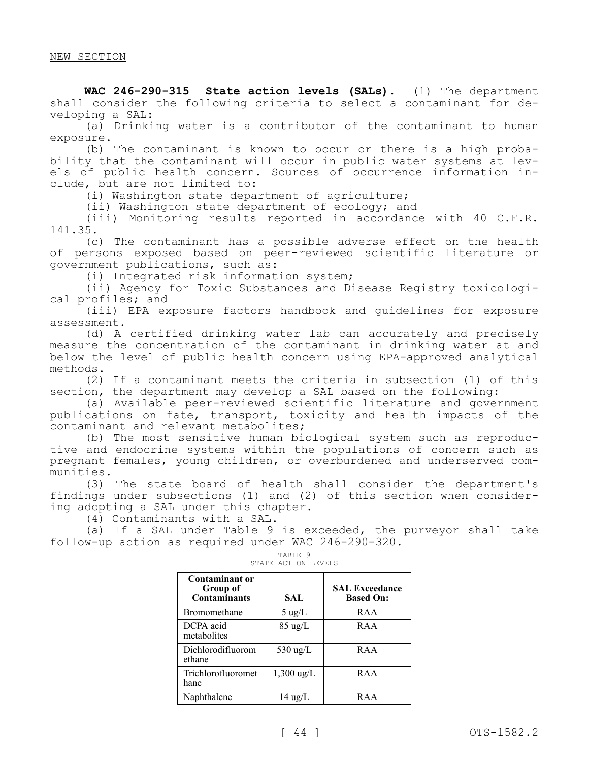NEW SECTION

**WAC 246-290-315 State action levels (SALs).** (1) The department shall consider the following criteria to select a contaminant for developing a SAL:

(a) Drinking water is a contributor of the contaminant to human exposure.

(b) The contaminant is known to occur or there is a high probability that the contaminant will occur in public water systems at levels of public health concern. Sources of occurrence information include, but are not limited to:

(i) Washington state department of agriculture;

(ii) Washington state department of ecology; and

(iii) Monitoring results reported in accordance with 40 C.F.R. 141.35.

(c) The contaminant has a possible adverse effect on the health of persons exposed based on peer-reviewed scientific literature or government publications, such as:

(i) Integrated risk information system;

(ii) Agency for Toxic Substances and Disease Registry toxicological profiles; and

(iii) EPA exposure factors handbook and guidelines for exposure assessment.

(d) A certified drinking water lab can accurately and precisely measure the concentration of the contaminant in drinking water at and below the level of public health concern using EPA-approved analytical methods.

(2) If a contaminant meets the criteria in subsection (1) of this section, the department may develop a SAL based on the following:

(a) Available peer-reviewed scientific literature and government publications on fate, transport, toxicity and health impacts of the contaminant and relevant metabolites;

(b) The most sensitive human biological system such as reproductive and endocrine systems within the populations of concern such as pregnant females, young children, or overburdened and underserved communities.

(3) The state board of health shall consider the department's findings under subsections (1) and (2) of this section when considering adopting a SAL under this chapter.

(4) Contaminants with a SAL.

(a) If a SAL under Table 9 is exceeded, the purveyor shall take follow-up action as required under WAC 246-290-320.

TABLE 9
STATE ACTION LEVELS

| Contaminant or Group of Contaminants | SAL | SAL Exceedance Based On: |
|---|---|---|
| Bromomethane | 5 ug/L | RAA |
| DCPA acid metabolites | 85 ug/L | RAA |
| Dichlorodifluoromethane | 530 ug/L | RAA |
| Trichlorofluoromethane | 1,300 ug/L | RAA |
| Naphthalene | 14 ug/L | RAA |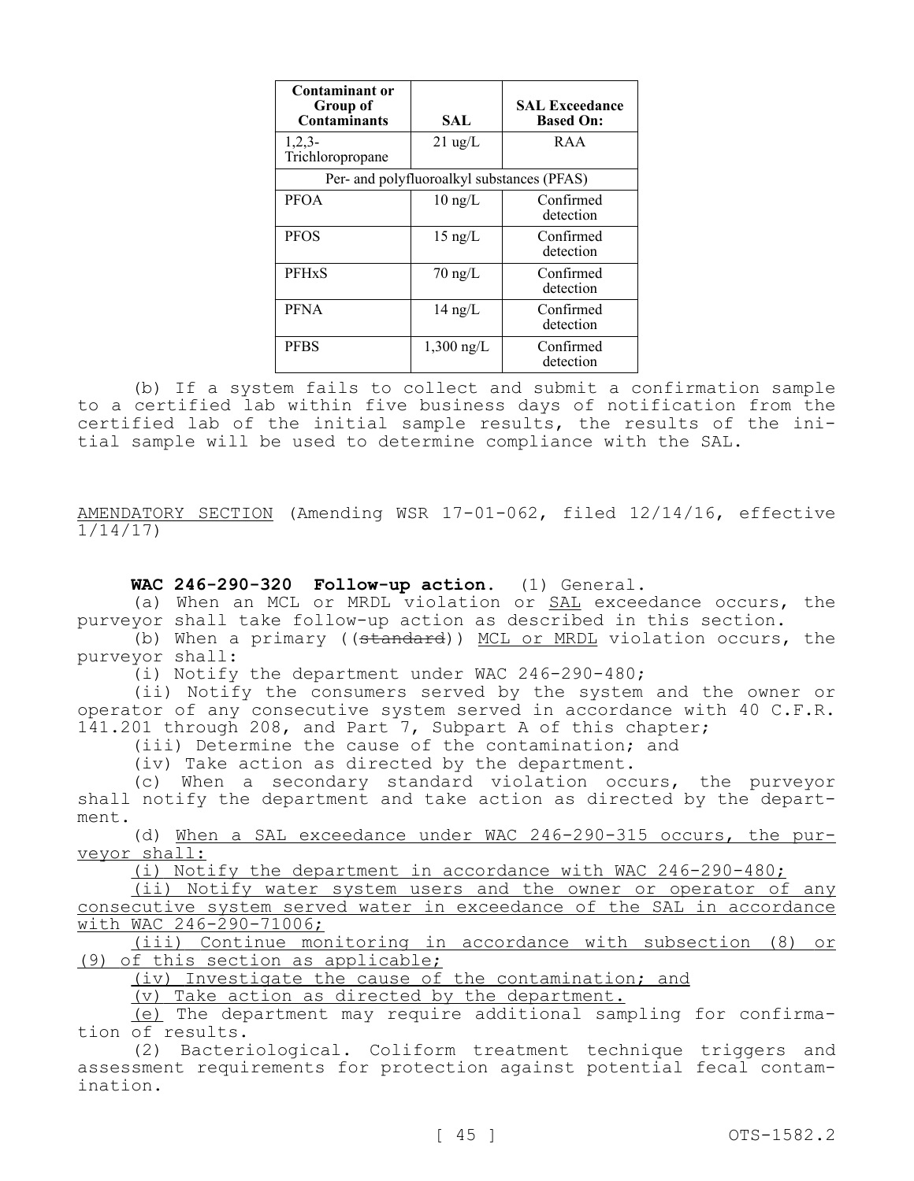| Contaminant or Group of Contaminants | SAL | SAL Exceedance Based On: |
|---|---|---|
| 1,2,3-Trichloropropane | 21 ug/L | RAA |
| Per- and polyfluoroalkyl substances (PFAS) | | |
| PFOA | 10 ng/L | Confirmed detection |
| PFOS | 15 ng/L | Confirmed detection |
| PFHxS | 70 ng/L | Confirmed detection |
| PFNA | 14 ng/L | Confirmed detection |
| PFBS | 1,300 ng/L | Confirmed detection |

(b) If a system fails to collect and submit a confirmation sample to a certified lab within five business days of notification from the certified lab of the initial sample results, the results of the initial sample will be used to determine compliance with the SAL.

AMENDATORY SECTION (Amending WSR 17-01-062, filed 12/14/16, effective 1/14/17)

**WAC 246-290-320 Follow-up action.** (1) General.

(a) When an MCL or MRDL violation or SAL exceedance occurs, the purveyor shall take follow-up action as described in this section.

(b) When a primary ((standard)) MCL or MRDL violation occurs, the purveyor shall:

(i) Notify the department under WAC 246-290-480;

(ii) Notify the consumers served by the system and the owner or operator of any consecutive system served in accordance with 40 C.F.R. 141.201 through 208, and Part 7, Subpart A of this chapter;

(iii) Determine the cause of the contamination; and

(iv) Take action as directed by the department.

(c) When a secondary standard violation occurs, the purveyor shall notify the department and take action as directed by the department.

(d) When a SAL exceedance under WAC 246-290-315 occurs, the purveyor shall:

(i) Notify the department in accordance with WAC 246-290-480;

(ii) Notify water system users and the owner or operator of any consecutive system served water in exceedance of the SAL in accordance with WAC 246-290-71006;

(iii) Continue monitoring in accordance with subsection (8) or (9) of this section as applicable;

(iv) Investigate the cause of the contamination; and

(v) Take action as directed by the department.

(e) The department may require additional sampling for confirmation of results.

(2) Bacteriological. Coliform treatment technique triggers and assessment requirements for protection against potential fecal contamination.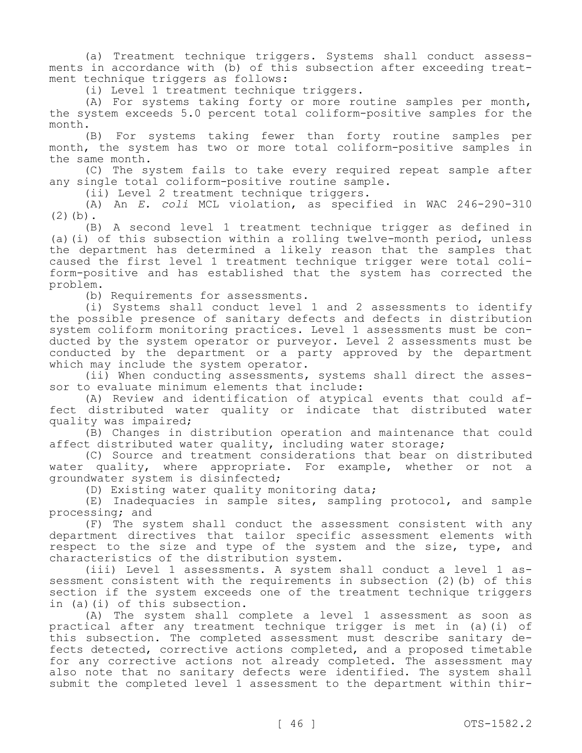(a) Treatment technique triggers. Systems shall conduct assessments in accordance with (b) of this subsection after exceeding treatment technique triggers as follows:

(i) Level 1 treatment technique triggers.

(A) For systems taking forty or more routine samples per month, the system exceeds 5.0 percent total coliform-positive samples for the month.

(B) For systems taking fewer than forty routine samples per month, the system has two or more total coliform-positive samples in the same month.

(C) The system fails to take every required repeat sample after any single total coliform-positive routine sample.

(ii) Level 2 treatment technique triggers.

(A) An *E. coli* MCL violation, as specified in WAC 246-290-310 (2)(b).

(B) A second level 1 treatment technique trigger as defined in (a)(i) of this subsection within a rolling twelve-month period, unless the department has determined a likely reason that the samples that caused the first level 1 treatment technique trigger were total coliform-positive and has established that the system has corrected the problem.

(b) Requirements for assessments.

(i) Systems shall conduct level 1 and 2 assessments to identify the possible presence of sanitary defects and defects in distribution system coliform monitoring practices. Level 1 assessments must be conducted by the system operator or purveyor. Level 2 assessments must be conducted by the department or a party approved by the department which may include the system operator.

(ii) When conducting assessments, systems shall direct the assessor to evaluate minimum elements that include:

(A) Review and identification of atypical events that could affect distributed water quality or indicate that distributed water quality was impaired;

(B) Changes in distribution operation and maintenance that could affect distributed water quality, including water storage;

(C) Source and treatment considerations that bear on distributed water quality, where appropriate. For example, whether or not a groundwater system is disinfected;

(D) Existing water quality monitoring data;

(E) Inadequacies in sample sites, sampling protocol, and sample processing; and

(F) The system shall conduct the assessment consistent with any department directives that tailor specific assessment elements with respect to the size and type of the system and the size, type, and characteristics of the distribution system.

(iii) Level 1 assessments. A system shall conduct a level 1 assessment consistent with the requirements in subsection (2)(b) of this section if the system exceeds one of the treatment technique triggers in (a)(i) of this subsection.

(A) The system shall complete a level 1 assessment as soon as practical after any treatment technique trigger is met in (a)(i) of this subsection. The completed assessment must describe sanitary defects detected, corrective actions completed, and a proposed timetable for any corrective actions not already completed. The assessment may also note that no sanitary defects were identified. The system shall submit the completed level 1 assessment to the department within thir-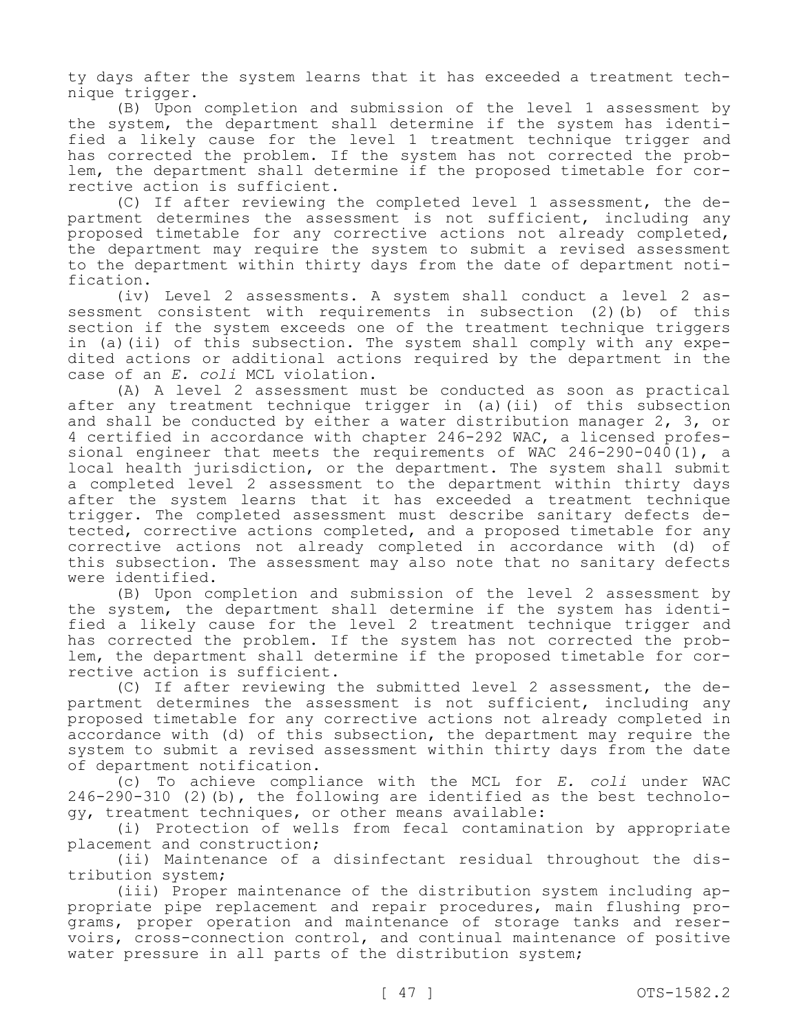ty days after the system learns that it has exceeded a treatment technique trigger.

(B) Upon completion and submission of the level 1 assessment by the system, the department shall determine if the system has identified a likely cause for the level 1 treatment technique trigger and has corrected the problem. If the system has not corrected the problem, the department shall determine if the proposed timetable for corrective action is sufficient.

(C) If after reviewing the completed level 1 assessment, the department determines the assessment is not sufficient, including any proposed timetable for any corrective actions not already completed, the department may require the system to submit a revised assessment to the department within thirty days from the date of department notification.

(iv) Level 2 assessments. A system shall conduct a level 2 assessment consistent with requirements in subsection (2)(b) of this section if the system exceeds one of the treatment technique triggers in (a)(ii) of this subsection. The system shall comply with any expedited actions or additional actions required by the department in the case of an *E. coli* MCL violation.

(A) A level 2 assessment must be conducted as soon as practical after any treatment technique trigger in (a)(ii) of this subsection and shall be conducted by either a water distribution manager 2, 3, or 4 certified in accordance with chapter 246-292 WAC, a licensed professional engineer that meets the requirements of WAC 246-290-040(1), a local health jurisdiction, or the department. The system shall submit a completed level 2 assessment to the department within thirty days after the system learns that it has exceeded a treatment technique trigger. The completed assessment must describe sanitary defects detected, corrective actions completed, and a proposed timetable for any corrective actions not already completed in accordance with (d) of this subsection. The assessment may also note that no sanitary defects were identified.

(B) Upon completion and submission of the level 2 assessment by the system, the department shall determine if the system has identified a likely cause for the level 2 treatment technique trigger and has corrected the problem. If the system has not corrected the problem, the department shall determine if the proposed timetable for corrective action is sufficient.

(C) If after reviewing the submitted level 2 assessment, the department determines the assessment is not sufficient, including any proposed timetable for any corrective actions not already completed in accordance with (d) of this subsection, the department may require the system to submit a revised assessment within thirty days from the date of department notification.

(c) To achieve compliance with the MCL for *E. coli* under WAC 246-290-310 (2)(b), the following are identified as the best technology, treatment techniques, or other means available:

(i) Protection of wells from fecal contamination by appropriate placement and construction;

(ii) Maintenance of a disinfectant residual throughout the distribution system;

(iii) Proper maintenance of the distribution system including appropriate pipe replacement and repair procedures, main flushing programs, proper operation and maintenance of storage tanks and reservoirs, cross-connection control, and continual maintenance of positive water pressure in all parts of the distribution system;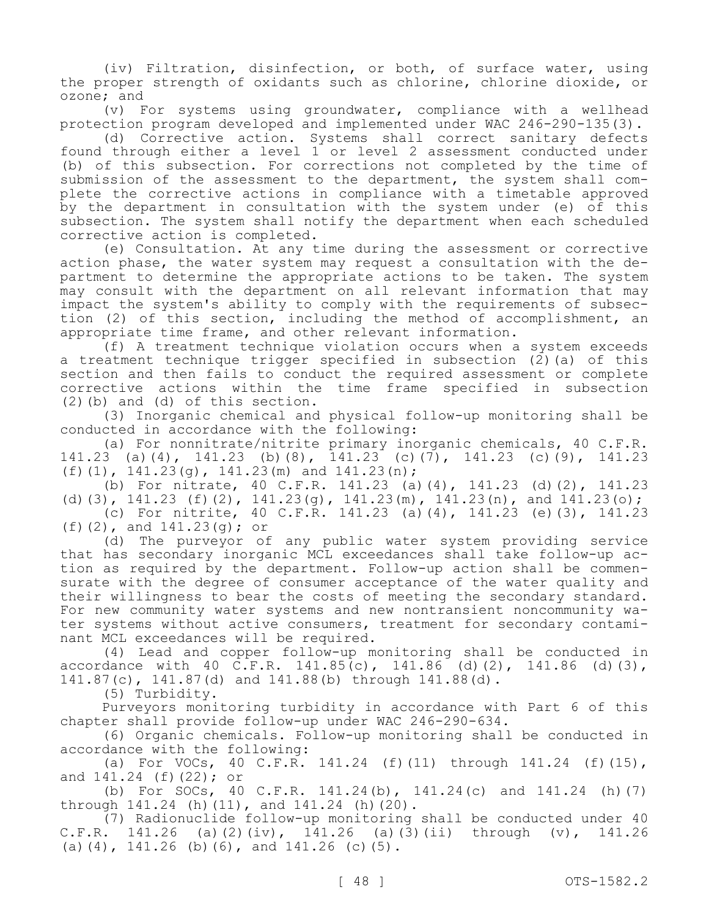(iv) Filtration, disinfection, or both, of surface water, using the proper strength of oxidants such as chlorine, chlorine dioxide, or ozone; and

(v) For systems using groundwater, compliance with a wellhead protection program developed and implemented under WAC 246-290-135(3).

(d) Corrective action. Systems shall correct sanitary defects found through either a level 1 or level 2 assessment conducted under (b) of this subsection. For corrections not completed by the time of submission of the assessment to the department, the system shall complete the corrective actions in compliance with a timetable approved by the department in consultation with the system under (e) of this subsection. The system shall notify the department when each scheduled corrective action is completed.

(e) Consultation. At any time during the assessment or corrective action phase, the water system may request a consultation with the department to determine the appropriate actions to be taken. The system may consult with the department on all relevant information that may impact the system's ability to comply with the requirements of subsection (2) of this section, including the method of accomplishment, an appropriate time frame, and other relevant information.

(f) A treatment technique violation occurs when a system exceeds a treatment technique trigger specified in subsection (2)(a) of this section and then fails to conduct the required assessment or complete corrective actions within the time frame specified in subsection (2)(b) and (d) of this section.

(3) Inorganic chemical and physical follow-up monitoring shall be conducted in accordance with the following:

(a) For nonnitrate/nitrite primary inorganic chemicals, 40 C.F.R. 141.23 (a)(4), 141.23 (b)(8), 141.23 (c)(7), 141.23 (c)(9), 141.23 (f)(1), 141.23(g), 141.23(m) and 141.23(n);

(b) For nitrate, 40 C.F.R. 141.23 (a)(4), 141.23 (d)(2), 141.23 (d)(3), 141.23 (f)(2), 141.23(g), 141.23(m), 141.23(n), and 141.23(o);

(c) For nitrite, 40 C.F.R. 141.23 (a)(4), 141.23 (e)(3), 141.23 (f)(2), and 141.23(g); or

(d) The purveyor of any public water system providing service that has secondary inorganic MCL exceedances shall take follow-up action as required by the department. Follow-up action shall be commensurate with the degree of consumer acceptance of the water quality and their willingness to bear the costs of meeting the secondary standard. For new community water systems and new nontransient noncommunity water systems without active consumers, treatment for secondary contaminant MCL exceedances will be required.

(4) Lead and copper follow-up monitoring shall be conducted in accordance with 40 C.F.R. 141.85(c), 141.86 (d)(2), 141.86 (d)(3), 141.87(c), 141.87(d) and 141.88(b) through 141.88(d).

(5) Turbidity.

Purveyors monitoring turbidity in accordance with Part 6 of this chapter shall provide follow-up under WAC 246-290-634.

(6) Organic chemicals. Follow-up monitoring shall be conducted in accordance with the following:

(a) For VOCs, 40 C.F.R. 141.24 (f)(11) through 141.24 (f)(15), and 141.24 (f)(22); or

(b) For SOCs, 40 C.F.R. 141.24(b), 141.24(c) and 141.24 (h)(7) through 141.24 (h)(11), and 141.24 (h)(20).

(7) Radionuclide follow-up monitoring shall be conducted under 40 C.F.R. 141.26 (a)(2)(iv), 141.26 (a)(3)(ii) through (v), 141.26 (a)(4), 141.26 (b)(6), and 141.26 (c)(5).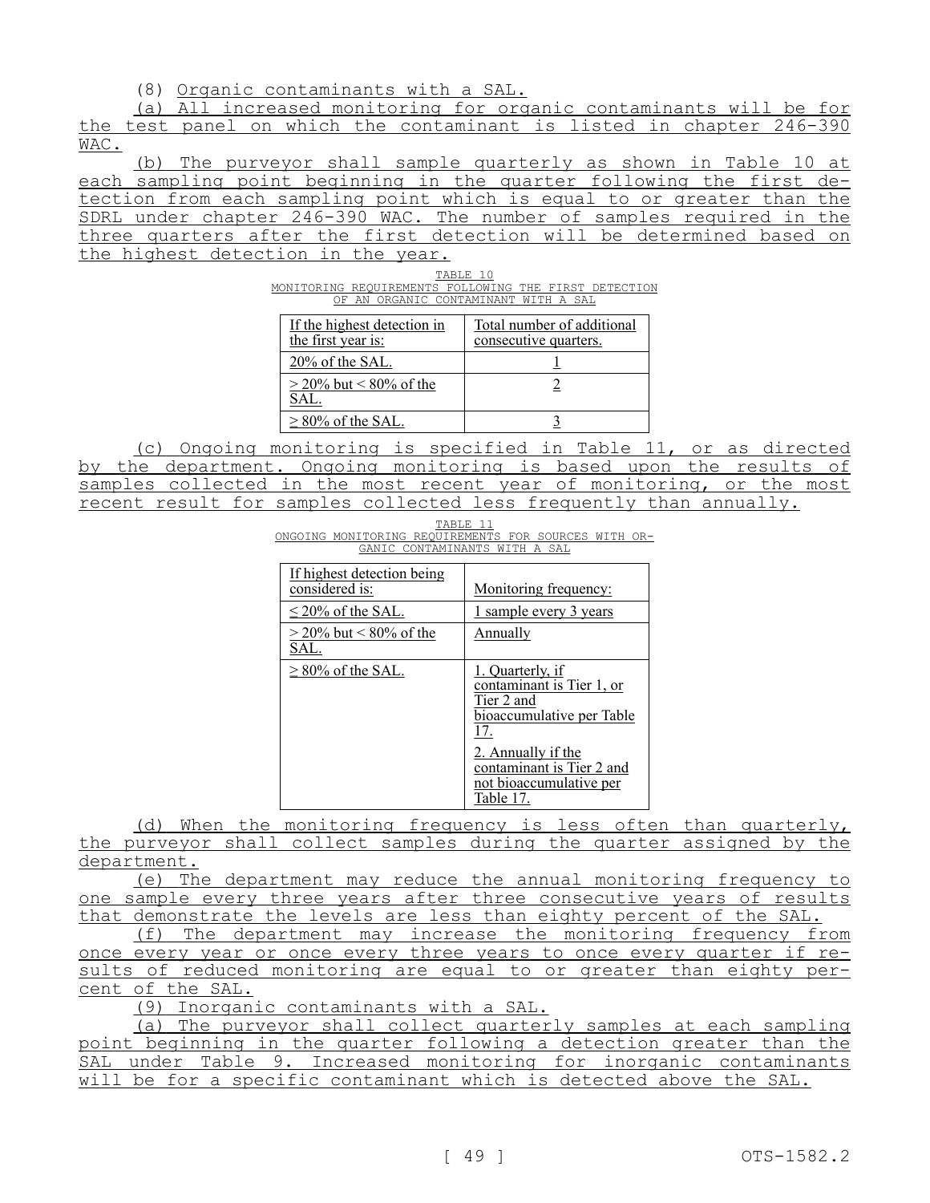(8) Organic contaminants with a SAL.

(a) All increased monitoring for organic contaminants will be for the test panel on which the contaminant is listed in chapter 246-390 WAC.

(b) The purveyor shall sample quarterly as shown in Table 10 at each sampling point beginning in the quarter following the first detection from each sampling point which is equal to or greater than the SDRL under chapter 246-390 WAC. The number of samples required in the three quarters after the first detection will be determined based on the highest detection in the year.

TABLE 10
MONITORING REQUIREMENTS FOLLOWING THE FIRST DETECTION OF AN ORGANIC CONTAMINANT WITH A SAL

| If the highest detection in the first year is: | Total number of additional consecutive quarters. |
|---|---|
| 20% of the SAL. | 1 |
| > 20% but < 80% of the SAL. | 2 |
| ≥ 80% of the SAL. | 3 |

(c) Ongoing monitoring is specified in Table 11, or as directed by the department. Ongoing monitoring is based upon the results of samples collected in the most recent year of monitoring, or the most recent result for samples collected less frequently than annually.

TABLE 11
ONGOING MONITORING REQUIREMENTS FOR SOURCES WITH ORGANIC CONTAMINANTS WITH A SAL

| If highest detection being considered is: | Monitoring frequency: |
|---|---|
| ≤ 20% of the SAL. | 1 sample every 3 years |
| > 20% but < 80% of the SAL. | Annually |
| ≥ 80% of the SAL. | 1. Quarterly, if contaminant is Tier 1, or Tier 2 and bioaccumulative per Table 17. 2. Annually if the contaminant is Tier 2 and not bioaccumulative per Table 17. |

(d) When the monitoring frequency is less often than quarterly, the purveyor shall collect samples during the quarter assigned by the department.

(e) The department may reduce the annual monitoring frequency to one sample every three years after three consecutive years of results that demonstrate the levels are less than eighty percent of the SAL.

(f) The department may increase the monitoring frequency from once every year or once every three years to once every quarter if results of reduced monitoring are equal to or greater than eighty percent of the SAL.

(9) Inorganic contaminants with a SAL.

(a) The purveyor shall collect quarterly samples at each sampling point beginning in the quarter following a detection greater than the SAL under Table 9. Increased monitoring for inorganic contaminants will be for a specific contaminant which is detected above the SAL.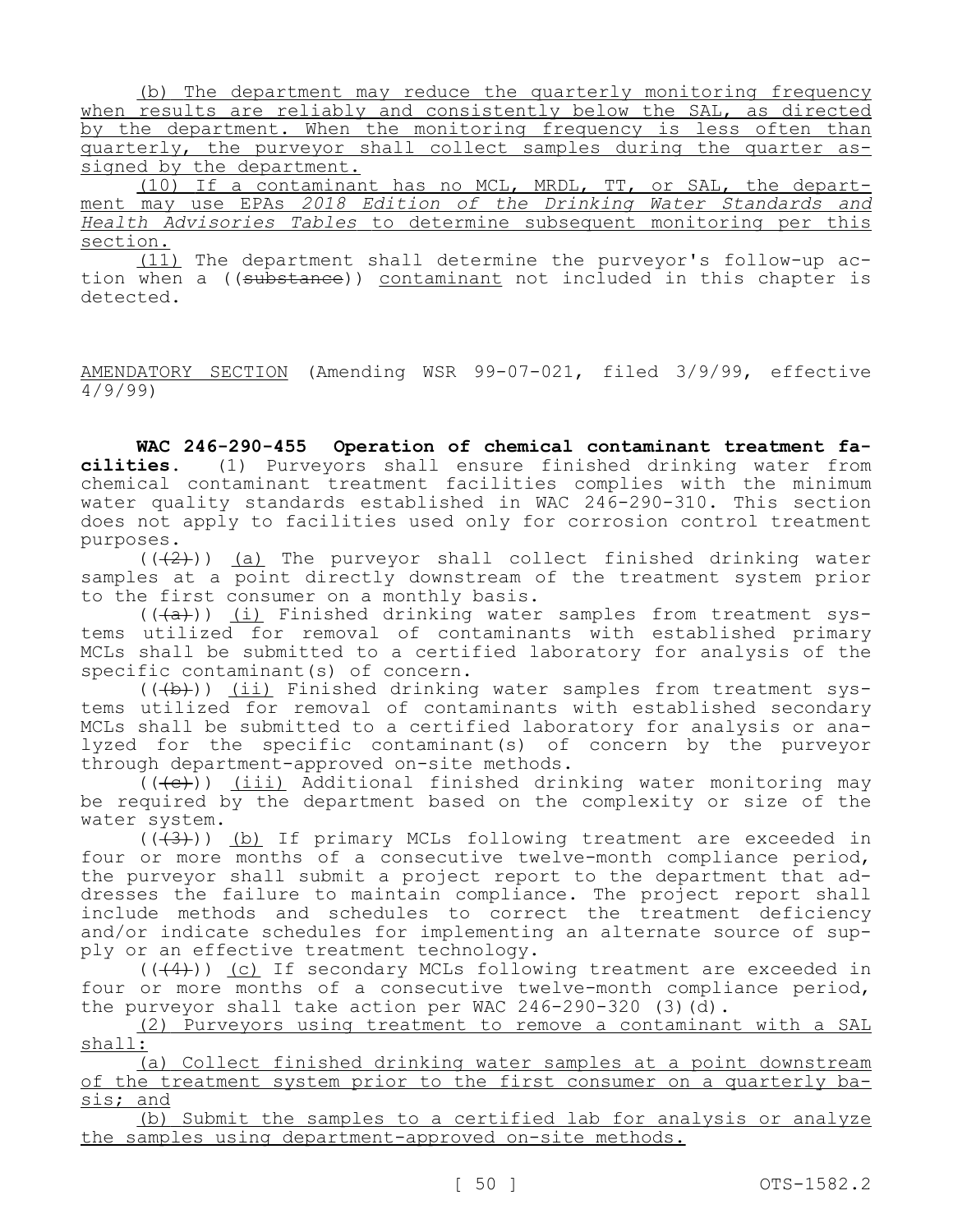(b) The department may reduce the quarterly monitoring frequency when results are reliably and consistently below the SAL, as directed by the department. When the monitoring frequency is less often than quarterly, the purveyor shall collect samples during the quarter assigned by the department.

(10) If a contaminant has no MCL, MRDL, TT, or SAL, the department may use EPAs *2018 Edition of the Drinking Water Standards and Health Advisories Tables* to determine subsequent monitoring per this section.

(11) The department shall determine the purveyor's follow-up action when a ((~~substance~~)) contaminant not included in this chapter is detected.

AMENDATORY SECTION (Amending WSR 99-07-021, filed 3/9/99, effective 4/9/99)

**WAC 246-290-455 Operation of chemical contaminant treatment facilities.** (1) Purveyors shall ensure finished drinking water from chemical contaminant treatment facilities complies with the minimum water quality standards established in WAC 246-290-310. This section does not apply to facilities used only for corrosion control treatment purposes.

((~~(2)~~)) (a) The purveyor shall collect finished drinking water samples at a point directly downstream of the treatment system prior to the first consumer on a monthly basis.

((~~(a)~~)) (i) Finished drinking water samples from treatment systems utilized for removal of contaminants with established primary MCLs shall be submitted to a certified laboratory for analysis of the specific contaminant(s) of concern.

((~~(b)~~)) (ii) Finished drinking water samples from treatment systems utilized for removal of contaminants with established secondary MCLs shall be submitted to a certified laboratory for analysis or analyzed for the specific contaminant(s) of concern by the purveyor through department-approved on-site methods.

((~~(c)~~)) (iii) Additional finished drinking water monitoring may be required by the department based on the complexity or size of the water system.

((~~(3)~~)) (b) If primary MCLs following treatment are exceeded in four or more months of a consecutive twelve-month compliance period, the purveyor shall submit a project report to the department that addresses the failure to maintain compliance. The project report shall include methods and schedules to correct the treatment deficiency and/or indicate schedules for implementing an alternate source of supply or an effective treatment technology.

((~~(4)~~)) (c) If secondary MCLs following treatment are exceeded in four or more months of a consecutive twelve-month compliance period, the purveyor shall take action per WAC 246-290-320 (3)(d).

(2) Purveyors using treatment to remove a contaminant with a SAL shall:

(a) Collect finished drinking water samples at a point downstream of the treatment system prior to the first consumer on a quarterly basis; and

(b) Submit the samples to a certified lab for analysis or analyze the samples using department-approved on-site methods.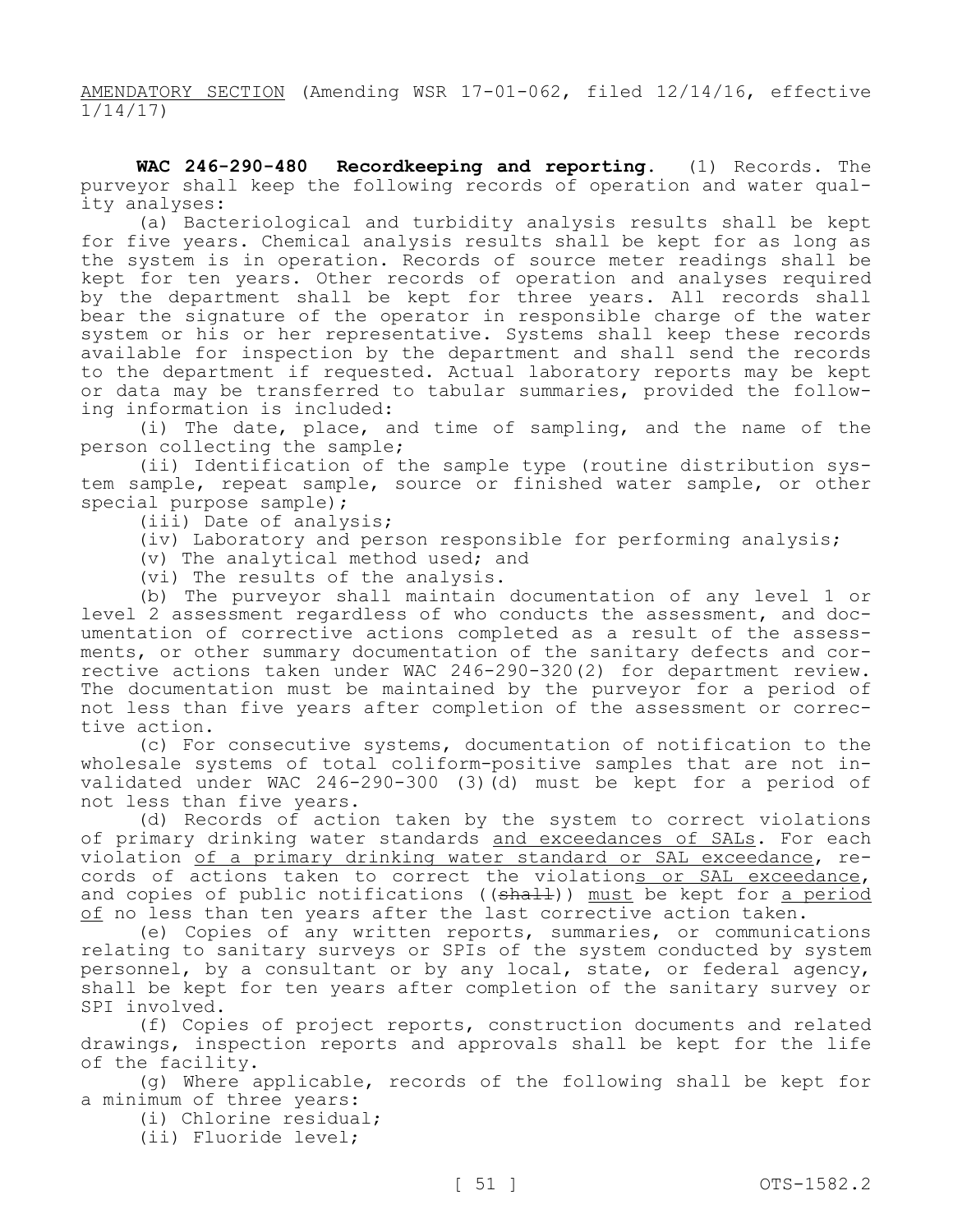AMENDATORY SECTION (Amending WSR 17-01-062, filed 12/14/16, effective 1/14/17)

**WAC 246-290-480 Recordkeeping and reporting.** (1) Records. The purveyor shall keep the following records of operation and water quality analyses:

(a) Bacteriological and turbidity analysis results shall be kept for five years. Chemical analysis results shall be kept for as long as the system is in operation. Records of source meter readings shall be kept for ten years. Other records of operation and analyses required by the department shall be kept for three years. All records shall bear the signature of the operator in responsible charge of the water system or his or her representative. Systems shall keep these records available for inspection by the department and shall send the records to the department if requested. Actual laboratory reports may be kept or data may be transferred to tabular summaries, provided the following information is included:

(i) The date, place, and time of sampling, and the name of the person collecting the sample;

(ii) Identification of the sample type (routine distribution system sample, repeat sample, source or finished water sample, or other special purpose sample);

(iii) Date of analysis;

(iv) Laboratory and person responsible for performing analysis;

(v) The analytical method used; and

(vi) The results of the analysis.

(b) The purveyor shall maintain documentation of any level 1 or level 2 assessment regardless of who conducts the assessment, and documentation of corrective actions completed as a result of the assessments, or other summary documentation of the sanitary defects and corrective actions taken under WAC 246-290-320(2) for department review. The documentation must be maintained by the purveyor for a period of not less than five years after completion of the assessment or corrective action.

(c) For consecutive systems, documentation of notification to the wholesale systems of total coliform-positive samples that are not invalidated under WAC 246-290-300 (3)(d) must be kept for a period of not less than five years.

(d) Records of action taken by the system to correct violations of primary drinking water standards and exceedances of SALs. For each violation of a primary drinking water standard or SAL exceedance, records of actions taken to correct the violations or SAL exceedance, and copies of public notifications ((~~shall~~)) must be kept for a period of no less than ten years after the last corrective action taken.

(e) Copies of any written reports, summaries, or communications relating to sanitary surveys or SPIs of the system conducted by system personnel, by a consultant or by any local, state, or federal agency, shall be kept for ten years after completion of the sanitary survey or SPI involved.

(f) Copies of project reports, construction documents and related drawings, inspection reports and approvals shall be kept for the life of the facility.

(g) Where applicable, records of the following shall be kept for a minimum of three years:

(i) Chlorine residual;

(ii) Fluoride level;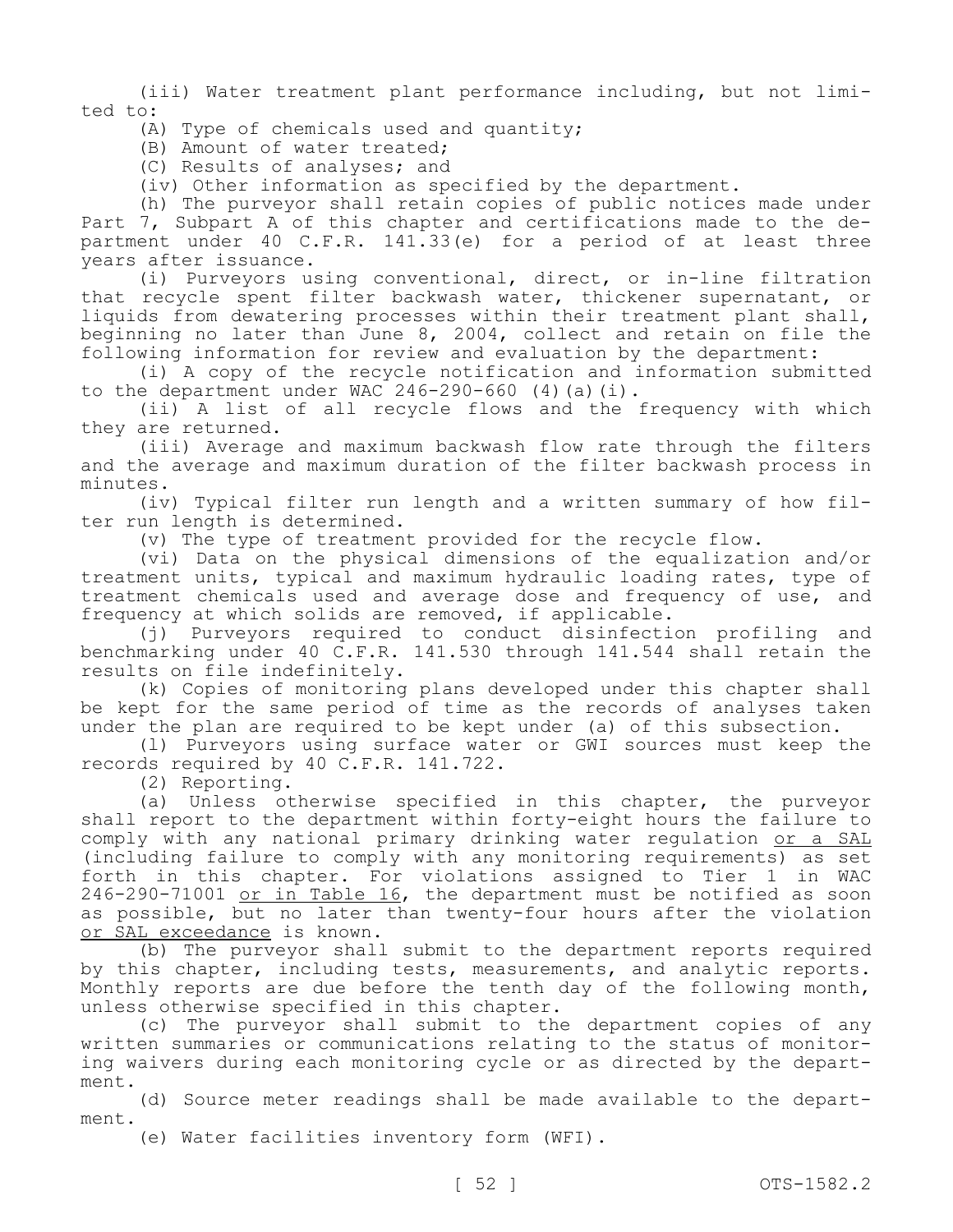(iii) Water treatment plant performance including, but not limited to:

(A) Type of chemicals used and quantity;

(B) Amount of water treated;

(C) Results of analyses; and

(iv) Other information as specified by the department.

(h) The purveyor shall retain copies of public notices made under Part 7, Subpart A of this chapter and certifications made to the department under 40 C.F.R. 141.33(e) for a period of at least three years after issuance.

(i) Purveyors using conventional, direct, or in-line filtration that recycle spent filter backwash water, thickener supernatant, or liquids from dewatering processes within their treatment plant shall, beginning no later than June 8, 2004, collect and retain on file the following information for review and evaluation by the department:

(i) A copy of the recycle notification and information submitted to the department under WAC 246-290-660 (4)(a)(i).

(ii) A list of all recycle flows and the frequency with which they are returned.

(iii) Average and maximum backwash flow rate through the filters and the average and maximum duration of the filter backwash process in minutes.

(iv) Typical filter run length and a written summary of how filter run length is determined.

(v) The type of treatment provided for the recycle flow.

(vi) Data on the physical dimensions of the equalization and/or treatment units, typical and maximum hydraulic loading rates, type of treatment chemicals used and average dose and frequency of use, and frequency at which solids are removed, if applicable.

(j) Purveyors required to conduct disinfection profiling and benchmarking under 40 C.F.R. 141.530 through 141.544 shall retain the results on file indefinitely.

(k) Copies of monitoring plans developed under this chapter shall be kept for the same period of time as the records of analyses taken under the plan are required to be kept under (a) of this subsection.

(l) Purveyors using surface water or GWI sources must keep the records required by 40 C.F.R. 141.722.

(2) Reporting.

(a) Unless otherwise specified in this chapter, the purveyor shall report to the department within forty-eight hours the failure to comply with any national primary drinking water regulation <u>or a SAL</u> (including failure to comply with any monitoring requirements) as set forth in this chapter. For violations assigned to Tier 1 in WAC 246-290-71001 <u>or in Table 16</u>, the department must be notified as soon as possible, but no later than twenty-four hours after the violation <u>or SAL exceedance</u> is known.

(b) The purveyor shall submit to the department reports required by this chapter, including tests, measurements, and analytic reports. Monthly reports are due before the tenth day of the following month, unless otherwise specified in this chapter.

(c) The purveyor shall submit to the department copies of any written summaries or communications relating to the status of monitoring waivers during each monitoring cycle or as directed by the department.

(d) Source meter readings shall be made available to the department.

(e) Water facilities inventory form (WFI).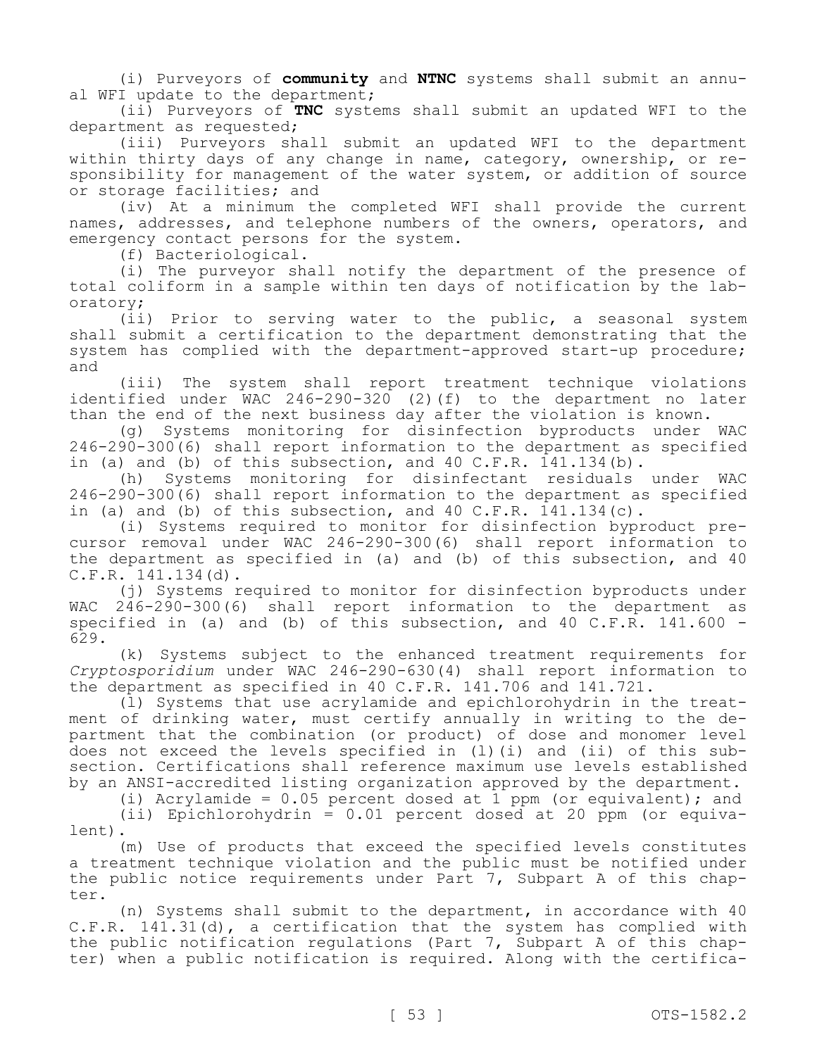(i) Purveyors of **community** and **NTNC** systems shall submit an annual WFI update to the department;

(ii) Purveyors of **TNC** systems shall submit an updated WFI to the department as requested;

(iii) Purveyors shall submit an updated WFI to the department within thirty days of any change in name, category, ownership, or responsibility for management of the water system, or addition of source or storage facilities; and

(iv) At a minimum the completed WFI shall provide the current names, addresses, and telephone numbers of the owners, operators, and emergency contact persons for the system.

(f) Bacteriological.

(i) The purveyor shall notify the department of the presence of total coliform in a sample within ten days of notification by the laboratory;

(ii) Prior to serving water to the public, a seasonal system shall submit a certification to the department demonstrating that the system has complied with the department-approved start-up procedure; and

(iii) The system shall report treatment technique violations identified under WAC 246-290-320 (2)(f) to the department no later than the end of the next business day after the violation is known.

(g) Systems monitoring for disinfection byproducts under WAC 246-290-300(6) shall report information to the department as specified in (a) and (b) of this subsection, and 40 C.F.R. 141.134(b).

(h) Systems monitoring for disinfectant residuals under WAC 246-290-300(6) shall report information to the department as specified in (a) and (b) of this subsection, and 40 C.F.R. 141.134(c).

(i) Systems required to monitor for disinfection byproduct precursor removal under WAC 246-290-300(6) shall report information to the department as specified in (a) and (b) of this subsection, and 40 C.F.R. 141.134(d).

(j) Systems required to monitor for disinfection byproducts under WAC 246-290-300(6) shall report information to the department as specified in (a) and (b) of this subsection, and 40 C.F.R. 141.600 - 629.

(k) Systems subject to the enhanced treatment requirements for *Cryptosporidium* under WAC 246-290-630(4) shall report information to the department as specified in 40 C.F.R. 141.706 and 141.721.

(l) Systems that use acrylamide and epichlorohydrin in the treatment of drinking water, must certify annually in writing to the department that the combination (or product) of dose and monomer level does not exceed the levels specified in (l)(i) and (ii) of this subsection. Certifications shall reference maximum use levels established by an ANSI-accredited listing organization approved by the department.

(i) Acrylamide = 0.05 percent dosed at 1 ppm (or equivalent); and

(ii) Epichlorohydrin = 0.01 percent dosed at 20 ppm (or equivalent).

(m) Use of products that exceed the specified levels constitutes a treatment technique violation and the public must be notified under the public notice requirements under Part 7, Subpart A of this chapter.

(n) Systems shall submit to the department, in accordance with 40 C.F.R. 141.31(d), a certification that the system has complied with the public notification regulations (Part 7, Subpart A of this chapter) when a public notification is required. Along with the certifica-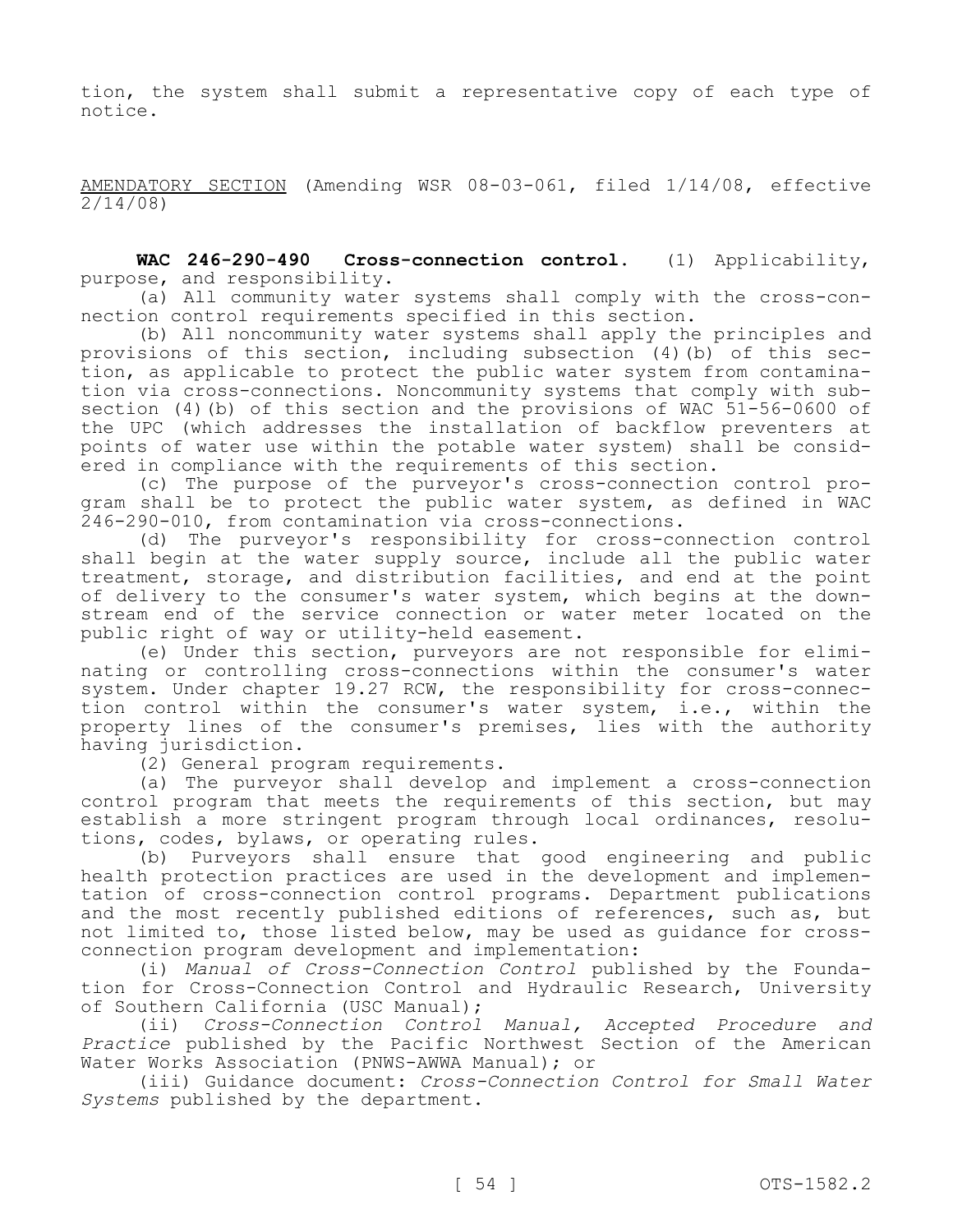tion, the system shall submit a representative copy of each type of notice.

AMENDATORY SECTION (Amending WSR 08-03-061, filed 1/14/08, effective 2/14/08)

**WAC 246-290-490 Cross-connection control.** (1) Applicability, purpose, and responsibility.

(a) All community water systems shall comply with the cross-connection control requirements specified in this section.

(b) All noncommunity water systems shall apply the principles and provisions of this section, including subsection (4)(b) of this section, as applicable to protect the public water system from contamination via cross-connections. Noncommunity systems that comply with subsection (4)(b) of this section and the provisions of WAC 51-56-0600 of the UPC (which addresses the installation of backflow preventers at points of water use within the potable water system) shall be considered in compliance with the requirements of this section.

(c) The purpose of the purveyor's cross-connection control program shall be to protect the public water system, as defined in WAC 246-290-010, from contamination via cross-connections.

(d) The purveyor's responsibility for cross-connection control shall begin at the water supply source, include all the public water treatment, storage, and distribution facilities, and end at the point of delivery to the consumer's water system, which begins at the downstream end of the service connection or water meter located on the public right of way or utility-held easement.

(e) Under this section, purveyors are not responsible for eliminating or controlling cross-connections within the consumer's water system. Under chapter 19.27 RCW, the responsibility for cross-connection control within the consumer's water system, i.e., within the property lines of the consumer's premises, lies with the authority having jurisdiction.

(2) General program requirements.

(a) The purveyor shall develop and implement a cross-connection control program that meets the requirements of this section, but may establish a more stringent program through local ordinances, resolutions, codes, bylaws, or operating rules.

(b) Purveyors shall ensure that good engineering and public health protection practices are used in the development and implementation of cross-connection control programs. Department publications and the most recently published editions of references, such as, but not limited to, those listed below, may be used as guidance for cross-connection program development and implementation:

(i) *Manual of Cross-Connection Control* published by the Foundation for Cross-Connection Control and Hydraulic Research, University of Southern California (USC Manual);

(ii) *Cross-Connection Control Manual, Accepted Procedure and Practice* published by the Pacific Northwest Section of the American Water Works Association (PNWS-AWWA Manual); or

(iii) Guidance document: *Cross-Connection Control for Small Water Systems* published by the department.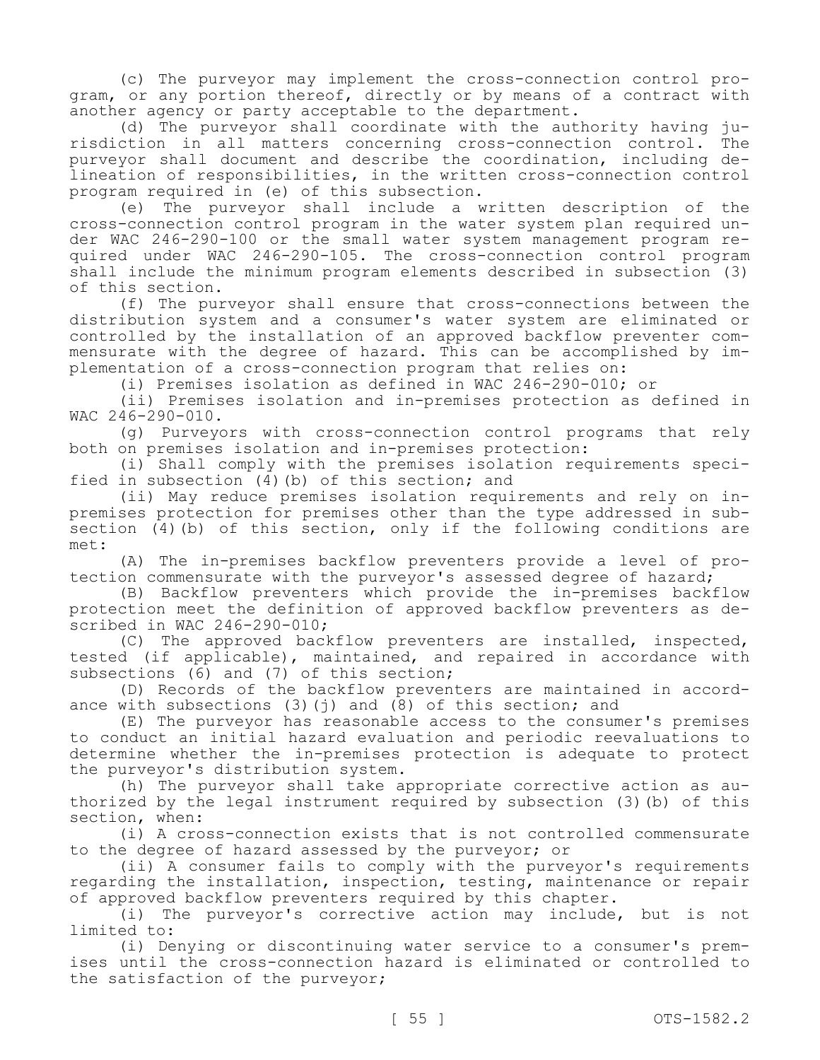(c) The purveyor may implement the cross-connection control program, or any portion thereof, directly or by means of a contract with another agency or party acceptable to the department.

(d) The purveyor shall coordinate with the authority having jurisdiction in all matters concerning cross-connection control. The purveyor shall document and describe the coordination, including delineation of responsibilities, in the written cross-connection control program required in (e) of this subsection.

(e) The purveyor shall include a written description of the cross-connection control program in the water system plan required under WAC 246-290-100 or the small water system management program required under WAC 246-290-105. The cross-connection control program shall include the minimum program elements described in subsection (3) of this section.

(f) The purveyor shall ensure that cross-connections between the distribution system and a consumer's water system are eliminated or controlled by the installation of an approved backflow preventer commensurate with the degree of hazard. This can be accomplished by implementation of a cross-connection program that relies on:

(i) Premises isolation as defined in WAC 246-290-010; or

(ii) Premises isolation and in-premises protection as defined in WAC 246-290-010.

(g) Purveyors with cross-connection control programs that rely both on premises isolation and in-premises protection:

(i) Shall comply with the premises isolation requirements specified in subsection (4)(b) of this section; and

(ii) May reduce premises isolation requirements and rely on in-premises protection for premises other than the type addressed in subsection (4)(b) of this section, only if the following conditions are met:

(A) The in-premises backflow preventers provide a level of protection commensurate with the purveyor's assessed degree of hazard;

(B) Backflow preventers which provide the in-premises backflow protection meet the definition of approved backflow preventers as described in WAC 246-290-010;

(C) The approved backflow preventers are installed, inspected, tested (if applicable), maintained, and repaired in accordance with subsections (6) and (7) of this section;

(D) Records of the backflow preventers are maintained in accordance with subsections (3)(j) and (8) of this section; and

(E) The purveyor has reasonable access to the consumer's premises to conduct an initial hazard evaluation and periodic reevaluations to determine whether the in-premises protection is adequate to protect the purveyor's distribution system.

(h) The purveyor shall take appropriate corrective action as authorized by the legal instrument required by subsection (3)(b) of this section, when:

(i) A cross-connection exists that is not controlled commensurate to the degree of hazard assessed by the purveyor; or

(ii) A consumer fails to comply with the purveyor's requirements regarding the installation, inspection, testing, maintenance or repair of approved backflow preventers required by this chapter.

(i) The purveyor's corrective action may include, but is not limited to:

(i) Denying or discontinuing water service to a consumer's premises until the cross-connection hazard is eliminated or controlled to the satisfaction of the purveyor;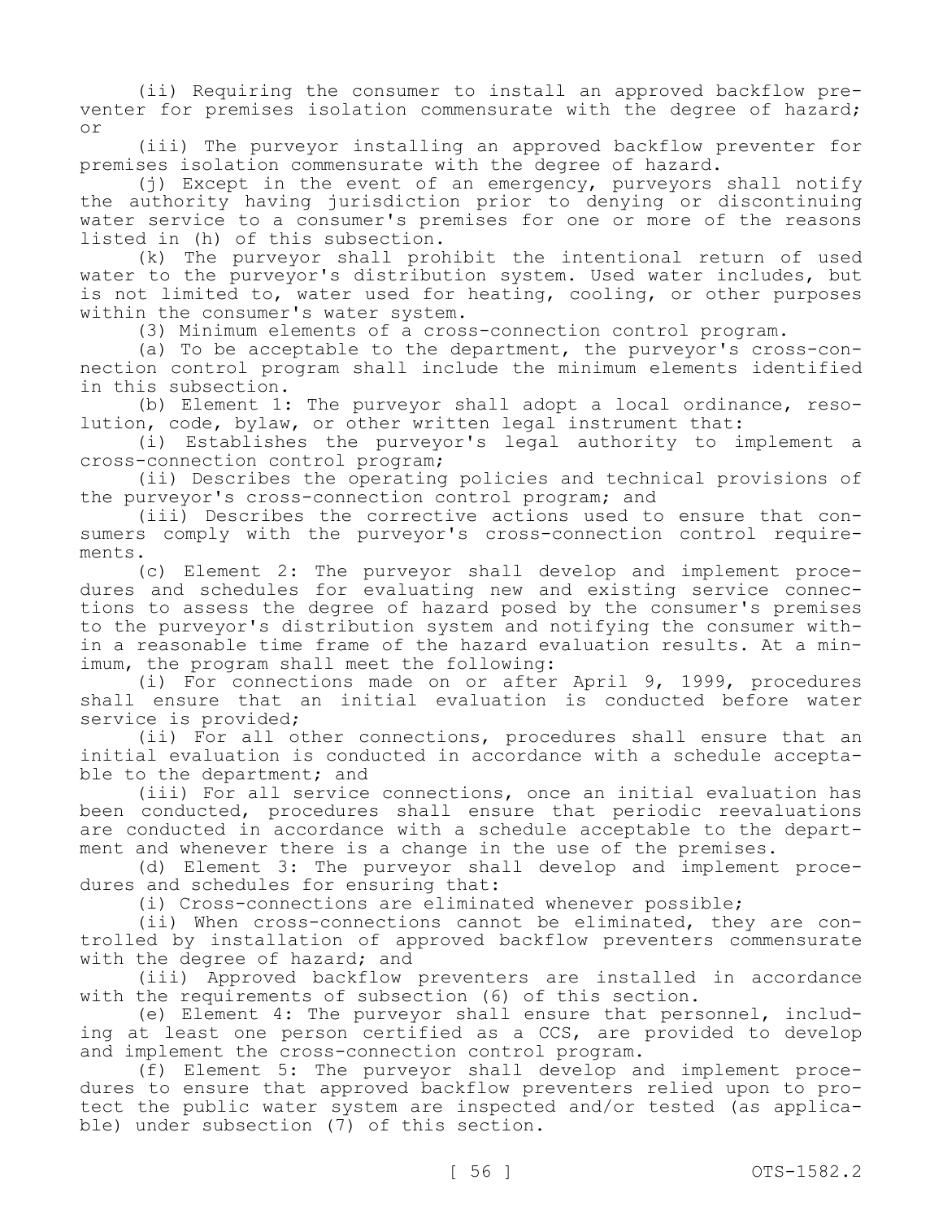(ii) Requiring the consumer to install an approved backflow preventer for premises isolation commensurate with the degree of hazard; or

(iii) The purveyor installing an approved backflow preventer for premises isolation commensurate with the degree of hazard.

(j) Except in the event of an emergency, purveyors shall notify the authority having jurisdiction prior to denying or discontinuing water service to a consumer's premises for one or more of the reasons listed in (h) of this subsection.

(k) The purveyor shall prohibit the intentional return of used water to the purveyor's distribution system. Used water includes, but is not limited to, water used for heating, cooling, or other purposes within the consumer's water system.

(3) Minimum elements of a cross-connection control program.

(a) To be acceptable to the department, the purveyor's cross-connection control program shall include the minimum elements identified in this subsection.

(b) Element 1: The purveyor shall adopt a local ordinance, resolution, code, bylaw, or other written legal instrument that:

(i) Establishes the purveyor's legal authority to implement a cross-connection control program;

(ii) Describes the operating policies and technical provisions of the purveyor's cross-connection control program; and

(iii) Describes the corrective actions used to ensure that consumers comply with the purveyor's cross-connection control requirements.

(c) Element 2: The purveyor shall develop and implement procedures and schedules for evaluating new and existing service connections to assess the degree of hazard posed by the consumer's premises to the purveyor's distribution system and notifying the consumer within a reasonable time frame of the hazard evaluation results. At a minimum, the program shall meet the following:

(i) For connections made on or after April 9, 1999, procedures shall ensure that an initial evaluation is conducted before water service is provided;

(ii) For all other connections, procedures shall ensure that an initial evaluation is conducted in accordance with a schedule acceptable to the department; and

(iii) For all service connections, once an initial evaluation has been conducted, procedures shall ensure that periodic reevaluations are conducted in accordance with a schedule acceptable to the department and whenever there is a change in the use of the premises.

(d) Element 3: The purveyor shall develop and implement procedures and schedules for ensuring that:

(i) Cross-connections are eliminated whenever possible;

(ii) When cross-connections cannot be eliminated, they are controlled by installation of approved backflow preventers commensurate with the degree of hazard; and

(iii) Approved backflow preventers are installed in accordance with the requirements of subsection (6) of this section.

(e) Element 4: The purveyor shall ensure that personnel, including at least one person certified as a CCS, are provided to develop and implement the cross-connection control program.

(f) Element 5: The purveyor shall develop and implement procedures to ensure that approved backflow preventers relied upon to protect the public water system are inspected and/or tested (as applicable) under subsection (7) of this section.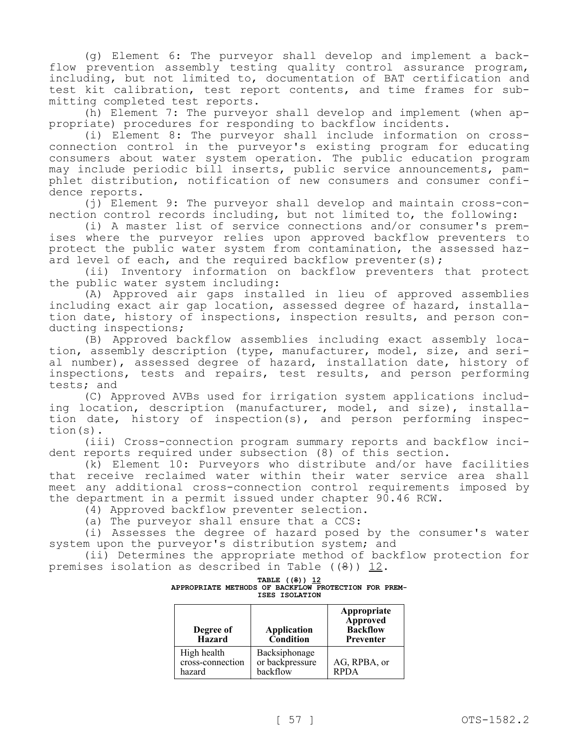(g) Element 6: The purveyor shall develop and implement a backflow prevention assembly testing quality control assurance program, including, but not limited to, documentation of BAT certification and test kit calibration, test report contents, and time frames for submitting completed test reports.

(h) Element 7: The purveyor shall develop and implement (when appropriate) procedures for responding to backflow incidents.

(i) Element 8: The purveyor shall include information on cross-connection control in the purveyor's existing program for educating consumers about water system operation. The public education program may include periodic bill inserts, public service announcements, pamphlet distribution, notification of new consumers and consumer confidence reports.

(j) Element 9: The purveyor shall develop and maintain cross-connection control records including, but not limited to, the following:

(i) A master list of service connections and/or consumer's premises where the purveyor relies upon approved backflow preventers to protect the public water system from contamination, the assessed hazard level of each, and the required backflow preventer(s);

(ii) Inventory information on backflow preventers that protect the public water system including:

(A) Approved air gaps installed in lieu of approved assemblies including exact air gap location, assessed degree of hazard, installation date, history of inspections, inspection results, and person conducting inspections;

(B) Approved backflow assemblies including exact assembly location, assembly description (type, manufacturer, model, size, and serial number), assessed degree of hazard, installation date, history of inspections, tests and repairs, test results, and person performing tests; and

(C) Approved AVBs used for irrigation system applications including location, description (manufacturer, model, and size), installation date, history of inspection(s), and person performing inspection(s).

(iii) Cross-connection program summary reports and backflow incident reports required under subsection (8) of this section.

(k) Element 10: Purveyors who distribute and/or have facilities that receive reclaimed water within their water service area shall meet any additional cross-connection control requirements imposed by the department in a permit issued under chapter 90.46 RCW.

(4) Approved backflow preventer selection.

(a) The purveyor shall ensure that a CCS:

(i) Assesses the degree of hazard posed by the consumer's water system upon the purveyor's distribution system; and

(ii) Determines the appropriate method of backflow protection for premises isolation as described in Table ((~~8~~)) 12.

**TABLE ((~~8~~)) 12**
**APPROPRIATE METHODS OF BACKFLOW PROTECTION FOR PREMISES ISOLATION**

| Degree of Hazard | Application Condition | Appropriate Approved Backflow Preventer |
|---|---|---|
| High health cross-connection hazard | Backsiphonage or backpressure backflow | AG, RPBA, or RPDA |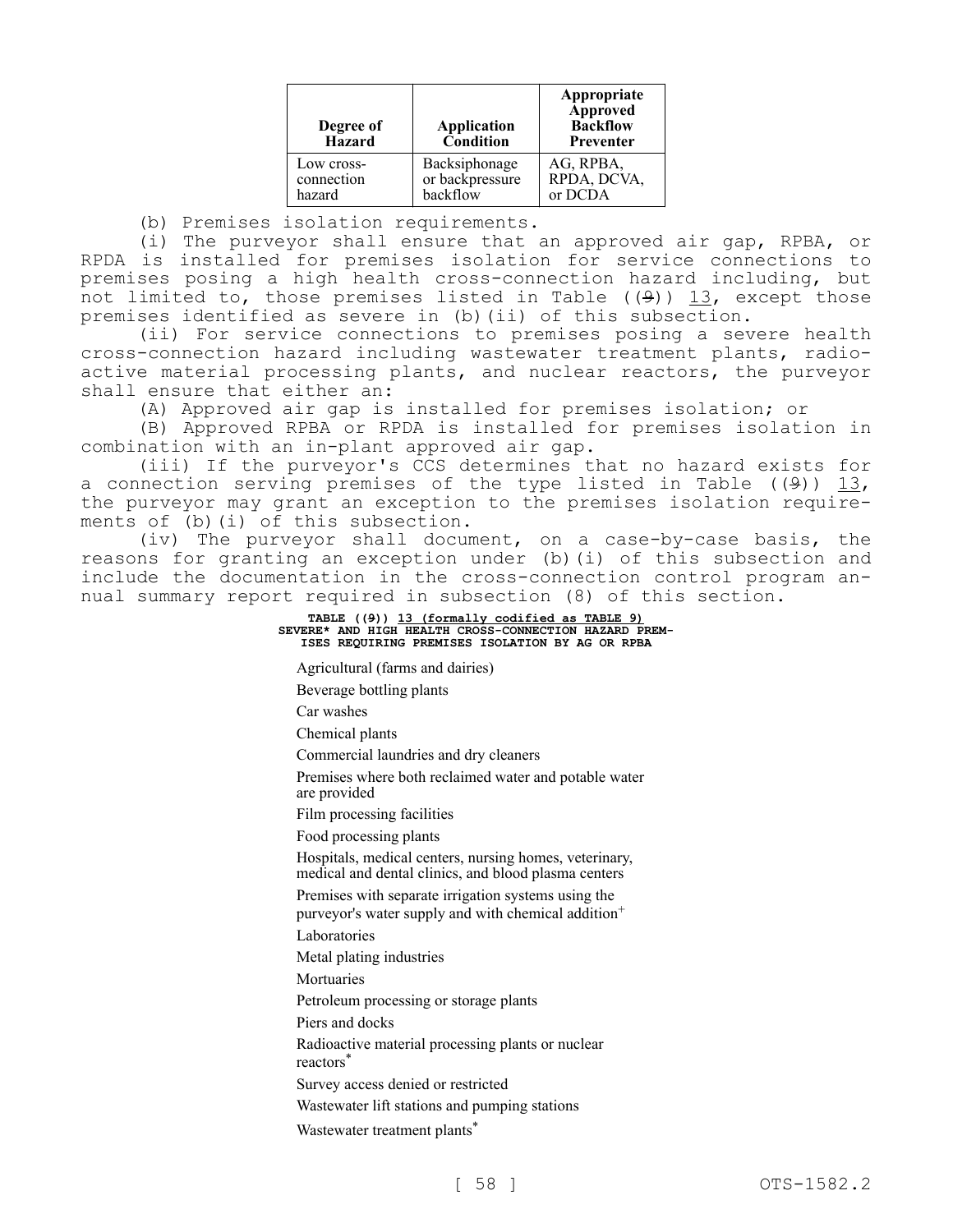| Degree of Hazard | Application Condition | Appropriate Approved Backflow Preventer |
|---|---|---|
| Low cross-connection hazard | Backsiphonage or backpressure backflow | AG, RPBA, RPDA, DCVA, or DCDA |

(b) Premises isolation requirements.

(i) The purveyor shall ensure that an approved air gap, RPBA, or RPDA is installed for premises isolation for service connections to premises posing a high health cross-connection hazard including, but not limited to, those premises listed in Table ((~~9~~)) 13, except those premises identified as severe in (b)(ii) of this subsection.

(ii) For service connections to premises posing a severe health cross-connection hazard including wastewater treatment plants, radioactive material processing plants, and nuclear reactors, the purveyor shall ensure that either an:

(A) Approved air gap is installed for premises isolation; or

(B) Approved RPBA or RPDA is installed for premises isolation in combination with an in-plant approved air gap.

(iii) If the purveyor's CCS determines that no hazard exists for a connection serving premises of the type listed in Table ((~~9~~)) 13, the purveyor may grant an exception to the premises isolation requirements of (b)(i) of this subsection.

(iv) The purveyor shall document, on a case-by-case basis, the reasons for granting an exception under (b)(i) of this subsection and include the documentation in the cross-connection control program annual summary report required in subsection (8) of this section.

**TABLE ((~~9~~)) 13 (formally codified as TABLE 9)
SEVERE* AND HIGH HEALTH CROSS-CONNECTION HAZARD PREMISES REQUIRING PREMISES ISOLATION BY AG OR RPBA**

Agricultural (farms and dairies)

Beverage bottling plants

Car washes

Chemical plants

Commercial laundries and dry cleaners

Premises where both reclaimed water and potable water are provided

Film processing facilities

Food processing plants

Hospitals, medical centers, nursing homes, veterinary, medical and dental clinics, and blood plasma centers

Premises with separate irrigation systems using the purveyor's water supply and with chemical addition+

Laboratories

Metal plating industries

Mortuaries

Petroleum processing or storage plants

Piers and docks

Radioactive material processing plants or nuclear reactors*

Survey access denied or restricted

Wastewater lift stations and pumping stations

Wastewater treatment plants*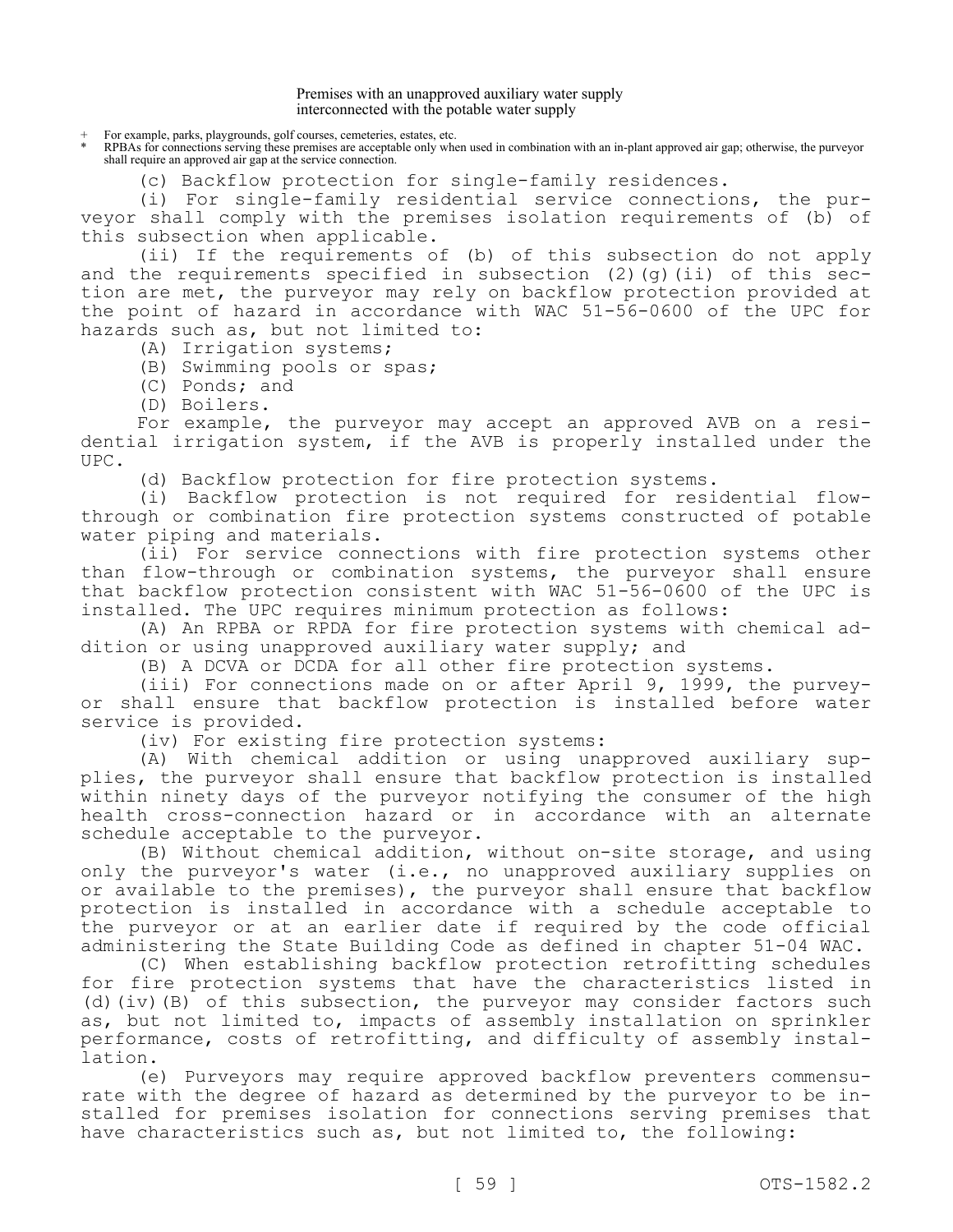Premises with an unapproved auxiliary water supply interconnected with the potable water supply

+ For example, parks, playgrounds, golf courses, cemeteries, estates, etc.
* RPBAs for connections serving these premises are acceptable only when used in combination with an in-plant approved air gap; otherwise, the purveyor shall require an approved air gap at the service connection.

(c) Backflow protection for single-family residences.

(i) For single-family residential service connections, the purveyor shall comply with the premises isolation requirements of (b) of this subsection when applicable.

(ii) If the requirements of (b) of this subsection do not apply and the requirements specified in subsection (2)(g)(ii) of this section are met, the purveyor may rely on backflow protection provided at the point of hazard in accordance with WAC 51-56-0600 of the UPC for hazards such as, but not limited to:

(A) Irrigation systems;

(B) Swimming pools or spas;

(C) Ponds; and

(D) Boilers.

For example, the purveyor may accept an approved AVB on a residential irrigation system, if the AVB is properly installed under the UPC.

(d) Backflow protection for fire protection systems.

(i) Backflow protection is not required for residential flow-through or combination fire protection systems constructed of potable water piping and materials.

(ii) For service connections with fire protection systems other than flow-through or combination systems, the purveyor shall ensure that backflow protection consistent with WAC 51-56-0600 of the UPC is installed. The UPC requires minimum protection as follows:

(A) An RPBA or RPDA for fire protection systems with chemical addition or using unapproved auxiliary water supply; and

(B) A DCVA or DCDA for all other fire protection systems.

(iii) For connections made on or after April 9, 1999, the purveyor shall ensure that backflow protection is installed before water service is provided.

(iv) For existing fire protection systems:

(A) With chemical addition or using unapproved auxiliary supplies, the purveyor shall ensure that backflow protection is installed within ninety days of the purveyor notifying the consumer of the high health cross-connection hazard or in accordance with an alternate schedule acceptable to the purveyor.

(B) Without chemical addition, without on-site storage, and using only the purveyor's water (i.e., no unapproved auxiliary supplies on or available to the premises), the purveyor shall ensure that backflow protection is installed in accordance with a schedule acceptable to the purveyor or at an earlier date if required by the code official administering the State Building Code as defined in chapter 51-04 WAC.

(C) When establishing backflow protection retrofitting schedules for fire protection systems that have the characteristics listed in (d)(iv)(B) of this subsection, the purveyor may consider factors such as, but not limited to, impacts of assembly installation on sprinkler performance, costs of retrofitting, and difficulty of assembly installation.

(e) Purveyors may require approved backflow preventers commensurate with the degree of hazard as determined by the purveyor to be installed for premises isolation for connections serving premises that have characteristics such as, but not limited to, the following: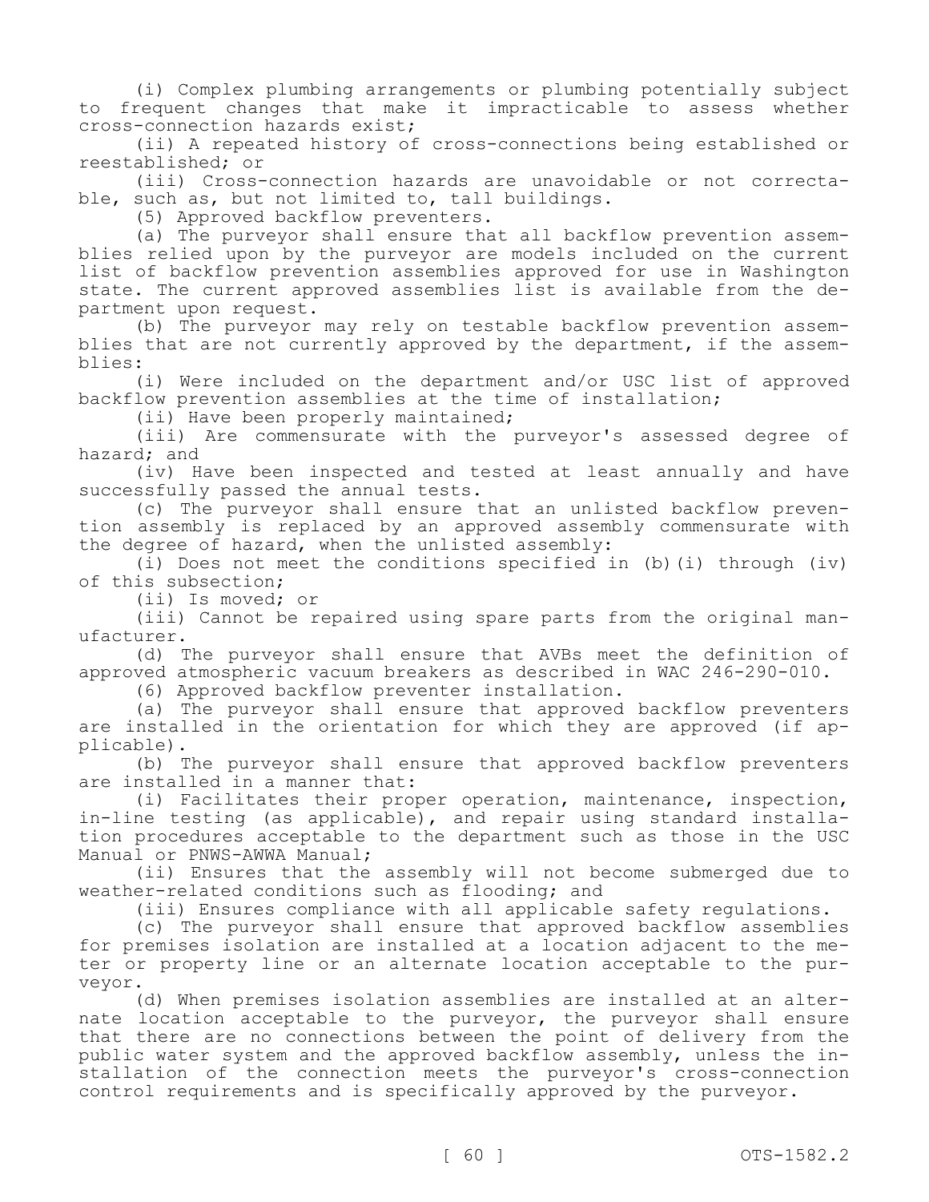(i) Complex plumbing arrangements or plumbing potentially subject to frequent changes that make it impracticable to assess whether cross-connection hazards exist;

(ii) A repeated history of cross-connections being established or reestablished; or

(iii) Cross-connection hazards are unavoidable or not correctable, such as, but not limited to, tall buildings.

(5) Approved backflow preventers.

(a) The purveyor shall ensure that all backflow prevention assemblies relied upon by the purveyor are models included on the current list of backflow prevention assemblies approved for use in Washington state. The current approved assemblies list is available from the department upon request.

(b) The purveyor may rely on testable backflow prevention assemblies that are not currently approved by the department, if the assemblies:

(i) Were included on the department and/or USC list of approved backflow prevention assemblies at the time of installation;

(ii) Have been properly maintained;

(iii) Are commensurate with the purveyor's assessed degree of hazard; and

(iv) Have been inspected and tested at least annually and have successfully passed the annual tests.

(c) The purveyor shall ensure that an unlisted backflow prevention assembly is replaced by an approved assembly commensurate with the degree of hazard, when the unlisted assembly:

(i) Does not meet the conditions specified in (b)(i) through (iv) of this subsection;

(ii) Is moved; or

(iii) Cannot be repaired using spare parts from the original manufacturer.

(d) The purveyor shall ensure that AVBs meet the definition of approved atmospheric vacuum breakers as described in WAC 246-290-010.

(6) Approved backflow preventer installation.

(a) The purveyor shall ensure that approved backflow preventers are installed in the orientation for which they are approved (if applicable).

(b) The purveyor shall ensure that approved backflow preventers are installed in a manner that:

(i) Facilitates their proper operation, maintenance, inspection, in-line testing (as applicable), and repair using standard installation procedures acceptable to the department such as those in the USC Manual or PNWS-AWWA Manual;

(ii) Ensures that the assembly will not become submerged due to weather-related conditions such as flooding; and

(iii) Ensures compliance with all applicable safety regulations.

(c) The purveyor shall ensure that approved backflow assemblies for premises isolation are installed at a location adjacent to the meter or property line or an alternate location acceptable to the purveyor.

(d) When premises isolation assemblies are installed at an alternate location acceptable to the purveyor, the purveyor shall ensure that there are no connections between the point of delivery from the public water system and the approved backflow assembly, unless the installation of the connection meets the purveyor's cross-connection control requirements and is specifically approved by the purveyor.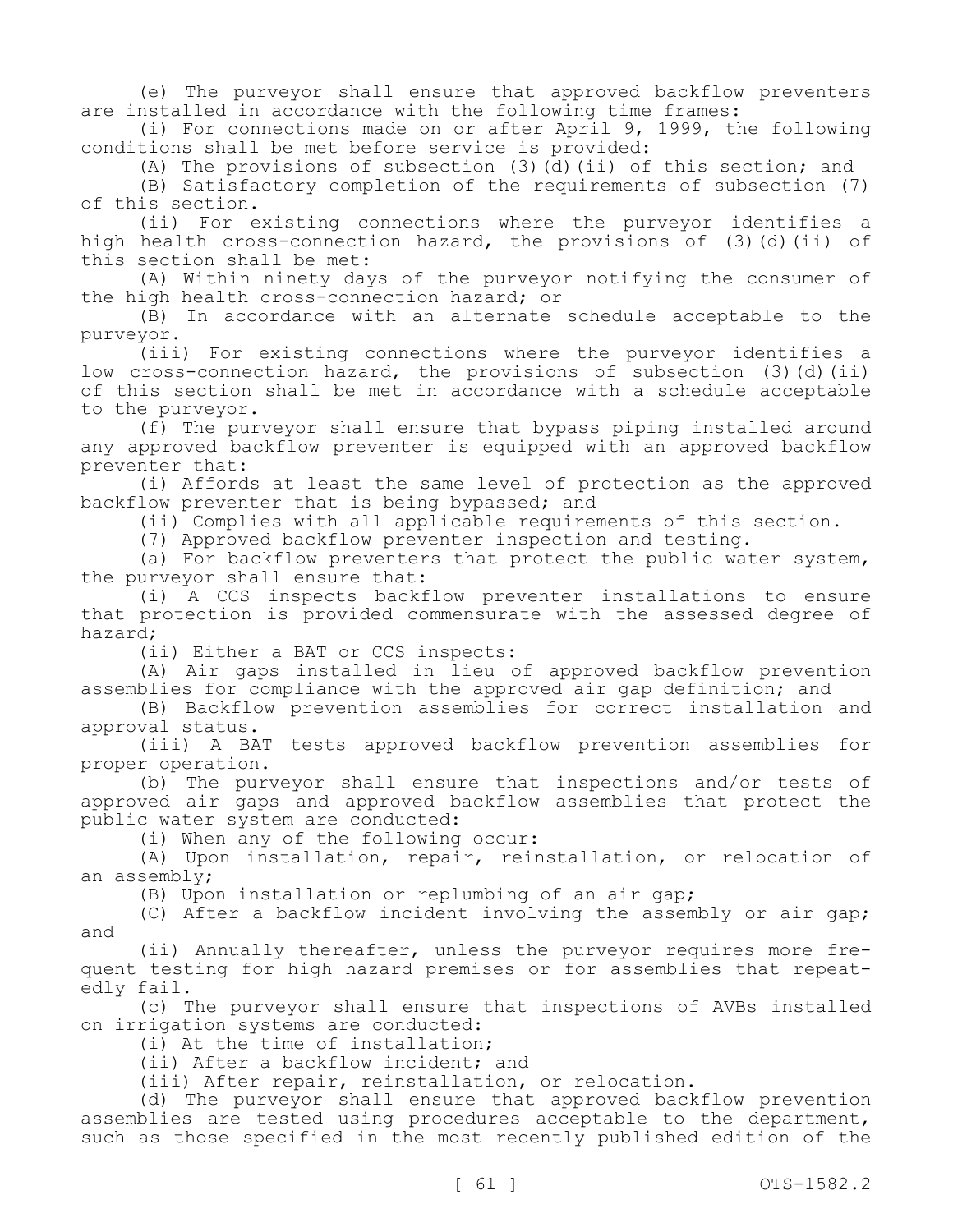(e) The purveyor shall ensure that approved backflow preventers are installed in accordance with the following time frames:

(i) For connections made on or after April 9, 1999, the following conditions shall be met before service is provided:

(A) The provisions of subsection (3)(d)(ii) of this section; and

(B) Satisfactory completion of the requirements of subsection (7) of this section.

(ii) For existing connections where the purveyor identifies a high health cross-connection hazard, the provisions of (3)(d)(ii) of this section shall be met:

(A) Within ninety days of the purveyor notifying the consumer of the high health cross-connection hazard; or

(B) In accordance with an alternate schedule acceptable to the purveyor.

(iii) For existing connections where the purveyor identifies a low cross-connection hazard, the provisions of subsection (3)(d)(ii) of this section shall be met in accordance with a schedule acceptable to the purveyor.

(f) The purveyor shall ensure that bypass piping installed around any approved backflow preventer is equipped with an approved backflow preventer that:

(i) Affords at least the same level of protection as the approved backflow preventer that is being bypassed; and

(ii) Complies with all applicable requirements of this section.

(7) Approved backflow preventer inspection and testing.

(a) For backflow preventers that protect the public water system, the purveyor shall ensure that:

(i) A CCS inspects backflow preventer installations to ensure that protection is provided commensurate with the assessed degree of hazard;

(ii) Either a BAT or CCS inspects:

(A) Air gaps installed in lieu of approved backflow prevention assemblies for compliance with the approved air gap definition; and

(B) Backflow prevention assemblies for correct installation and approval status.

(iii) A BAT tests approved backflow prevention assemblies for proper operation.

(b) The purveyor shall ensure that inspections and/or tests of approved air gaps and approved backflow assemblies that protect the public water system are conducted:

(i) When any of the following occur:

(A) Upon installation, repair, reinstallation, or relocation of an assembly;

(B) Upon installation or replumbing of an air gap;

(C) After a backflow incident involving the assembly or air gap; and

(ii) Annually thereafter, unless the purveyor requires more frequent testing for high hazard premises or for assemblies that repeatedly fail.

(c) The purveyor shall ensure that inspections of AVBs installed on irrigation systems are conducted:

(i) At the time of installation;

(ii) After a backflow incident; and

(iii) After repair, reinstallation, or relocation.

(d) The purveyor shall ensure that approved backflow prevention assemblies are tested using procedures acceptable to the department, such as those specified in the most recently published edition of the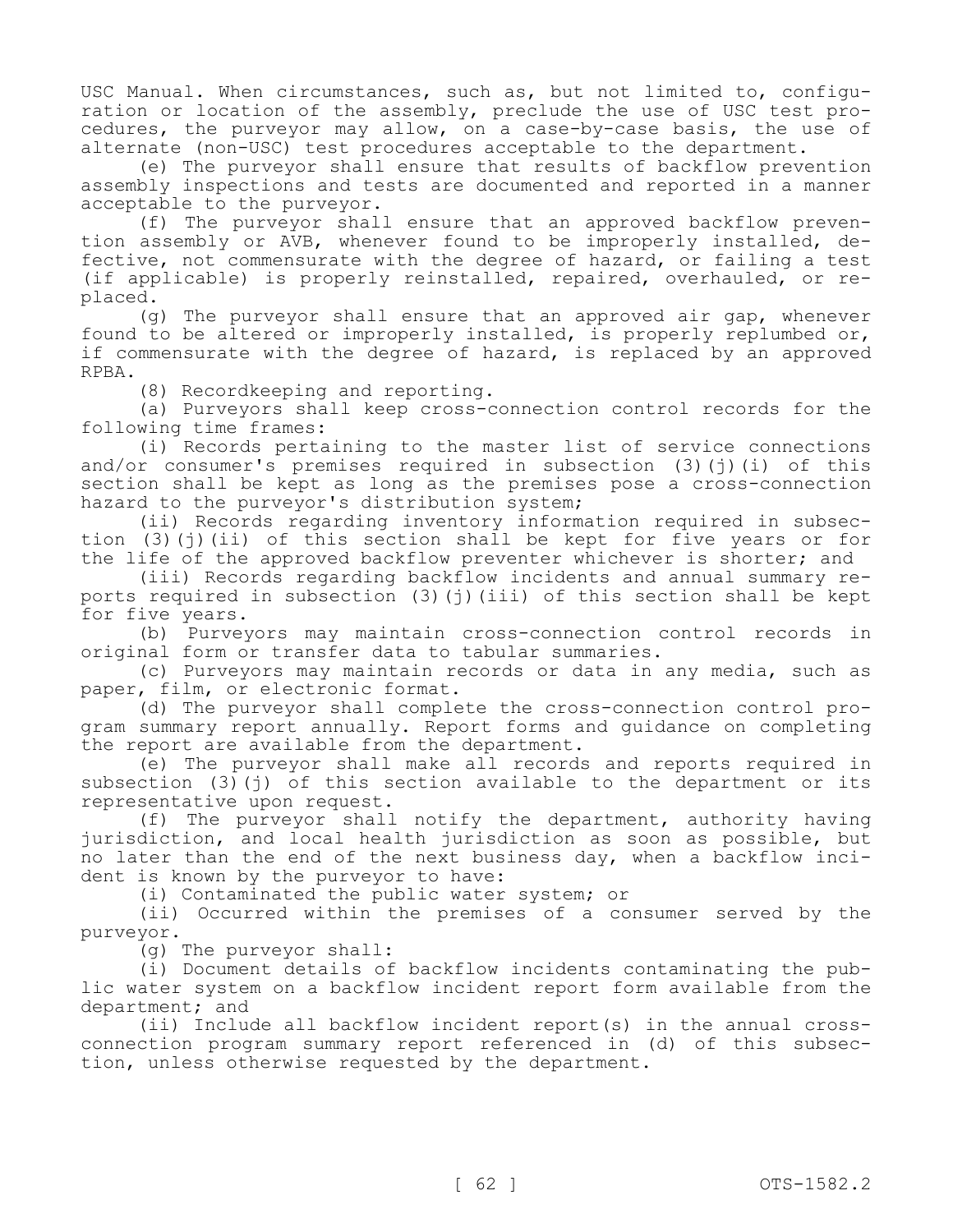USC Manual. When circumstances, such as, but not limited to, configuration or location of the assembly, preclude the use of USC test procedures, the purveyor may allow, on a case-by-case basis, the use of alternate (non-USC) test procedures acceptable to the department.

(e) The purveyor shall ensure that results of backflow prevention assembly inspections and tests are documented and reported in a manner acceptable to the purveyor.

(f) The purveyor shall ensure that an approved backflow prevention assembly or AVB, whenever found to be improperly installed, defective, not commensurate with the degree of hazard, or failing a test (if applicable) is properly reinstalled, repaired, overhauled, or replaced.

(g) The purveyor shall ensure that an approved air gap, whenever found to be altered or improperly installed, is properly replumbed or, if commensurate with the degree of hazard, is replaced by an approved RPBA.

(8) Recordkeeping and reporting.

(a) Purveyors shall keep cross-connection control records for the following time frames:

(i) Records pertaining to the master list of service connections and/or consumer's premises required in subsection (3)(j)(i) of this section shall be kept as long as the premises pose a cross-connection hazard to the purveyor's distribution system;

(ii) Records regarding inventory information required in subsection (3)(j)(ii) of this section shall be kept for five years or for the life of the approved backflow preventer whichever is shorter; and

(iii) Records regarding backflow incidents and annual summary reports required in subsection (3)(j)(iii) of this section shall be kept for five years.

(b) Purveyors may maintain cross-connection control records in original form or transfer data to tabular summaries.

(c) Purveyors may maintain records or data in any media, such as paper, film, or electronic format.

(d) The purveyor shall complete the cross-connection control program summary report annually. Report forms and guidance on completing the report are available from the department.

(e) The purveyor shall make all records and reports required in subsection (3)(j) of this section available to the department or its representative upon request.

(f) The purveyor shall notify the department, authority having jurisdiction, and local health jurisdiction as soon as possible, but no later than the end of the next business day, when a backflow incident is known by the purveyor to have:

(i) Contaminated the public water system; or

(ii) Occurred within the premises of a consumer served by the purveyor.

(g) The purveyor shall:

(i) Document details of backflow incidents contaminating the public water system on a backflow incident report form available from the department; and

(ii) Include all backflow incident report(s) in the annual cross-connection program summary report referenced in (d) of this subsection, unless otherwise requested by the department.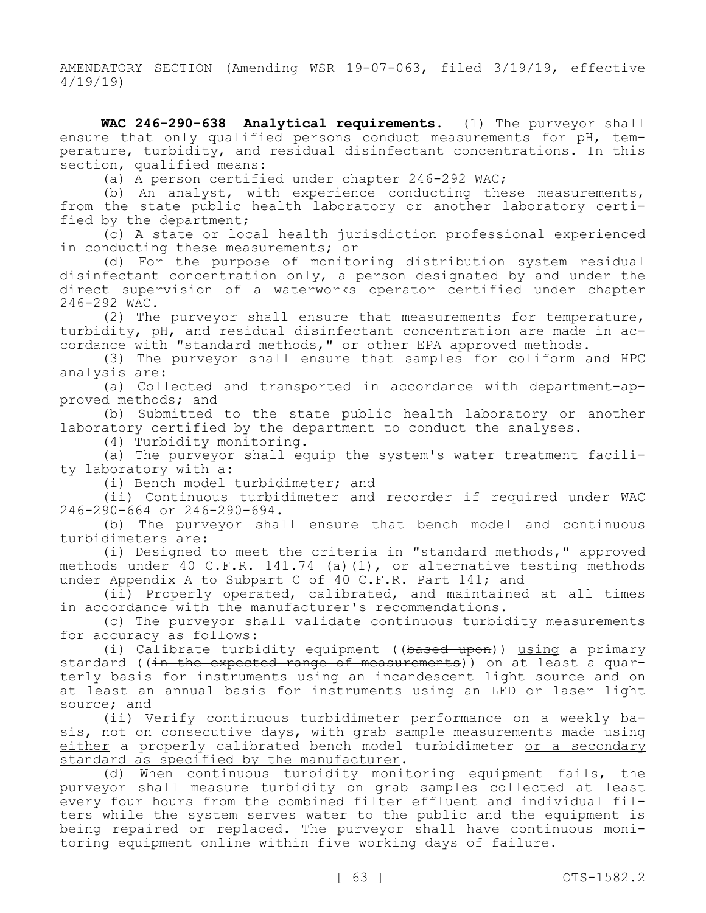AMENDATORY SECTION (Amending WSR 19-07-063, filed 3/19/19, effective 4/19/19)

**WAC 246-290-638 Analytical requirements.** (1) The purveyor shall ensure that only qualified persons conduct measurements for pH, temperature, turbidity, and residual disinfectant concentrations. In this section, qualified means:

(a) A person certified under chapter 246-292 WAC;

(b) An analyst, with experience conducting these measurements, from the state public health laboratory or another laboratory certified by the department;

(c) A state or local health jurisdiction professional experienced in conducting these measurements; or

(d) For the purpose of monitoring distribution system residual disinfectant concentration only, a person designated by and under the direct supervision of a waterworks operator certified under chapter 246-292 WAC.

(2) The purveyor shall ensure that measurements for temperature, turbidity, pH, and residual disinfectant concentration are made in accordance with "standard methods," or other EPA approved methods.

(3) The purveyor shall ensure that samples for coliform and HPC analysis are:

(a) Collected and transported in accordance with department-approved methods; and

(b) Submitted to the state public health laboratory or another laboratory certified by the department to conduct the analyses.

(4) Turbidity monitoring.

(a) The purveyor shall equip the system's water treatment facility laboratory with a:

(i) Bench model turbidimeter; and

(ii) Continuous turbidimeter and recorder if required under WAC 246-290-664 or 246-290-694.

(b) The purveyor shall ensure that bench model and continuous turbidimeters are:

(i) Designed to meet the criteria in "standard methods," approved methods under 40 C.F.R. 141.74 (a)(1), or alternative testing methods under Appendix A to Subpart C of 40 C.F.R. Part 141; and

(ii) Properly operated, calibrated, and maintained at all times in accordance with the manufacturer's recommendations.

(c) The purveyor shall validate continuous turbidity measurements for accuracy as follows:

(i) Calibrate turbidity equipment ((~~based upon~~)) <u>using</u> a primary standard ((~~in the expected range of measurements~~)) on at least a quarterly basis for instruments using an incandescent light source and on at least an annual basis for instruments using an LED or laser light source; and

(ii) Verify continuous turbidimeter performance on a weekly basis, not on consecutive days, with grab sample measurements made using <u>either</u> a properly calibrated bench model turbidimeter <u>or a secondary standard as specified by the manufacturer</u>.

(d) When continuous turbidity monitoring equipment fails, the purveyor shall measure turbidity on grab samples collected at least every four hours from the combined filter effluent and individual filters while the system serves water to the public and the equipment is being repaired or replaced. The purveyor shall have continuous monitoring equipment online within five working days of failure.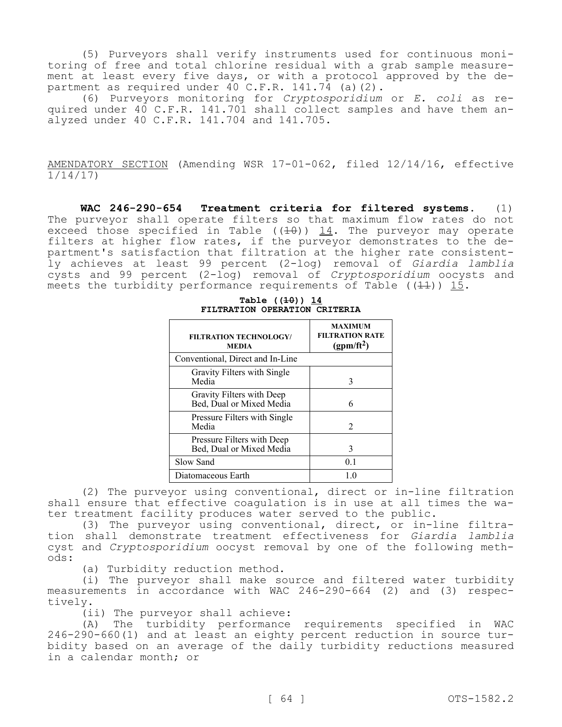(5) Purveyors shall verify instruments used for continuous monitoring of free and total chlorine residual with a grab sample measurement at least every five days, or with a protocol approved by the department as required under 40 C.F.R. 141.74 (a)(2).

(6) Purveyors monitoring for *Cryptosporidium* or *E. coli* as required under 40 C.F.R. 141.701 shall collect samples and have them analyzed under 40 C.F.R. 141.704 and 141.705.

AMENDATORY SECTION (Amending WSR 17-01-062, filed 12/14/16, effective 1/14/17)

**WAC 246-290-654 Treatment criteria for filtered systems.** (1) The purveyor shall operate filters so that maximum flow rates do not exceed those specified in Table ((~~10~~)) 14. The purveyor may operate filters at higher flow rates, if the purveyor demonstrates to the department's satisfaction that filtration at the higher rate consistently achieves at least 99 percent (2-log) removal of *Giardia lamblia* cysts and 99 percent (2-log) removal of *Cryptosporidium* oocysts and meets the turbidity performance requirements of Table ((~~11~~)) 15.

**Table ((~~10~~)) 14**
**FILTRATION OPERATION CRITERIA**

| FILTRATION TECHNOLOGY/ MEDIA | MAXIMUM FILTRATION RATE ($gpm/ft^2$) |
|---|---|
| Conventional, Direct and In-Line | |
| Gravity Filters with Single Media | 3 |
| Gravity Filters with Deep Bed, Dual or Mixed Media | 6 |
| Pressure Filters with Single Media | 2 |
| Pressure Filters with Deep Bed, Dual or Mixed Media | 3 |
| Slow Sand | 0.1 |
| Diatomaceous Earth | 1.0 |

(2) The purveyor using conventional, direct or in-line filtration shall ensure that effective coagulation is in use at all times the water treatment facility produces water served to the public.

(3) The purveyor using conventional, direct, or in-line filtration shall demonstrate treatment effectiveness for *Giardia lamblia* cyst and *Cryptosporidium* oocyst removal by one of the following methods:

(a) Turbidity reduction method.

(i) The purveyor shall make source and filtered water turbidity measurements in accordance with WAC 246-290-664 (2) and (3) respectively.

(ii) The purveyor shall achieve:

(A) The turbidity performance requirements specified in WAC 246-290-660(1) and at least an eighty percent reduction in source turbidity based on an average of the daily turbidity reductions measured in a calendar month; or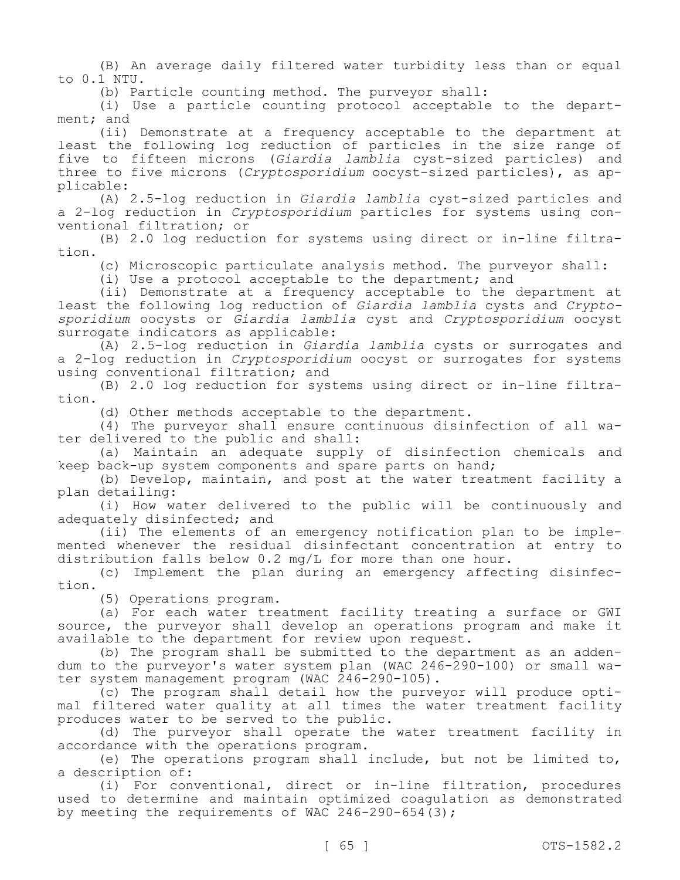(B) An average daily filtered water turbidity less than or equal to 0.1 NTU.

(b) Particle counting method. The purveyor shall:

(i) Use a particle counting protocol acceptable to the department; and

(ii) Demonstrate at a frequency acceptable to the department at least the following log reduction of particles in the size range of five to fifteen microns (*Giardia lamblia* cyst-sized particles) and three to five microns (*Cryptosporidium* oocyst-sized particles), as applicable:

(A) 2.5-log reduction in *Giardia lamblia* cyst-sized particles and a 2-log reduction in *Cryptosporidium* particles for systems using conventional filtration; or

(B) 2.0 log reduction for systems using direct or in-line filtration.

(c) Microscopic particulate analysis method. The purveyor shall:

(i) Use a protocol acceptable to the department; and

(ii) Demonstrate at a frequency acceptable to the department at least the following log reduction of *Giardia lamblia* cysts and *Cryptosporidium* oocysts or *Giardia lamblia* cyst and *Cryptosporidium* oocyst surrogate indicators as applicable:

(A) 2.5-log reduction in *Giardia lamblia* cysts or surrogates and a 2-log reduction in *Cryptosporidium* oocyst or surrogates for systems using conventional filtration; and

(B) 2.0 log reduction for systems using direct or in-line filtration.

(d) Other methods acceptable to the department.

(4) The purveyor shall ensure continuous disinfection of all water delivered to the public and shall:

(a) Maintain an adequate supply of disinfection chemicals and keep back-up system components and spare parts on hand;

(b) Develop, maintain, and post at the water treatment facility a plan detailing:

(i) How water delivered to the public will be continuously and adequately disinfected; and

(ii) The elements of an emergency notification plan to be implemented whenever the residual disinfectant concentration at entry to distribution falls below 0.2 mg/L for more than one hour.

(c) Implement the plan during an emergency affecting disinfection.

(5) Operations program.

(a) For each water treatment facility treating a surface or GWI source, the purveyor shall develop an operations program and make it available to the department for review upon request.

(b) The program shall be submitted to the department as an addendum to the purveyor's water system plan (WAC 246-290-100) or small water system management program (WAC 246-290-105).

(c) The program shall detail how the purveyor will produce optimal filtered water quality at all times the water treatment facility produces water to be served to the public.

(d) The purveyor shall operate the water treatment facility in accordance with the operations program.

(e) The operations program shall include, but not be limited to, a description of:

(i) For conventional, direct or in-line filtration, procedures used to determine and maintain optimized coagulation as demonstrated by meeting the requirements of WAC 246-290-654(3);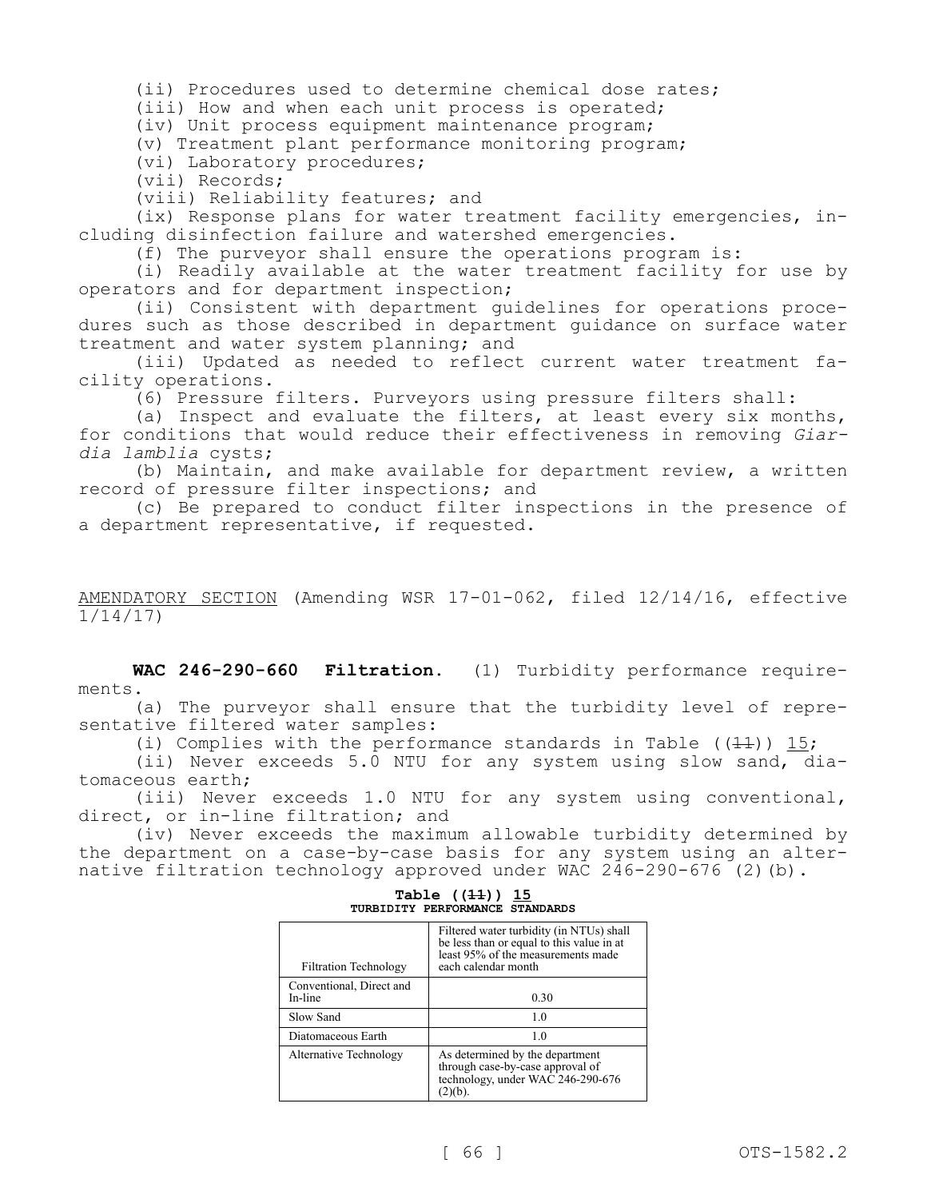(ii) Procedures used to determine chemical dose rates;

(iii) How and when each unit process is operated;

(iv) Unit process equipment maintenance program;

(v) Treatment plant performance monitoring program;

(vi) Laboratory procedures;

(vii) Records;

(viii) Reliability features; and

(ix) Response plans for water treatment facility emergencies, including disinfection failure and watershed emergencies.

(f) The purveyor shall ensure the operations program is:

(i) Readily available at the water treatment facility for use by operators and for department inspection;

(ii) Consistent with department guidelines for operations procedures such as those described in department guidance on surface water treatment and water system planning; and

(iii) Updated as needed to reflect current water treatment facility operations.

(6) Pressure filters. Purveyors using pressure filters shall:

(a) Inspect and evaluate the filters, at least every six months, for conditions that would reduce their effectiveness in removing *Giardia lamblia* cysts;

(b) Maintain, and make available for department review, a written record of pressure filter inspections; and

(c) Be prepared to conduct filter inspections in the presence of a department representative, if requested.

AMENDATORY SECTION (Amending WSR 17-01-062, filed 12/14/16, effective 1/14/17)

**WAC 246-290-660 Filtration.** (1) Turbidity performance requirements.

(a) The purveyor shall ensure that the turbidity level of representative filtered water samples:

(i) Complies with the performance standards in Table ((~~11~~)) 15;

(ii) Never exceeds 5.0 NTU for any system using slow sand, diatomaceous earth;

(iii) Never exceeds 1.0 NTU for any system using conventional, direct, or in-line filtration; and

(iv) Never exceeds the maximum allowable turbidity determined by the department on a case-by-case basis for any system using an alternative filtration technology approved under WAC 246-290-676 (2)(b).

**Table ((~~11~~)) 15**
**TURBIDITY PERFORMANCE STANDARDS**

| Filtration Technology | Filtered water turbidity (in NTUs) shall be less than or equal to this value in at least 95% of the measurements made each calendar month |
|---|---|
| Conventional, Direct and In-line | 0.30 |
| Slow Sand | 1.0 |
| Diatomaceous Earth | 1.0 |
| Alternative Technology | As determined by the department through case-by-case approval of technology, under WAC 246-290-676 (2)(b). |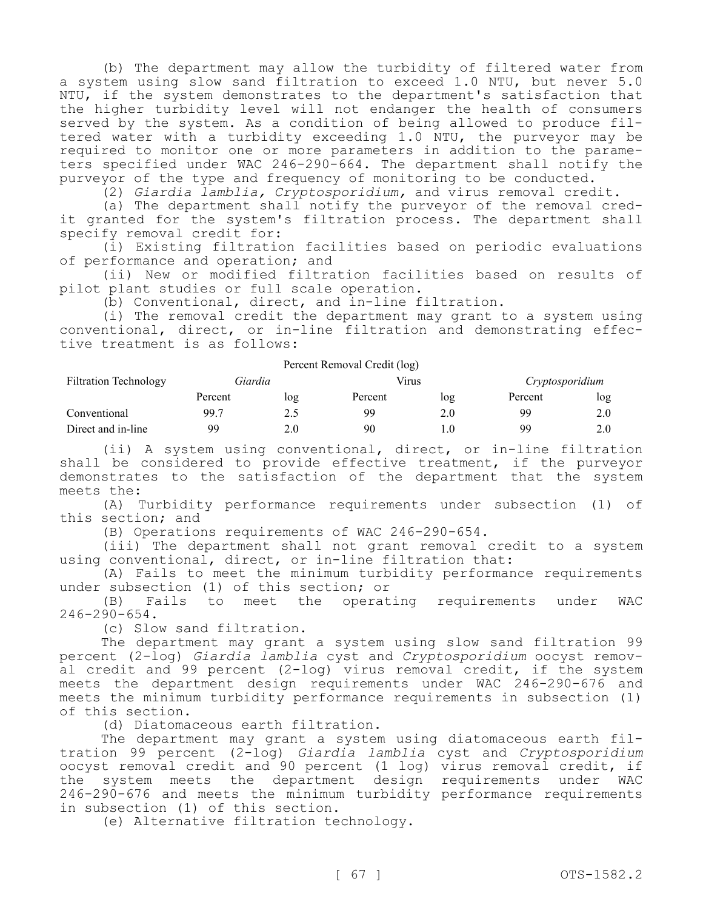(b) The department may allow the turbidity of filtered water from a system using slow sand filtration to exceed 1.0 NTU, but never 5.0 NTU, if the system demonstrates to the department's satisfaction that the higher turbidity level will not endanger the health of consumers served by the system. As a condition of being allowed to produce filtered water with a turbidity exceeding 1.0 NTU, the purveyor may be required to monitor one or more parameters in addition to the parameters specified under WAC 246-290-664. The department shall notify the purveyor of the type and frequency of monitoring to be conducted.

(2) *Giardia lamblia, Cryptosporidium,* and virus removal credit.

(a) The department shall notify the purveyor of the removal credit granted for the system's filtration process. The department shall specify removal credit for:

(i) Existing filtration facilities based on periodic evaluations of performance and operation; and

(ii) New or modified filtration facilities based on results of pilot plant studies or full scale operation.

(b) Conventional, direct, and in-line filtration.

(i) The removal credit the department may grant to a system using conventional, direct, or in-line filtration and demonstrating effective treatment is as follows:

| Percent Removal Credit (log) | | | | | | |
|---|---|---|---|---|---|---|
| Filtration Technology | *Giardia* | | Virus | | *Cryptosporidium* | |
| | Percent | log | Percent | log | Percent | log |
| Conventional | 99.7 | 2.5 | 99 | 2.0 | 99 | 2.0 |
| Direct and in-line | 99 | 2.0 | 90 | 1.0 | 99 | 2.0 |

(ii) A system using conventional, direct, or in-line filtration shall be considered to provide effective treatment, if the purveyor demonstrates to the satisfaction of the department that the system meets the:

(A) Turbidity performance requirements under subsection (1) of this section; and

(B) Operations requirements of WAC 246-290-654.

(iii) The department shall not grant removal credit to a system using conventional, direct, or in-line filtration that:

(A) Fails to meet the minimum turbidity performance requirements under subsection (1) of this section; or

(B) Fails to meet the operating requirements under WAC 246-290-654.

(c) Slow sand filtration.

The department may grant a system using slow sand filtration 99 percent (2-log) *Giardia lamblia* cyst and *Cryptosporidium* oocyst removal credit and 99 percent (2-log) virus removal credit, if the system meets the department design requirements under WAC 246-290-676 and meets the minimum turbidity performance requirements in subsection (1) of this section.

(d) Diatomaceous earth filtration.

The department may grant a system using diatomaceous earth filtration 99 percent (2-log) *Giardia lamblia* cyst and *Cryptosporidium* oocyst removal credit and 90 percent (1 log) virus removal credit, if the system meets the department design requirements under WAC 246-290-676 and meets the minimum turbidity performance requirements in subsection (1) of this section.

(e) Alternative filtration technology.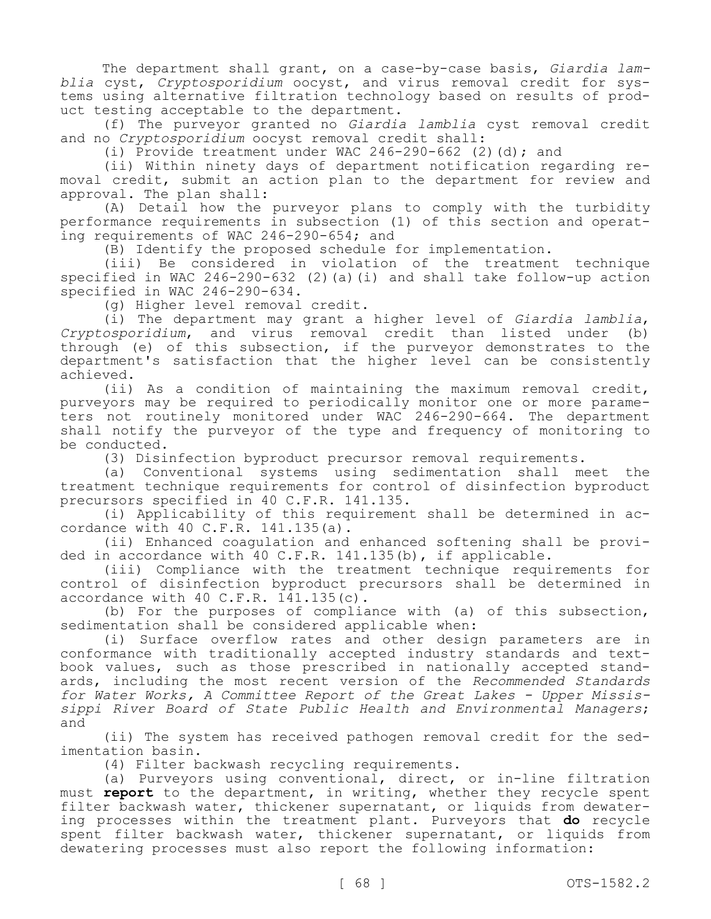The department shall grant, on a case-by-case basis, *Giardia lamblia* cyst, *Cryptosporidium* oocyst, and virus removal credit for systems using alternative filtration technology based on results of product testing acceptable to the department.

(f) The purveyor granted no *Giardia lamblia* cyst removal credit and no *Cryptosporidium* oocyst removal credit shall:

(i) Provide treatment under WAC 246-290-662 (2)(d); and

(ii) Within ninety days of department notification regarding removal credit, submit an action plan to the department for review and approval. The plan shall:

(A) Detail how the purveyor plans to comply with the turbidity performance requirements in subsection (1) of this section and operating requirements of WAC 246-290-654; and

(B) Identify the proposed schedule for implementation.

(iii) Be considered in violation of the treatment technique specified in WAC 246-290-632 (2)(a)(i) and shall take follow-up action specified in WAC 246-290-634.

(g) Higher level removal credit.

(i) The department may grant a higher level of *Giardia lamblia*, *Cryptosporidium*, and virus removal credit than listed under (b) through (e) of this subsection, if the purveyor demonstrates to the department's satisfaction that the higher level can be consistently achieved.

(ii) As a condition of maintaining the maximum removal credit, purveyors may be required to periodically monitor one or more parameters not routinely monitored under WAC 246-290-664. The department shall notify the purveyor of the type and frequency of monitoring to be conducted.

(3) Disinfection byproduct precursor removal requirements.

(a) Conventional systems using sedimentation shall meet the treatment technique requirements for control of disinfection byproduct precursors specified in 40 C.F.R. 141.135.

(i) Applicability of this requirement shall be determined in accordance with 40 C.F.R. 141.135(a).

(ii) Enhanced coagulation and enhanced softening shall be provided in accordance with 40 C.F.R. 141.135(b), if applicable.

(iii) Compliance with the treatment technique requirements for control of disinfection byproduct precursors shall be determined in accordance with 40 C.F.R. 141.135(c).

(b) For the purposes of compliance with (a) of this subsection, sedimentation shall be considered applicable when:

(i) Surface overflow rates and other design parameters are in conformance with traditionally accepted industry standards and textbook values, such as those prescribed in nationally accepted standards, including the most recent version of the *Recommended Standards for Water Works, A Committee Report of the Great Lakes - Upper Mississippi River Board of State Public Health and Environmental Managers*; and

(ii) The system has received pathogen removal credit for the sedimentation basin.

(4) Filter backwash recycling requirements.

(a) Purveyors using conventional, direct, or in-line filtration must **report** to the department, in writing, whether they recycle spent filter backwash water, thickener supernatant, or liquids from dewatering processes within the treatment plant. Purveyors that **do** recycle spent filter backwash water, thickener supernatant, or liquids from dewatering processes must also report the following information: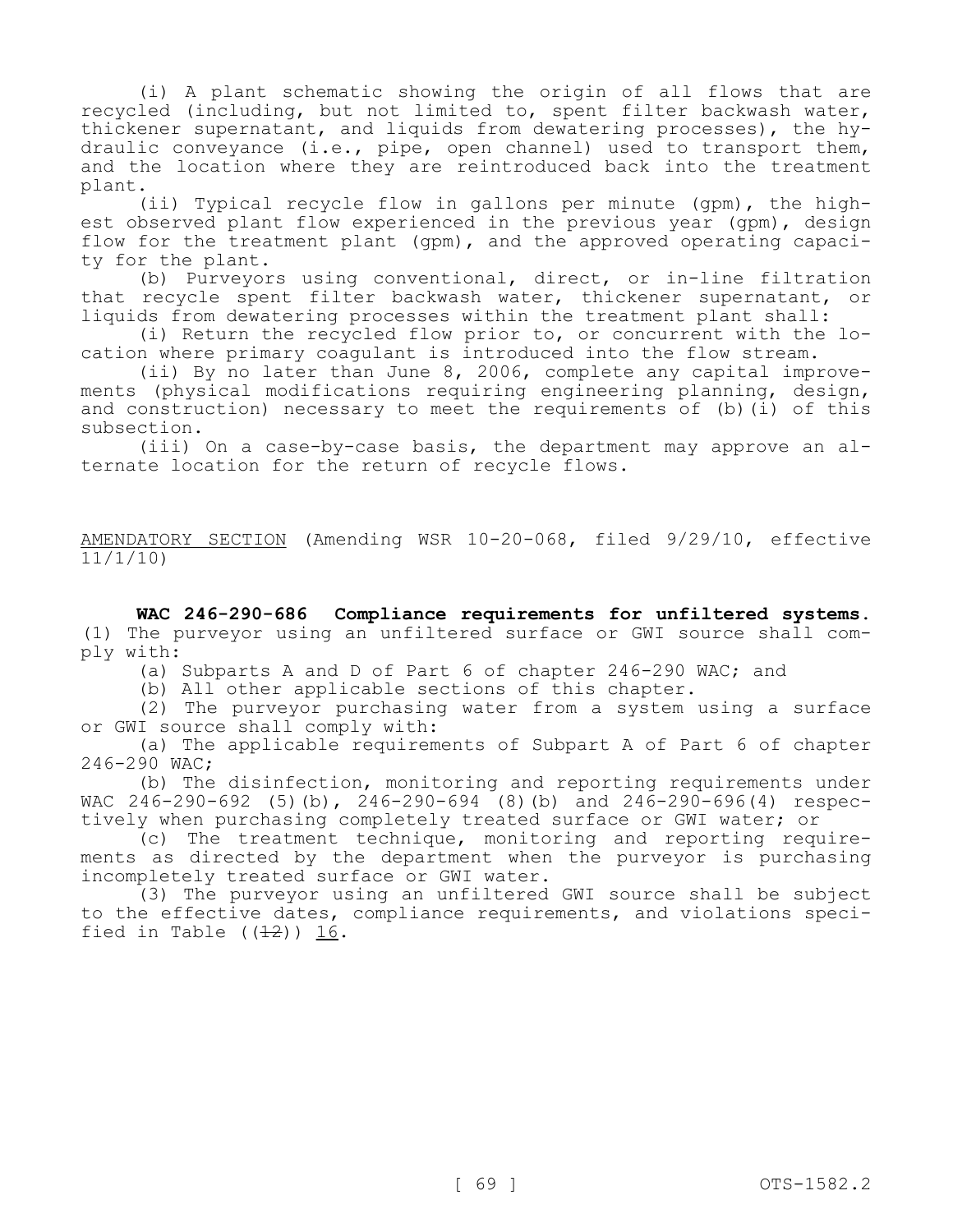(i) A plant schematic showing the origin of all flows that are recycled (including, but not limited to, spent filter backwash water, thickener supernatant, and liquids from dewatering processes), the hydraulic conveyance (i.e., pipe, open channel) used to transport them, and the location where they are reintroduced back into the treatment plant.

(ii) Typical recycle flow in gallons per minute (gpm), the highest observed plant flow experienced in the previous year (gpm), design flow for the treatment plant (gpm), and the approved operating capacity for the plant.

(b) Purveyors using conventional, direct, or in-line filtration that recycle spent filter backwash water, thickener supernatant, or liquids from dewatering processes within the treatment plant shall:

(i) Return the recycled flow prior to, or concurrent with the location where primary coagulant is introduced into the flow stream.

(ii) By no later than June 8, 2006, complete any capital improvements (physical modifications requiring engineering planning, design, and construction) necessary to meet the requirements of (b)(i) of this subsection.

(iii) On a case-by-case basis, the department may approve an alternate location for the return of recycle flows.

AMENDATORY SECTION (Amending WSR 10-20-068, filed 9/29/10, effective 11/1/10)

**WAC 246-290-686 Compliance requirements for unfiltered systems.** (1) The purveyor using an unfiltered surface or GWI source shall comply with:

(a) Subparts A and D of Part 6 of chapter 246-290 WAC; and

(b) All other applicable sections of this chapter.

(2) The purveyor purchasing water from a system using a surface or GWI source shall comply with:

(a) The applicable requirements of Subpart A of Part 6 of chapter 246-290 WAC;

(b) The disinfection, monitoring and reporting requirements under WAC 246-290-692 (5)(b), 246-290-694 (8)(b) and 246-290-696(4) respectively when purchasing completely treated surface or GWI water; or

(c) The treatment technique, monitoring and reporting requirements as directed by the department when the purveyor is purchasing incompletely treated surface or GWI water.

(3) The purveyor using an unfiltered GWI source shall be subject to the effective dates, compliance requirements, and violations specified in Table ((~~12~~)) 16.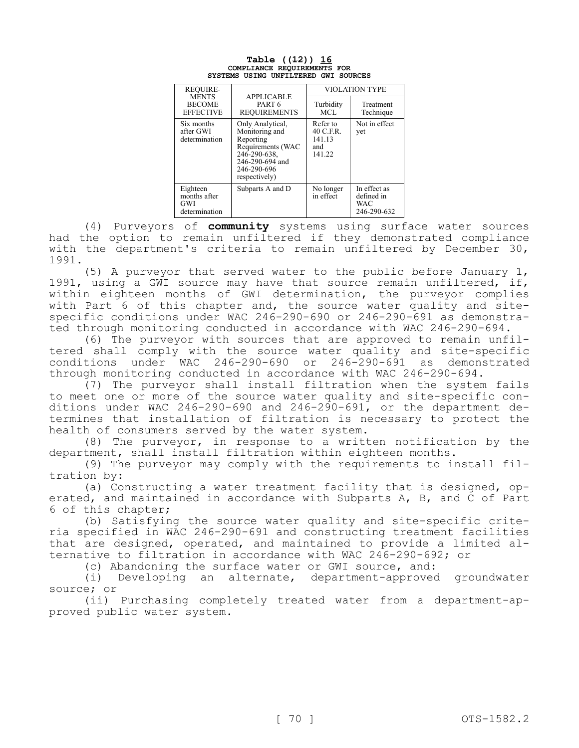**Table ((~~12~~)) 16**
**COMPLIANCE REQUIREMENTS FOR SYSTEMS USING UNFILTERED GWI SOURCES**

| REQUIREMENTS BECOME EFFECTIVE | APPLICABLE PART 6 REQUIREMENTS | VIOLATION TYPE | |
|---|---|---|---|
| | | Turbidity MCL | Treatment Technique |
| Six months after GWI determination | Only Analytical, Monitoring and Reporting Requirements (WAC 246-290-638, 246-290-694 and 246-290-696 respectively) | Refer to 40 C.F.R. 141.13 and 141.22 | Not in effect yet |
| Eighteen months after GWI determination | Subparts A and D | No longer in effect | In effect as defined in WAC 246-290-632 |

(4) Purveyors of **community** systems using surface water sources had the option to remain unfiltered if they demonstrated compliance with the department's criteria to remain unfiltered by December 30, 1991.

(5) A purveyor that served water to the public before January 1, 1991, using a GWI source may have that source remain unfiltered, if, within eighteen months of GWI determination, the purveyor complies with Part 6 of this chapter and, the source water quality and site-specific conditions under WAC 246-290-690 or 246-290-691 as demonstrated through monitoring conducted in accordance with WAC 246-290-694.

(6) The purveyor with sources that are approved to remain unfiltered shall comply with the source water quality and site-specific conditions under WAC 246-290-690 or 246-290-691 as demonstrated through monitoring conducted in accordance with WAC 246-290-694.

(7) The purveyor shall install filtration when the system fails to meet one or more of the source water quality and site-specific conditions under WAC 246-290-690 and 246-290-691, or the department determines that installation of filtration is necessary to protect the health of consumers served by the water system.

(8) The purveyor, in response to a written notification by the department, shall install filtration within eighteen months.

(9) The purveyor may comply with the requirements to install filtration by:

(a) Constructing a water treatment facility that is designed, operated, and maintained in accordance with Subparts A, B, and C of Part 6 of this chapter;

(b) Satisfying the source water quality and site-specific criteria specified in WAC 246-290-691 and constructing treatment facilities that are designed, operated, and maintained to provide a limited alternative to filtration in accordance with WAC 246-290-692; or

(c) Abandoning the surface water or GWI source, and:

(i) Developing an alternate, department-approved groundwater source; or

(ii) Purchasing completely treated water from a department-approved public water system.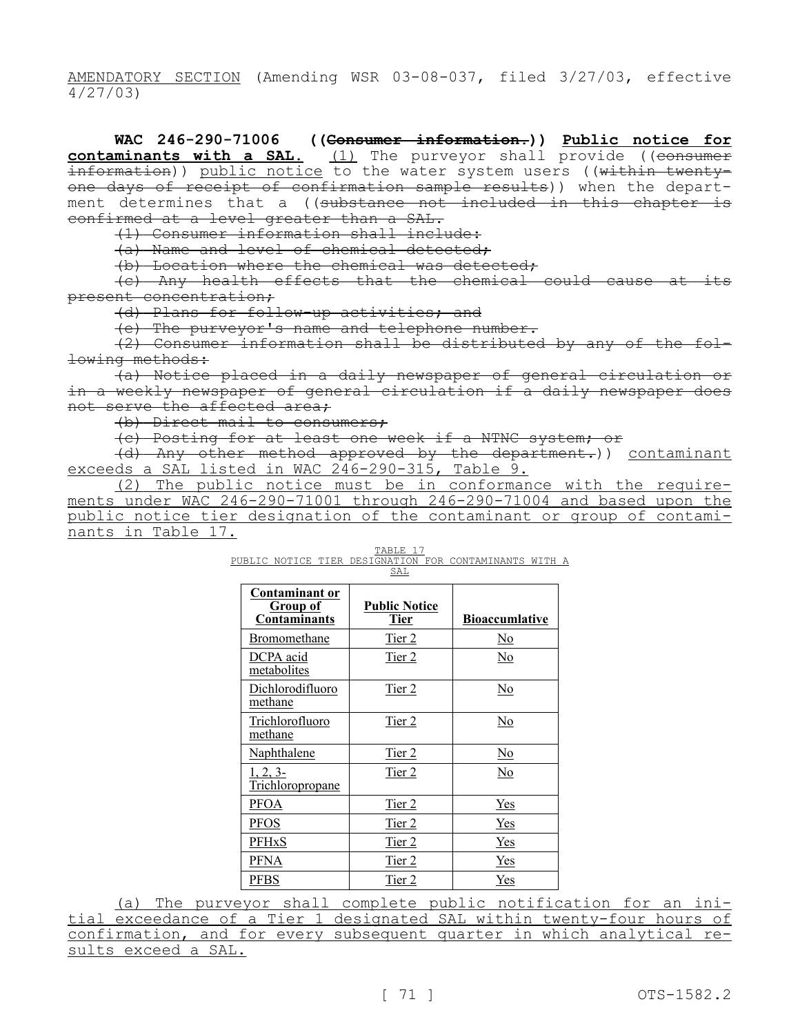AMENDATORY SECTION (Amending WSR 03-08-037, filed 3/27/03, effective 4/27/03)

**WAC 246-290-71006 ((~~Consumer information.~~)) Public notice for contaminants with a SAL.** (1) The purveyor shall provide ((~~consumer information~~)) public notice to the water system users ((~~within twenty-one days of receipt of confirmation sample results~~)) when the department determines that a ((~~substance not included in this chapter is confirmed at a level greater than a SAL.~~

~~(1) Consumer information shall include:~~

~~(a) Name and level of chemical detected;~~

~~(b) Location where the chemical was detected;~~

~~(c) Any health effects that the chemical could cause at its present concentration;~~

~~(d) Plans for follow-up activities; and~~

~~(e) The purveyor's name and telephone number.~~

~~(2) Consumer information shall be distributed by any of the following methods:~~

~~(a) Notice placed in a daily newspaper of general circulation or in a weekly newspaper of general circulation if a daily newspaper does not serve the affected area;~~

~~(b) Direct mail to consumers;~~

~~(c) Posting for at least one week if a NTNC system; or~~

~~(d) Any other method approved by the department.~~)) contaminant exceeds a SAL listed in WAC 246-290-315, Table 9.

(2) The public notice must be in conformance with the requirements under WAC 246-290-71001 through 246-290-71004 and based upon the public notice tier designation of the contaminant or group of contaminants in Table 17.

TABLE 17
PUBLIC NOTICE TIER DESIGNATION FOR CONTAMINANTS WITH A SAL

| Contaminant or Group of Contaminants | Public Notice Tier | Bioaccumlative |
|---|---|---|
| Bromomethane | Tier 2 | No |
| DCPA acid metabolites | Tier 2 | No |
| Dichlorodifluoro methane | Tier 2 | No |
| Trichlorofluoro methane | Tier 2 | No |
| Naphthalene | Tier 2 | No |
| 1, 2, 3-Trichloropropane | Tier 2 | No |
| PFOA | Tier 2 | Yes |
| PFOS | Tier 2 | Yes |
| PFHxS | Tier 2 | Yes |
| PFNA | Tier 2 | Yes |
| PFBS | Tier 2 | Yes |

(a) The purveyor shall complete public notification for an initial exceedance of a Tier 1 designated SAL within twenty-four hours of confirmation, and for every subsequent quarter in which analytical results exceed a SAL.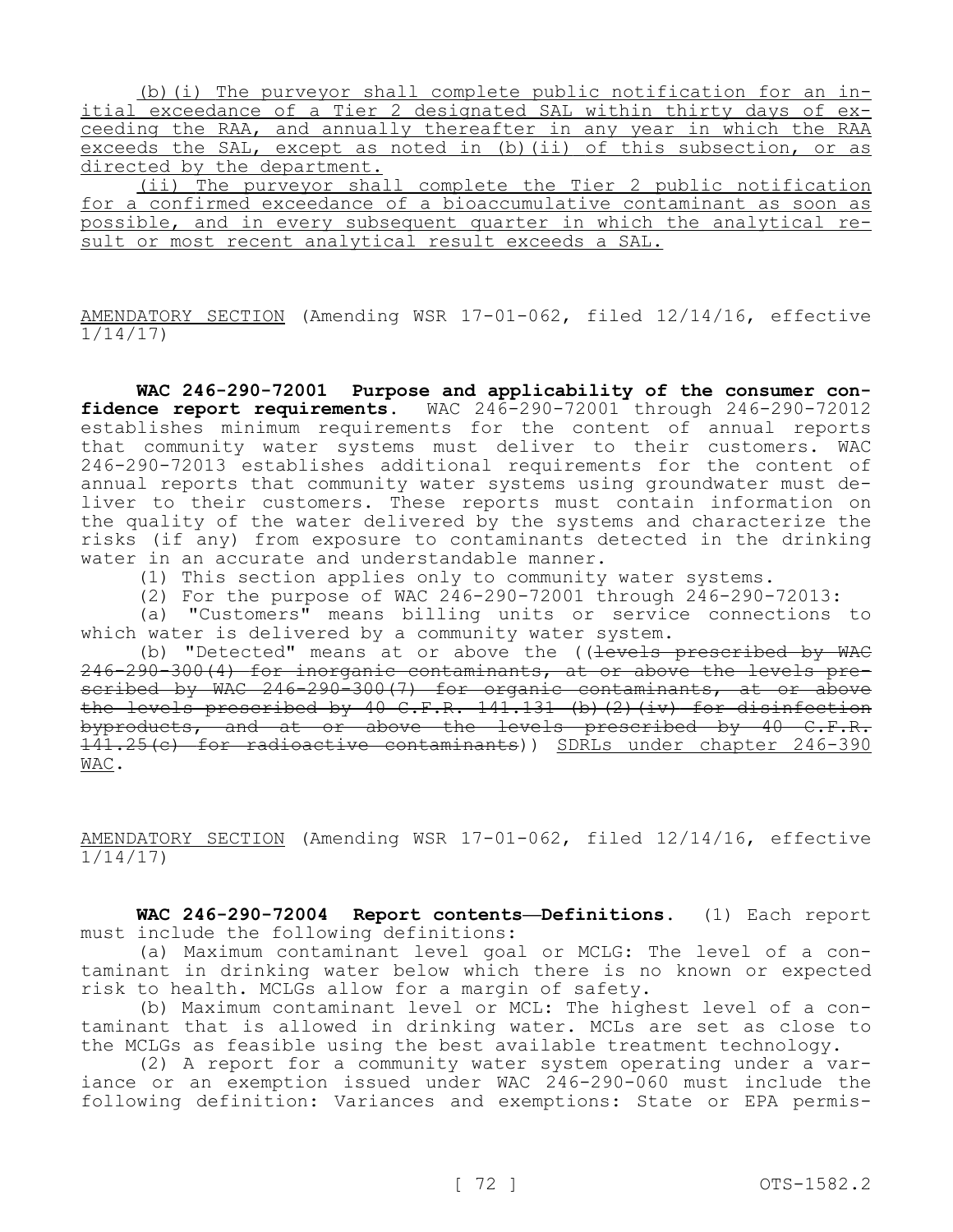(b)(i) The purveyor shall complete public notification for an initial exceedance of a Tier 2 designated SAL within thirty days of exceeding the RAA, and annually thereafter in any year in which the RAA exceeds the SAL, except as noted in (b)(ii) of this subsection, or as directed by the department.

(ii) The purveyor shall complete the Tier 2 public notification for a confirmed exceedance of a bioaccumulative contaminant as soon as possible, and in every subsequent quarter in which the analytical result or most recent analytical result exceeds a SAL.

AMENDATORY SECTION (Amending WSR 17-01-062, filed 12/14/16, effective 1/14/17)

**WAC 246-290-72001 Purpose and applicability of the consumer confidence report requirements.** WAC 246-290-72001 through 246-290-72012 establishes minimum requirements for the content of annual reports that community water systems must deliver to their customers. WAC 246-290-72013 establishes additional requirements for the content of annual reports that community water systems using groundwater must deliver to their customers. These reports must contain information on the quality of the water delivered by the systems and characterize the risks (if any) from exposure to contaminants detected in the drinking water in an accurate and understandable manner.

(1) This section applies only to community water systems.

(2) For the purpose of WAC 246-290-72001 through 246-290-72013:

(a) "Customers" means billing units or service connections to which water is delivered by a community water system.

(b) "Detected" means at or above the ((~~levels prescribed by WAC 246-290-300(4) for inorganic contaminants, at or above the levels prescribed by WAC 246-290-300(7) for organic contaminants, at or above the levels prescribed by 40 C.F.R. 141.131 (b)(2)(iv) for disinfection byproducts, and at or above the levels prescribed by 40 C.F.R. 141.25(c) for radioactive contaminants~~)) SDRLs under chapter 246-390 WAC.

AMENDATORY SECTION (Amending WSR 17-01-062, filed 12/14/16, effective 1/14/17)

**WAC 246-290-72004 Report contents—Definitions.** (1) Each report must include the following definitions:

(a) Maximum contaminant level goal or MCLG: The level of a contaminant in drinking water below which there is no known or expected risk to health. MCLGs allow for a margin of safety.

(b) Maximum contaminant level or MCL: The highest level of a contaminant that is allowed in drinking water. MCLs are set as close to the MCLGs as feasible using the best available treatment technology.

(2) A report for a community water system operating under a variance or an exemption issued under WAC 246-290-060 must include the following definition: Variances and exemptions: State or EPA permis-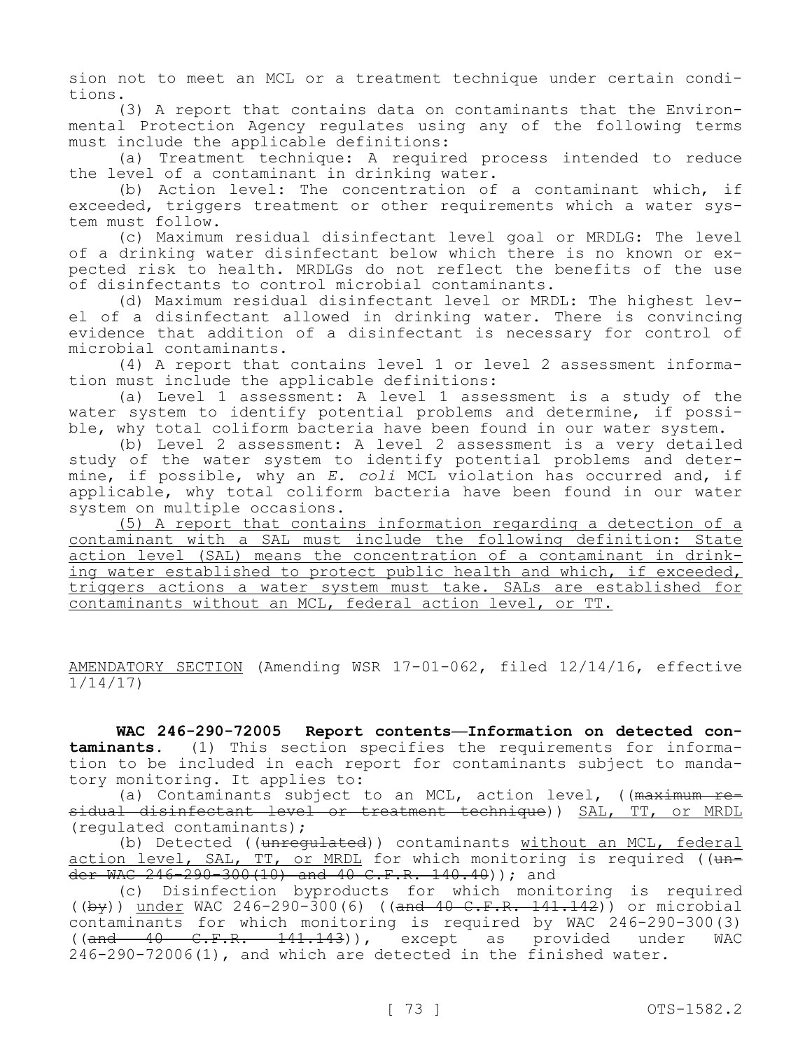sion not to meet an MCL or a treatment technique under certain conditions.

(3) A report that contains data on contaminants that the Environmental Protection Agency regulates using any of the following terms must include the applicable definitions:

(a) Treatment technique: A required process intended to reduce the level of a contaminant in drinking water.

(b) Action level: The concentration of a contaminant which, if exceeded, triggers treatment or other requirements which a water system must follow.

(c) Maximum residual disinfectant level goal or MRDLG: The level of a drinking water disinfectant below which there is no known or expected risk to health. MRDLGs do not reflect the benefits of the use of disinfectants to control microbial contaminants.

(d) Maximum residual disinfectant level or MRDL: The highest level of a disinfectant allowed in drinking water. There is convincing evidence that addition of a disinfectant is necessary for control of microbial contaminants.

(4) A report that contains level 1 or level 2 assessment information must include the applicable definitions:

(a) Level 1 assessment: A level 1 assessment is a study of the water system to identify potential problems and determine, if possible, why total coliform bacteria have been found in our water system.

(b) Level 2 assessment: A level 2 assessment is a very detailed study of the water system to identify potential problems and determine, if possible, why an *E. coli* MCL violation has occurred and, if applicable, why total coliform bacteria have been found in our water system on multiple occasions.

<u>(5) A report that contains information regarding a detection of a contaminant with a SAL must include the following definition: State action level (SAL) means the concentration of a contaminant in drinking water established to protect public health and which, if exceeded, triggers actions a water system must take. SALs are established for contaminants without an MCL, federal action level, or TT.</u>

<u>AMENDATORY SECTION</u> (Amending WSR 17-01-062, filed 12/14/16, effective 1/14/17)

**WAC 246-290-72005 Report contents—Information on detected contaminants.** (1) This section specifies the requirements for information to be included in each report for contaminants subject to mandatory monitoring. It applies to:

(a) Contaminants subject to an MCL, action level, ((~~maximum residual disinfectant level or treatment technique~~)) <u>SAL, TT, or MRDL</u> (regulated contaminants);

(b) Detected ((~~unregulated~~)) contaminants <u>without an MCL, federal action level, SAL, TT, or MRDL</u> for which monitoring is required ((~~under WAC 246-290-300(10) and 40 C.F.R. 140.40~~)); and

(c) Disinfection byproducts for which monitoring is required ((~~by~~)) <u>under</u> WAC 246-290-300(6) ((~~and 40 C.F.R. 141.142~~)) or microbial contaminants for which monitoring is required by WAC 246-290-300(3) ((~~and 40 C.F.R. 141.143~~)), except as provided under WAC 246-290-72006(1), and which are detected in the finished water.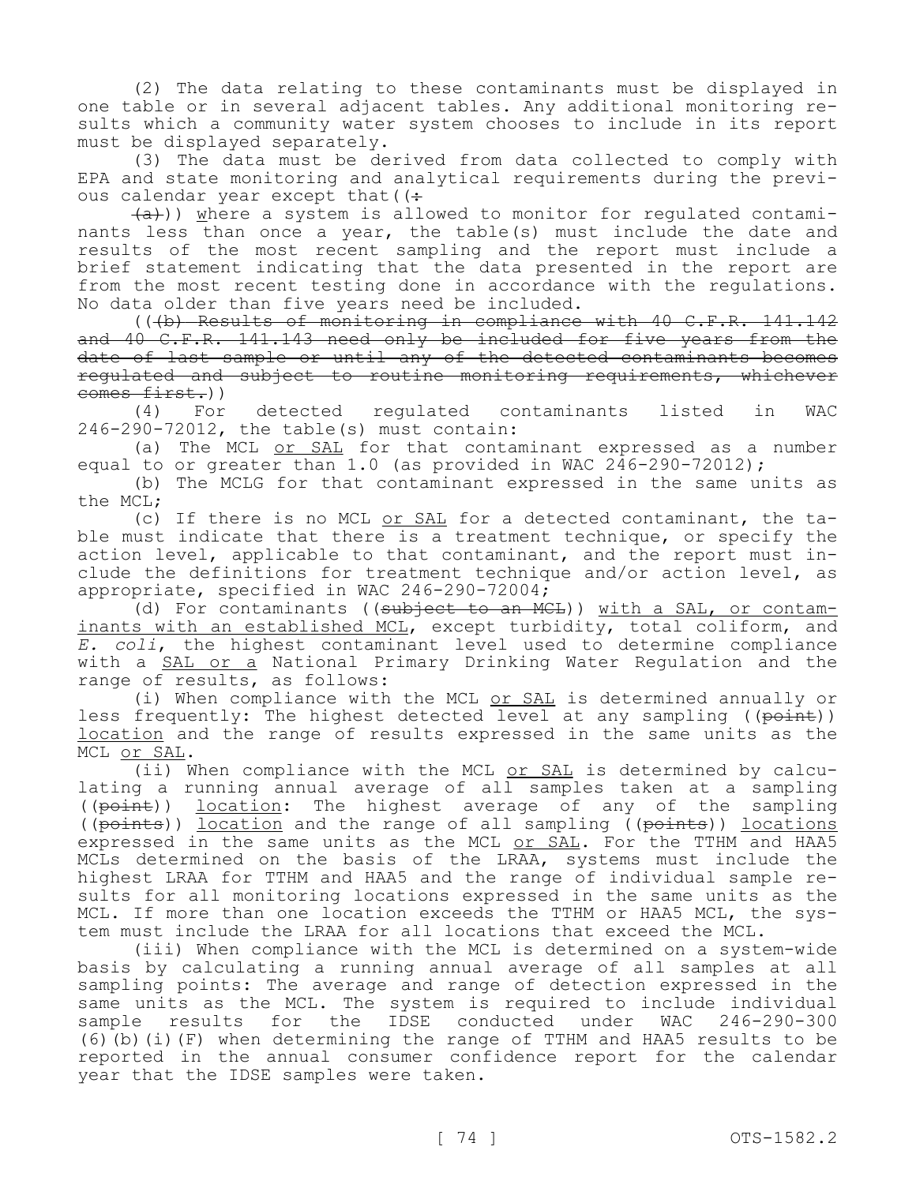(2) The data relating to these contaminants must be displayed in one table or in several adjacent tables. Any additional monitoring results which a community water system chooses to include in its report must be displayed separately.

(3) The data must be derived from data collected to comply with EPA and state monitoring and analytical requirements during the previous calendar year except that ((~~:~~

~~(a)~~)) where a system is allowed to monitor for regulated contaminants less than once a year, the table(s) must include the date and results of the most recent sampling and the report must include a brief statement indicating that the data presented in the report are from the most recent testing done in accordance with the regulations. No data older than five years need be included.

((~~(b) Results of monitoring in compliance with 40 C.F.R. 141.142 and 40 C.F.R. 141.143 need only be included for five years from the date of last sample or until any of the detected contaminants becomes regulated and subject to routine monitoring requirements, whichever comes first.~~))

(4) For detected regulated contaminants listed in WAC 246-290-72012, the table(s) must contain:

(a) The MCL <u>or SAL</u> for that contaminant expressed as a number equal to or greater than 1.0 (as provided in WAC 246-290-72012);

(b) The MCLG for that contaminant expressed in the same units as the MCL;

(c) If there is no MCL <u>or SAL</u> for a detected contaminant, the table must indicate that there is a treatment technique, or specify the action level, applicable to that contaminant, and the report must include the definitions for treatment technique and/or action level, as appropriate, specified in WAC 246-290-72004;

(d) For contaminants ((~~subject to an MCL~~)) <u>with a SAL, or contaminants with an established MCL</u>, except turbidity, total coliform, and *E. coli*, the highest contaminant level used to determine compliance with a <u>SAL or a</u> National Primary Drinking Water Regulation and the range of results, as follows:

(i) When compliance with the MCL <u>or SAL</u> is determined annually or less frequently: The highest detected level at any sampling ((~~point~~)) <u>location</u> and the range of results expressed in the same units as the MCL <u>or SAL</u>.

(ii) When compliance with the MCL <u>or SAL</u> is determined by calculating a running annual average of all samples taken at a sampling ((~~point~~)) <u>location</u>: The highest average of any of the sampling ((~~points~~)) <u>location</u> and the range of all sampling ((~~points~~)) <u>locations</u> expressed in the same units as the MCL <u>or SAL</u>. For the TTHM and HAA5 MCLs determined on the basis of the LRAA, systems must include the highest LRAA for TTHM and HAA5 and the range of individual sample results for all monitoring locations expressed in the same units as the MCL. If more than one location exceeds the TTHM or HAA5 MCL, the system must include the LRAA for all locations that exceed the MCL.

(iii) When compliance with the MCL is determined on a system-wide basis by calculating a running annual average of all samples at all sampling points: The average and range of detection expressed in the same units as the MCL. The system is required to include individual sample results for the IDSE conducted under WAC 246-290-300 (6)(b)(i)(F) when determining the range of TTHM and HAA5 results to be reported in the annual consumer confidence report for the calendar year that the IDSE samples were taken.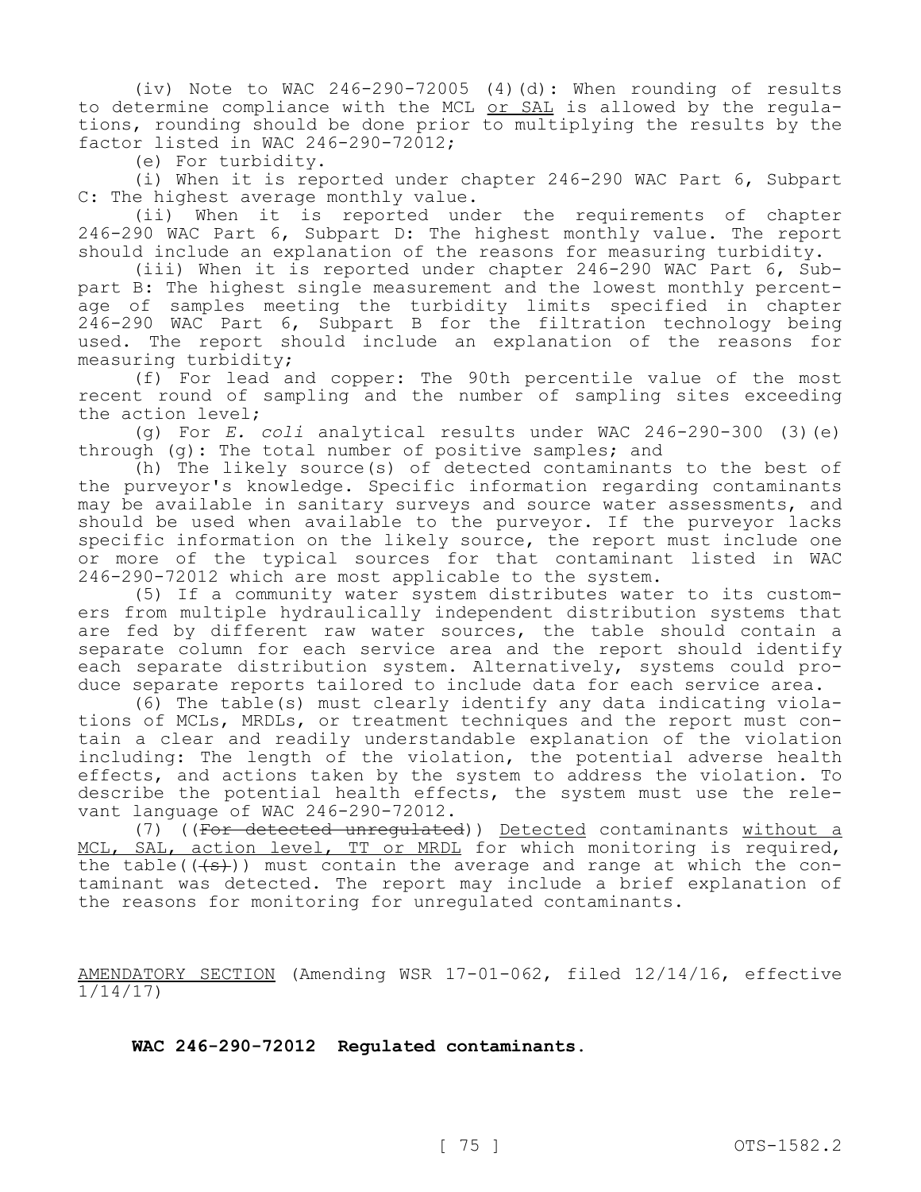(iv) Note to WAC 246-290-72005 (4)(d): When rounding of results to determine compliance with the MCL or SAL is allowed by the regulations, rounding should be done prior to multiplying the results by the factor listed in WAC 246-290-72012;

(e) For turbidity.

(i) When it is reported under chapter 246-290 WAC Part 6, Subpart C: The highest average monthly value.

(ii) When it is reported under the requirements of chapter 246-290 WAC Part 6, Subpart D: The highest monthly value. The report should include an explanation of the reasons for measuring turbidity.

(iii) When it is reported under chapter 246-290 WAC Part 6, Subpart B: The highest single measurement and the lowest monthly percentage of samples meeting the turbidity limits specified in chapter 246-290 WAC Part 6, Subpart B for the filtration technology being used. The report should include an explanation of the reasons for measuring turbidity;

(f) For lead and copper: The 90th percentile value of the most recent round of sampling and the number of sampling sites exceeding the action level;

(g) For *E. coli* analytical results under WAC 246-290-300 (3)(e) through (g): The total number of positive samples; and

(h) The likely source(s) of detected contaminants to the best of the purveyor's knowledge. Specific information regarding contaminants may be available in sanitary surveys and source water assessments, and should be used when available to the purveyor. If the purveyor lacks specific information on the likely source, the report must include one or more of the typical sources for that contaminant listed in WAC 246-290-72012 which are most applicable to the system.

(5) If a community water system distributes water to its customers from multiple hydraulically independent distribution systems that are fed by different raw water sources, the table should contain a separate column for each service area and the report should identify each separate distribution system. Alternatively, systems could produce separate reports tailored to include data for each service area.

(6) The table(s) must clearly identify any data indicating violations of MCLs, MRDLs, or treatment techniques and the report must contain a clear and readily understandable explanation of the violation including: The length of the violation, the potential adverse health effects, and actions taken by the system to address the violation. To describe the potential health effects, the system must use the relevant language of WAC 246-290-72012.

(7) ((~~For detected unregulated~~)) Detected contaminants without a MCL, SAL, action level, TT or MRDL for which monitoring is required, the table((~~(s)~~)) must contain the average and range at which the contaminant was detected. The report may include a brief explanation of the reasons for monitoring for unregulated contaminants.

AMENDATORY SECTION (Amending WSR 17-01-062, filed 12/14/16, effective 1/14/17)

**WAC 246-290-72012 Regulated contaminants.**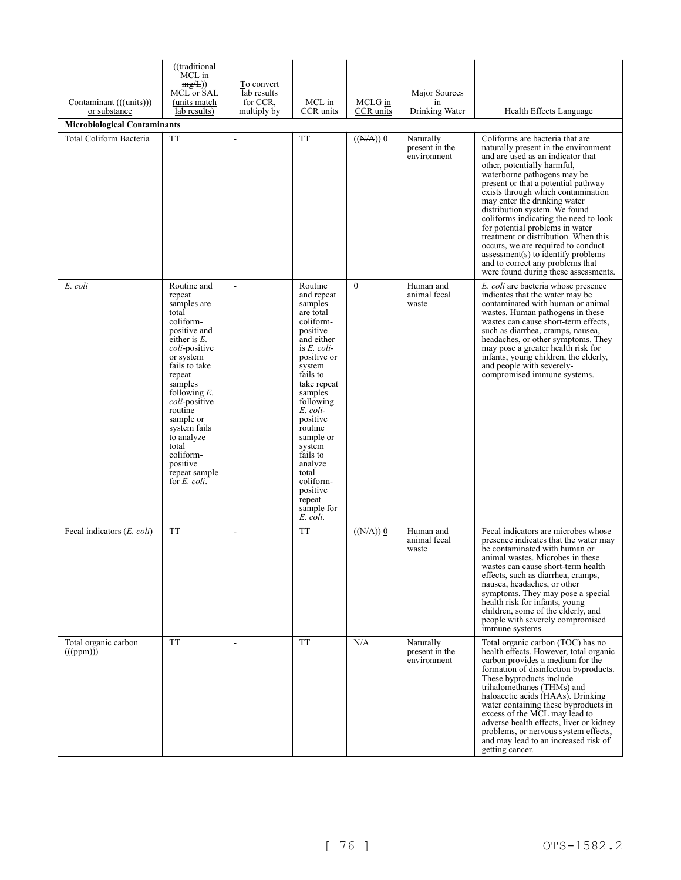| Contaminant (((units))) or substance | ((traditional MCL in mg/L)) MCL or SAL (units match lab results) | To convert lab results for CCR, multiply by | MCL in CCR units | MCLG in CCR units | Major Sources in Drinking Water | Health Effects Language |
|---|---|---|---|---|---|---|
| **Microbiological Contaminants** | | | | | | |
| Total Coliform Bacteria | TT | - | TT | ((N/A)) 0 | Naturally present in the environment | Coliforms are bacteria that are naturally present in the environment and are used as an indicator that other, potentially harmful, waterborne pathogens may be present or that a potential pathway exists through which contamination may enter the drinking water distribution system. We found coliforms indicating the need to look for potential problems in water treatment or distribution. When this occurs, we are required to conduct assessment(s) to identify problems and to correct any problems that were found during these assessments. |
| *E. coli* | Routine and repeat samples are total coliform-positive and either is *E. coli*-positive or system fails to take repeat samples following *E. coli*-positive routine sample or system fails to analyze total coliform-positive repeat sample for *E. coli*. | - | Routine and repeat samples are total coliform-positive and either is *E. coli*-positive or system fails to take repeat samples following *E. coli*-positive routine sample or system fails to analyze total coliform-positive repeat sample for *E. coli*. | 0 | Human and animal fecal waste | *E. coli* are bacteria whose presence indicates that the water may be contaminated with human or animal wastes. Human pathogens in these wastes can cause short-term effects, such as diarrhea, cramps, nausea, headaches, or other symptoms. They may pose a greater health risk for infants, young children, the elderly, and people with severely-compromised immune systems. |
| Fecal indicators (*E. coli*) | TT | - | TT | ((N/A)) 0 | Human and animal fecal waste | Fecal indicators are microbes whose presence indicates that the water may be contaminated with human or animal wastes. Microbes in these wastes can cause short-term health effects, such as diarrhea, cramps, nausea, headaches, or other symptoms. They may pose a special health risk for infants, young children, some of the elderly, and people with severely compromised immune systems. |
| Total organic carbon (((ppm))) | TT | - | TT | N/A | Naturally present in the environment | Total organic carbon (TOC) has no health effects. However, total organic carbon provides a medium for the formation of disinfection byproducts. These byproducts include trihalomethanes (THMs) and haloacetic acids (HAAs). Drinking water containing these byproducts in excess of the MCL may lead to adverse health effects, liver or kidney problems, or nervous system effects, and may lead to an increased risk of getting cancer. |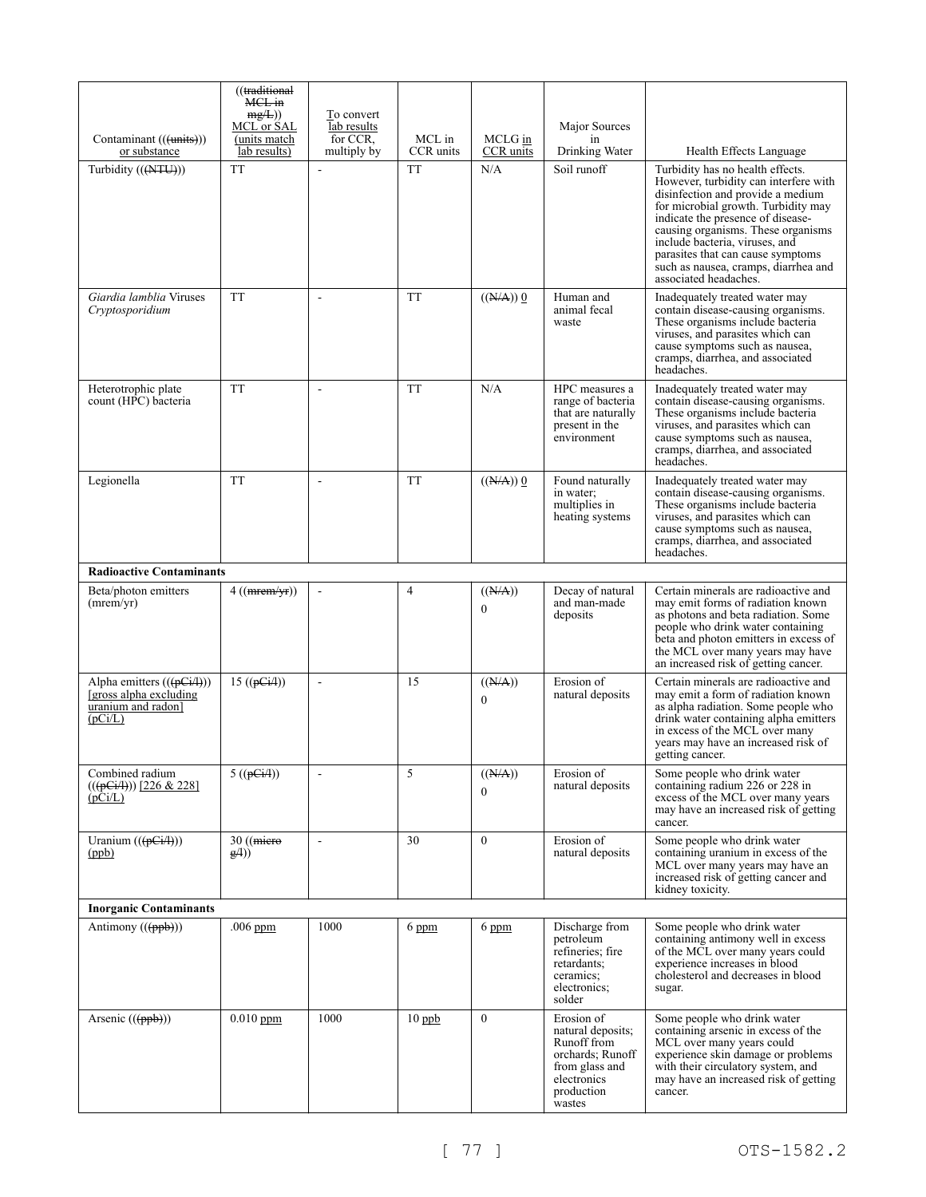| Contaminant ((~~(units)~~)) or substance | ((~~traditional MCL in mg/L~~)) MCL or SAL (units match lab results) | To convert lab results for CCR, multiply by | MCL in CCR units | MCLG in CCR units | Major Sources in Drinking Water | Health Effects Language |
|---|---|---|---|---|---|---|
| Turbidity ((~~(NTU)~~)) | TT | - | TT | N/A | Soil runoff | Turbidity has no health effects. However, turbidity can interfere with disinfection and provide a medium for microbial growth. Turbidity may indicate the presence of disease-causing organisms. These organisms include bacteria, viruses, and parasites that can cause symptoms such as nausea, cramps, diarrhea and associated headaches. |
| *Giardia lamblia* Viruses *Cryptosporidium* | TT | - | TT | ((~~N/A~~)) 0 | Human and animal fecal waste | Inadequately treated water may contain disease-causing organisms. These organisms include bacteria viruses, and parasites which can cause symptoms such as nausea, cramps, diarrhea, and associated headaches. |
| Heterotrophic plate count (HPC) bacteria | TT | - | TT | N/A | HPC measures a range of bacteria that are naturally present in the environment | Inadequately treated water may contain disease-causing organisms. These organisms include bacteria viruses, and parasites which can cause symptoms such as nausea, cramps, diarrhea, and associated headaches. |
| Legionella | TT | - | TT | ((~~N/A~~)) 0 | Found naturally in water; multiplies in heating systems | Inadequately treated water may contain disease-causing organisms. These organisms include bacteria viruses, and parasites which can cause symptoms such as nausea, cramps, diarrhea, and associated headaches. |
| **Radioactive Contaminants** | | | | | | |
| Beta/photon emitters (mrem/yr) | 4 ((~~mrem/yr~~)) | - | 4 | ((~~N/A~~)) 0 | Decay of natural and man-made deposits | Certain minerals are radioactive and may emit forms of radiation known as photons and beta radiation. Some people who drink water containing beta and photon emitters in excess of the MCL over many years may have an increased risk of getting cancer. |
| Alpha emitters ((~~(pCi/l)~~)) [gross alpha excluding uranium and radon] (pCi/L) | 15 ((~~pCi/l~~)) | - | 15 | ((~~N/A~~)) 0 | Erosion of natural deposits | Certain minerals are radioactive and may emit a form of radiation known as alpha radiation. Some people who drink water containing alpha emitters in excess of the MCL over many years may have an increased risk of getting cancer. |
| Combined radium ((~~(pCi/l)~~)) [226 & 228] (pCi/L) | 5 ((~~pCi/l~~)) | - | 5 | ((~~N/A~~)) 0 | Erosion of natural deposits | Some people who drink water containing radium 226 or 228 in excess of the MCL over many years may have an increased risk of getting cancer. |
| Uranium ((~~(pCi/l)~~)) (ppb) | 30 ((~~micro g/l~~)) | - | 30 | 0 | Erosion of natural deposits | Some people who drink water containing uranium in excess of the MCL over many years may have an increased risk of getting cancer and kidney toxicity. |
| **Inorganic Contaminants** | | | | | | |
| Antimony ((~~(ppb)~~)) | .006 ppm | 1000 | 6 ppm | 6 ppm | Discharge from petroleum refineries; fire retardants; ceramics; electronics; solder | Some people who drink water containing antimony well in excess of the MCL over many years could experience increases in blood cholesterol and decreases in blood sugar. |
| Arsenic ((~~(ppb)~~)) | 0.010 ppm | 1000 | 10 ppb | 0 | Erosion of natural deposits; Runoff from orchards; Runoff from glass and electronics production wastes | Some people who drink water containing arsenic in excess of the MCL over many years could experience skin damage or problems with their circulatory system, and may have an increased risk of getting cancer. |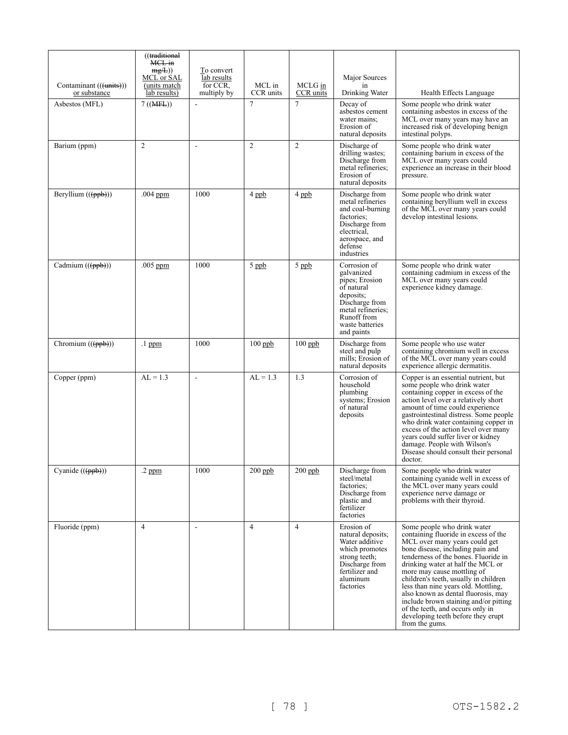| Contaminant (((units))) or substance | ((traditional MCL in mg/L)) MCL or SAL (units match lab results) | To convert lab results for CCR, multiply by | MCL in CCR units | MCLG in CCR units | Major Sources in Drinking Water | Health Effects Language |
|---|---|---|---|---|---|---|
| Asbestos (MFL) | 7 ((MFL)) | - | 7 | 7 | Decay of asbestos cement water mains; Erosion of natural deposits | Some people who drink water containing asbestos in excess of the MCL over many years may have an increased risk of developing benign intestinal polyps. |
| Barium (ppm) | 2 | - | 2 | 2 | Discharge of drilling wastes; Discharge from metal refineries; Erosion of natural deposits | Some people who drink water containing barium in excess of the MCL over many years could experience an increase in their blood pressure. |
| Beryllium (((ppb))) | .004 ppm | 1000 | 4 ppb | 4 ppb | Discharge from metal refineries and coal-burning factories; Discharge from electrical, aerospace, and defense industries | Some people who drink water containing beryllium well in excess of the MCL over many years could develop intestinal lesions. |
| Cadmium (((ppb))) | .005 ppm | 1000 | 5 ppb | 5 ppb | Corrosion of galvanized pipes; Erosion of natural deposits; Discharge from metal refineries; Runoff from waste batteries and paints | Some people who drink water containing cadmium in excess of the MCL over many years could experience kidney damage. |
| Chromium (((ppb))) | .1 ppm | 1000 | 100 ppb | 100 ppb | Discharge from steel and pulp mills; Erosion of natural deposits | Some people who use water containing chromium well in excess of the MCL over many years could experience allergic dermatitis. |
| Copper (ppm) | AL = 1.3 | - | AL = 1.3 | 1.3 | Corrosion of household plumbing systems; Erosion of natural deposits | Copper is an essential nutrient, but some people who drink water containing copper in excess of the action level over a relatively short amount of time could experience gastrointestinal distress. Some people who drink water containing copper in excess of the action level over many years could suffer liver or kidney damage. People with Wilson's Disease should consult their personal doctor. |
| Cyanide (((ppb))) | .2 ppm | 1000 | 200 ppb | 200 ppb | Discharge from steel/metal factories; Discharge from plastic and fertilizer factories | Some people who drink water containing cyanide well in excess of the MCL over many years could experience nerve damage or problems with their thyroid. |
| Fluoride (ppm) | 4 | - | 4 | 4 | Erosion of natural deposits; Water additive which promotes strong teeth; Discharge from fertilizer and aluminum factories | Some people who drink water containing fluoride in excess of the MCL over many years could get bone disease, including pain and tenderness of the bones. Fluoride in drinking water at half the MCL or more may cause mottling of children's teeth, usually in children less than nine years old. Mottling, also known as dental fluorosis, may include brown staining and/or pitting of the teeth, and occurs only in developing teeth before they erupt from the gums. |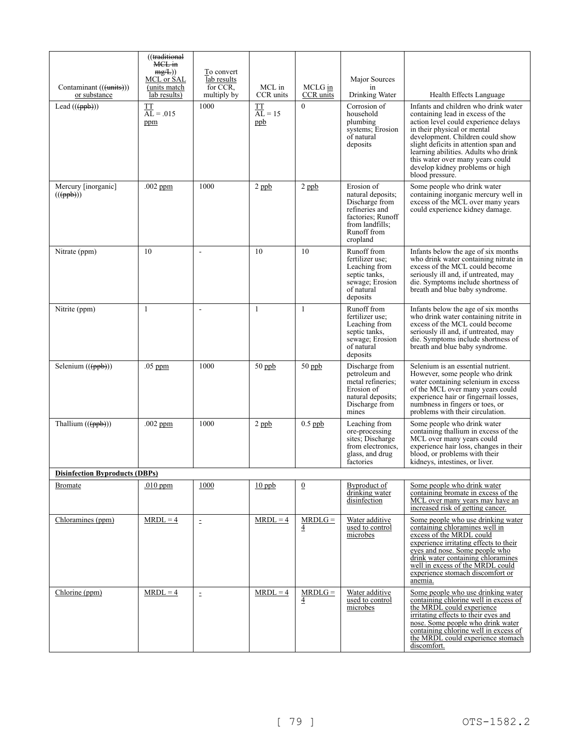| Contaminant (((units))) or substance | ((traditional MCL in mg/L)) MCL or SAL (units match lab results) | To convert lab results for CCR, multiply by | MCL in CCR units | MCLG in CCR units | Major Sources in Drinking Water | Health Effects Language |
|---|---|---|---|---|---|---|
| Lead (((ppb))) | TT AL = .015 ppm | 1000 | TT AL = 15 ppb | 0 | Corrosion of household plumbing systems; Erosion of natural deposits | Infants and children who drink water containing lead in excess of the action level could experience delays in their physical or mental development. Children could show slight deficits in attention span and learning abilities. Adults who drink this water over many years could develop kidney problems or high blood pressure. |
| Mercury [inorganic] (((ppb))) | .002 ppm | 1000 | 2 ppb | 2 ppb | Erosion of natural deposits; Discharge from refineries and factories; Runoff from landfills; Runoff from cropland | Some people who drink water containing inorganic mercury well in excess of the MCL over many years could experience kidney damage. |
| Nitrate (ppm) | 10 | - | 10 | 10 | Runoff from fertilizer use; Leaching from septic tanks, sewage; Erosion of natural deposits | Infants below the age of six months who drink water containing nitrate in excess of the MCL could become seriously ill and, if untreated, may die. Symptoms include shortness of breath and blue baby syndrome. |
| Nitrite (ppm) | 1 | - | 1 | 1 | Runoff from fertilizer use; Leaching from septic tanks, sewage; Erosion of natural deposits | Infants below the age of six months who drink water containing nitrite in excess of the MCL could become seriously ill and, if untreated, may die. Symptoms include shortness of breath and blue baby syndrome. |
| Selenium (((ppb))) | .05 ppm | 1000 | 50 ppb | 50 ppb | Discharge from petroleum and metal refineries; Erosion of natural deposits; Discharge from mines | Selenium is an essential nutrient. However, some people who drink water containing selenium in excess of the MCL over many years could experience hair or fingernail losses, numbness in fingers or toes, or problems with their circulation. |
| Thallium (((ppb))) | .002 ppm | 1000 | 2 ppb | 0.5 ppb | Leaching from ore-processing sites; Discharge from electronics, glass, and drug factories | Some people who drink water containing thallium in excess of the MCL over many years could experience hair loss, changes in their blood, or problems with their kidneys, intestines, or liver. |
| **Disinfection Byproducts (DBPs)** | | | | | | |
| Bromate | .010 ppm | 1000 | 10 ppb | 0 | Byproduct of drinking water disinfection | Some people who drink water containing bromate in excess of the MCL over many years may have an increased risk of getting cancer. |
| Chloramines (ppm) | MRDL = 4 | - | MRDL = 4 | MRDLG = 4 | Water additive used to control microbes | Some people who use drinking water containing chloramines well in excess of the MRDL could experience irritating effects to their eyes and nose. Some people who drink water containing chloramines well in excess of the MRDL could experience stomach discomfort or anemia. |
| Chlorine (ppm) | MRDL = 4 | - | MRDL = 4 | MRDLG = 4 | Water additive used to control microbes | Some people who use drinking water containing chlorine well in excess of the MRDL could experience irritating effects to their eyes and nose. Some people who drink water containing chlorine well in excess of the MRDL could experience stomach discomfort. |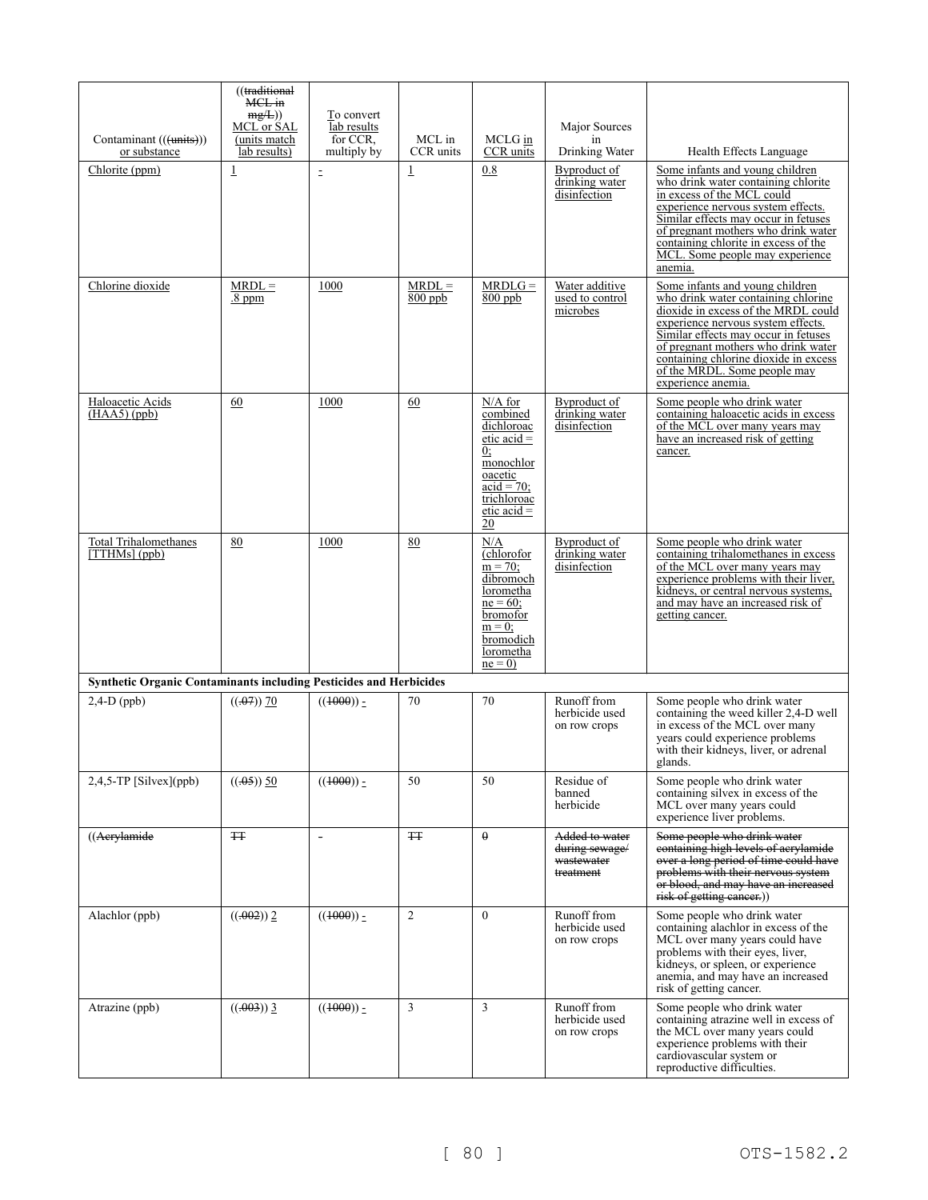| Contaminant ((~~units~~)) or substance | ((~~traditional MCL in mg/L~~)) MCL or SAL (units match lab results) | To convert lab results for CCR, multiply by | MCL in CCR units | MCLG in CCR units | Major Sources in Drinking Water | Health Effects Language |
|---|---|---|---|---|---|---|
| Chlorite (ppm) | 1 | - | 1 | 0.8 | Byproduct of drinking water disinfection | Some infants and young children who drink water containing chlorite in excess of the MCL could experience nervous system effects. Similar effects may occur in fetuses of pregnant mothers who drink water containing chlorite in excess of the MCL. Some people may experience anemia. |
| Chlorine dioxide | MRDL = .8 ppm | 1000 | MRDL = 800 ppb | MRDLG = 800 ppb | Water additive used to control microbes | Some infants and young children who drink water containing chlorine dioxide in excess of the MRDL could experience nervous system effects. Similar effects may occur in fetuses of pregnant mothers who drink water containing chlorine dioxide in excess of the MRDL. Some people may experience anemia. |
| Haloacetic Acids (HAA5) (ppb) | 60 | 1000 | 60 | N/A for combined dichloroacetic acid = 0; monochloroacetic acid = 70; trichloroacetic acid = 20 | Byproduct of drinking water disinfection | Some people who drink water containing haloacetic acids in excess of the MCL over many years may have an increased risk of getting cancer. |
| Total Trihalomethanes [TTHMs] (ppb) | 80 | 1000 | 80 | N/A (chloroform = 70; dibromochloromethane = 60; bromoform = 0; bromodichloromethane = 0) | Byproduct of drinking water disinfection | Some people who drink water containing trihalomethanes in excess of the MCL over many years may experience problems with their liver, kidneys, or central nervous systems, and may have an increased risk of getting cancer. |
| **Synthetic Organic Contaminants including Pesticides and Herbicides** | | | | | | |
| 2,4-D (ppb) | ((~~.07~~)) 70 | ((~~1000~~)) - | 70 | 70 | Runoff from herbicide used on row crops | Some people who drink water containing the weed killer 2,4-D well in excess of the MCL over many years could experience problems with their kidneys, liver, or adrenal glands. |
| 2,4,5-TP [Silvex](ppb) | ((~~.05~~)) 50 | ((~~1000~~)) - | 50 | 50 | Residue of banned herbicide | Some people who drink water containing silvex in excess of the MCL over many years could experience liver problems. |
| ((~~Acrylamide~~ | ~~TT~~ | - | ~~TT~~ | ~~0~~ | ~~Added to water during sewage/wastewater treatment~~ | ~~Some people who drink water containing high levels of acrylamide over a long period of time could have problems with their nervous system or blood, and may have an increased risk of getting cancer.~~)) |
| Alachlor (ppb) | ((~~.002~~)) 2 | ((~~1000~~)) - | 2 | 0 | Runoff from herbicide used on row crops | Some people who drink water containing alachlor in excess of the MCL over many years could have problems with their eyes, liver, kidneys, or spleen, or experience anemia, and may have an increased risk of getting cancer. |
| Atrazine (ppb) | ((~~.003~~)) 3 | ((~~1000~~)) - | 3 | 3 | Runoff from herbicide used on row crops | Some people who drink water containing atrazine well in excess of the MCL over many years could experience problems with their cardiovascular system or reproductive difficulties. |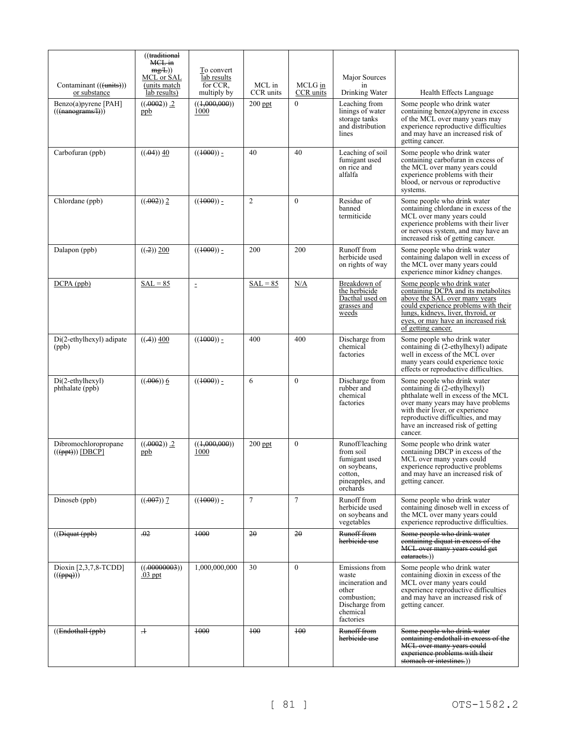| Contaminant ((~~(units)~~)) or substance | ((~~traditional MCL in mg/L~~)) MCL or SAL (units match lab results) | To convert lab results for CCR, multiply by | MCL in CCR units | MCLG in CCR units | Major Sources in Drinking Water | Health Effects Language |
|---|---|---|---|---|---|---|
| Benzo(a)pyrene [PAH] ((~~(nanograms/l)~~)) | ((~~.0002~~)) .2 ppb | ((~~1,000,000~~)) 1000 | 200 ppt | 0 | Leaching from linings of water storage tanks and distributions lines | Some people who drink water containing benzo(a)pyrene in excess of the MCL over many years may experience reproductive difficulties and may have an increased risk of getting cancer. |
| Carbofuran (ppb) | ((~~.04~~)) 40 | ((~~1000~~)) - | 40 | 40 | Leaching of soil fumigant used on rice and alfalfa | Some people who drink water containing carbofuran in excess of the MCL over many years could experience problems with their blood, or nervous or reproductive systems. |
| Chlordane (ppb) | ((~~.002~~)) 2 | ((~~1000~~)) - | 2 | 0 | Residue of banned termiticide | Some people who drink water containing chlordane in excess of the MCL over many years could experience problems with their liver or nervous system, and may have an increased risk of getting cancer. |
| Dalapon (ppb) | ((~~.2~~)) 200 | ((~~1000~~)) - | 200 | 200 | Runoff from herbicide used on rights of way | Some people who drink water containing dalapon well in excess of the MCL over many years could experience minor kidney changes. |
| DCPA (ppb) | SAL = 85 | - | SAL = 85 | N/A | Breakdown of the herbicide Dacthal used on grasses and weeds | Some people who drink water containing DCPA and its metabolites above the SAL over many years could experience problems with their lungs, kidneys, liver, thyroid, or eyes, or may have an increased risk of getting cancer. |
| Di(2-ethylhexyl) adipate (ppb) | ((~~.4~~)) 400 | ((~~1000~~)) - | 400 | 400 | Discharge from chemical factories | Some people who drink water containing di (2-ethylhexyl) adipate well in excess of the MCL over many years could experience toxic effects or reproductive difficulties. |
| Di(2-ethylhexyl) phthalate (ppb) | ((~~.006~~)) 6 | ((~~1000~~)) - | 6 | 0 | Discharge from rubber and chemical factories | Some people who drink water containing di (2-ethylhexyl) phthalate well in excess of the MCL over many years may have problems with their liver, or experience reproductive difficulties, and may have an increased risk of getting cancer. |
| Dibromochloropropane ((~~(ppt)~~)) [DBCP] | ((~~.0002~~)) .2 ppb | ((~~1,000,000~~)) 1000 | 200 ppt | 0 | Runoff/leaching from soil fumigant used on soybeans, cotton, pineapples, and orchards | Some people who drink water containing DBCP in excess of the MCL over many years could experience reproductive problems and may have an increased risk of getting cancer. |
| Dinoseb (ppb) | ((~~.007~~)) 7 | ((~~1000~~)) - | 7 | 7 | Runoff from herbicide used on soybeans and vegetables | Some people who drink water containing dinoseb well in excess of the MCL over many years could experience reproductive difficulties. |
| ((~~Diquat (ppb)~~ | ~~.02~~ | ~~1000~~ | ~~20~~ | ~~20~~ | ~~Runoff from herbicide use~~ | ~~Some people who drink water containing diquat in excess of the MCL over many years could get cataracts.~~)) |
| Dioxin [2,3,7,8-TCDD] ((~~(ppq)~~)) | ((~~.00000003~~)) .03 ppt | 1,000,000,000 | 30 | 0 | Emissions from waste incineration and other combustion; Discharge from chemical factories | Some people who drink water containing dioxin in excess of the MCL over many years could experience reproductive difficulties and may have an increased risk of getting cancer. |
| ((~~Endothall (ppb)~~ | ~~.1~~ | ~~1000~~ | ~~100~~ | ~~100~~ | ~~Runoff from herbicide use~~ | ~~Some people who drink water containing endothall in excess of the MCL over many years could experience problems with their stomach or intestines.~~)) |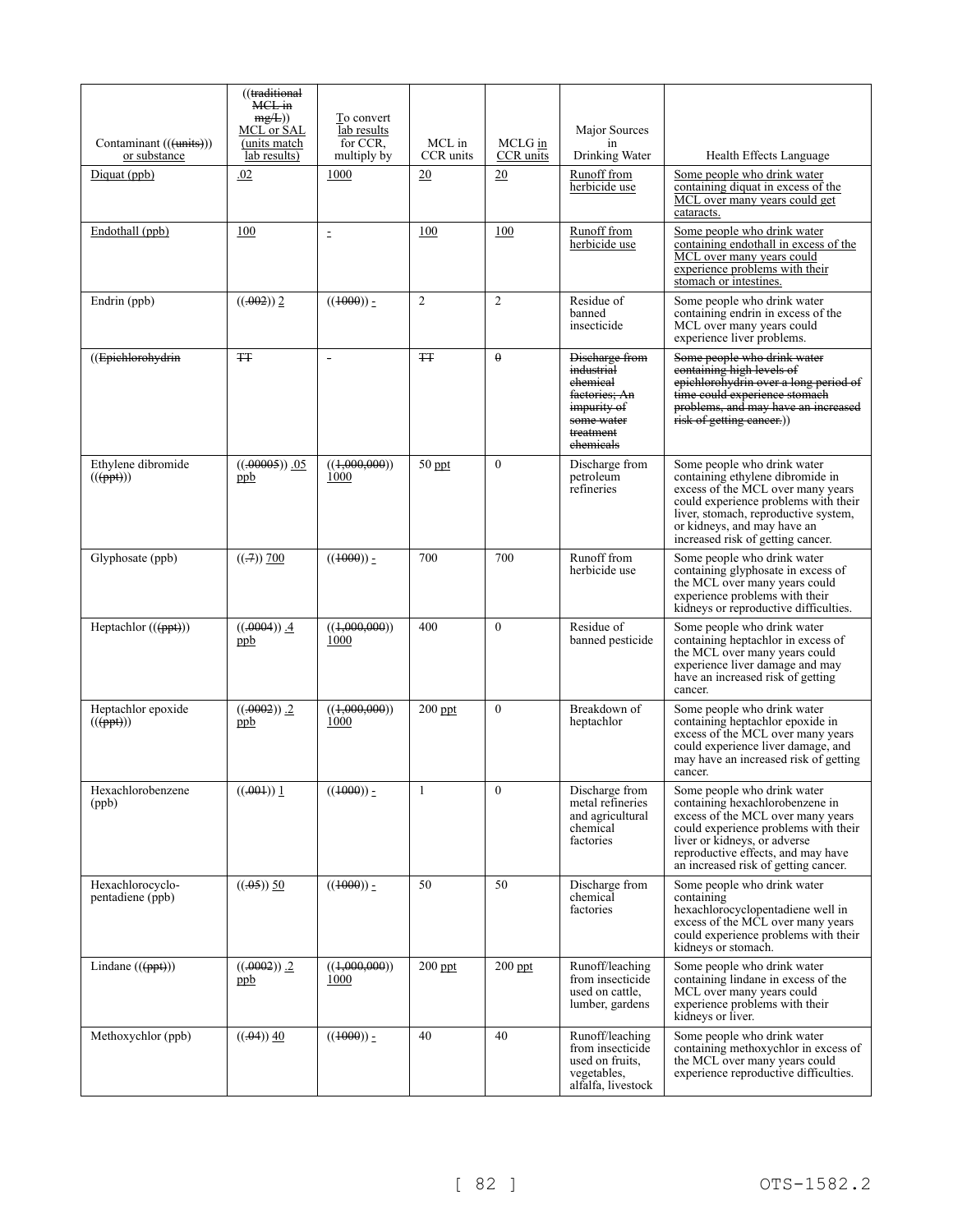| Contaminant (((units))) or substance | ((traditional MCL in mg/L)) MCL or SAL (units match lab results) | To convert lab results for CCR, multiply by | MCL in CCR units | MCLG in CCR units | Major Sources in Drinking Water | Health Effects Language |
|---|---|---|---|---|---|---|
| Diquat (ppb) | .02 | 1000 | 20 | 20 | Runoff from herbicide use | Some people who drink water containing diquat in excess of the MCL over many years could get cataracts. |
| Endothall (ppb) | 100 | - | 100 | 100 | Runoff from herbicide use | Some people who drink water containing endothall in excess of the MCL over many years could experience problems with their stomach or intestines. |
| Endrin (ppb) | ((.002)) 2 | ((1000)) - | 2 | 2 | Residue of banned insecticide | Some people who drink water containing endrin in excess of the MCL over many years could experience liver problems. |
| ((Epichlorohydrin | TT | - | TT | 0 | Discharge from industrial chemical factories; An impurity of some water treatment chemicals | Some people who drink water containing high levels of epichlorohydrin over a long period of time could experience stomach problems, and may have an increased risk of getting cancer.)) |
| Ethylene dibromide (((ppt))) | ((.00005)) .05 ppb | ((1,000,000)) 1000 | 50 ppt | 0 | Discharge from petroleum refineries | Some people who drink water containing ethylene dibromide in excess of the MCL over many years could experience problems with their liver, stomach, reproductive system, or kidneys, and may have an increased risk of getting cancer. |
| Glyphosate (ppb) | ((.7)) 700 | ((1000)) - | 700 | 700 | Runoff from herbicide use | Some people who drink water containing glyphosate in excess of the MCL over many years could experience problems with their kidneys or reproductive difficulties. |
| Heptachlor (((ppt))) | ((.0004)) .4 ppb | ((1,000,000)) 1000 | 400 | 0 | Residue of banned pesticide | Some people who drink water containing heptachlor in excess of the MCL over many years could experience liver damage and may have an increased risk of getting cancer. |
| Heptachlor epoxide (((ppt))) | ((.0002)) .2 ppb | ((1,000,000)) 1000 | 200 ppt | 0 | Breakdown of heptachlor | Some people who drink water containing heptachlor epoxide in excess of the MCL over many years could experience liver damage, and may have an increased risk of getting cancer. |
| Hexachlorobenzene (ppb) | ((.001)) 1 | ((1000)) - | 1 | 0 | Discharge from metal refineries and agricultural chemical factories | Some people who drink water containing hexachlorobenzene in excess of the MCL over many years could experience problems with their liver or kidneys, or adverse reproductive effects, and may have an increased risk of getting cancer. |
| Hexachlorocyclo-pentadiene (ppb) | ((.05)) 50 | ((1000)) - | 50 | 50 | Discharge from chemical factories | Some people who drink water containing hexachlorocyclopentadiene well in excess of the MCL over many years could experience problems with their kidneys or stomach. |
| Lindane (((ppt))) | ((.0002)) .2 ppb | ((1,000,000)) 1000 | 200 ppt | 200 ppt | Runoff/leaching from insecticide used on cattle, lumber, gardens | Some people who drink water containing lindane in excess of the MCL over many years could experience problems with their kidneys or liver. |
| Methoxychlor (ppb) | ((.04)) 40 | ((1000)) - | 40 | 40 | Runoff/leaching from insecticide used on fruits, vegetables, alfalfa, livestock | Some people who drink water containing methoxychlor in excess of the MCL over many years could experience reproductive difficulties. |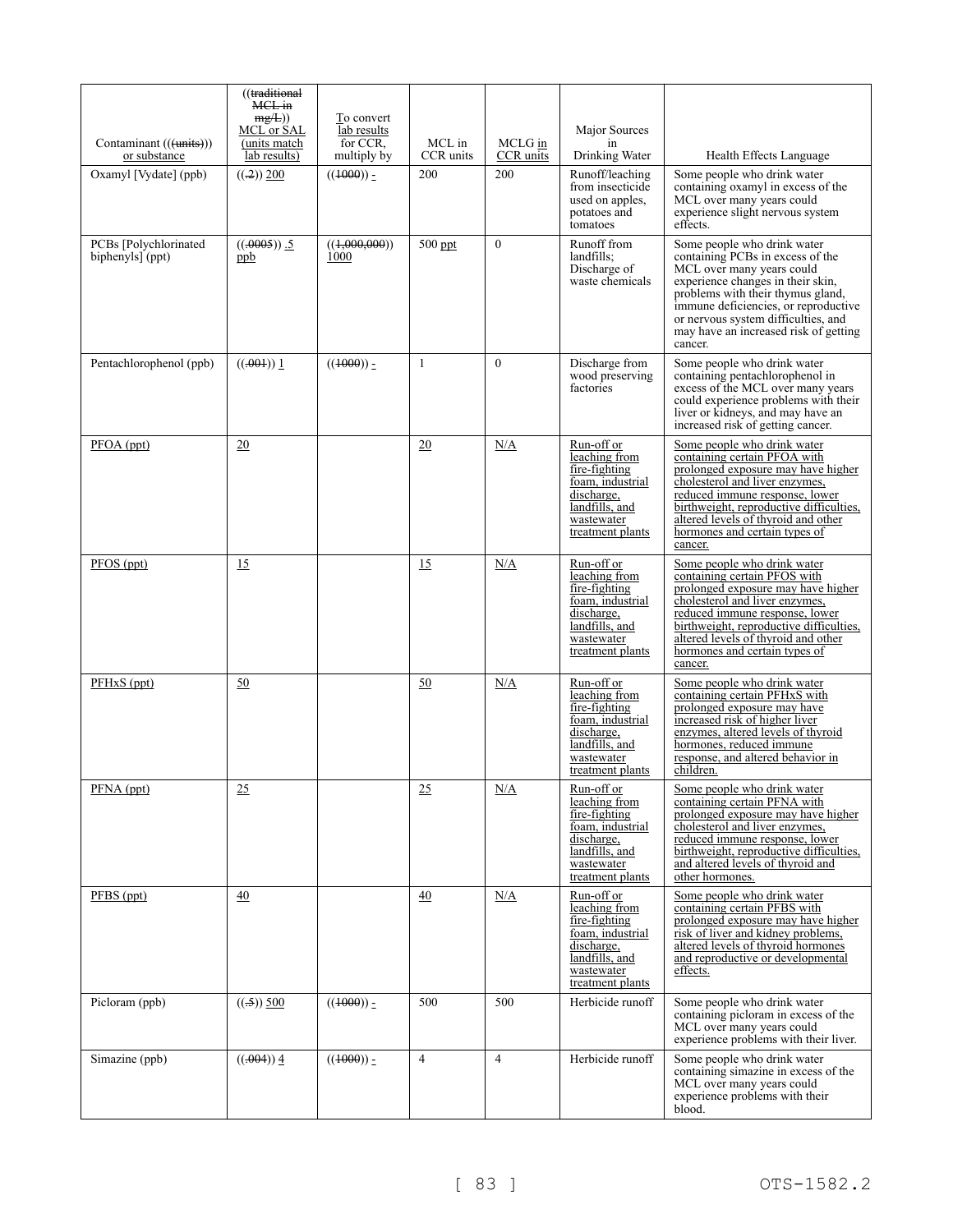| Contaminant ((~~units~~)) or substance | ((~~traditional MCL in mg/L~~)) MCL or SAL (units match lab results) | To convert lab results for CCR, multiply by | MCL in CCR units | MCLG in CCR units | Major Sources in Drinking Water | Health Effects Language |
| --- | --- | --- | --- | --- | --- | --- |
| Oxamyl [Vydate] (ppb) | ((~~.2~~)) 200 | ((~~1000~~)) - | 200 | 200 | Runoff/leaching from insecticide used on apples, potatoes and tomatoes | Some people who drink water containing oxamyl in excess of the MCL over many years could experience slight nervous system effects. |
| PCBs [Polychlorinated biphenyls] (ppt) | ((~~.0005~~)) .5 ppb | ((~~1,000,000~~)) 1000 | 500 ppt | 0 | Runoff from landfills; Discharge of waste chemicals | Some people who drink water containing PCBs in excess of the MCL over many years could experience changes in their skin, problems with their thymus gland, immune deficiencies, or reproductive or nervous system difficulties, and may have an increased risk of getting cancer. |
| Pentachlorophenol (ppb) | ((~~.001~~)) 1 | ((~~1000~~)) - | 1 | 0 | Discharge from wood preserving factories | Some people who drink water containing pentachlorophenol in excess of the MCL over many years could experience problems with their liver or kidneys, and may have an increased risk of getting cancer. |
| PFOA (ppt) | 20 | | 20 | N/A | Run-off or leaching from fire-fighting foam, industrial discharge, landfills, and wastewater treatment plants | Some people who drink water containing certain PFOA with prolonged exposure may have higher cholesterol and liver enzymes, reduced immune response, lower birthweight, reproductive difficulties, altered levels of thyroid and other hormones and certain types of cancer. |
| PFOS (ppt) | 15 | | 15 | N/A | Run-off or leaching from fire-fighting foam, industrial discharge, landfills, and wastewater treatment plants | Some people who drink water containing certain PFOS with prolonged exposure may have higher cholesterol and liver enzymes, reduced immune response, lower birthweight, reproductive difficulties, altered levels of thyroid and other hormones and certain types of cancer. |
| PFHxS (ppt) | 50 | | 50 | N/A | Run-off or leaching from fire-fighting foam, industrial discharge, landfills, and wastewater treatment plants | Some people who drink water containing certain PFHxS with prolonged exposure may have increased risk of higher liver enzymes, altered levels of thyroid hormones, reduced immune response, and altered behavior in children. |
| PFNA (ppt) | 25 | | 25 | N/A | Run-off or leaching from fire-fighting foam, industrial discharge, landfills, and wastewater treatment plants | Some people who drink water containing certain PFNA with prolonged exposure may have higher cholesterol and liver enzymes, reduced immune response, lower birthweight, reproductive difficulties, and altered levels of thyroid and other hormones. |
| PFBS (ppt) | 40 | | 40 | N/A | Run-off or leaching from fire-fighting foam, industrial discharge, landfills, and wastewater treatment plants | Some people who drink water containing certain PFBS with prolonged exposure may have higher risk of liver and kidney problems, altered levels of thyroid hormones and reproductive or developmental effects. |
| Picloram (ppb) | ((~~.5~~)) 500 | ((~~1000~~)) - | 500 | 500 | Herbicide runoff | Some people who drink water containing picloram in excess of the MCL over many years could experience problems with their liver. |
| Simazine (ppb) | ((~~.004~~)) 4 | ((~~1000~~)) - | 4 | 4 | Herbicide runoff | Some people who drink water containing simazine in excess of the MCL over many years could experience problems with their blood. |

OTS-1582.2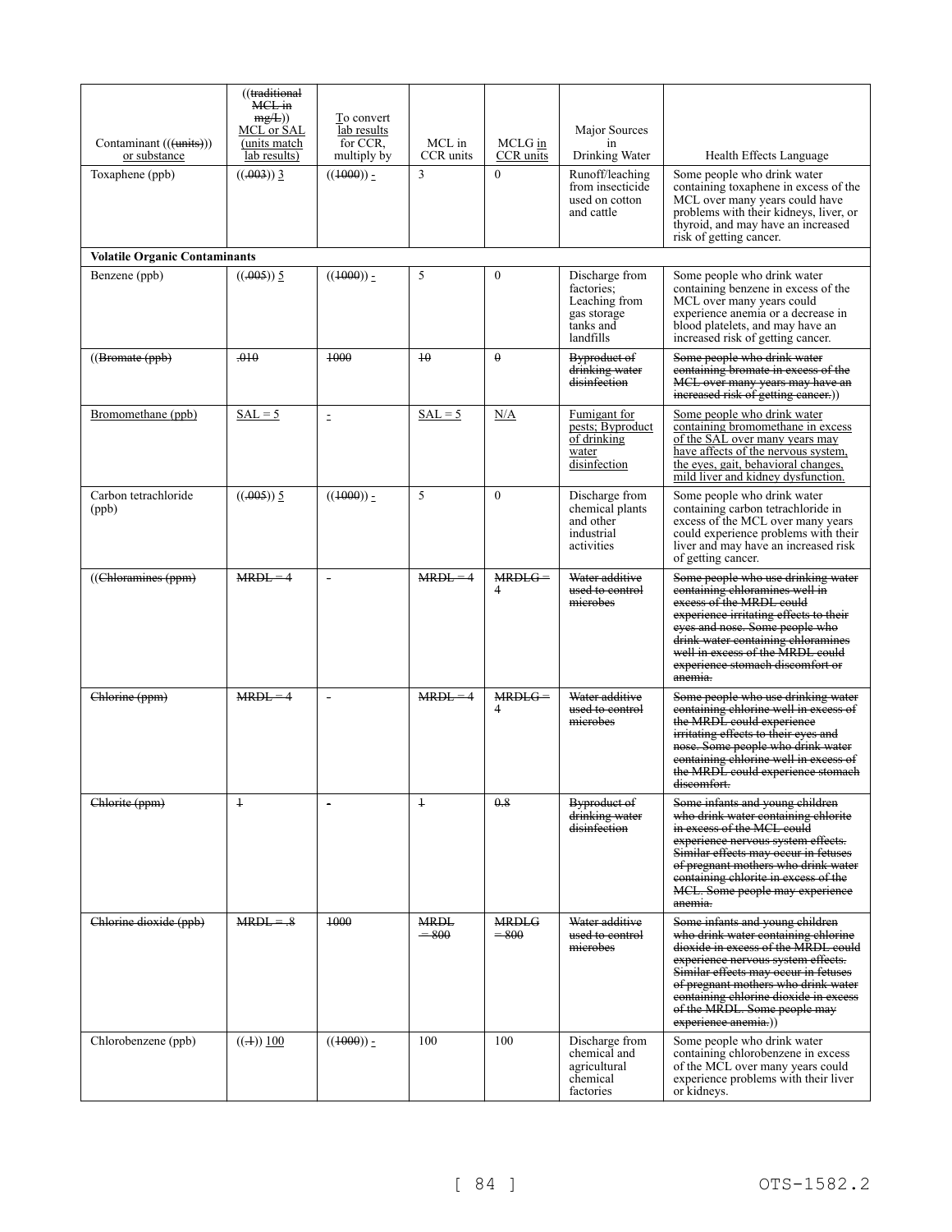| Contaminant (((units))) or substance | ((traditional MCL in mg/L)) MCL or SAL (units match lab results) | To convert lab results for CCR, multiply by | MCL in CCR units | MCLG in CCR units | Major Sources in Drinking Water | Health Effects Language |
|---|---|---|---|---|---|---|
| Toxaphene (ppb) | ((.003)) 3 | ((1000)) - | 3 | 0 | Runoff/leaching from insecticide used on cotton and cattle | Some people who drink water containing toxaphene in excess of the MCL over many years could have problems with their kidneys, liver, or thyroid, and may have an increased risk of getting cancer. |
| **Volatile Organic Contaminants** | | | | | | |
| Benzene (ppb) | ((.005)) 5 | ((1000)) - | 5 | 0 | Discharge from factories; Leaching from gas storage tanks and landfills | Some people who drink water containing benzene in excess of the MCL over many years could experience anemia or a decrease in blood platelets, and may have an increased risk of getting cancer. |
| ((Bromate (ppb) | .010 | 1000 | 10 | 0 | Byproduct of drinking water disinfection | Some people who drink water containing bromate in excess of the MCL over many years may have an increased risk of getting cancer.)) |
| Bromomethane (ppb) | SAL = 5 | - | SAL = 5 | N/A | Fumigant for pests; Byproduct of drinking water disinfection | Some people who drink water containing bromomethane in excess of the SAL over many years may have affects of the nervous system, the eyes, gait, behavioral changes, mild liver and kidney dysfunction. |
| Carbon tetrachloride (ppb) | ((.005)) 5 | ((1000)) - | 5 | 0 | Discharge from chemical plants and other industrial activities | Some people who drink water containing carbon tetrachloride in excess of the MCL over many years could experience problems with their liver and may have an increased risk of getting cancer. |
| ((Chloramines (ppm) | MRDL = 4 | - | MRDL = 4 | MRDLG = 4 | Water additive used to control microbes | Some people who use drinking water containing chloramines well in excess of the MRDL could experience irritating effects to their eyes and nose. Some people who drink water containing chloramines well in excess of the MRDL could experience stomach discomfort or anemia. |
| Chlorine (ppm) | MRDL = 4 | - | MRDL = 4 | MRDLG = 4 | Water additive used to control microbes | Some people who use drinking water containing chlorine well in excess of the MRDL could experience irritating effects to their eyes and nose. Some people who drink water containing chlorine well in excess of the MRDL could experience stomach discomfort. |
| Chlorite (ppm) | 1 | - | 1 | 0.8 | Byproduct of drinking water disinfection | Some infants and young children who drink water containing chlorite in excess of the MCL could experience nervous system effects. Similar effects may occur in fetuses of pregnant mothers who drink water containing chlorite in excess of the MCL. Some people may experience anemia. |
| Chlorine dioxide (ppb) | MRDL = .8 | 1000 | MRDL = 800 | MRDLG = 800 | Water additive used to control microbes | Some infants and young children who drink water containing chlorine dioxide in excess of the MRDL could experience nervous system effects. Similar effects may occur in fetuses of pregnant mothers who drink water containing chlorine dioxide in excess of the MRDL. Some people may experience anemia.)) |
| Chlorobenzene (ppb) | ((.1)) 100 | ((1000)) - | 100 | 100 | Discharge from chemical and agricultural chemical factories | Some people who drink water containing chlorobenzene in excess of the MCL over many years could experience problems with their liver or kidneys. |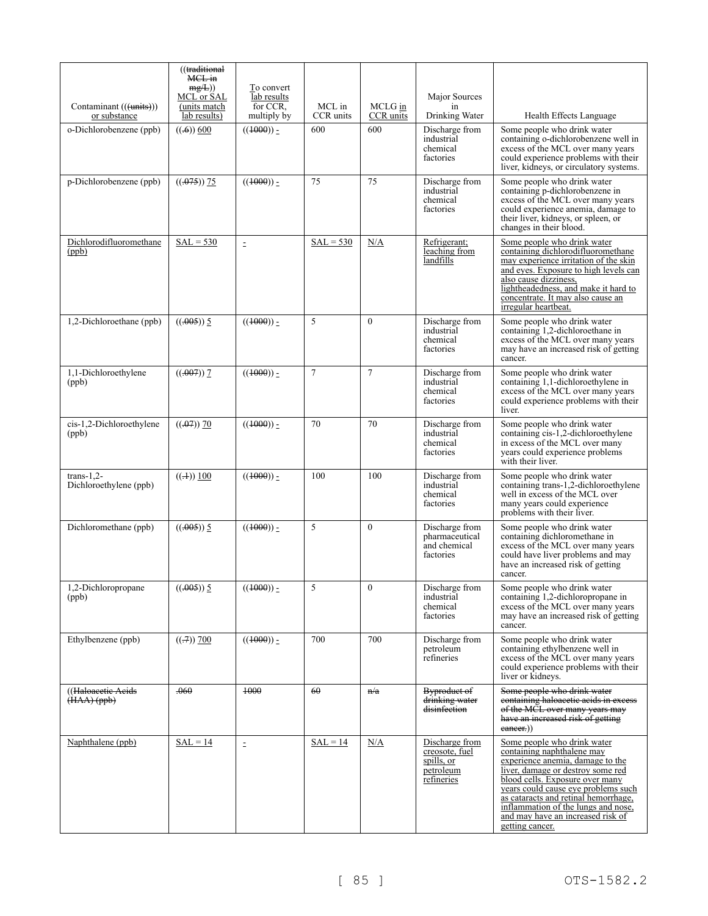| Contaminant (((units))) or substance | ((traditional MCL in mg/L)) MCL or SAL (units match lab results) | To convert lab results for CCR, multiply by | MCL in CCR units | MCLG in CCR units | Major Sources in Drinking Water | Health Effects Language |
|---|---|---|---|---|---|---|
| o-Dichlorobenzene (ppb) | ((.6)) 600 | ((1000)) - | 600 | 600 | Discharge from industrial chemical factories | Some people who drink water containing o-dichlorobenzene well in excess of the MCL over many years could experience problems with their liver, kidneys, or circulatory systems. |
| p-Dichlorobenzene (ppb) | ((.075)) 75 | ((1000)) - | 75 | 75 | Discharge from industrial chemical factories | Some people who drink water containing p-dichlorobenzene in excess of the MCL over many years could experience anemia, damage to their liver, kidneys, or spleen, or changes in their blood. |
| Dichlorodifluoromethane (ppb) | SAL = 530 | - | SAL = 530 | N/A | Refrigerant; leaching from landfills | Some people who drink water containing dichlorodifluoromethane may experience irritation of the skin and eyes. Exposure to high levels can also cause dizziness, lightheadedness, and make it hard to concentrate. It may also cause an irregular heartbeat. |
| 1,2-Dichloroethane (ppb) | ((.005)) 5 | ((1000)) - | 5 | 0 | Discharge from industrial chemical factories | Some people who drink water containing 1,2-dichloroethane in excess of the MCL over many years may have an increased risk of getting cancer. |
| 1,1-Dichloroethylene (ppb) | ((.007)) 7 | ((1000)) - | 7 | 7 | Discharge from industrial chemical factories | Some people who drink water containing 1,1-dichloroethylene in excess of the MCL over many years could experience problems with their liver. |
| cis-1,2-Dichloroethylene (ppb) | ((.07)) 70 | ((1000)) - | 70 | 70 | Discharge from industrial chemical factories | Some people who drink water containing cis-1,2-dichloroethylene in excess of the MCL over many years could experience problems with their liver. |
| trans-1,2-Dichloroethylene (ppb) | ((.1)) 100 | ((1000)) - | 100 | 100 | Discharge from industrial chemical factories | Some people who drink water containing trans-1,2-dichloroethylene well in excess of the MCL over many years could experience problems with their liver. |
| Dichloromethane (ppb) | ((.005)) 5 | ((1000)) - | 5 | 0 | Discharge from pharmaceutical and chemical factories | Some people who drink water containing dichloromethane in excess of the MCL over many years could have liver problems and may have an increased risk of getting cancer. |
| 1,2-Dichloropropane (ppb) | ((.005)) 5 | ((1000)) - | 5 | 0 | Discharge from industrial chemical factories | Some people who drink water containing 1,2-dichloropropane in excess of the MCL over many years may have an increased risk of getting cancer. |
| Ethylbenzene (ppb) | ((.7)) 700 | ((1000)) - | 700 | 700 | Discharge from petroleum refineries | Some people who drink water containing ethylbenzene well in excess of the MCL over many years could experience problems with their liver or kidneys. |
| ((Haloacetic Acids (HAA) (ppb) | .060 | 1000 | 60 | n/a | Byproduct of drinking water disinfection | Some people who drink water containing haloacetic acids in excess of the MCL over many years may have an increased risk of getting cancer.)) |
| Naphthalene (ppb) | SAL = 14 | - | SAL = 14 | N/A | Discharge from creosote, fuel spills, or petroleum refineries | Some people who drink water containing naphthalene may experience anemia, damage to the liver, damage or destroy some red blood cells. Exposure over many years could cause eye problems such as cataracts and retinal hemorrhage, inflammation of the lungs and nose, and may have an increased risk of getting cancer. |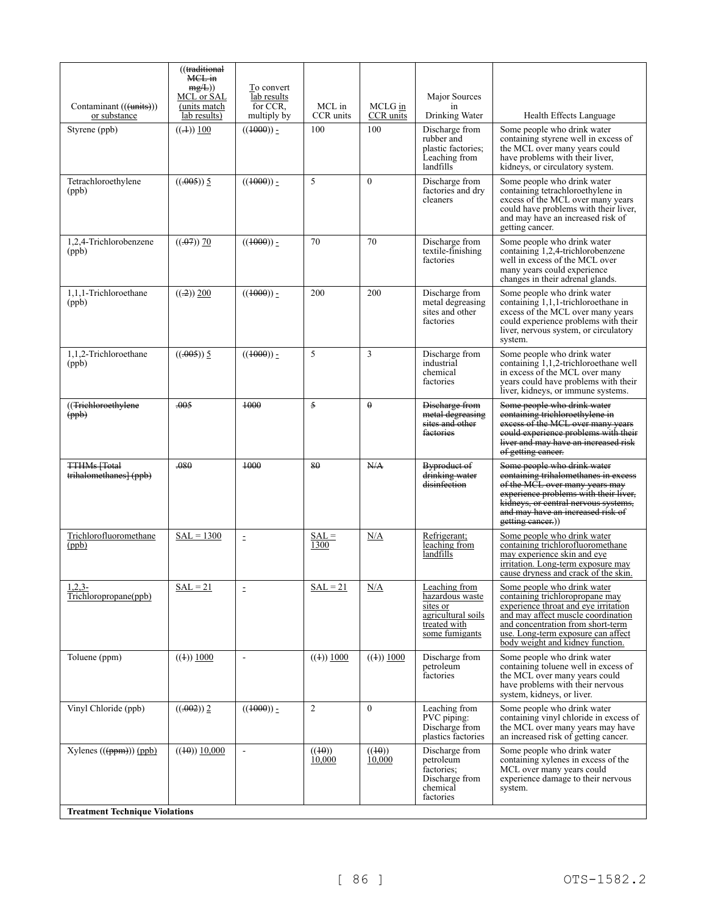| Contaminant ((~~(units)~~)) or substance | ((~~traditional MCL in mg/L~~)) MCL or SAL (units match lab results) | To convert lab results for CCR, multiply by | MCL in CCR units | MCLG in CCR units | Major Sources in Drinking Water | Health Effects Language |
|---|---|---|---|---|---|---|
| Styrene (ppb) | ((~~.1~~)) 100 | ((~~1000~~)) - | 100 | 100 | Discharge from rubber and plastic factories; Leaching from landfills | Some people who drink water containing styrene well in excess of the MCL over many years could have problems with their liver, kidneys, or circulatory system. |
| Tetrachloroethylene (ppb) | ((~~.005~~)) 5 | ((~~1000~~)) - | 5 | 0 | Discharge from factories and dry cleaners | Some people who drink water containing tetrachloroethylene in excess of the MCL over many years could have problems with their liver, and may have an increased risk of getting cancer. |
| 1,2,4-Trichlorobenzene (ppb) | ((~~.07~~)) 70 | ((~~1000~~)) - | 70 | 70 | Discharge from textile-finishing factories | Some people who drink water containing 1,2,4-trichlorobenzene well in excess of the MCL over many years could experience changes in their adrenal glands. |
| 1,1,1-Trichloroethane (ppb) | ((~~.2~~)) 200 | ((~~1000~~)) - | 200 | 200 | Discharge from metal degreasing sites and other factories | Some people who drink water containing 1,1,1-trichloroethane in excess of the MCL over many years could experience problems with their liver, nervous system, or circulatory system. |
| 1,1,2-Trichloroethane (ppb) | ((~~.005~~)) 5 | ((~~1000~~)) - | 5 | 3 | Discharge from industrial chemical factories | Some people who drink water containing 1,1,2-trichloroethane well in excess of the MCL over many years could have problems with their liver, kidneys, or immune systems. |
| ((~~Trichloroethylene (ppb)~~ | ~~.005~~ | ~~1000~~ | ~~5~~ | ~~0~~ | ~~Discharge from metal degreasing sites and other factories~~ | ~~Some people who drink water containing trichloroethylene in excess of the MCL over many years could experience problems with their liver and may have an increased risk of getting cancer.~~ |
| ~~TTHMs [Total trihalomethanes] (ppb)~~ | ~~.080~~ | ~~1000~~ | ~~80~~ | ~~N/A~~ | ~~Byproduct of drinking water disinfection~~ | ~~Some people who drink water containing trihalomethanes in excess of the MCL over many years may experience problems with their liver, kidneys, or central nervous systems, and may have an increased risk of getting cancer.~~)) |
| Trichlorofluoromethane (ppb) | SAL = 1300 | - | SAL = 1300 | N/A | Refrigerant; leaching from landfills | Some people who drink water containing trichlorofluoromethane may experience skin and eye irritation. Long-term exposure may cause dryness and crack of the skin. |
| 1,2,3-Trichloropropane(ppb) | SAL = 21 | - | SAL = 21 | N/A | Leaching from hazardous waste sites or agricultural soils treated with some fumigants | Some people who drink water containing trichloropropane may experience throat and eye irritation and may affect muscle coordination and concentration from short-term use. Long-term exposure can affect body weight and kidney function. |
| Toluene (ppm) | ((~~1~~)) 1000 | - | ((~~1~~)) 1000 | ((~~1~~)) 1000 | Discharge from petroleum factories | Some people who drink water containing toluene well in excess of the MCL over many years could have problems with their nervous system, kidneys, or liver. |
| Vinyl Chloride (ppb) | ((~~.002~~)) 2 | ((~~1000~~)) - | 2 | 0 | Leaching from PVC piping; Discharge from plastics factories | Some people who drink water containing vinyl chloride in excess of the MCL over many years may have an increased risk of getting cancer. |
| Xylenes ((~~(ppm)~~)) (ppb) | ((~~10~~)) 10,000 | - | ((~~10~~)) 10,000 | ((~~10~~)) 10,000 | Discharge from petroleum factories; Discharge from chemical factories | Some people who drink water containing xylenes in excess of the MCL over many years could experience damage to their nervous system. |
| **Treatment Technique Violations** | | | | | | |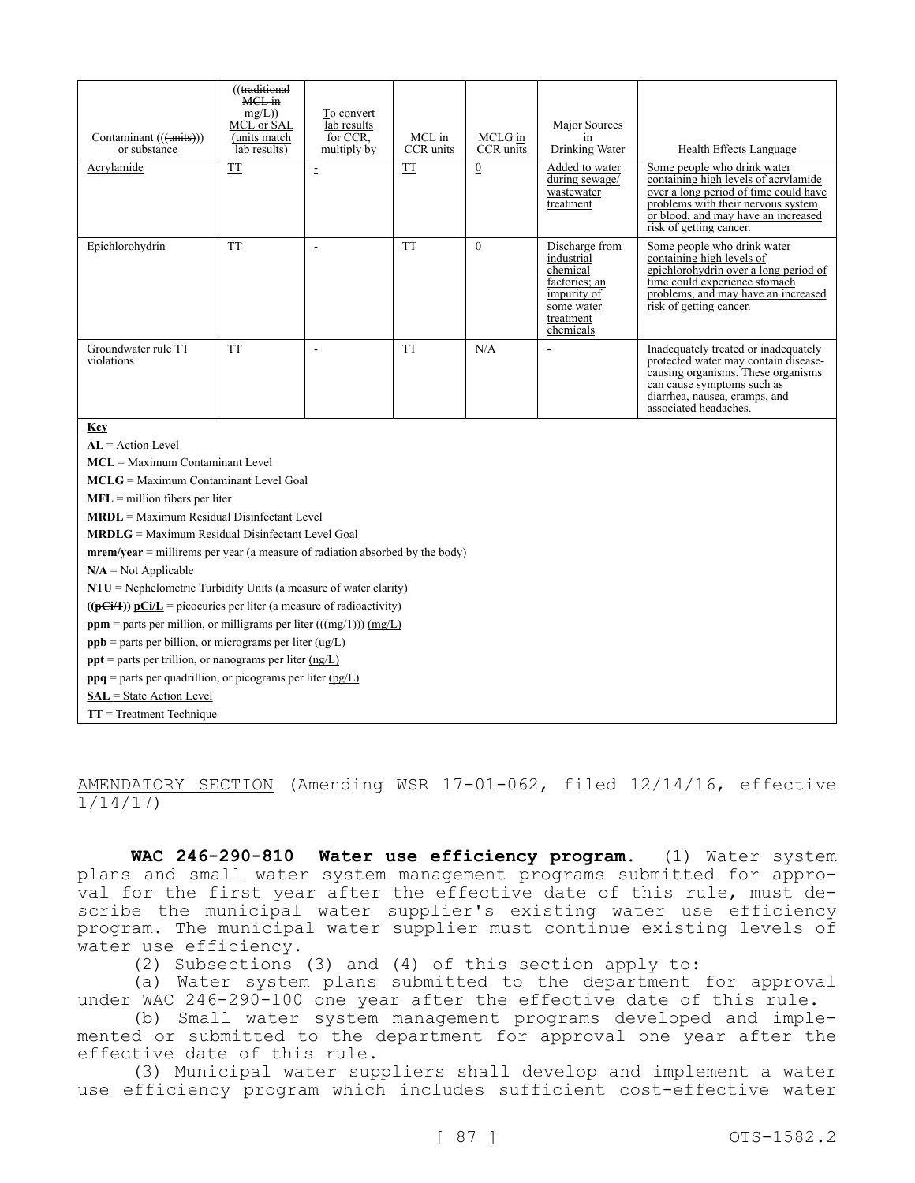| Contaminant (((units))) or substance | ((traditional MCL in mg/L)) MCL or SAL (units match lab results) | To convert lab results for CCR, multiply by | MCL in CCR units | MCLG in CCR units | Major Sources in Drinking Water | Health Effects Language |
|---|---|---|---|---|---|---|
| Acrylamide | TT | - | TT | 0 | Added to water during sewage/ wastewater treatment | Some people who drink water containing high levels of acrylamide over a long period of time could have problems with their nervous system or blood, and may have an increased risk of getting cancer. |
| Epichlorohydrin | TT | - | TT | 0 | Discharge from industrial chemical factories; an impurity of some water treatment chemicals | Some people who drink water containing high levels of epichlorohydrin over a long period of time could experience stomach problems, and may have an increased risk of getting cancer. |
| Groundwater rule TT violations | TT | - | TT | N/A | - | Inadequately treated or inadequately protected water may contain disease-causing organisms. These organisms can cause symptoms such as diarrhea, nausea, cramps, and associated headaches. |

**Key**

**AL** = Action Level

**MCL** = Maximum Contaminant Level

**MCLG** = Maximum Contaminant Level Goal

**MFL** = million fibers per liter

**MRDL** = Maximum Residual Disinfectant Level

**MRDLG** = Maximum Residual Disinfectant Level Goal

**mrem/year** = millirems per year (a measure of radiation absorbed by the body)

**N/A** = Not Applicable

**NTU** = Nephelometric Turbidity Units (a measure of water clarity)

**((pCi/1)) pCi/L** = picocuries per liter (a measure of radioactivity)

**ppm** = parts per million, or milligrams per liter (((mg/1))) (mg/L)

**ppb** = parts per billion, or micrograms per liter (ug/L)

**ppt** = parts per trillion, or nanograms per liter (ng/L)

**ppq** = parts per quadrillion, or picograms per liter (pg/L)

**SAL** = State Action Level

**TT** = Treatment Technique

AMENDATORY SECTION (Amending WSR 17-01-062, filed 12/14/16, effective 1/14/17)

**WAC 246-290-810 Water use efficiency program.** (1) Water system plans and small water system management programs submitted for approval for the first year after the effective date of this rule, must describe the municipal water supplier's existing water use efficiency program. The municipal water supplier must continue existing levels of water use efficiency.

(2) Subsections (3) and (4) of this section apply to:

(a) Water system plans submitted to the department for approval under WAC 246-290-100 one year after the effective date of this rule.

(b) Small water system management programs developed and implemented or submitted to the department for approval one year after the effective date of this rule.

(3) Municipal water suppliers shall develop and implement a water use efficiency program which includes sufficient cost-effective water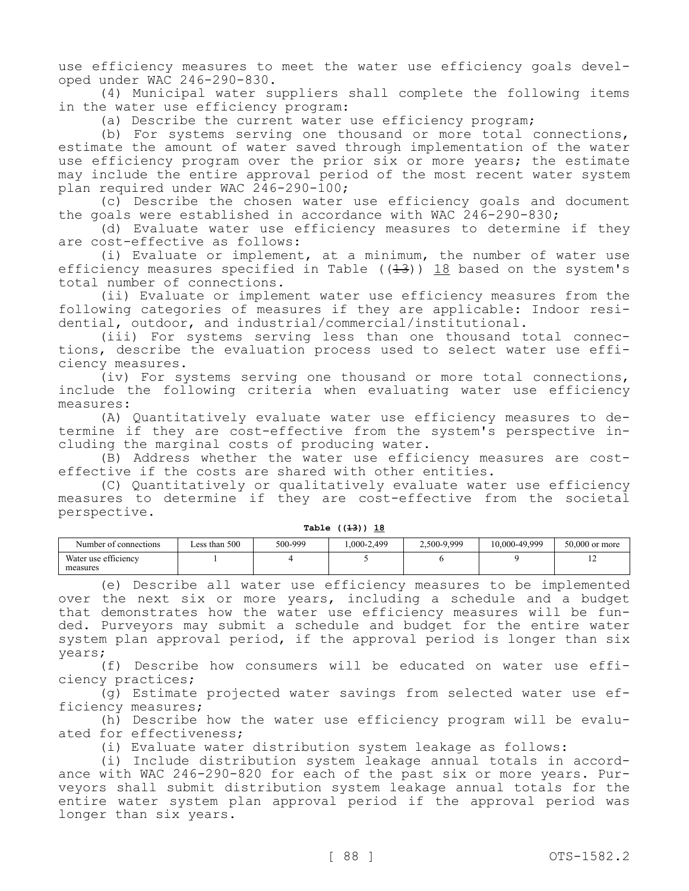use efficiency measures to meet the water use efficiency goals developed under WAC 246-290-830.

(4) Municipal water suppliers shall complete the following items in the water use efficiency program:

(a) Describe the current water use efficiency program;

(b) For systems serving one thousand or more total connections, estimate the amount of water saved through implementation of the water use efficiency program over the prior six or more years; the estimate may include the entire approval period of the most recent water system plan required under WAC 246-290-100;

(c) Describe the chosen water use efficiency goals and document the goals were established in accordance with WAC 246-290-830;

(d) Evaluate water use efficiency measures to determine if they are cost-effective as follows:

(i) Evaluate or implement, at a minimum, the number of water use efficiency measures specified in Table ((~~13~~)) 18 based on the system's total number of connections.

(ii) Evaluate or implement water use efficiency measures from the following categories of measures if they are applicable: Indoor residential, outdoor, and industrial/commercial/institutional.

(iii) For systems serving less than one thousand total connections, describe the evaluation process used to select water use efficiency measures.

(iv) For systems serving one thousand or more total connections, include the following criteria when evaluating water use efficiency measures:

(A) Quantitatively evaluate water use efficiency measures to determine if they are cost-effective from the system's perspective including the marginal costs of producing water.

(B) Address whether the water use efficiency measures are cost-effective if the costs are shared with other entities.

(C) Quantitatively or qualitatively evaluate water use efficiency measures to determine if they are cost-effective from the societal perspective.

**Table ((~~13~~)) 18**

| Number of connections | Less than 500 | 500-999 | 1,000-2,499 | 2,500-9,999 | 10,000-49,999 | 50,000 or more |
|---|---|---|---|---|---|---|
| Water use efficiency measures | 1 | 4 | 5 | 6 | 9 | 12 |

(e) Describe all water use efficiency measures to be implemented over the next six or more years, including a schedule and a budget that demonstrates how the water use efficiency measures will be funded. Purveyors may submit a schedule and budget for the entire water system plan approval period, if the approval period is longer than six years;

(f) Describe how consumers will be educated on water use efficiency practices;

(g) Estimate projected water savings from selected water use efficiency measures;

(h) Describe how the water use efficiency program will be evaluated for effectiveness;

(i) Evaluate water distribution system leakage as follows:

(i) Include distribution system leakage annual totals in accordance with WAC 246-290-820 for each of the past six or more years. Purveyors shall submit distribution system leakage annual totals for the entire water system plan approval period if the approval period was longer than six years.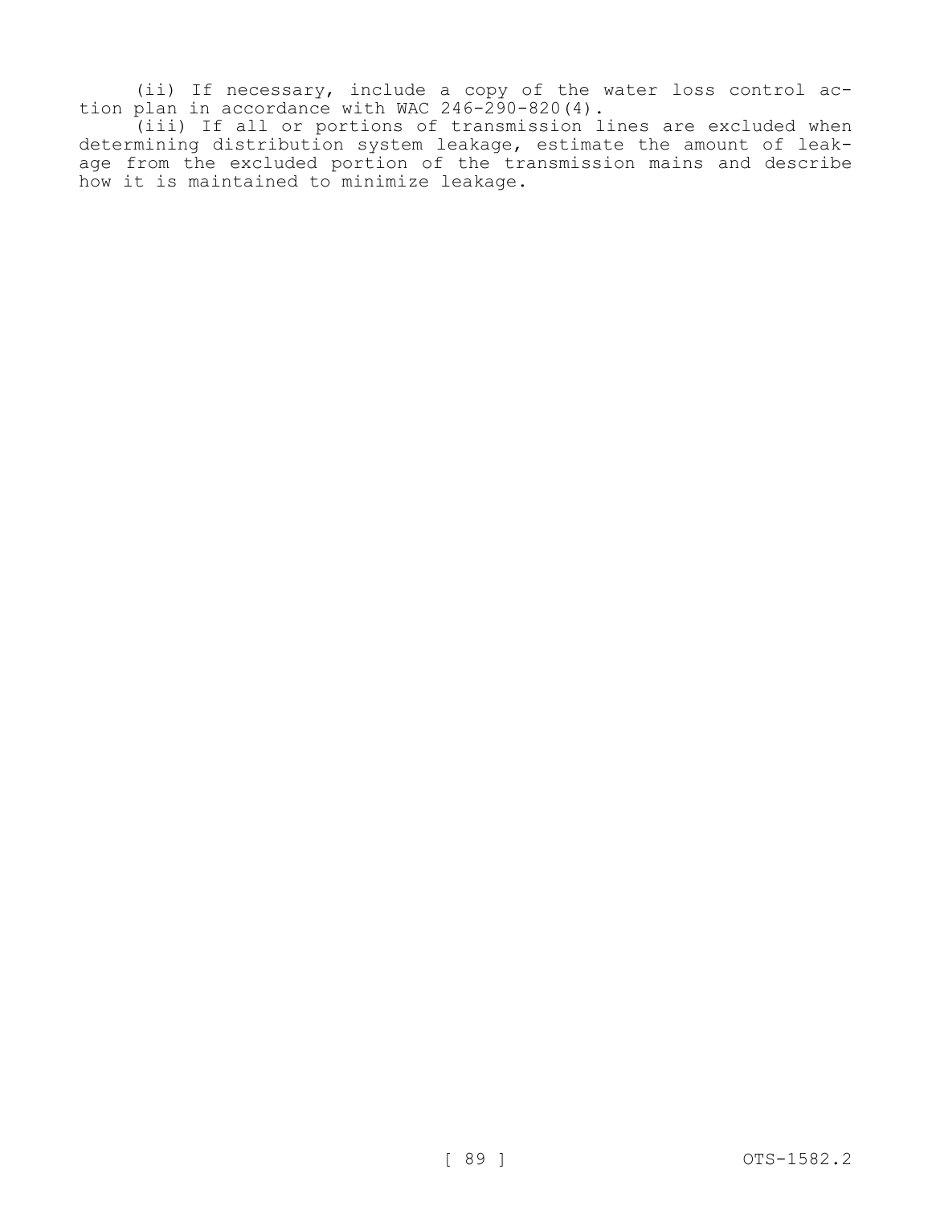(ii) If necessary, include a copy of the water loss control action plan in accordance with WAC 246-290-820(4).

(iii) If all or portions of transmission lines are excluded when determining distribution system leakage, estimate the amount of leakage from the excluded portion of the transmission mains and describe how it is maintained to minimize leakage.